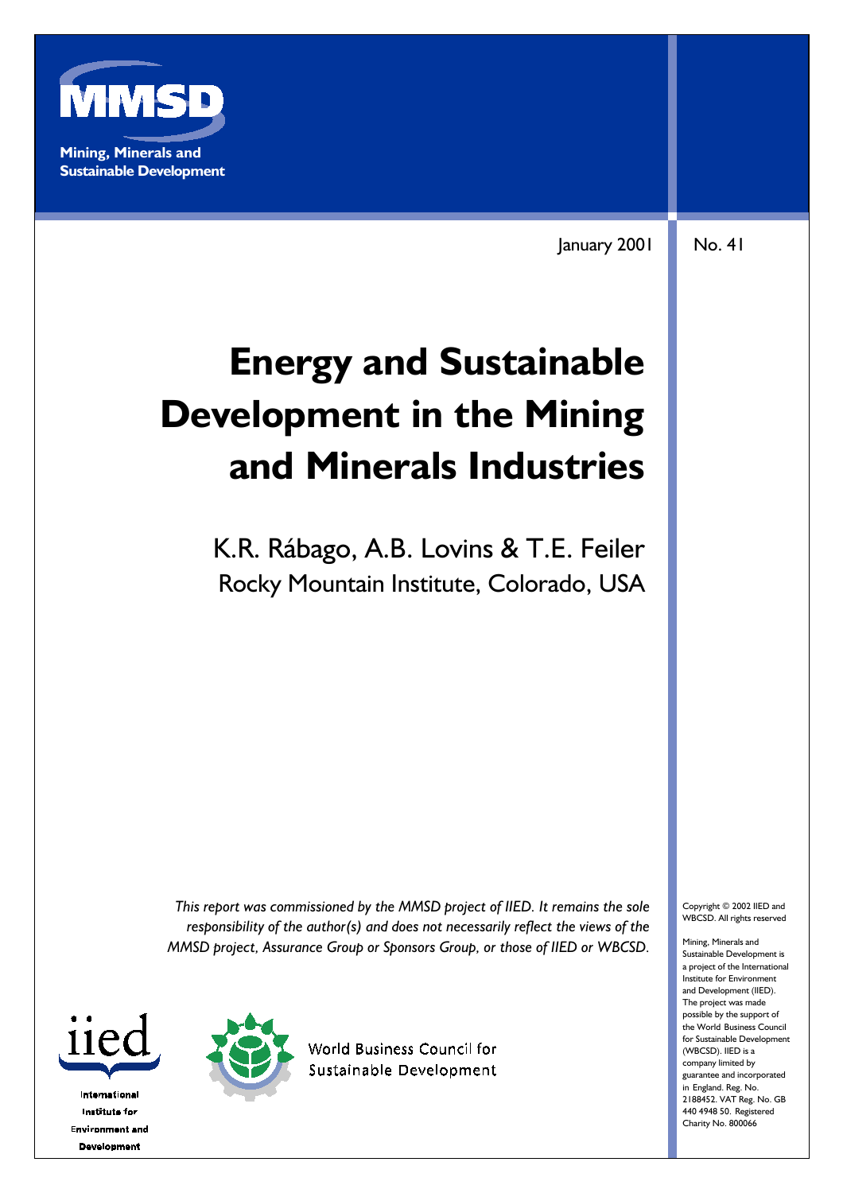**MMSD**

**Mining, Minerals and Sustainable Development**

January 2001

No. 41

# Energy and Sustainable Development in the Mining and Minerals Industries

K.R. Rábago, A.B. Lovins & T.E. Feiler
Rocky Mountain Institute, Colorado, USA

*This report was commissioned by the MMSD project of IIED. It remains the sole responsibility of the author(s) and does not necessarily reflect the views of the MMSD project, Assurance Group or Sponsors Group, or those of IIED or WBCSD.*

Copyright © 2002 IIED and WBCSD. All rights reserved

Mining, Minerals and Sustainable Development is a project of the International Institute for Environment and Development (IIED). The project was made possible by the support of the World Business Council for Sustainable Development (WBCSD). IIED is a company limited by guarantee and incorporated in England. Reg. No. 2188452. VAT Reg. No. GB 440 4948 50. Registered Charity No. 800066

iied
International Institute for Environment and Development

World Business Council for Sustainable Development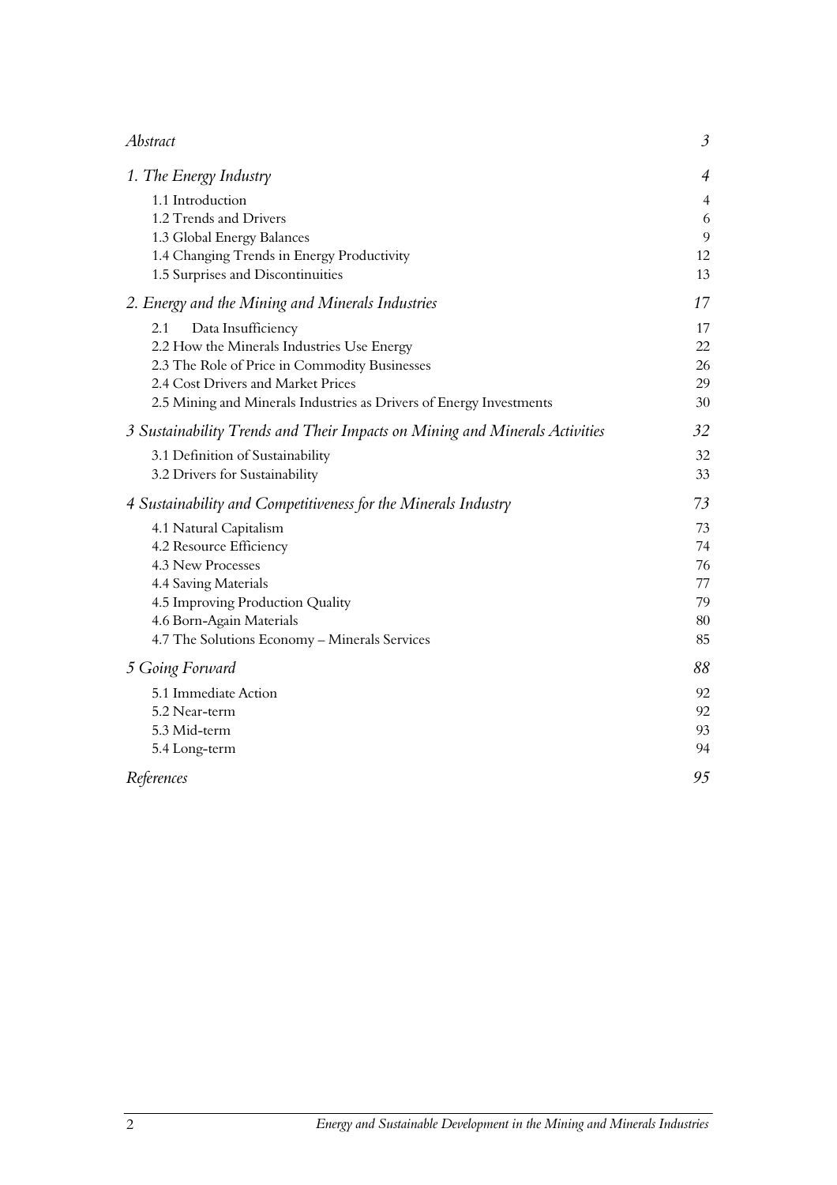| | |
|---|---|
| *Abstract* | *3* |
| *1. The Energy Industry* | *4* |
| 1.1 Introduction | 4 |
| 1.2 Trends and Drivers | 6 |
| 1.3 Global Energy Balances | 9 |
| 1.4 Changing Trends in Energy Productivity | 12 |
| 1.5 Surprises and Discontinuities | 13 |
| *2. Energy and the Mining and Minerals Industries* | *17* |
| 2.1 Data Insufficiency | 17 |
| 2.2 How the Minerals Industries Use Energy | 22 |
| 2.3 The Role of Price in Commodity Businesses | 26 |
| 2.4 Cost Drivers and Market Prices | 29 |
| 2.5 Mining and Minerals Industries as Drivers of Energy Investments | 30 |
| *3 Sustainability Trends and Their Impacts on Mining and Minerals Activities* | *32* |
| 3.1 Definition of Sustainability | 32 |
| 3.2 Drivers for Sustainability | 33 |
| *4 Sustainability and Competitiveness for the Minerals Industry* | *73* |
| 4.1 Natural Capitalism | 73 |
| 4.2 Resource Efficiency | 74 |
| 4.3 New Processes | 76 |
| 4.4 Saving Materials | 77 |
| 4.5 Improving Production Quality | 79 |
| 4.6 Born-Again Materials | 80 |
| 4.7 The Solutions Economy – Minerals Services | 85 |
| *5 Going Forward* | *88* |
| 5.1 Immediate Action | 92 |
| 5.2 Near-term | 92 |
| 5.3 Mid-term | 93 |
| 5.4 Long-term | 94 |
| *References* | *95* |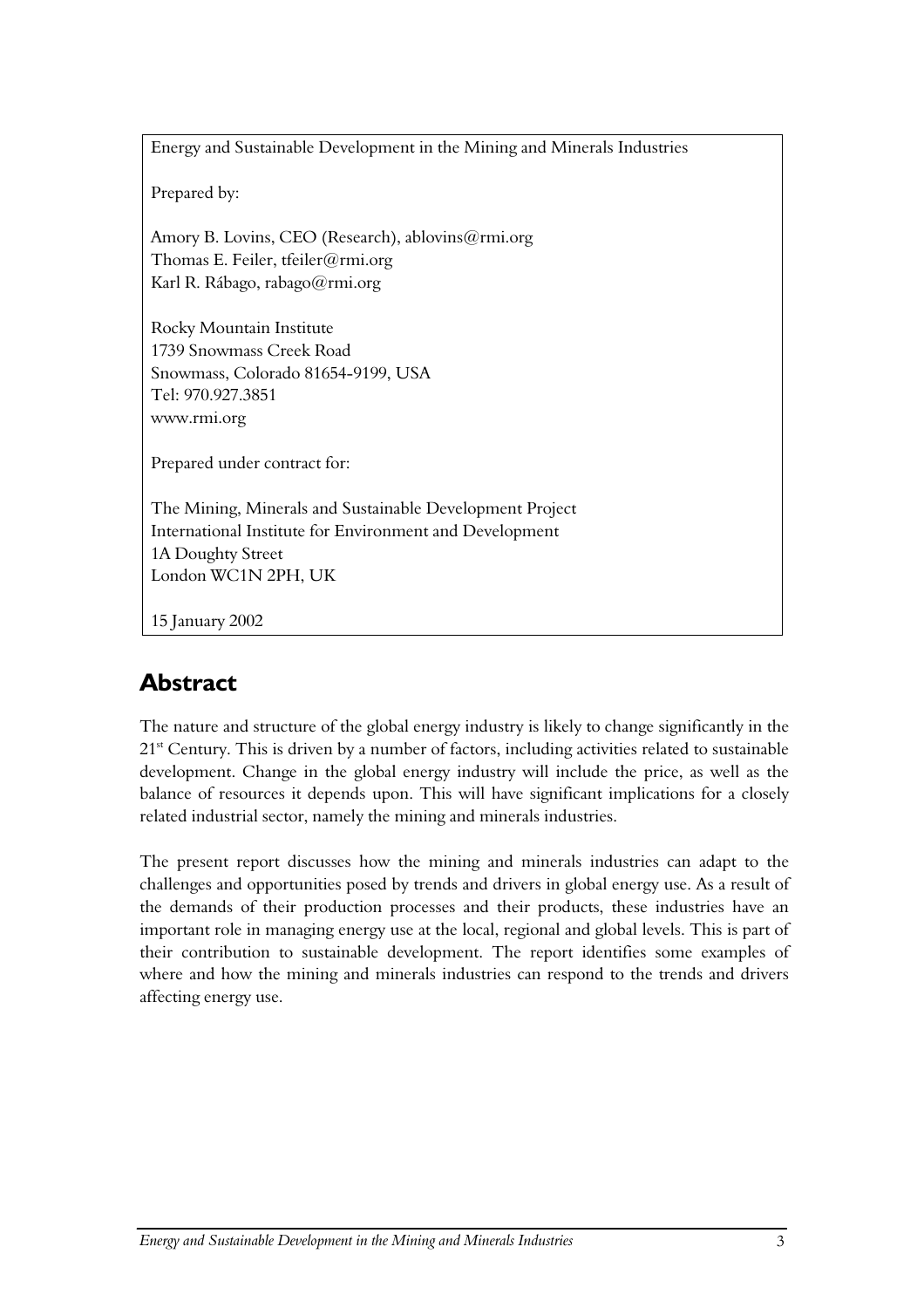Energy and Sustainable Development in the Mining and Minerals Industries

Prepared by:

Amory B. Lovins, CEO (Research), ablovins@rmi.org
Thomas E. Feiler, tfeiler@rmi.org
Karl R. Rábago, rabago@rmi.org

Rocky Mountain Institute
1739 Snowmass Creek Road
Snowmass, Colorado 81654-9199, USA
Tel: 970.927.3851
www.rmi.org

Prepared under contract for:

The Mining, Minerals and Sustainable Development Project
International Institute for Environment and Development
1A Doughty Street
London WC1N 2PH, UK

15 January 2002

## Abstract

The nature and structure of the global energy industry is likely to change significantly in the 21st Century. This is driven by a number of factors, including activities related to sustainable development. Change in the global energy industry will include the price, as well as the balance of resources it depends upon. This will have significant implications for a closely related industrial sector, namely the mining and minerals industries.

The present report discusses how the mining and minerals industries can adapt to the challenges and opportunities posed by trends and drivers in global energy use. As a result of the demands of their production processes and their products, these industries have an important role in managing energy use at the local, regional and global levels. This is part of their contribution to sustainable development. The report identifies some examples of where and how the mining and minerals industries can respond to the trends and drivers affecting energy use.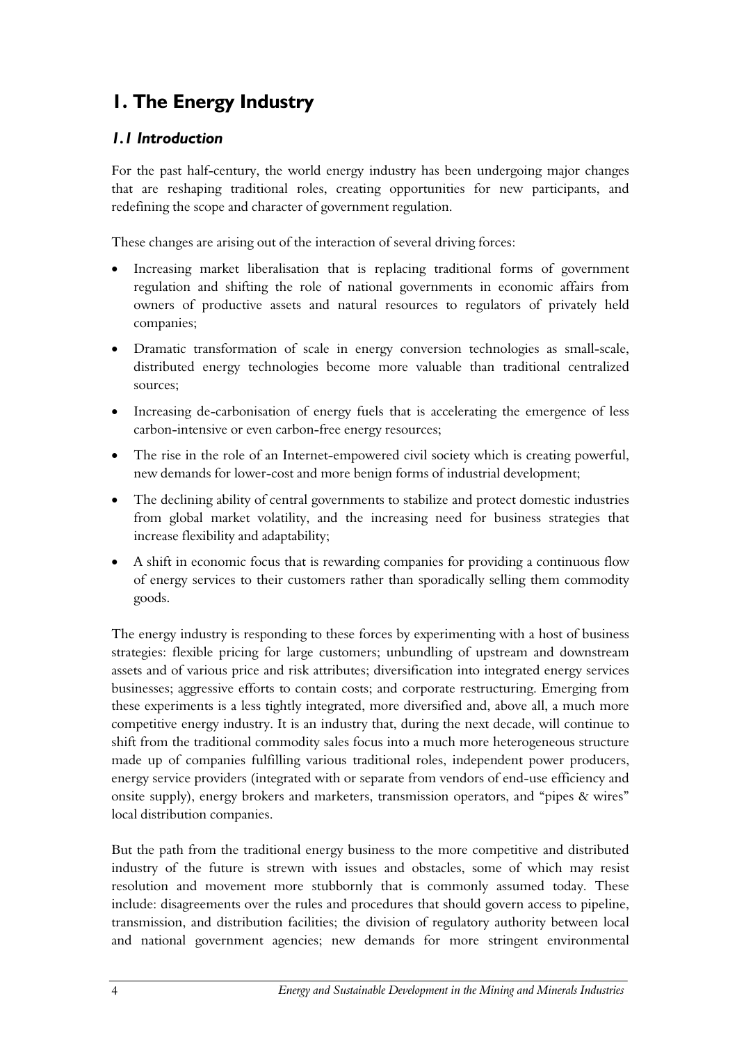# 1. The Energy Industry

## *1.1 Introduction*

For the past half-century, the world energy industry has been undergoing major changes that are reshaping traditional roles, creating opportunities for new participants, and redefining the scope and character of government regulation.

These changes are arising out of the interaction of several driving forces:

- Increasing market liberalisation that is replacing traditional forms of government regulation and shifting the role of national governments in economic affairs from owners of productive assets and natural resources to regulators of privately held companies;
- Dramatic transformation of scale in energy conversion technologies as small-scale, distributed energy technologies become more valuable than traditional centralized sources;
- Increasing de-carbonisation of energy fuels that is accelerating the emergence of less carbon-intensive or even carbon-free energy resources;
- The rise in the role of an Internet-empowered civil society which is creating powerful, new demands for lower-cost and more benign forms of industrial development;
- The declining ability of central governments to stabilize and protect domestic industries from global market volatility, and the increasing need for business strategies that increase flexibility and adaptability;
- A shift in economic focus that is rewarding companies for providing a continuous flow of energy services to their customers rather than sporadically selling them commodity goods.

The energy industry is responding to these forces by experimenting with a host of business strategies: flexible pricing for large customers; unbundling of upstream and downstream assets and of various price and risk attributes; diversification into integrated energy services businesses; aggressive efforts to contain costs; and corporate restructuring. Emerging from these experiments is a less tightly integrated, more diversified and, above all, a much more competitive energy industry. It is an industry that, during the next decade, will continue to shift from the traditional commodity sales focus into a much more heterogeneous structure made up of companies fulfilling various traditional roles, independent power producers, energy service providers (integrated with or separate from vendors of end-use efficiency and onsite supply), energy brokers and marketers, transmission operators, and "pipes & wires" local distribution companies.

But the path from the traditional energy business to the more competitive and distributed industry of the future is strewn with issues and obstacles, some of which may resist resolution and movement more stubbornly that is commonly assumed today. These include: disagreements over the rules and procedures that should govern access to pipeline, transmission, and distribution facilities; the division of regulatory authority between local and national government agencies; new demands for more stringent environmental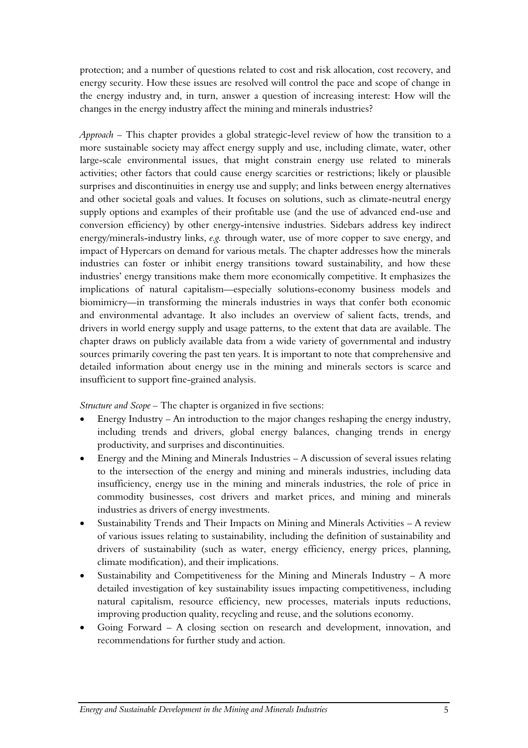protection; and a number of questions related to cost and risk allocation, cost recovery, and energy security. How these issues are resolved will control the pace and scope of change in the energy industry and, in turn, answer a question of increasing interest: How will the changes in the energy industry affect the mining and minerals industries?

*Approach* – This chapter provides a global strategic-level review of how the transition to a more sustainable society may affect energy supply and use, including climate, water, other large-scale environmental issues, that might constrain energy use related to minerals activities; other factors that could cause energy scarcities or restrictions; likely or plausible surprises and discontinuities in energy use and supply; and links between energy alternatives and other societal goals and values. It focuses on solutions, such as climate-neutral energy supply options and examples of their profitable use (and the use of advanced end-use and conversion efficiency) by other energy-intensive industries. Sidebars address key indirect energy/minerals-industry links, *e.g.* through water, use of more copper to save energy, and impact of Hypercars on demand for various metals. The chapter addresses how the minerals industries can foster or inhibit energy transitions toward sustainability, and how these industries' energy transitions make them more economically competitive. It emphasizes the implications of natural capitalism—especially solutions-economy business models and biomimicry—in transforming the minerals industries in ways that confer both economic and environmental advantage. It also includes an overview of salient facts, trends, and drivers in world energy supply and usage patterns, to the extent that data are available. The chapter draws on publicly available data from a wide variety of governmental and industry sources primarily covering the past ten years. It is important to note that comprehensive and detailed information about energy use in the mining and minerals sectors is scarce and insufficient to support fine-grained analysis.

*Structure and Scope* – The chapter is organized in five sections:

- Energy Industry – An introduction to the major changes reshaping the energy industry, including trends and drivers, global energy balances, changing trends in energy productivity, and surprises and discontinuities.
- Energy and the Mining and Minerals Industries – A discussion of several issues relating to the intersection of the energy and mining and minerals industries, including data insufficiency, energy use in the mining and minerals industries, the role of price in commodity businesses, cost drivers and market prices, and mining and minerals industries as drivers of energy investments.
- Sustainability Trends and Their Impacts on Mining and Minerals Activities – A review of various issues relating to sustainability, including the definition of sustainability and drivers of sustainability (such as water, energy efficiency, energy prices, planning, climate modification), and their implications.
- Sustainability and Competitiveness for the Mining and Minerals Industry – A more detailed investigation of key sustainability issues impacting competitiveness, including natural capitalism, resource efficiency, new processes, materials inputs reductions, improving production quality, recycling and reuse, and the solutions economy.
- Going Forward – A closing section on research and development, innovation, and recommendations for further study and action.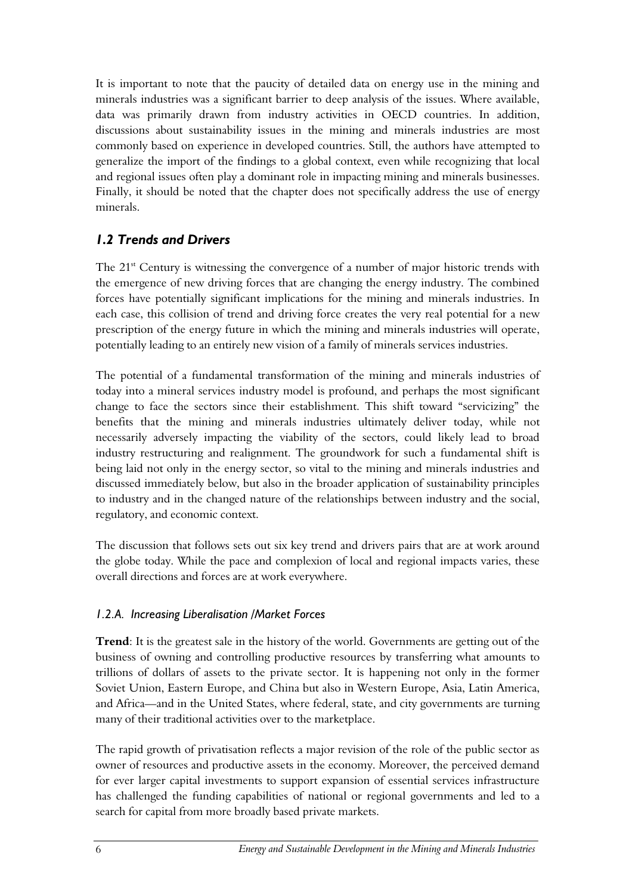It is important to note that the paucity of detailed data on energy use in the mining and minerals industries was a significant barrier to deep analysis of the issues. Where available, data was primarily drawn from industry activities in OECD countries. In addition, discussions about sustainability issues in the mining and minerals industries are most commonly based on experience in developed countries. Still, the authors have attempted to generalize the import of the findings to a global context, even while recognizing that local and regional issues often play a dominant role in impacting mining and minerals businesses. Finally, it should be noted that the chapter does not specifically address the use of energy minerals.

## *1.2 Trends and Drivers*

The 21st Century is witnessing the convergence of a number of major historic trends with the emergence of new driving forces that are changing the energy industry. The combined forces have potentially significant implications for the mining and minerals industries. In each case, this collision of trend and driving force creates the very real potential for a new prescription of the energy future in which the mining and minerals industries will operate, potentially leading to an entirely new vision of a family of minerals services industries.

The potential of a fundamental transformation of the mining and minerals industries of today into a mineral services industry model is profound, and perhaps the most significant change to face the sectors since their establishment. This shift toward "servicizing" the benefits that the mining and minerals industries ultimately deliver today, while not necessarily adversely impacting the viability of the sectors, could likely lead to broad industry restructuring and realignment. The groundwork for such a fundamental shift is being laid not only in the energy sector, so vital to the mining and minerals industries and discussed immediately below, but also in the broader application of sustainability principles to industry and in the changed nature of the relationships between industry and the social, regulatory, and economic context.

The discussion that follows sets out six key trend and drivers pairs that are at work around the globe today. While the pace and complexion of local and regional impacts varies, these overall directions and forces are at work everywhere.

### *1.2.A. Increasing Liberalisation /Market Forces*

**Trend**: It is the greatest sale in the history of the world. Governments are getting out of the business of owning and controlling productive resources by transferring what amounts to trillions of dollars of assets to the private sector. It is happening not only in the former Soviet Union, Eastern Europe, and China but also in Western Europe, Asia, Latin America, and Africa—and in the United States, where federal, state, and city governments are turning many of their traditional activities over to the marketplace.

The rapid growth of privatisation reflects a major revision of the role of the public sector as owner of resources and productive assets in the economy. Moreover, the perceived demand for ever larger capital investments to support expansion of essential services infrastructure has challenged the funding capabilities of national or regional governments and led to a search for capital from more broadly based private markets.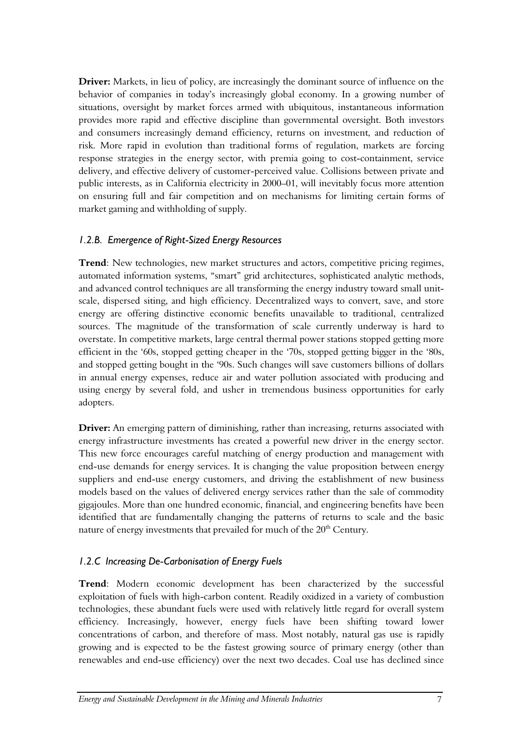**Driver:** Markets, in lieu of policy, are increasingly the dominant source of influence on the behavior of companies in today's increasingly global economy. In a growing number of situations, oversight by market forces armed with ubiquitous, instantaneous information provides more rapid and effective discipline than governmental oversight. Both investors and consumers increasingly demand efficiency, returns on investment, and reduction of risk. More rapid in evolution than traditional forms of regulation, markets are forcing response strategies in the energy sector, with premia going to cost-containment, service delivery, and effective delivery of customer-perceived value. Collisions between private and public interests, as in California electricity in 2000–01, will inevitably focus more attention on ensuring full and fair competition and on mechanisms for limiting certain forms of market gaming and withholding of supply.

### *1.2.B. Emergence of Right-Sized Energy Resources*

**Trend**: New technologies, new market structures and actors, competitive pricing regimes, automated information systems, "smart" grid architectures, sophisticated analytic methods, and advanced control techniques are all transforming the energy industry toward small unit-scale, dispersed siting, and high efficiency. Decentralized ways to convert, save, and store energy are offering distinctive economic benefits unavailable to traditional, centralized sources. The magnitude of the transformation of scale currently underway is hard to overstate. In competitive markets, large central thermal power stations stopped getting more efficient in the '60s, stopped getting cheaper in the '70s, stopped getting bigger in the '80s, and stopped getting bought in the '90s. Such changes will save customers billions of dollars in annual energy expenses, reduce air and water pollution associated with producing and using energy by several fold, and usher in tremendous business opportunities for early adopters.

**Driver:** An emerging pattern of diminishing, rather than increasing, returns associated with energy infrastructure investments has created a powerful new driver in the energy sector. This new force encourages careful matching of energy production and management with end-use demands for energy services. It is changing the value proposition between energy suppliers and end-use energy customers, and driving the establishment of new business models based on the values of delivered energy services rather than the sale of commodity gigajoules. More than one hundred economic, financial, and engineering benefits have been identified that are fundamentally changing the patterns of returns to scale and the basic nature of energy investments that prevailed for much of the 20th Century.

### *1.2.C Increasing De-Carbonisation of Energy Fuels*

**Trend**: Modern economic development has been characterized by the successful exploitation of fuels with high-carbon content. Readily oxidized in a variety of combustion technologies, these abundant fuels were used with relatively little regard for overall system efficiency. Increasingly, however, energy fuels have been shifting toward lower concentrations of carbon, and therefore of mass. Most notably, natural gas use is rapidly growing and is expected to be the fastest growing source of primary energy (other than renewables and end-use efficiency) over the next two decades. Coal use has declined since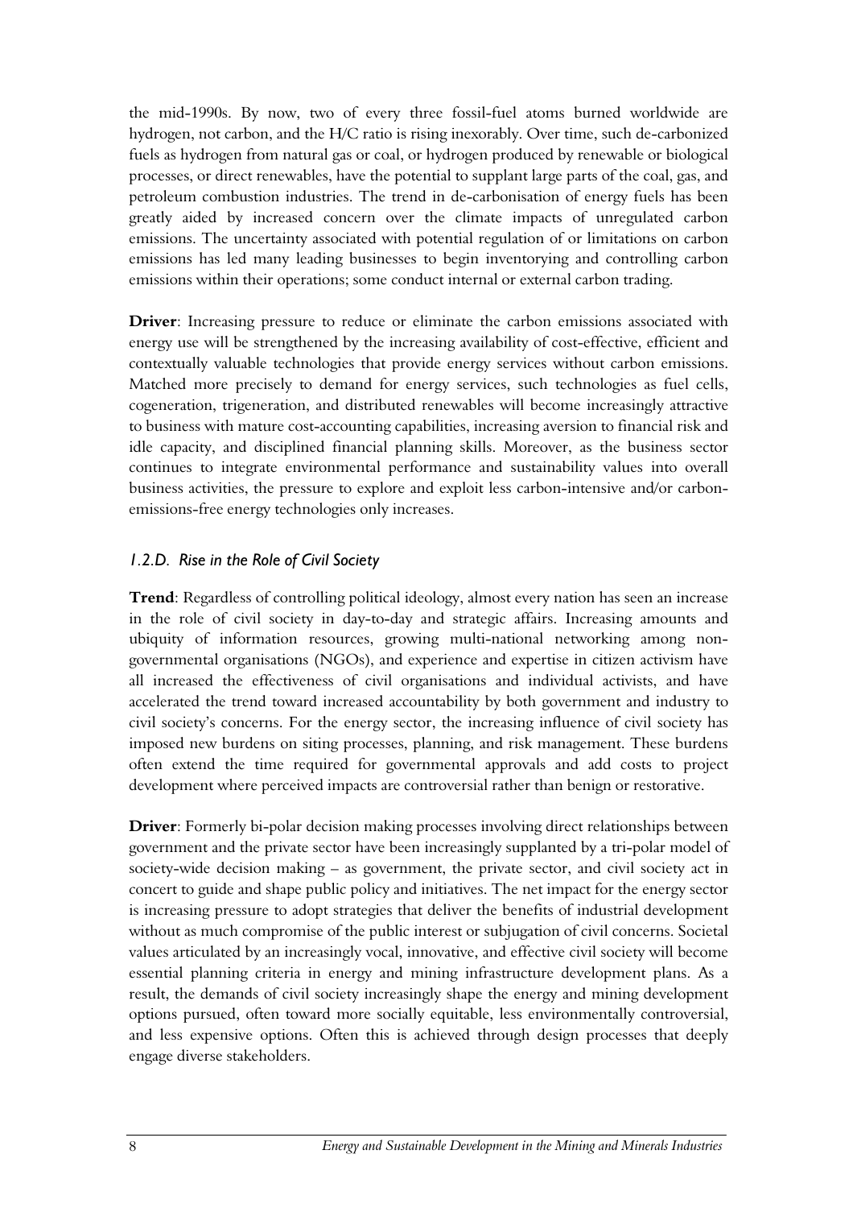the mid-1990s. By now, two of every three fossil-fuel atoms burned worldwide are hydrogen, not carbon, and the H/C ratio is rising inexorably. Over time, such de-carbonized fuels as hydrogen from natural gas or coal, or hydrogen produced by renewable or biological processes, or direct renewables, have the potential to supplant large parts of the coal, gas, and petroleum combustion industries. The trend in de-carbonisation of energy fuels has been greatly aided by increased concern over the climate impacts of unregulated carbon emissions. The uncertainty associated with potential regulation of or limitations on carbon emissions has led many leading businesses to begin inventorying and controlling carbon emissions within their operations; some conduct internal or external carbon trading.

**Driver**: Increasing pressure to reduce or eliminate the carbon emissions associated with energy use will be strengthened by the increasing availability of cost-effective, efficient and contextually valuable technologies that provide energy services without carbon emissions. Matched more precisely to demand for energy services, such technologies as fuel cells, cogeneration, trigeneration, and distributed renewables will become increasingly attractive to business with mature cost-accounting capabilities, increasing aversion to financial risk and idle capacity, and disciplined financial planning skills. Moreover, as the business sector continues to integrate environmental performance and sustainability values into overall business activities, the pressure to explore and exploit less carbon-intensive and/or carbon-emissions-free energy technologies only increases.

### *1.2.D. Rise in the Role of Civil Society*

**Trend**: Regardless of controlling political ideology, almost every nation has seen an increase in the role of civil society in day-to-day and strategic affairs. Increasing amounts and ubiquity of information resources, growing multi-national networking among non-governmental organisations (NGOs), and experience and expertise in citizen activism have all increased the effectiveness of civil organisations and individual activists, and have accelerated the trend toward increased accountability by both government and industry to civil society's concerns. For the energy sector, the increasing influence of civil society has imposed new burdens on siting processes, planning, and risk management. These burdens often extend the time required for governmental approvals and add costs to project development where perceived impacts are controversial rather than benign or restorative.

**Driver**: Formerly bi-polar decision making processes involving direct relationships between government and the private sector have been increasingly supplanted by a tri-polar model of society-wide decision making – as government, the private sector, and civil society act in concert to guide and shape public policy and initiatives. The net impact for the energy sector is increasing pressure to adopt strategies that deliver the benefits of industrial development without as much compromise of the public interest or subjugation of civil concerns. Societal values articulated by an increasingly vocal, innovative, and effective civil society will become essential planning criteria in energy and mining infrastructure development plans. As a result, the demands of civil society increasingly shape the energy and mining development options pursued, often toward more socially equitable, less environmentally controversial, and less expensive options. Often this is achieved through design processes that deeply engage diverse stakeholders.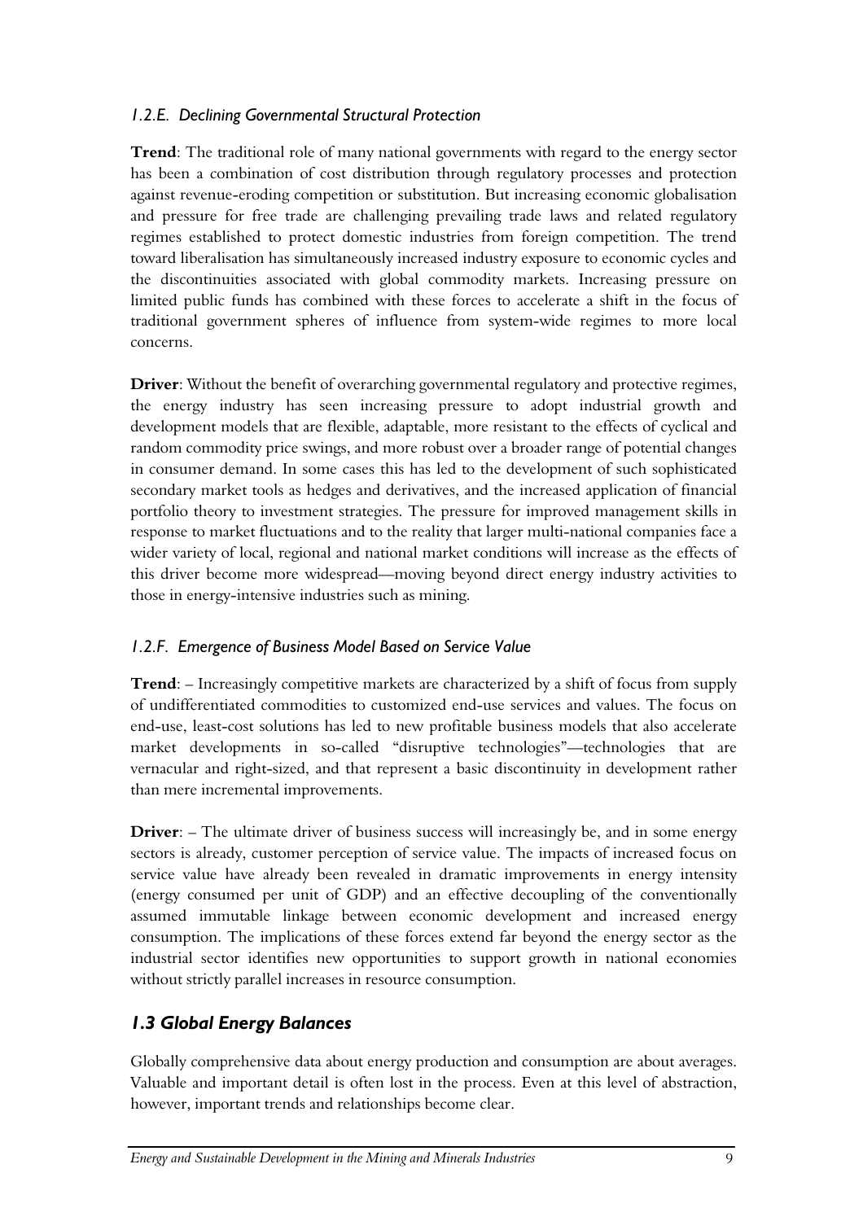### *1.2.E. Declining Governmental Structural Protection*

**Trend**: The traditional role of many national governments with regard to the energy sector has been a combination of cost distribution through regulatory processes and protection against revenue-eroding competition or substitution. But increasing economic globalisation and pressure for free trade are challenging prevailing trade laws and related regulatory regimes established to protect domestic industries from foreign competition. The trend toward liberalisation has simultaneously increased industry exposure to economic cycles and the discontinuities associated with global commodity markets. Increasing pressure on limited public funds has combined with these forces to accelerate a shift in the focus of traditional government spheres of influence from system-wide regimes to more local concerns.

**Driver**: Without the benefit of overarching governmental regulatory and protective regimes, the energy industry has seen increasing pressure to adopt industrial growth and development models that are flexible, adaptable, more resistant to the effects of cyclical and random commodity price swings, and more robust over a broader range of potential changes in consumer demand. In some cases this has led to the development of such sophisticated secondary market tools as hedges and derivatives, and the increased application of financial portfolio theory to investment strategies. The pressure for improved management skills in response to market fluctuations and to the reality that larger multi-national companies face a wider variety of local, regional and national market conditions will increase as the effects of this driver become more widespread—moving beyond direct energy industry activities to those in energy-intensive industries such as mining.

### *1.2.F. Emergence of Business Model Based on Service Value*

**Trend**: – Increasingly competitive markets are characterized by a shift of focus from supply of undifferentiated commodities to customized end-use services and values. The focus on end-use, least-cost solutions has led to new profitable business models that also accelerate market developments in so-called "disruptive technologies"—technologies that are vernacular and right-sized, and that represent a basic discontinuity in development rather than mere incremental improvements.

**Driver**: – The ultimate driver of business success will increasingly be, and in some energy sectors is already, customer perception of service value. The impacts of increased focus on service value have already been revealed in dramatic improvements in energy intensity (energy consumed per unit of GDP) and an effective decoupling of the conventionally assumed immutable linkage between economic development and increased energy consumption. The implications of these forces extend far beyond the energy sector as the industrial sector identifies new opportunities to support growth in national economies without strictly parallel increases in resource consumption.

## *1.3 Global Energy Balances*

Globally comprehensive data about energy production and consumption are about averages. Valuable and important detail is often lost in the process. Even at this level of abstraction, however, important trends and relationships become clear.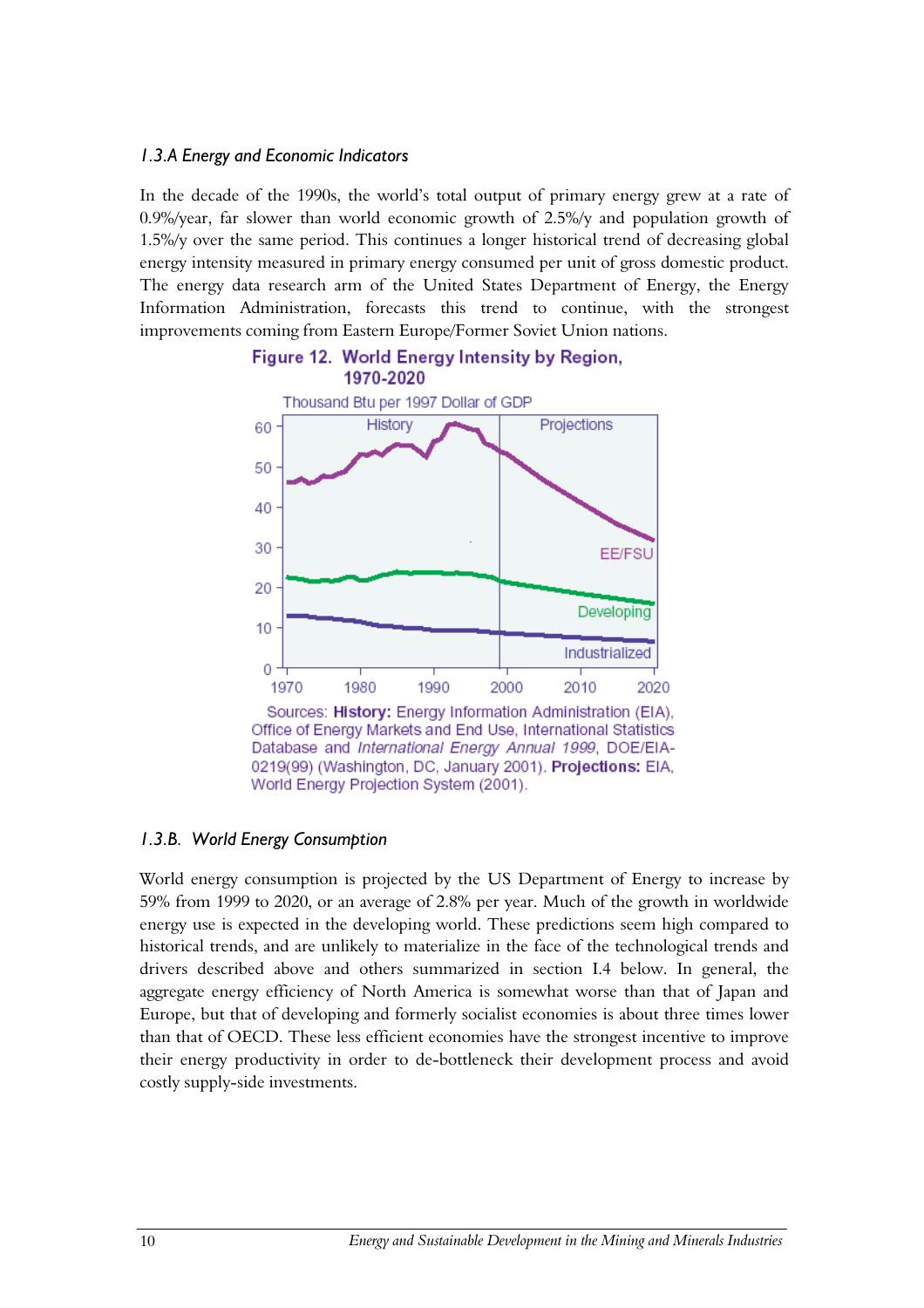### *1.3.A Energy and Economic Indicators*

In the decade of the 1990s, the world's total output of primary energy grew at a rate of 0.9%/year, far slower than world economic growth of 2.5%/y and population growth of 1.5%/y over the same period. This continues a longer historical trend of decreasing global energy intensity measured in primary energy consumed per unit of gross domestic product. The energy data research arm of the United States Department of Energy, the Energy Information Administration, forecasts this trend to continue, with the strongest improvements coming from Eastern Europe/Former Soviet Union nations.

**Figure 12. World Energy Intensity by Region, 1970-2020**

Sources: **History:** Energy Information Administration (EIA), Office of Energy Markets and End Use, International Statistics Database and *International Energy Annual 1999*, DOE/EIA-0219(99) (Washington, DC, January 2001). **Projections:** EIA, World Energy Projection System (2001).

### *1.3.B. World Energy Consumption*

World energy consumption is projected by the US Department of Energy to increase by 59% from 1999 to 2020, or an average of 2.8% per year. Much of the growth in worldwide energy use is expected in the developing world. These predictions seem high compared to historical trends, and are unlikely to materialize in the face of the technological trends and drivers described above and others summarized in section I.4 below. In general, the aggregate energy efficiency of North America is somewhat worse than that of Japan and Europe, but that of developing and formerly socialist economies is about three times lower than that of OECD. These less efficient economies have the strongest incentive to improve their energy productivity in order to de-bottleneck their development process and avoid costly supply-side investments.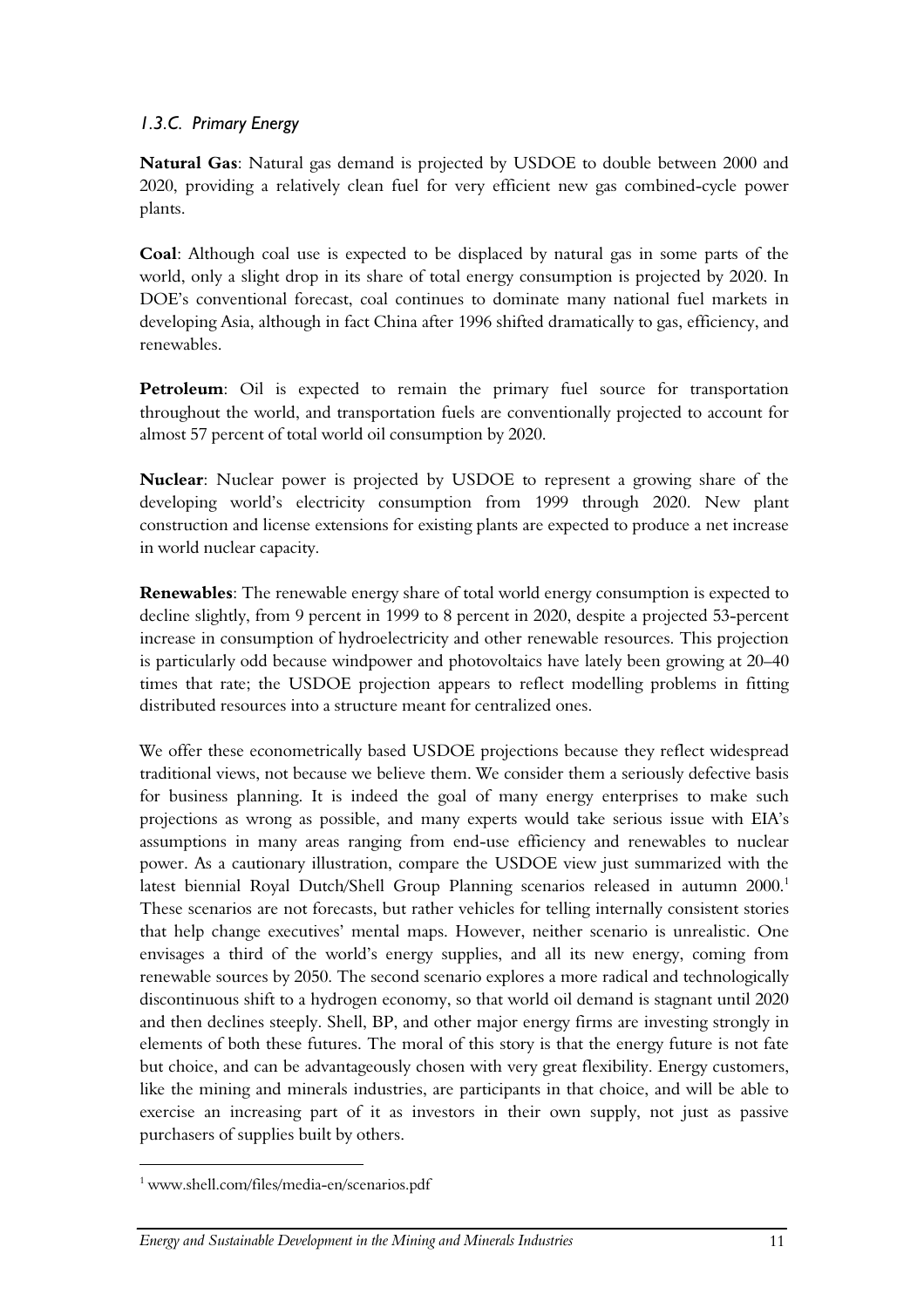### *1.3.C. Primary Energy*

**Natural Gas**: Natural gas demand is projected by USDOE to double between 2000 and 2020, providing a relatively clean fuel for very efficient new gas combined-cycle power plants.

**Coal**: Although coal use is expected to be displaced by natural gas in some parts of the world, only a slight drop in its share of total energy consumption is projected by 2020. In DOE's conventional forecast, coal continues to dominate many national fuel markets in developing Asia, although in fact China after 1996 shifted dramatically to gas, efficiency, and renewables.

**Petroleum**: Oil is expected to remain the primary fuel source for transportation throughout the world, and transportation fuels are conventionally projected to account for almost 57 percent of total world oil consumption by 2020.

**Nuclear**: Nuclear power is projected by USDOE to represent a growing share of the developing world's electricity consumption from 1999 through 2020. New plant construction and license extensions for existing plants are expected to produce a net increase in world nuclear capacity.

**Renewables**: The renewable energy share of total world energy consumption is expected to decline slightly, from 9 percent in 1999 to 8 percent in 2020, despite a projected 53-percent increase in consumption of hydroelectricity and other renewable resources. This projection is particularly odd because windpower and photovoltaics have lately been growing at 20–40 times that rate; the USDOE projection appears to reflect modelling problems in fitting distributed resources into a structure meant for centralized ones.

We offer these econometrically based USDOE projections because they reflect widespread traditional views, not because we believe them. We consider them a seriously defective basis for business planning. It is indeed the goal of many energy enterprises to make such projections as wrong as possible, and many experts would take serious issue with EIA's assumptions in many areas ranging from end-use efficiency and renewables to nuclear power. As a cautionary illustration, compare the USDOE view just summarized with the latest biennial Royal Dutch/Shell Group Planning scenarios released in autumn 2000.[1] These scenarios are not forecasts, but rather vehicles for telling internally consistent stories that help change executives' mental maps. However, neither scenario is unrealistic. One envisages a third of the world's energy supplies, and all its new energy, coming from renewable sources by 2050. The second scenario explores a more radical and technologically discontinuous shift to a hydrogen economy, so that world oil demand is stagnant until 2020 and then declines steeply. Shell, BP, and other major energy firms are investing strongly in elements of both these futures. The moral of this story is that the energy future is not fate but choice, and can be advantageously chosen with very great flexibility. Energy customers, like the mining and minerals industries, are participants in that choice, and will be able to exercise an increasing part of it as investors in their own supply, not just as passive purchasers of supplies built by others.

---

[1] www.shell.com/files/media-en/scenarios.pdf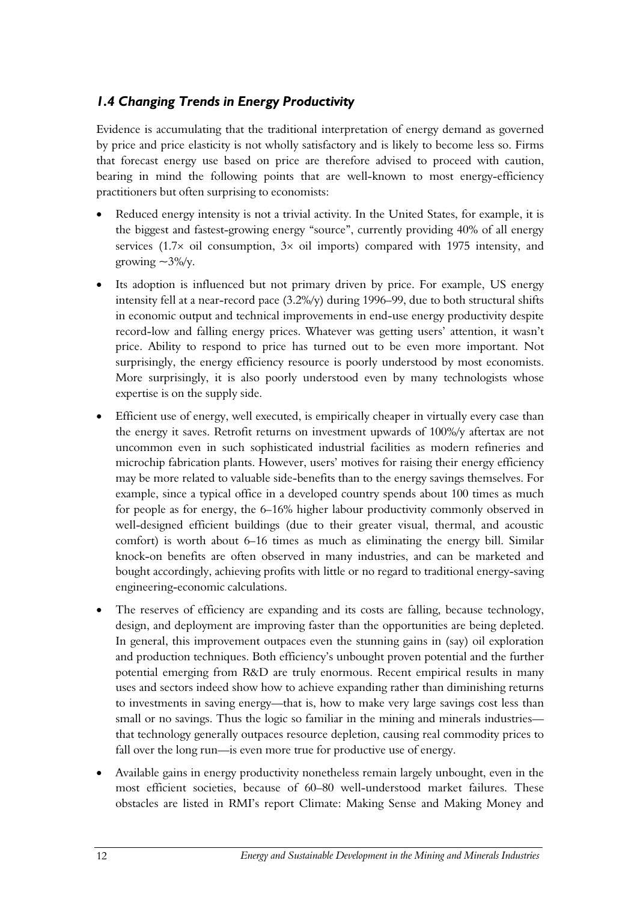## *1.4 Changing Trends in Energy Productivity*

Evidence is accumulating that the traditional interpretation of energy demand as governed by price and price elasticity is not wholly satisfactory and is likely to become less so. Firms that forecast energy use based on price are therefore advised to proceed with caution, bearing in mind the following points that are well-known to most energy-efficiency practitioners but often surprising to economists:

- Reduced energy intensity is not a trivial activity. In the United States, for example, it is the biggest and fastest-growing energy "source", currently providing 40% of all energy services (1.7× oil consumption, 3× oil imports) compared with 1975 intensity, and growing ~3%/y.
- Its adoption is influenced but not primary driven by price. For example, US energy intensity fell at a near-record pace (3.2%/y) during 1996–99, due to both structural shifts in economic output and technical improvements in end-use energy productivity despite record-low and falling energy prices. Whatever was getting users' attention, it wasn't price. Ability to respond to price has turned out to be even more important. Not surprisingly, the energy efficiency resource is poorly understood by most economists. More surprisingly, it is also poorly understood even by many technologists whose expertise is on the supply side.
- Efficient use of energy, well executed, is empirically cheaper in virtually every case than the energy it saves. Retrofit returns on investment upwards of 100%/y aftertax are not uncommon even in such sophisticated industrial facilities as modern refineries and microchip fabrication plants. However, users' motives for raising their energy efficiency may be more related to valuable side-benefits than to the energy savings themselves. For example, since a typical office in a developed country spends about 100 times as much for people as for energy, the 6–16% higher labour productivity commonly observed in well-designed efficient buildings (due to their greater visual, thermal, and acoustic comfort) is worth about 6–16 times as much as eliminating the energy bill. Similar knock-on benefits are often observed in many industries, and can be marketed and bought accordingly, achieving profits with little or no regard to traditional energy-saving engineering-economic calculations.
- The reserves of efficiency are expanding and its costs are falling, because technology, design, and deployment are improving faster than the opportunities are being depleted. In general, this improvement outpaces even the stunning gains in (say) oil exploration and production techniques. Both efficiency's unbought proven potential and the further potential emerging from R&D are truly enormous. Recent empirical results in many uses and sectors indeed show how to achieve expanding rather than diminishing returns to investments in saving energy—that is, how to make very large savings cost less than small or no savings. Thus the logic so familiar in the mining and minerals industries—that technology generally outpaces resource depletion, causing real commodity prices to fall over the long run—is even more true for productive use of energy.
- Available gains in energy productivity nonetheless remain largely unbought, even in the most efficient societies, because of 60–80 well-understood market failures. These obstacles are listed in RMI's report Climate: Making Sense and Making Money and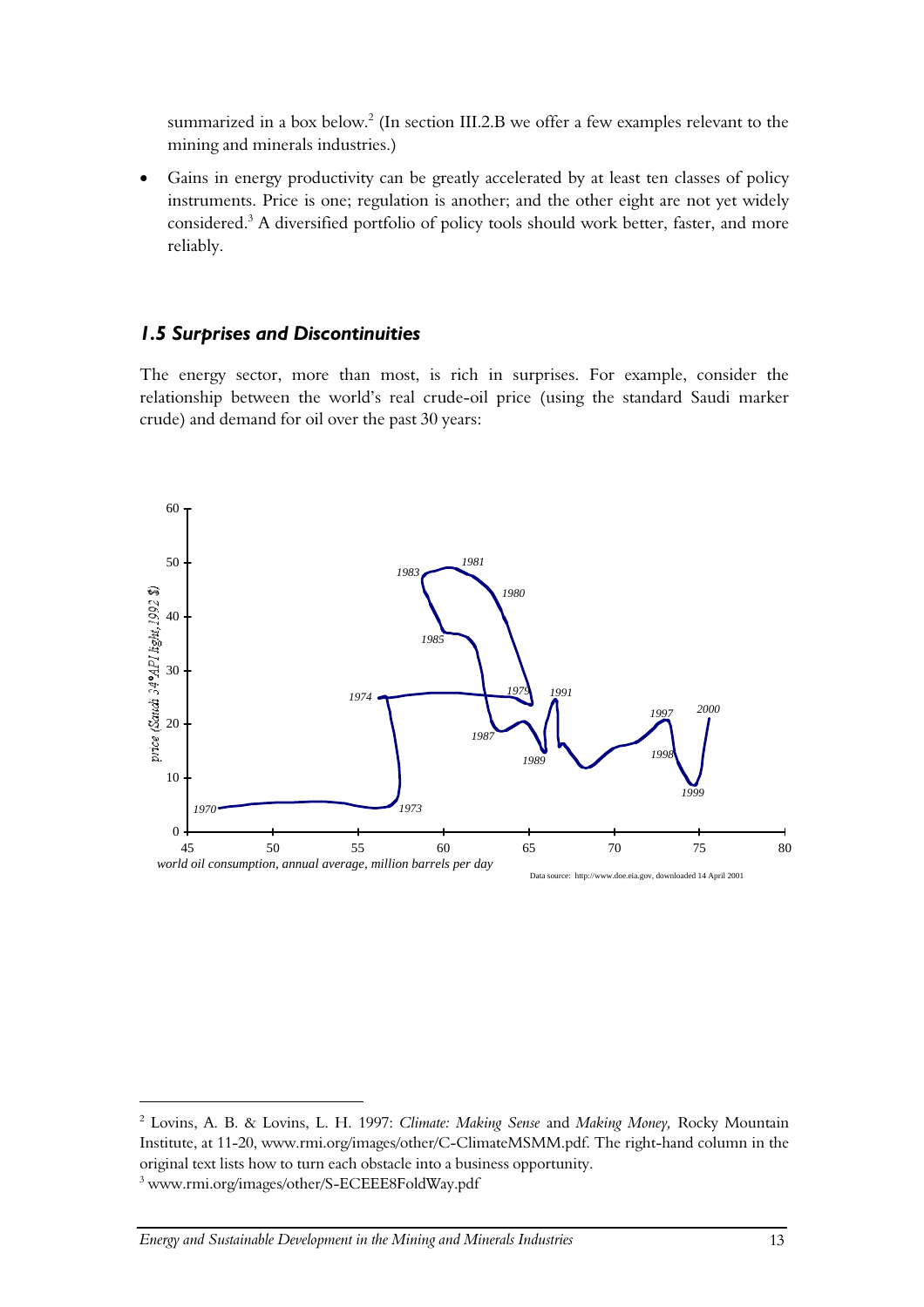summarized in a box below.[2] (In section III.2.B we offer a few examples relevant to the mining and minerals industries.)

- Gains in energy productivity can be greatly accelerated by at least ten classes of policy instruments. Price is one; regulation is another; and the other eight are not yet widely considered.[3] A diversified portfolio of policy tools should work better, faster, and more reliably.

### *1.5 Surprises and Discontinuities*

The energy sector, more than most, is rich in surprises. For example, consider the relationship between the world's real crude-oil price (using the standard Saudi marker crude) and demand for oil over the past 30 years:

Data source: http://www.doe.eia.gov, downloaded 14 April 2001

---

[2] Lovins, A. B. & Lovins, L. H. 1997: *Climate: Making Sense* and *Making Money,* Rocky Mountain Institute, at 11-20, www.rmi.org/images/other/C-ClimateMSMM.pdf. The right-hand column in the original text lists how to turn each obstacle into a business opportunity.

[3] www.rmi.org/images/other/S-ECEEE8FoldWay.pdf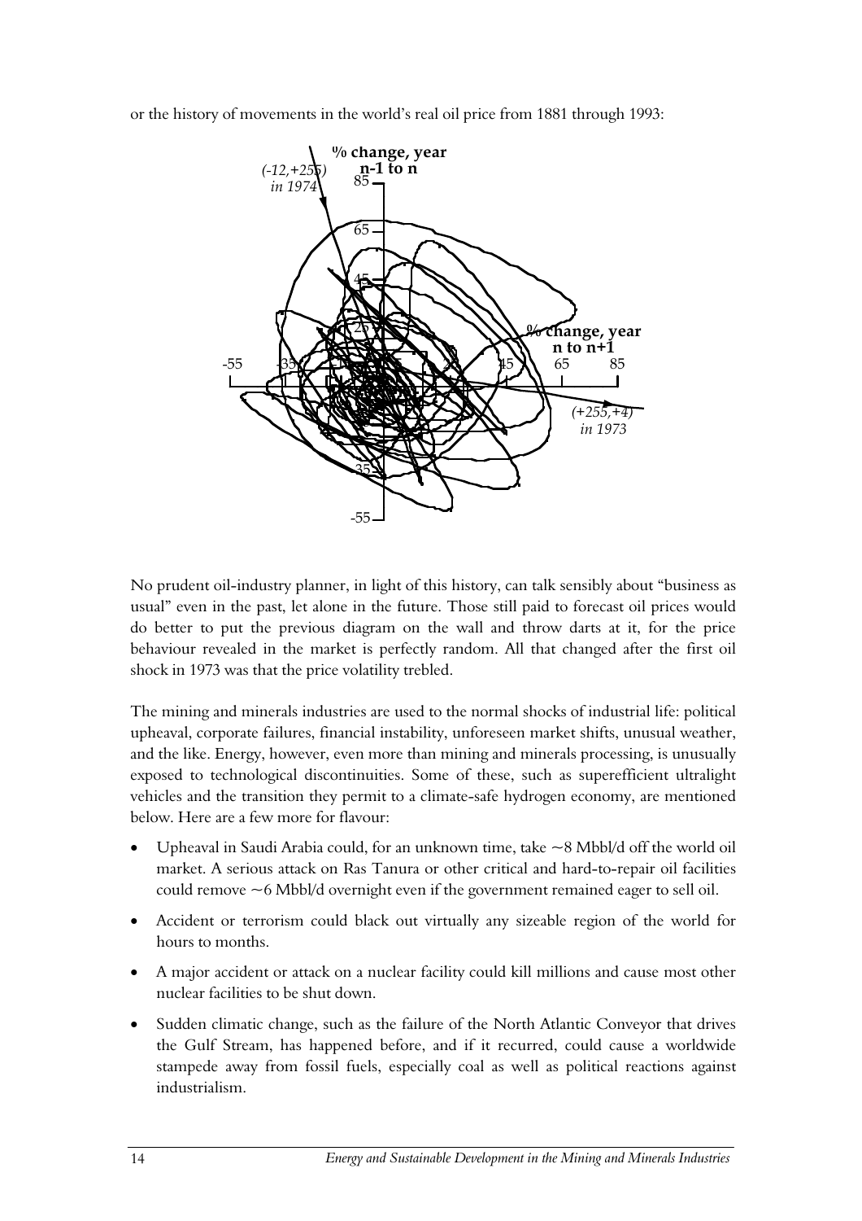or the history of movements in the world's real oil price from 1881 through 1993:

No prudent oil-industry planner, in light of this history, can talk sensibly about "business as usual" even in the past, let alone in the future. Those still paid to forecast oil prices would do better to put the previous diagram on the wall and throw darts at it, for the price behaviour revealed in the market is perfectly random. All that changed after the first oil shock in 1973 was that the price volatility trebled.

The mining and minerals industries are used to the normal shocks of industrial life: political upheaval, corporate failures, financial instability, unforeseen market shifts, unusual weather, and the like. Energy, however, even more than mining and minerals processing, is unusually exposed to technological discontinuities. Some of these, such as superefficient ultralight vehicles and the transition they permit to a climate-safe hydrogen economy, are mentioned below. Here are a few more for flavour:

- Upheaval in Saudi Arabia could, for an unknown time, take ~8 Mbbl/d off the world oil market. A serious attack on Ras Tanura or other critical and hard-to-repair oil facilities could remove ~6 Mbbl/d overnight even if the government remained eager to sell oil.
- Accident or terrorism could black out virtually any sizeable region of the world for hours to months.
- A major accident or attack on a nuclear facility could kill millions and cause most other nuclear facilities to be shut down.
- Sudden climatic change, such as the failure of the North Atlantic Conveyor that drives the Gulf Stream, has happened before, and if it recurred, could cause a worldwide stampede away from fossil fuels, especially coal as well as political reactions against industrialism.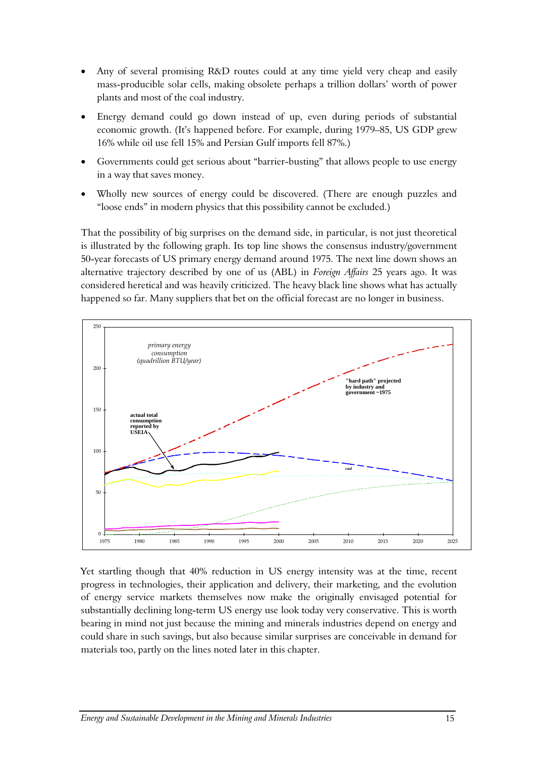- Any of several promising R&D routes could at any time yield very cheap and easily mass-producible solar cells, making obsolete perhaps a trillion dollars' worth of power plants and most of the coal industry.
- Energy demand could go down instead of up, even during periods of substantial economic growth. (It's happened before. For example, during 1979–85, US GDP grew 16% while oil use fell 15% and Persian Gulf imports fell 87%.)
- Governments could get serious about "barrier-busting" that allows people to use energy in a way that saves money.
- Wholly new sources of energy could be discovered. (There are enough puzzles and "loose ends" in modern physics that this possibility cannot be excluded.)

That the possibility of big surprises on the demand side, in particular, is not just theoretical is illustrated by the following graph. Its top line shows the consensus industry/government 50-year forecasts of US primary energy demand around 1975. The next line down shows an alternative trajectory described by one of us (ABL) in *Foreign Affairs* 25 years ago. It was considered heretical and was heavily criticized. The heavy black line shows what has actually happened so far. Many suppliers that bet on the official forecast are no longer in business.

Yet startling though that 40% reduction in US energy intensity was at the time, recent progress in technologies, their application and delivery, their marketing, and the evolution of energy service markets themselves now make the originally envisaged potential for substantially declining long-term US energy use look today very conservative. This is worth bearing in mind not just because the mining and minerals industries depend on energy and could share in such savings, but also because similar surprises are conceivable in demand for materials too, partly on the lines noted later in this chapter.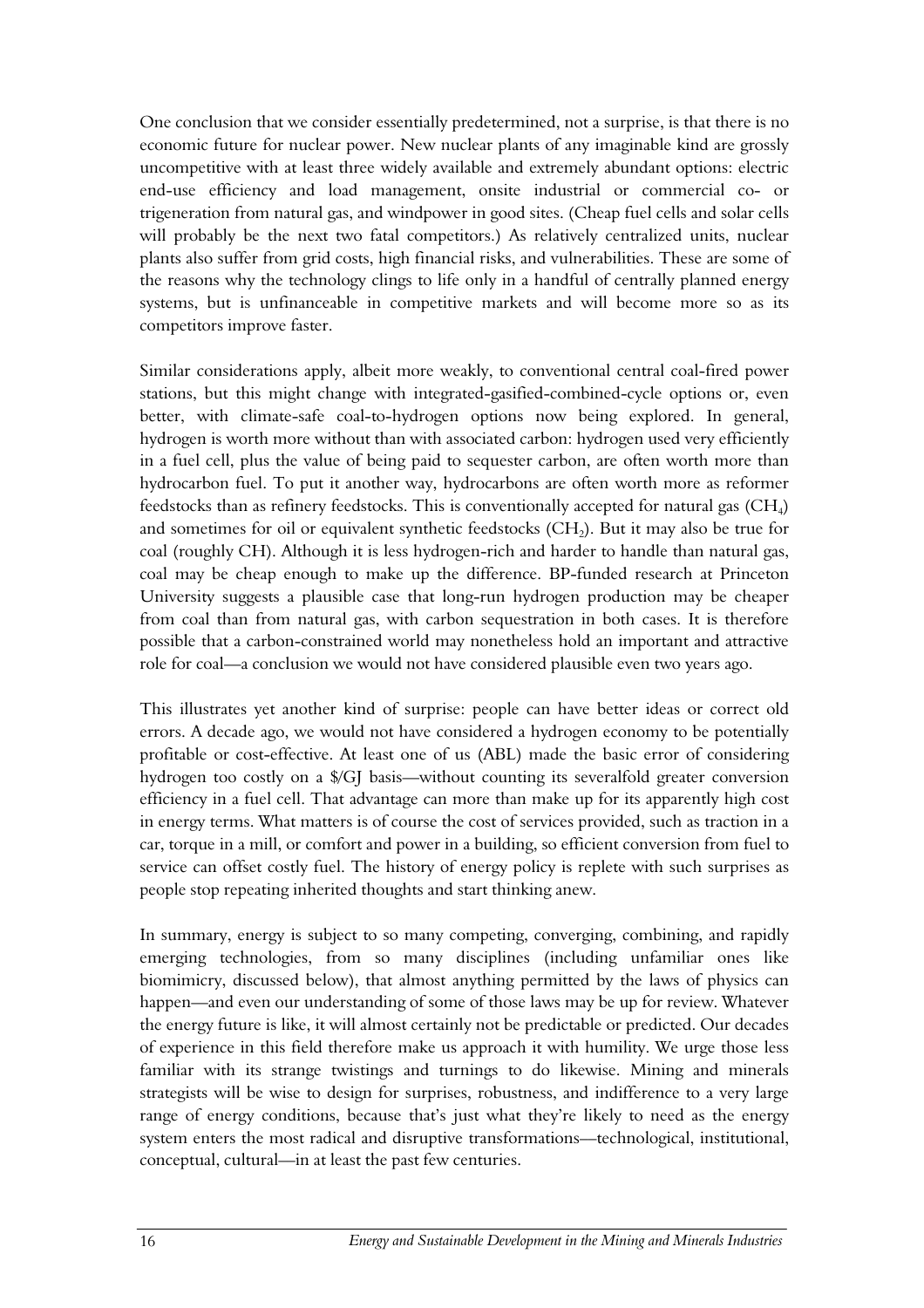One conclusion that we consider essentially predetermined, not a surprise, is that there is no economic future for nuclear power. New nuclear plants of any imaginable kind are grossly uncompetitive with at least three widely available and extremely abundant options: electric end-use efficiency and load management, onsite industrial or commercial co- or trigeneration from natural gas, and windpower in good sites. (Cheap fuel cells and solar cells will probably be the next two fatal competitors.) As relatively centralized units, nuclear plants also suffer from grid costs, high financial risks, and vulnerabilities. These are some of the reasons why the technology clings to life only in a handful of centrally planned energy systems, but is unfinanceable in competitive markets and will become more so as its competitors improve faster.

Similar considerations apply, albeit more weakly, to conventional central coal-fired power stations, but this might change with integrated-gasified-combined-cycle options or, even better, with climate-safe coal-to-hydrogen options now being explored. In general, hydrogen is worth more without than with associated carbon: hydrogen used very efficiently in a fuel cell, plus the value of being paid to sequester carbon, are often worth more than hydrocarbon fuel. To put it another way, hydrocarbons are often worth more as reformer feedstocks than as refinery feedstocks. This is conventionally accepted for natural gas ($CH_4$) and sometimes for oil or equivalent synthetic feedstocks ($CH_2$). But it may also be true for coal (roughly CH). Although it is less hydrogen-rich and harder to handle than natural gas, coal may be cheap enough to make up the difference. BP-funded research at Princeton University suggests a plausible case that long-run hydrogen production may be cheaper from coal than from natural gas, with carbon sequestration in both cases. It is therefore possible that a carbon-constrained world may nonetheless hold an important and attractive role for coal—a conclusion we would not have considered plausible even two years ago.

This illustrates yet another kind of surprise: people can have better ideas or correct old errors. A decade ago, we would not have considered a hydrogen economy to be potentially profitable or cost-effective. At least one of us (ABL) made the basic error of considering hydrogen too costly on a $/GJ basis—without counting its severalfold greater conversion efficiency in a fuel cell. That advantage can more than make up for its apparently high cost in energy terms. What matters is of course the cost of services provided, such as traction in a car, torque in a mill, or comfort and power in a building, so efficient conversion from fuel to service can offset costly fuel. The history of energy policy is replete with such surprises as people stop repeating inherited thoughts and start thinking anew.

In summary, energy is subject to so many competing, converging, combining, and rapidly emerging technologies, from so many disciplines (including unfamiliar ones like biomimicry, discussed below), that almost anything permitted by the laws of physics can happen—and even our understanding of some of those laws may be up for review. Whatever the energy future is like, it will almost certainly not be predictable or predicted. Our decades of experience in this field therefore make us approach it with humility. We urge those less familiar with its strange twistings and turnings to do likewise. Mining and minerals strategists will be wise to design for surprises, robustness, and indifference to a very large range of energy conditions, because that's just what they're likely to need as the energy system enters the most radical and disruptive transformations—technological, institutional, conceptual, cultural—in at least the past few centuries.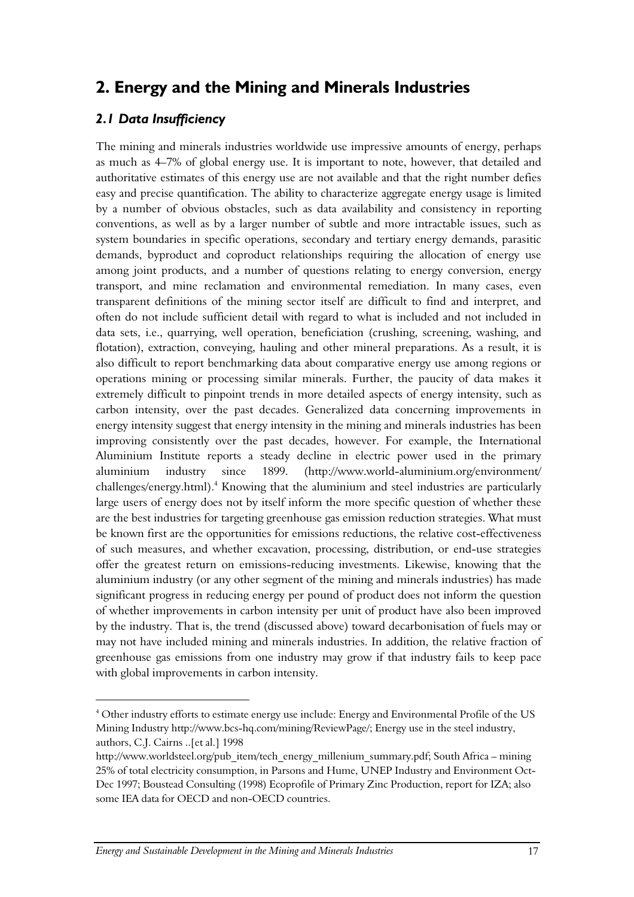## 2. Energy and the Mining and Minerals Industries

### *2.1 Data Insufficiency*

The mining and minerals industries worldwide use impressive amounts of energy, perhaps as much as 4–7% of global energy use. It is important to note, however, that detailed and authoritative estimates of this energy use are not available and that the right number defies easy and precise quantification. The ability to characterize aggregate energy usage is limited by a number of obvious obstacles, such as data availability and consistency in reporting conventions, as well as by a larger number of subtle and more intractable issues, such as system boundaries in specific operations, secondary and tertiary energy demands, parasitic demands, byproduct and coproduct relationships requiring the allocation of energy use among joint products, and a number of questions relating to energy conversion, energy transport, and mine reclamation and environmental remediation. In many cases, even transparent definitions of the mining sector itself are difficult to find and interpret, and often do not include sufficient detail with regard to what is included and not included in data sets, i.e., quarrying, well operation, beneficiation (crushing, screening, washing, and flotation), extraction, conveying, hauling and other mineral preparations. As a result, it is also difficult to report benchmarking data about comparative energy use among regions or operations mining or processing similar minerals. Further, the paucity of data makes it extremely difficult to pinpoint trends in more detailed aspects of energy intensity, such as carbon intensity, over the past decades. Generalized data concerning improvements in energy intensity suggest that energy intensity in the mining and minerals industries has been improving consistently over the past decades, however. For example, the International Aluminium Institute reports a steady decline in electric power used in the primary aluminium industry since 1899. (http://www.world-aluminium.org/environment/challenges/energy.html).[4] Knowing that the aluminium and steel industries are particularly large users of energy does not by itself inform the more specific question of whether these are the best industries for targeting greenhouse gas emission reduction strategies. What must be known first are the opportunities for emissions reductions, the relative cost-effectiveness of such measures, and whether excavation, processing, distribution, or end-use strategies offer the greatest return on emissions-reducing investments. Likewise, knowing that the aluminium industry (or any other segment of the mining and minerals industries) has made significant progress in reducing energy per pound of product does not inform the question of whether improvements in carbon intensity per unit of product have also been improved by the industry. That is, the trend (discussed above) toward decarbonisation of fuels may or may not have included mining and minerals industries. In addition, the relative fraction of greenhouse gas emissions from one industry may grow if that industry fails to keep pace with global improvements in carbon intensity.

---

[4] Other industry efforts to estimate energy use include: Energy and Environmental Profile of the US Mining Industry http://www.bcs-hq.com/mining/ReviewPage/; Energy use in the steel industry, authors, C.J. Cairns ..[et al.] 1998 http://www.worldsteel.org/pub_item/tech_energy_millenium_summary.pdf; South Africa – mining 25% of total electricity consumption, in Parsons and Hume, UNEP Industry and Environment Oct-Dec 1997; Boustead Consulting (1998) Ecoprofile of Primary Zinc Production, report for IZA; also some IEA data for OECD and non-OECD countries.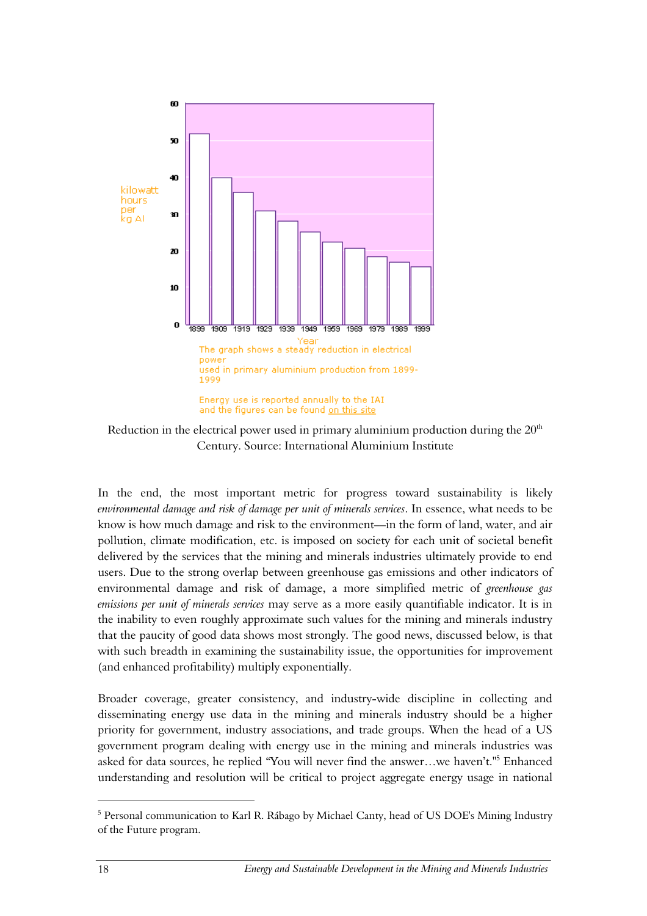kilowatt hours per kg Al

Year

The graph shows a steady reduction in electrical power used in primary aluminium production from 1899-1999

Energy use is reported annually to the IAI and the figures can be found on this site

Reduction in the electrical power used in primary aluminium production during the 20th Century. Source: International Aluminium Institute

In the end, the most important metric for progress toward sustainability is likely *environmental damage and risk of damage per unit of minerals services*. In essence, what needs to be know is how much damage and risk to the environment—in the form of land, water, and air pollution, climate modification, etc. is imposed on society for each unit of societal benefit delivered by the services that the mining and minerals industries ultimately provide to end users. Due to the strong overlap between greenhouse gas emissions and other indicators of environmental damage and risk of damage, a more simplified metric of *greenhouse gas emissions per unit of minerals services* may serve as a more easily quantifiable indicator. It is in the inability to even roughly approximate such values for the mining and minerals industry that the paucity of good data shows most strongly. The good news, discussed below, is that with such breadth in examining the sustainability issue, the opportunities for improvement (and enhanced profitability) multiply exponentially.

Broader coverage, greater consistency, and industry-wide discipline in collecting and disseminating energy use data in the mining and minerals industry should be a higher priority for government, industry associations, and trade groups. When the head of a US government program dealing with energy use in the mining and minerals industries was asked for data sources, he replied "You will never find the answer…we haven't."[5] Enhanced understanding and resolution will be critical to project aggregate energy usage in national

[5] Personal communication to Karl R. Rábago by Michael Canty, head of US DOE's Mining Industry of the Future program.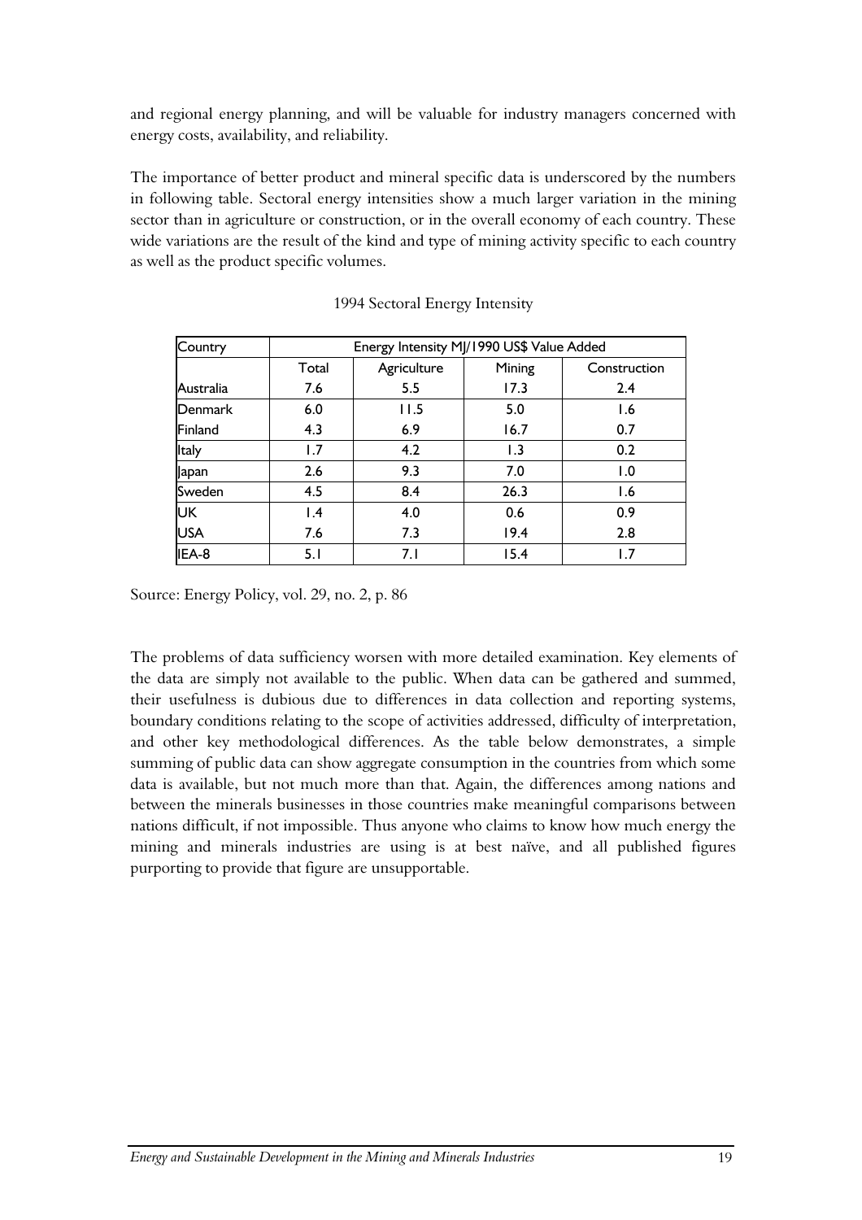and regional energy planning, and will be valuable for industry managers concerned with energy costs, availability, and reliability.

The importance of better product and mineral specific data is underscored by the numbers in following table. Sectoral energy intensities show a much larger variation in the mining sector than in agriculture or construction, or in the overall economy of each country. These wide variations are the result of the kind and type of mining activity specific to each country as well as the product specific volumes.

1994 Sectoral Energy Intensity

| Country | Energy Intensity MJ/1990 US$ Value Added | | | |
|---|---|---|---|---|
| | Total | Agriculture | Mining | Construction |
| Australia | 7.6 | 5.5 | 17.3 | 2.4 |
| Denmark | 6.0 | 11.5 | 5.0 | 1.6 |
| Finland | 4.3 | 6.9 | 16.7 | 0.7 |
| Italy | 1.7 | 4.2 | 1.3 | 0.2 |
| Japan | 2.6 | 9.3 | 7.0 | 1.0 |
| Sweden | 4.5 | 8.4 | 26.3 | 1.6 |
| UK | 1.4 | 4.0 | 0.6 | 0.9 |
| USA | 7.6 | 7.3 | 19.4 | 2.8 |
| IEA-8 | 5.1 | 7.1 | 15.4 | 1.7 |

Source: Energy Policy, vol. 29, no. 2, p. 86

The problems of data sufficiency worsen with more detailed examination. Key elements of the data are simply not available to the public. When data can be gathered and summed, their usefulness is dubious due to differences in data collection and reporting systems, boundary conditions relating to the scope of activities addressed, difficulty of interpretation, and other key methodological differences. As the table below demonstrates, a simple summing of public data can show aggregate consumption in the countries from which some data is available, but not much more than that. Again, the differences among nations and between the minerals businesses in those countries make meaningful comparisons between nations difficult, if not impossible. Thus anyone who claims to know how much energy the mining and minerals industries are using is at best naïve, and all published figures purporting to provide that figure are unsupportable.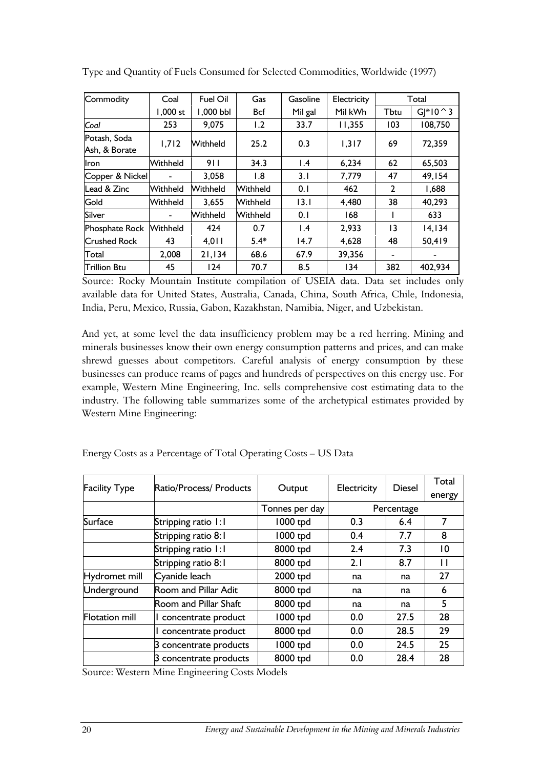Type and Quantity of Fuels Consumed for Selected Commodities, Worldwide (1997)

| Commodity | Coal | Fuel Oil | Gas | Gasoline | Electricity | Total | |
|---|---|---|---|---|---|---|---|
| | 1,000 st | 1,000 bbl | Bcf | Mil gal | Mil kWh | Tbtu | GJ*10^3 |
| *Coal* | 253 | 9,075 | 1.2 | 33.7 | 11,355 | 103 | 108,750 |
| Potash, Soda Ash, & Borate | 1,712 | Withheld | 25.2 | 0.3 | 1,317 | 69 | 72,359 |
| Iron | Withheld | 911 | 34.3 | 1.4 | 6,234 | 62 | 65,503 |
| Copper & Nickel | - | 3,058 | 1.8 | 3.1 | 7,779 | 47 | 49,154 |
| Lead & Zinc | Withheld | Withheld | Withheld | 0.1 | 462 | 2 | 1,688 |
| Gold | Withheld | 3,655 | Withheld | 13.1 | 4,480 | 38 | 40,293 |
| Silver | - | Withheld | Withheld | 0.1 | 168 | 1 | 633 |
| Phosphate Rock | Withheld | 424 | 0.7 | 1.4 | 2,933 | 13 | 14,134 |
| Crushed Rock | 43 | 4,011 | 5.4* | 14.7 | 4,628 | 48 | 50,419 |
| Total | 2,008 | 21,134 | 68.6 | 67.9 | 39,356 | - | - |
| Trillion Btu | 45 | 124 | 70.7 | 8.5 | 134 | 382 | 402,934 |

Source: Rocky Mountain Institute compilation of USEIA data. Data set includes only available data for United States, Australia, Canada, China, South Africa, Chile, Indonesia, India, Peru, Mexico, Russia, Gabon, Kazakhstan, Namibia, Niger, and Uzbekistan.

And yet, at some level the data insufficiency problem may be a red herring. Mining and minerals businesses know their own energy consumption patterns and prices, and can make shrewd guesses about competitors. Careful analysis of energy consumption by these businesses can produce reams of pages and hundreds of perspectives on this energy use. For example, Western Mine Engineering, Inc. sells comprehensive cost estimating data to the industry. The following table summarizes some of the archetypical estimates provided by Western Mine Engineering:

Energy Costs as a Percentage of Total Operating Costs – US Data

| Facility Type | Ratio/Process/ Products | Output | Electricity | Diesel | Total energy |
|---|---|---|---|---|---|
| | | Tonnes per day | Percentage | | |
| Surface | Stripping ratio 1:1 | 1000 tpd | 0.3 | 6.4 | 7 |
| | Stripping ratio 8:1 | 1000 tpd | 0.4 | 7.7 | 8 |
| | Stripping ratio 1:1 | 8000 tpd | 2.4 | 7.3 | 10 |
| | Stripping ratio 8:1 | 8000 tpd | 2.1 | 8.7 | 11 |
| Hydromet mill | Cyanide leach | 2000 tpd | na | na | 27 |
| Underground | Room and Pillar Adit | 8000 tpd | na | na | 6 |
| | Room and Pillar Shaft | 8000 tpd | na | na | 5 |
| Flotation mill | 1 concentrate product | 1000 tpd | 0.0 | 27.5 | 28 |
| | 1 concentrate product | 8000 tpd | 0.0 | 28.5 | 29 |
| | 3 concentrate products | 1000 tpd | 0.0 | 24.5 | 25 |
| | 3 concentrate products | 8000 tpd | 0.0 | 28.4 | 28 |

Source: Western Mine Engineering Costs Models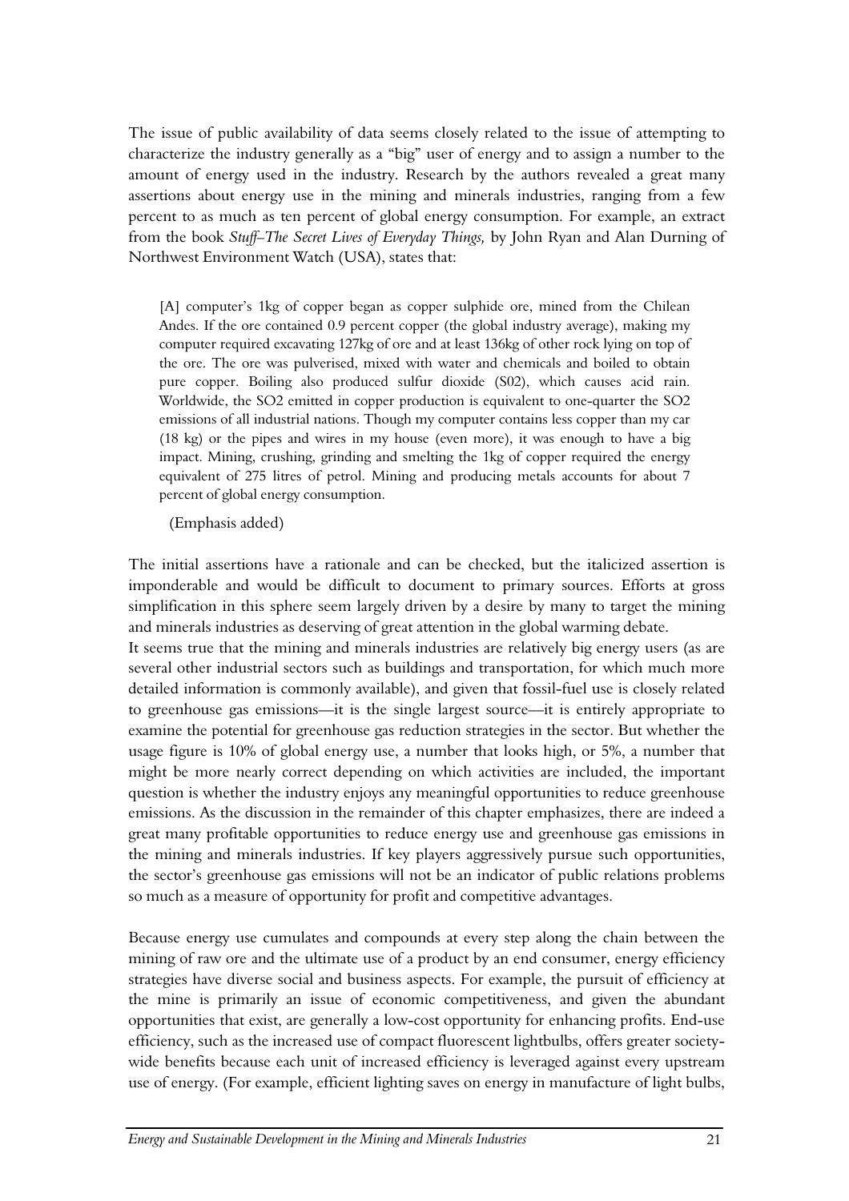The issue of public availability of data seems closely related to the issue of attempting to characterize the industry generally as a "big" user of energy and to assign a number to the amount of energy used in the industry. Research by the authors revealed a great many assertions about energy use in the mining and minerals industries, ranging from a few percent to as much as ten percent of global energy consumption. For example, an extract from the book *Stuff–The Secret Lives of Everyday Things,* by John Ryan and Alan Durning of Northwest Environment Watch (USA), states that:

> [A] computer's 1kg of copper began as copper sulphide ore, mined from the Chilean Andes. If the ore contained 0.9 percent copper (the global industry average), making my computer required excavating 127kg of ore and at least 136kg of other rock lying on top of the ore. The ore was pulverised, mixed with water and chemicals and boiled to obtain pure copper. Boiling also produced sulfur dioxide (S02), which causes acid rain. Worldwide, the SO2 emitted in copper production is equivalent to one-quarter the SO2 emissions of all industrial nations. Though my computer contains less copper than my car (18 kg) or the pipes and wires in my house (even more), it was enough to have a big impact. Mining, crushing, grinding and smelting the 1kg of copper required the energy equivalent of 275 litres of petrol. Mining and producing metals accounts for about 7 percent of global energy consumption.
>
> (Emphasis added)

The initial assertions have a rationale and can be checked, but the italicized assertion is imponderable and would be difficult to document to primary sources. Efforts at gross simplification in this sphere seem largely driven by a desire by many to target the mining and minerals industries as deserving of great attention in the global warming debate.

It seems true that the mining and minerals industries are relatively big energy users (as are several other industrial sectors such as buildings and transportation, for which much more detailed information is commonly available), and given that fossil-fuel use is closely related to greenhouse gas emissions—it is the single largest source—it is entirely appropriate to examine the potential for greenhouse gas reduction strategies in the sector. But whether the usage figure is 10% of global energy use, a number that looks high, or 5%, a number that might be more nearly correct depending on which activities are included, the important question is whether the industry enjoys any meaningful opportunities to reduce greenhouse emissions. As the discussion in the remainder of this chapter emphasizes, there are indeed a great many profitable opportunities to reduce energy use and greenhouse gas emissions in the mining and minerals industries. If key players aggressively pursue such opportunities, the sector's greenhouse gas emissions will not be an indicator of public relations problems so much as a measure of opportunity for profit and competitive advantages.

Because energy use cumulates and compounds at every step along the chain between the mining of raw ore and the ultimate use of a product by an end consumer, energy efficiency strategies have diverse social and business aspects. For example, the pursuit of efficiency at the mine is primarily an issue of economic competitiveness, and given the abundant opportunities that exist, are generally a low-cost opportunity for enhancing profits. End-use efficiency, such as the increased use of compact fluorescent lightbulbs, offers greater society-wide benefits because each unit of increased efficiency is leveraged against every upstream use of energy. (For example, efficient lighting saves on energy in manufacture of light bulbs,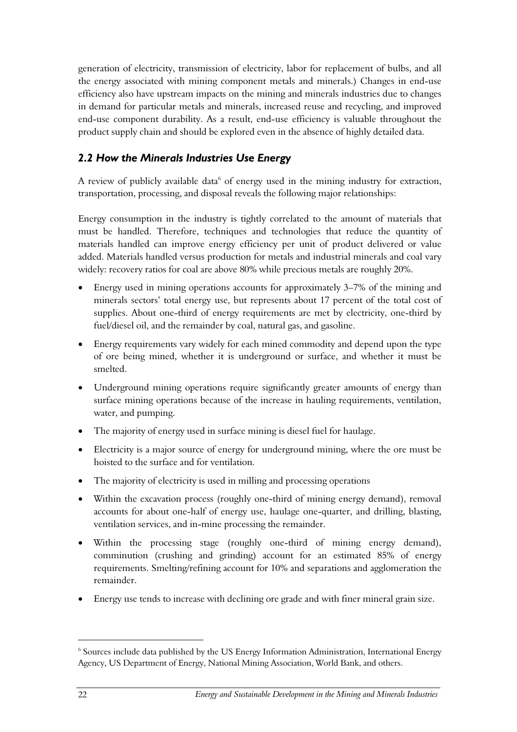generation of electricity, transmission of electricity, labor for replacement of bulbs, and all the energy associated with mining component metals and minerals.) Changes in end-use efficiency also have upstream impacts on the mining and minerals industries due to changes in demand for particular metals and minerals, increased reuse and recycling, and improved end-use component durability. As a result, end-use efficiency is valuable throughout the product supply chain and should be explored even in the absence of highly detailed data.

## *2.2 How the Minerals Industries Use Energy*

A review of publicly available data[6] of energy used in the mining industry for extraction, transportation, processing, and disposal reveals the following major relationships:

Energy consumption in the industry is tightly correlated to the amount of materials that must be handled. Therefore, techniques and technologies that reduce the quantity of materials handled can improve energy efficiency per unit of product delivered or value added. Materials handled versus production for metals and industrial minerals and coal vary widely: recovery ratios for coal are above 80% while precious metals are roughly 20%.

- Energy used in mining operations accounts for approximately 3–7% of the mining and minerals sectors' total energy use, but represents about 17 percent of the total cost of supplies. About one-third of energy requirements are met by electricity, one-third by fuel/diesel oil, and the remainder by coal, natural gas, and gasoline.
- Energy requirements vary widely for each mined commodity and depend upon the type of ore being mined, whether it is underground or surface, and whether it must be smelted.
- Underground mining operations require significantly greater amounts of energy than surface mining operations because of the increase in hauling requirements, ventilation, water, and pumping.
- The majority of energy used in surface mining is diesel fuel for haulage.
- Electricity is a major source of energy for underground mining, where the ore must be hoisted to the surface and for ventilation.
- The majority of electricity is used in milling and processing operations
- Within the excavation process (roughly one-third of mining energy demand), removal accounts for about one-half of energy use, haulage one-quarter, and drilling, blasting, ventilation services, and in-mine processing the remainder.
- Within the processing stage (roughly one-third of mining energy demand), comminution (crushing and grinding) account for an estimated 85% of energy requirements. Smelting/refining account for 10% and separations and agglomeration the remainder.
- Energy use tends to increase with declining ore grade and with finer mineral grain size.

[6] Sources include data published by the US Energy Information Administration, International Energy Agency, US Department of Energy, National Mining Association, World Bank, and others.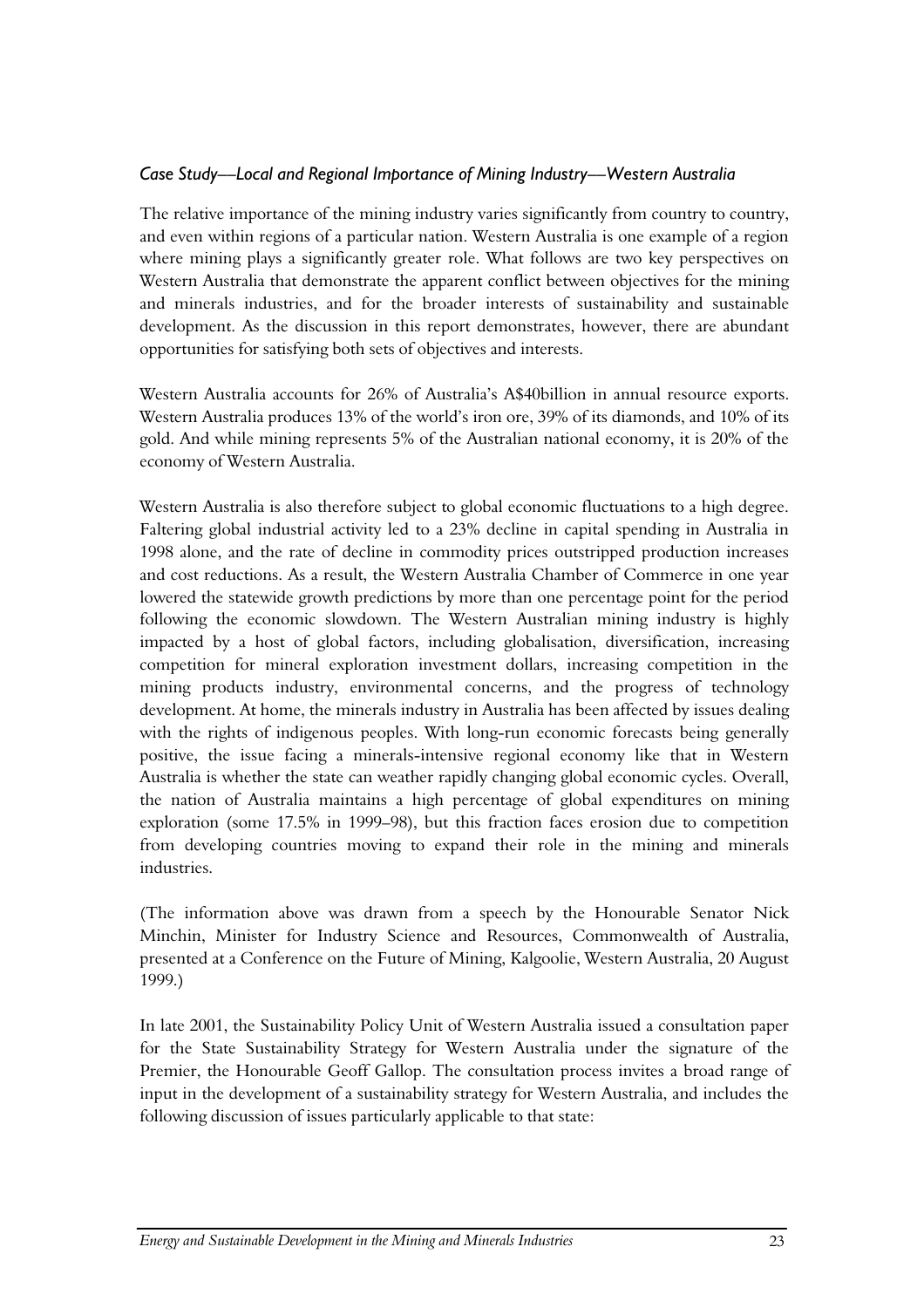*Case Study—Local and Regional Importance of Mining Industry—Western Australia*

The relative importance of the mining industry varies significantly from country to country, and even within regions of a particular nation. Western Australia is one example of a region where mining plays a significantly greater role. What follows are two key perspectives on Western Australia that demonstrate the apparent conflict between objectives for the mining and minerals industries, and for the broader interests of sustainability and sustainable development. As the discussion in this report demonstrates, however, there are abundant opportunities for satisfying both sets of objectives and interests.

Western Australia accounts for 26% of Australia's A$40billion in annual resource exports. Western Australia produces 13% of the world's iron ore, 39% of its diamonds, and 10% of its gold. And while mining represents 5% of the Australian national economy, it is 20% of the economy of Western Australia.

Western Australia is also therefore subject to global economic fluctuations to a high degree. Faltering global industrial activity led to a 23% decline in capital spending in Australia in 1998 alone, and the rate of decline in commodity prices outstripped production increases and cost reductions. As a result, the Western Australia Chamber of Commerce in one year lowered the statewide growth predictions by more than one percentage point for the period following the economic slowdown. The Western Australian mining industry is highly impacted by a host of global factors, including globalisation, diversification, increasing competition for mineral exploration investment dollars, increasing competition in the mining products industry, environmental concerns, and the progress of technology development. At home, the minerals industry in Australia has been affected by issues dealing with the rights of indigenous peoples. With long-run economic forecasts being generally positive, the issue facing a minerals-intensive regional economy like that in Western Australia is whether the state can weather rapidly changing global economic cycles. Overall, the nation of Australia maintains a high percentage of global expenditures on mining exploration (some 17.5% in 1999–98), but this fraction faces erosion due to competition from developing countries moving to expand their role in the mining and minerals industries.

(The information above was drawn from a speech by the Honourable Senator Nick Minchin, Minister for Industry Science and Resources, Commonwealth of Australia, presented at a Conference on the Future of Mining, Kalgoolie, Western Australia, 20 August 1999.)

In late 2001, the Sustainability Policy Unit of Western Australia issued a consultation paper for the State Sustainability Strategy for Western Australia under the signature of the Premier, the Honourable Geoff Gallop. The consultation process invites a broad range of input in the development of a sustainability strategy for Western Australia, and includes the following discussion of issues particularly applicable to that state: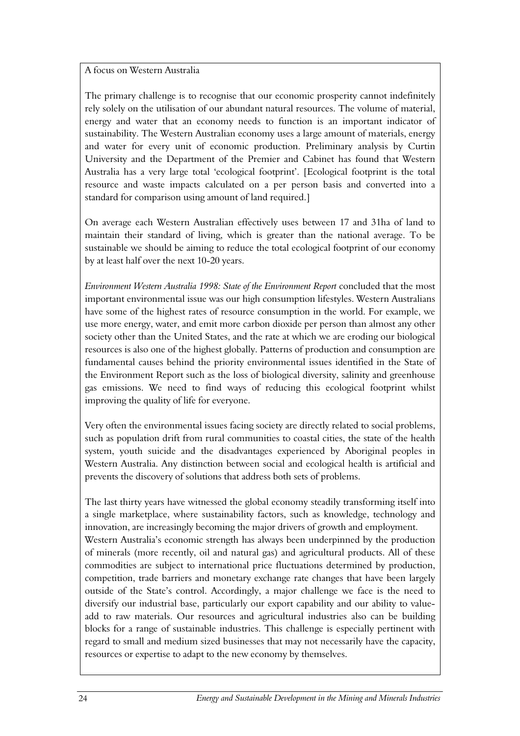A focus on Western Australia

The primary challenge is to recognise that our economic prosperity cannot indefinitely rely solely on the utilisation of our abundant natural resources. The volume of material, energy and water that an economy needs to function is an important indicator of sustainability. The Western Australian economy uses a large amount of materials, energy and water for every unit of economic production. Preliminary analysis by Curtin University and the Department of the Premier and Cabinet has found that Western Australia has a very large total 'ecological footprint'. [Ecological footprint is the total resource and waste impacts calculated on a per person basis and converted into a standard for comparison using amount of land required.]

On average each Western Australian effectively uses between 17 and 31ha of land to maintain their standard of living, which is greater than the national average. To be sustainable we should be aiming to reduce the total ecological footprint of our economy by at least half over the next 10-20 years.

*Environment Western Australia 1998: State of the Environment Report* concluded that the most important environmental issue was our high consumption lifestyles. Western Australians have some of the highest rates of resource consumption in the world. For example, we use more energy, water, and emit more carbon dioxide per person than almost any other society other than the United States, and the rate at which we are eroding our biological resources is also one of the highest globally. Patterns of production and consumption are fundamental causes behind the priority environmental issues identified in the State of the Environment Report such as the loss of biological diversity, salinity and greenhouse gas emissions. We need to find ways of reducing this ecological footprint whilst improving the quality of life for everyone.

Very often the environmental issues facing society are directly related to social problems, such as population drift from rural communities to coastal cities, the state of the health system, youth suicide and the disadvantages experienced by Aboriginal peoples in Western Australia. Any distinction between social and ecological health is artificial and prevents the discovery of solutions that address both sets of problems.

The last thirty years have witnessed the global economy steadily transforming itself into a single marketplace, where sustainability factors, such as knowledge, technology and innovation, are increasingly becoming the major drivers of growth and employment.
Western Australia's economic strength has always been underpinned by the production of minerals (more recently, oil and natural gas) and agricultural products. All of these commodities are subject to international price fluctuations determined by production, competition, trade barriers and monetary exchange rate changes that have been largely outside of the State's control. Accordingly, a major challenge we face is the need to diversify our industrial base, particularly our export capability and our ability to value-add to raw materials. Our resources and agricultural industries also can be building blocks for a range of sustainable industries. This challenge is especially pertinent with regard to small and medium sized businesses that may not necessarily have the capacity, resources or expertise to adapt to the new economy by themselves.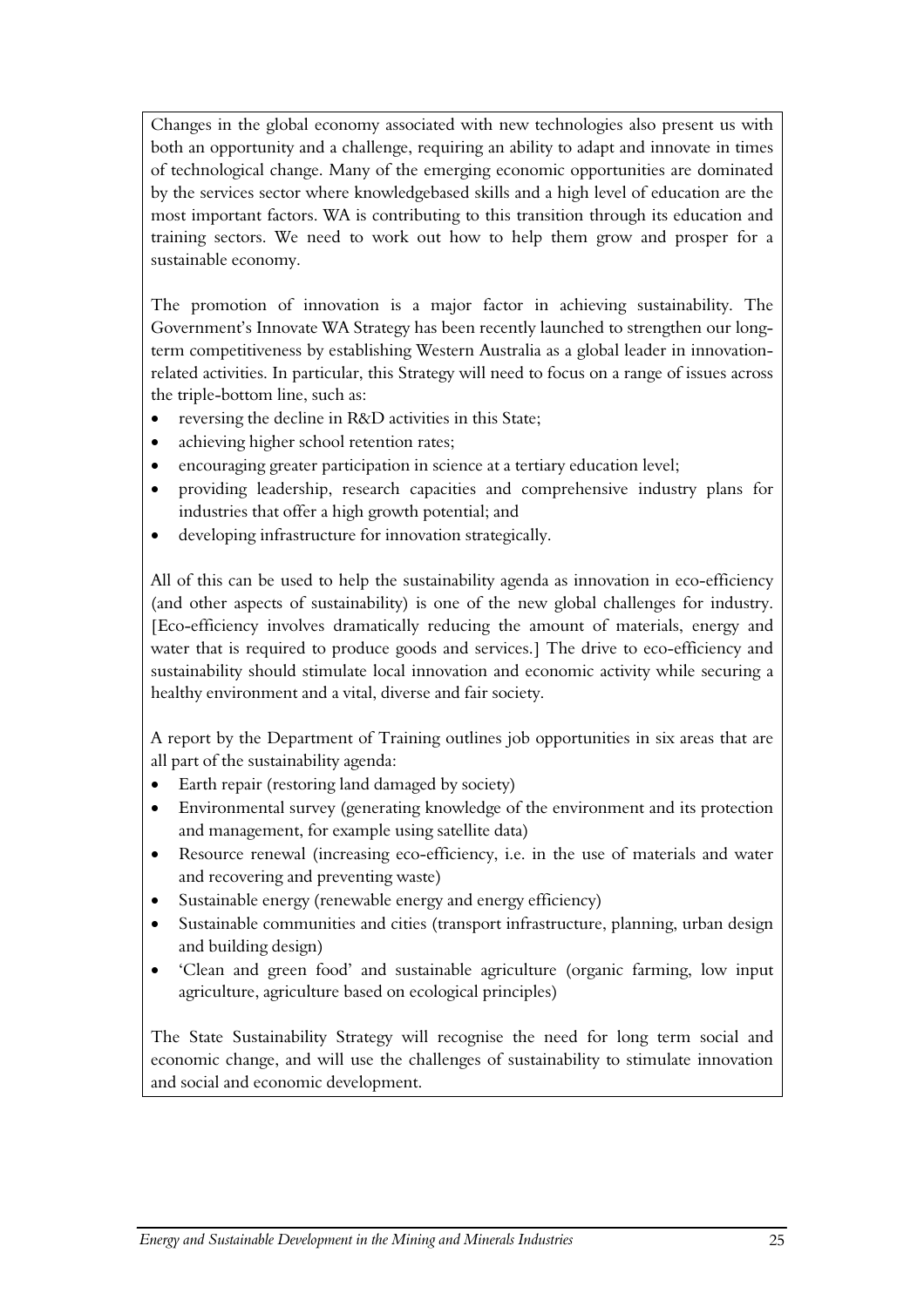Changes in the global economy associated with new technologies also present us with both an opportunity and a challenge, requiring an ability to adapt and innovate in times of technological change. Many of the emerging economic opportunities are dominated by the services sector where knowledgebased skills and a high level of education are the most important factors. WA is contributing to this transition through its education and training sectors. We need to work out how to help them grow and prosper for a sustainable economy.

The promotion of innovation is a major factor in achieving sustainability. The Government's Innovate WA Strategy has been recently launched to strengthen our long-term competitiveness by establishing Western Australia as a global leader in innovation-related activities. In particular, this Strategy will need to focus on a range of issues across the triple-bottom line, such as:

- reversing the decline in R&D activities in this State;
- achieving higher school retention rates;
- encouraging greater participation in science at a tertiary education level;
- providing leadership, research capacities and comprehensive industry plans for industries that offer a high growth potential; and
- developing infrastructure for innovation strategically.

All of this can be used to help the sustainability agenda as innovation in eco-efficiency (and other aspects of sustainability) is one of the new global challenges for industry. [Eco-efficiency involves dramatically reducing the amount of materials, energy and water that is required to produce goods and services.] The drive to eco-efficiency and sustainability should stimulate local innovation and economic activity while securing a healthy environment and a vital, diverse and fair society.

A report by the Department of Training outlines job opportunities in six areas that are all part of the sustainability agenda:

- Earth repair (restoring land damaged by society)
- Environmental survey (generating knowledge of the environment and its protection and management, for example using satellite data)
- Resource renewal (increasing eco-efficiency, i.e. in the use of materials and water and recovering and preventing waste)
- Sustainable energy (renewable energy and energy efficiency)
- Sustainable communities and cities (transport infrastructure, planning, urban design and building design)
- 'Clean and green food' and sustainable agriculture (organic farming, low input agriculture, agriculture based on ecological principles)

The State Sustainability Strategy will recognise the need for long term social and economic change, and will use the challenges of sustainability to stimulate innovation and social and economic development.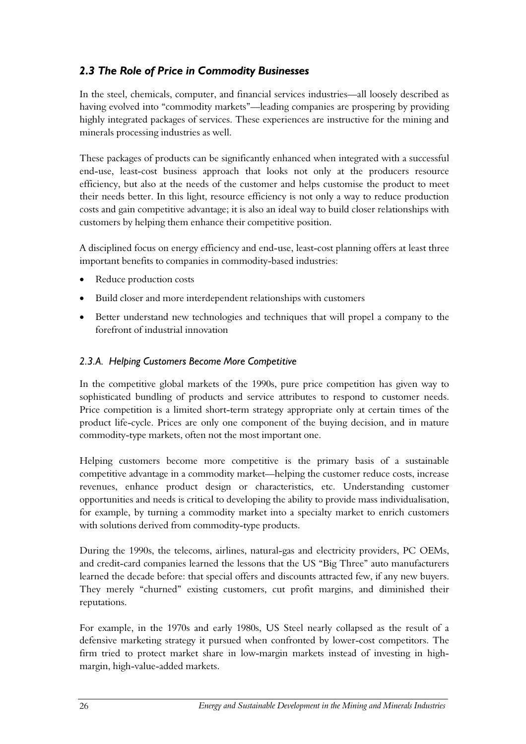## *2.3 The Role of Price in Commodity Businesses*

In the steel, chemicals, computer, and financial services industries—all loosely described as having evolved into "commodity markets"—leading companies are prospering by providing highly integrated packages of services. These experiences are instructive for the mining and minerals processing industries as well.

These packages of products can be significantly enhanced when integrated with a successful end-use, least-cost business approach that looks not only at the producers resource efficiency, but also at the needs of the customer and helps customise the product to meet their needs better. In this light, resource efficiency is not only a way to reduce production costs and gain competitive advantage; it is also an ideal way to build closer relationships with customers by helping them enhance their competitive position.

A disciplined focus on energy efficiency and end-use, least-cost planning offers at least three important benefits to companies in commodity-based industries:

- Reduce production costs
- Build closer and more interdependent relationships with customers
- Better understand new technologies and techniques that will propel a company to the forefront of industrial innovation

### *2.3.A. Helping Customers Become More Competitive*

In the competitive global markets of the 1990s, pure price competition has given way to sophisticated bundling of products and service attributes to respond to customer needs. Price competition is a limited short-term strategy appropriate only at certain times of the product life-cycle. Prices are only one component of the buying decision, and in mature commodity-type markets, often not the most important one.

Helping customers become more competitive is the primary basis of a sustainable competitive advantage in a commodity market—helping the customer reduce costs, increase revenues, enhance product design or characteristics, etc. Understanding customer opportunities and needs is critical to developing the ability to provide mass individualisation, for example, by turning a commodity market into a specialty market to enrich customers with solutions derived from commodity-type products.

During the 1990s, the telecoms, airlines, natural-gas and electricity providers, PC OEMs, and credit-card companies learned the lessons that the US "Big Three" auto manufacturers learned the decade before: that special offers and discounts attracted few, if any new buyers. They merely "churned" existing customers, cut profit margins, and diminished their reputations.

For example, in the 1970s and early 1980s, US Steel nearly collapsed as the result of a defensive marketing strategy it pursued when confronted by lower-cost competitors. The firm tried to protect market share in low-margin markets instead of investing in high-margin, high-value-added markets.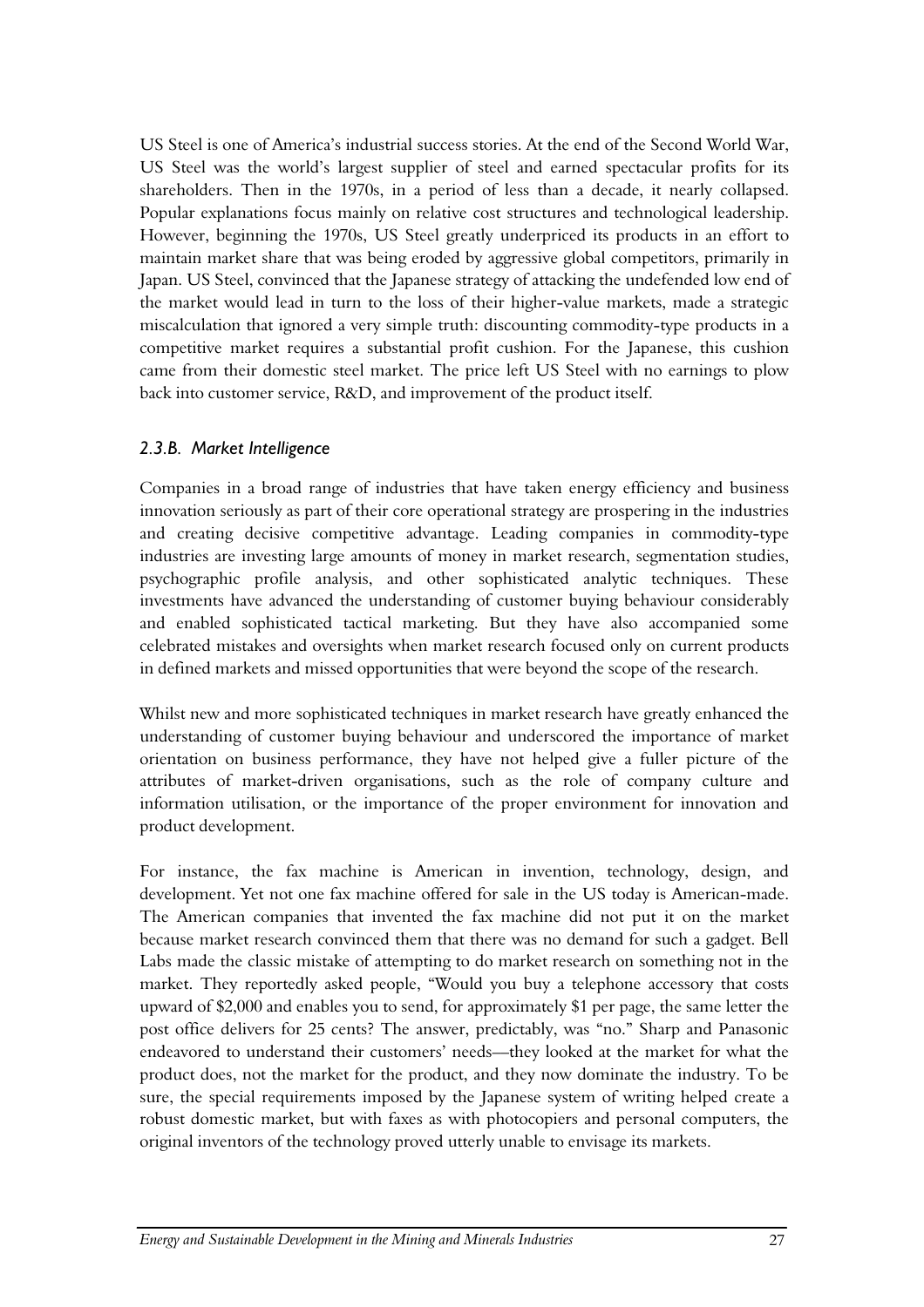US Steel is one of America's industrial success stories. At the end of the Second World War, US Steel was the world's largest supplier of steel and earned spectacular profits for its shareholders. Then in the 1970s, in a period of less than a decade, it nearly collapsed. Popular explanations focus mainly on relative cost structures and technological leadership. However, beginning the 1970s, US Steel greatly underpriced its products in an effort to maintain market share that was being eroded by aggressive global competitors, primarily in Japan. US Steel, convinced that the Japanese strategy of attacking the undefended low end of the market would lead in turn to the loss of their higher-value markets, made a strategic miscalculation that ignored a very simple truth: discounting commodity-type products in a competitive market requires a substantial profit cushion. For the Japanese, this cushion came from their domestic steel market. The price left US Steel with no earnings to plow back into customer service, R&D, and improvement of the product itself.

### *2.3.B. Market Intelligence*

Companies in a broad range of industries that have taken energy efficiency and business innovation seriously as part of their core operational strategy are prospering in the industries and creating decisive competitive advantage. Leading companies in commodity-type industries are investing large amounts of money in market research, segmentation studies, psychographic profile analysis, and other sophisticated analytic techniques. These investments have advanced the understanding of customer buying behaviour considerably and enabled sophisticated tactical marketing. But they have also accompanied some celebrated mistakes and oversights when market research focused only on current products in defined markets and missed opportunities that were beyond the scope of the research.

Whilst new and more sophisticated techniques in market research have greatly enhanced the understanding of customer buying behaviour and underscored the importance of market orientation on business performance, they have not helped give a fuller picture of the attributes of market-driven organisations, such as the role of company culture and information utilisation, or the importance of the proper environment for innovation and product development.

For instance, the fax machine is American in invention, technology, design, and development. Yet not one fax machine offered for sale in the US today is American-made. The American companies that invented the fax machine did not put it on the market because market research convinced them that there was no demand for such a gadget. Bell Labs made the classic mistake of attempting to do market research on something not in the market. They reportedly asked people, "Would you buy a telephone accessory that costs upward of $2,000 and enables you to send, for approximately $1 per page, the same letter the post office delivers for 25 cents? The answer, predictably, was "no." Sharp and Panasonic endeavored to understand their customers' needs—they looked at the market for what the product does, not the market for the product, and they now dominate the industry. To be sure, the special requirements imposed by the Japanese system of writing helped create a robust domestic market, but with faxes as with photocopiers and personal computers, the original inventors of the technology proved utterly unable to envisage its markets.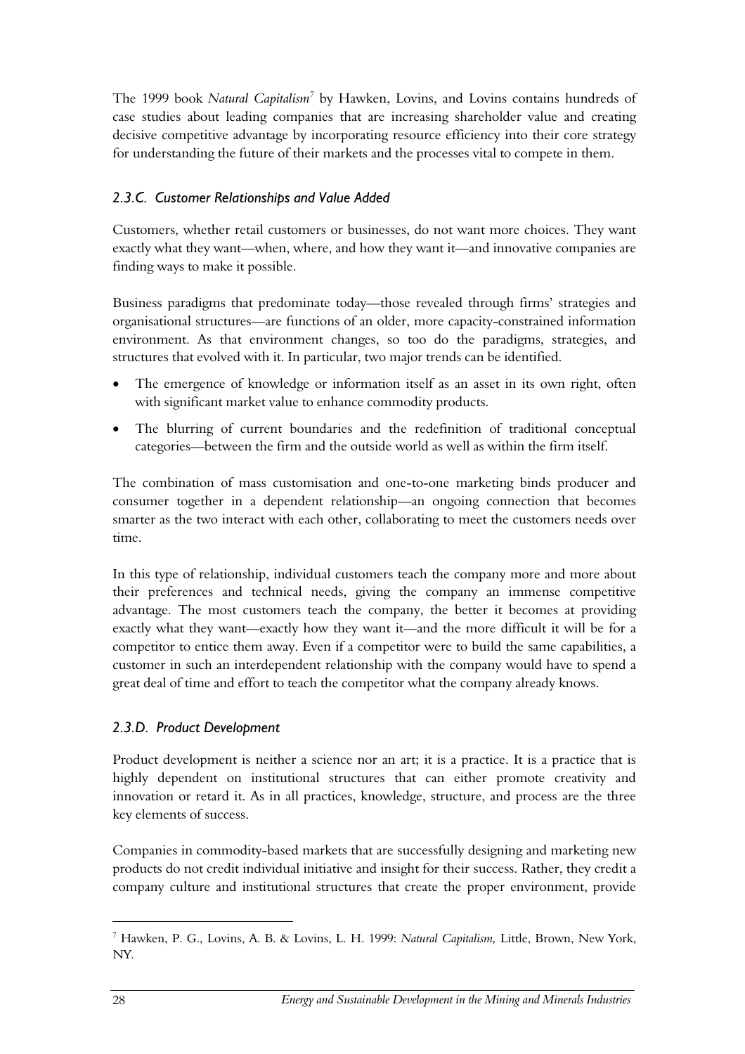The 1999 book *Natural Capitalism*[7] by Hawken, Lovins, and Lovins contains hundreds of case studies about leading companies that are increasing shareholder value and creating decisive competitive advantage by incorporating resource efficiency into their core strategy for understanding the future of their markets and the processes vital to compete in them.

### *2.3.C. Customer Relationships and Value Added*

Customers, whether retail customers or businesses, do not want more choices. They want exactly what they want—when, where, and how they want it—and innovative companies are finding ways to make it possible.

Business paradigms that predominate today—those revealed through firms' strategies and organisational structures—are functions of an older, more capacity-constrained information environment. As that environment changes, so too do the paradigms, strategies, and structures that evolved with it. In particular, two major trends can be identified.

- The emergence of knowledge or information itself as an asset in its own right, often with significant market value to enhance commodity products.
- The blurring of current boundaries and the redefinition of traditional conceptual categories—between the firm and the outside world as well as within the firm itself.

The combination of mass customisation and one-to-one marketing binds producer and consumer together in a dependent relationship—an ongoing connection that becomes smarter as the two interact with each other, collaborating to meet the customers needs over time.

In this type of relationship, individual customers teach the company more and more about their preferences and technical needs, giving the company an immense competitive advantage. The most customers teach the company, the better it becomes at providing exactly what they want—exactly how they want it—and the more difficult it will be for a competitor to entice them away. Even if a competitor were to build the same capabilities, a customer in such an interdependent relationship with the company would have to spend a great deal of time and effort to teach the competitor what the company already knows.

### *2.3.D. Product Development*

Product development is neither a science nor an art; it is a practice. It is a practice that is highly dependent on institutional structures that can either promote creativity and innovation or retard it. As in all practices, knowledge, structure, and process are the three key elements of success.

Companies in commodity-based markets that are successfully designing and marketing new products do not credit individual initiative and insight for their success. Rather, they credit a company culture and institutional structures that create the proper environment, provide

---

[7] Hawken, P. G., Lovins, A. B. & Lovins, L. H. 1999: *Natural Capitalism,* Little, Brown, New York, NY.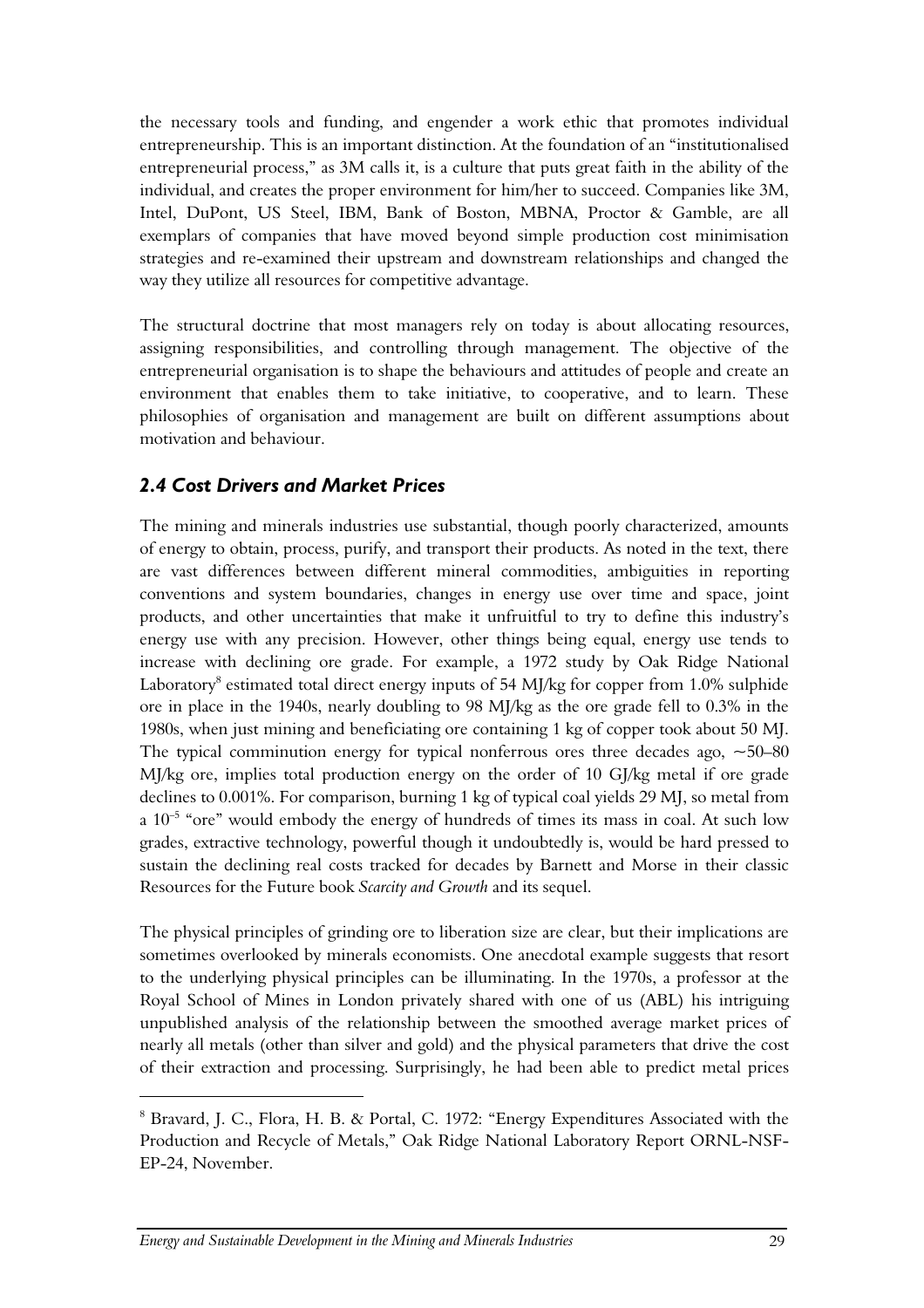the necessary tools and funding, and engender a work ethic that promotes individual entrepreneurship. This is an important distinction. At the foundation of an "institutionalised entrepreneurial process," as 3M calls it, is a culture that puts great faith in the ability of the individual, and creates the proper environment for him/her to succeed. Companies like 3M, Intel, DuPont, US Steel, IBM, Bank of Boston, MBNA, Proctor & Gamble, are all exemplars of companies that have moved beyond simple production cost minimisation strategies and re-examined their upstream and downstream relationships and changed the way they utilize all resources for competitive advantage.

The structural doctrine that most managers rely on today is about allocating resources, assigning responsibilities, and controlling through management. The objective of the entrepreneurial organisation is to shape the behaviours and attitudes of people and create an environment that enables them to take initiative, to cooperative, and to learn. These philosophies of organisation and management are built on different assumptions about motivation and behaviour.

### *2.4 Cost Drivers and Market Prices*

The mining and minerals industries use substantial, though poorly characterized, amounts of energy to obtain, process, purify, and transport their products. As noted in the text, there are vast differences between different mineral commodities, ambiguities in reporting conventions and system boundaries, changes in energy use over time and space, joint products, and other uncertainties that make it unfruitful to try to define this industry's energy use with any precision. However, other things being equal, energy use tends to increase with declining ore grade. For example, a 1972 study by Oak Ridge National Laboratory[8] estimated total direct energy inputs of 54 MJ/kg for copper from 1.0% sulphide ore in place in the 1940s, nearly doubling to 98 MJ/kg as the ore grade fell to 0.3% in the 1980s, when just mining and beneficiating ore containing 1 kg of copper took about 50 MJ. The typical comminution energy for typical nonferrous ores three decades ago, ~50–80 MJ/kg ore, implies total production energy on the order of 10 GJ/kg metal if ore grade declines to 0.001%. For comparison, burning 1 kg of typical coal yields 29 MJ, so metal from a $10^{-5}$ "ore" would embody the energy of hundreds of times its mass in coal. At such low grades, extractive technology, powerful though it undoubtedly is, would be hard pressed to sustain the declining real costs tracked for decades by Barnett and Morse in their classic Resources for the Future book *Scarcity and Growth* and its sequel.

The physical principles of grinding ore to liberation size are clear, but their implications are sometimes overlooked by minerals economists. One anecdotal example suggests that resort to the underlying physical principles can be illuminating. In the 1970s, a professor at the Royal School of Mines in London privately shared with one of us (ABL) his intriguing unpublished analysis of the relationship between the smoothed average market prices of nearly all metals (other than silver and gold) and the physical parameters that drive the cost of their extraction and processing. Surprisingly, he had been able to predict metal prices

---

[8] Bravard, J. C., Flora, H. B. & Portal, C. 1972: "Energy Expenditures Associated with the Production and Recycle of Metals," Oak Ridge National Laboratory Report ORNL-NSF-EP-24, November.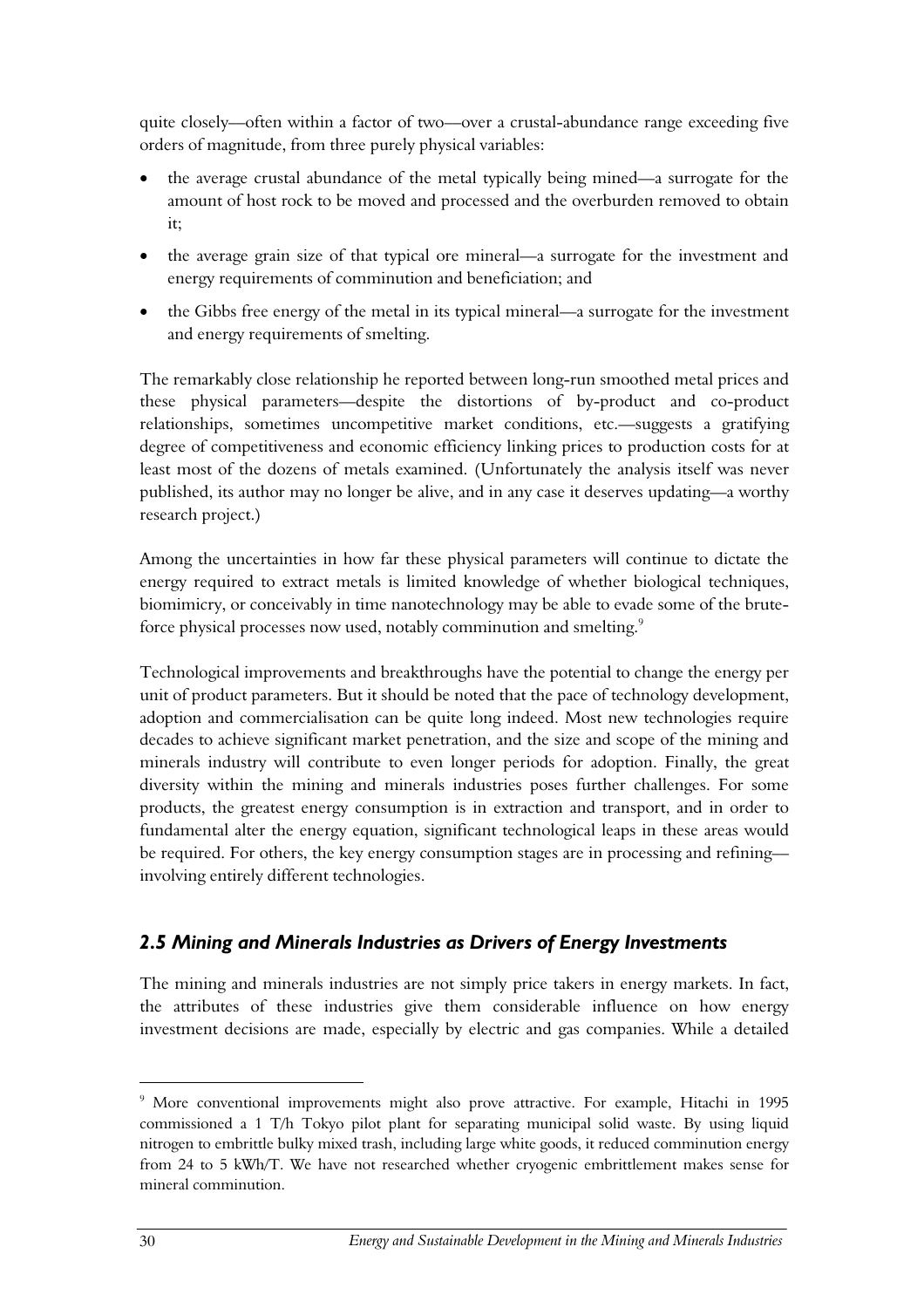quite closely—often within a factor of two—over a crustal-abundance range exceeding five orders of magnitude, from three purely physical variables:

- the average crustal abundance of the metal typically being mined—a surrogate for the amount of host rock to be moved and processed and the overburden removed to obtain it;
- the average grain size of that typical ore mineral—a surrogate for the investment and energy requirements of comminution and beneficiation; and
- the Gibbs free energy of the metal in its typical mineral—a surrogate for the investment and energy requirements of smelting.

The remarkably close relationship he reported between long-run smoothed metal prices and these physical parameters—despite the distortions of by-product and co-product relationships, sometimes uncompetitive market conditions, etc.—suggests a gratifying degree of competitiveness and economic efficiency linking prices to production costs for at least most of the dozens of metals examined. (Unfortunately the analysis itself was never published, its author may no longer be alive, and in any case it deserves updating—a worthy research project.)

Among the uncertainties in how far these physical parameters will continue to dictate the energy required to extract metals is limited knowledge of whether biological techniques, biomimicry, or conceivably in time nanotechnology may be able to evade some of the brute-force physical processes now used, notably comminution and smelting.[9]

Technological improvements and breakthroughs have the potential to change the energy per unit of product parameters. But it should be noted that the pace of technology development, adoption and commercialisation can be quite long indeed. Most new technologies require decades to achieve significant market penetration, and the size and scope of the mining and minerals industry will contribute to even longer periods for adoption. Finally, the great diversity within the mining and minerals industries poses further challenges. For some products, the greatest energy consumption is in extraction and transport, and in order to fundamental alter the energy equation, significant technological leaps in these areas would be required. For others, the key energy consumption stages are in processing and refining—involving entirely different technologies.

## *2.5 Mining and Minerals Industries as Drivers of Energy Investments*

The mining and minerals industries are not simply price takers in energy markets. In fact, the attributes of these industries give them considerable influence on how energy investment decisions are made, especially by electric and gas companies. While a detailed

[9] More conventional improvements might also prove attractive. For example, Hitachi in 1995 commissioned a 1 T/h Tokyo pilot plant for separating municipal solid waste. By using liquid nitrogen to embrittle bulky mixed trash, including large white goods, it reduced comminution energy from 24 to 5 kWh/T. We have not researched whether cryogenic embrittlement makes sense for mineral comminution.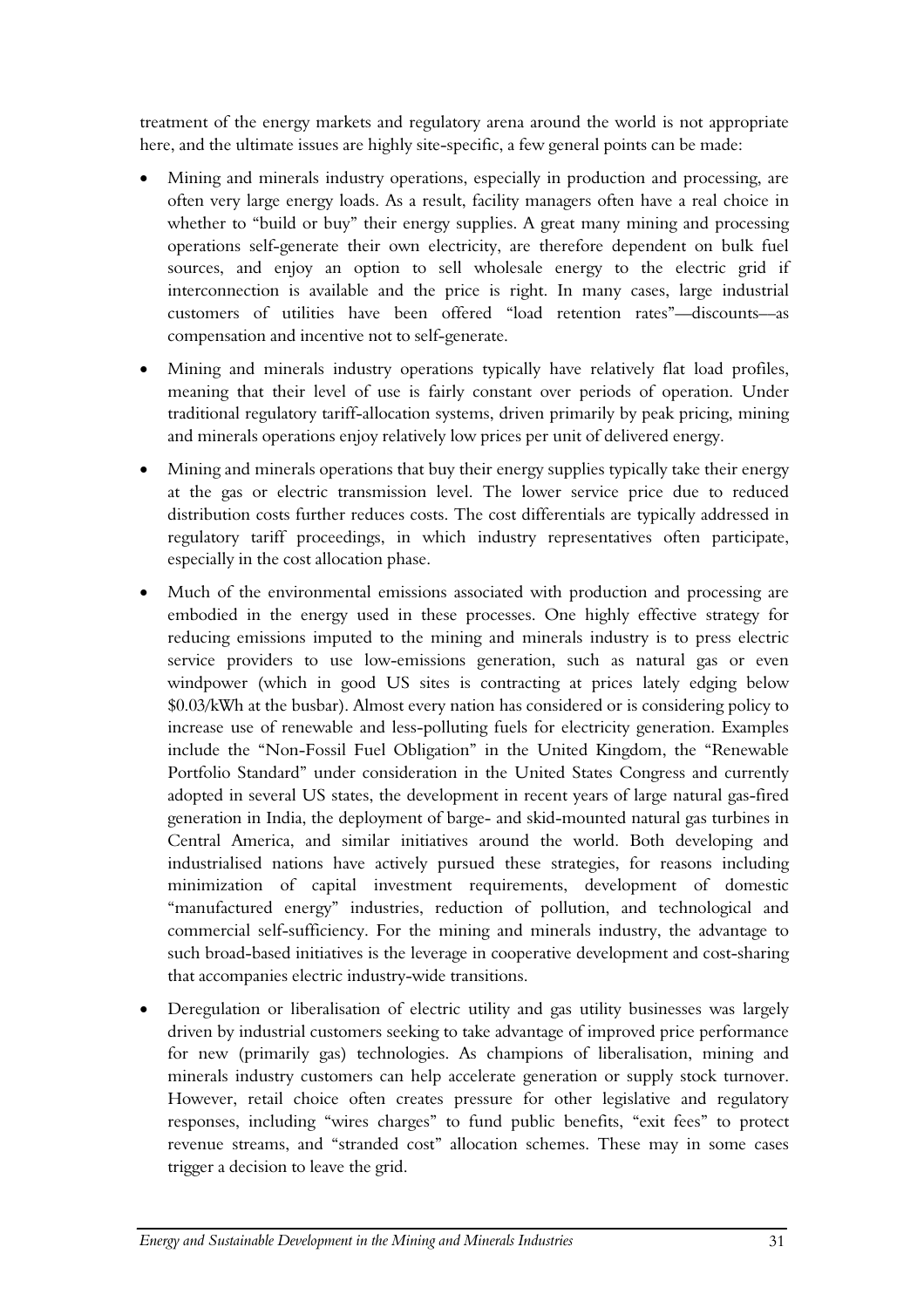treatment of the energy markets and regulatory arena around the world is not appropriate here, and the ultimate issues are highly site-specific, a few general points can be made:

- Mining and minerals industry operations, especially in production and processing, are often very large energy loads. As a result, facility managers often have a real choice in whether to "build or buy" their energy supplies. A great many mining and processing operations self-generate their own electricity, are therefore dependent on bulk fuel sources, and enjoy an option to sell wholesale energy to the electric grid if interconnection is available and the price is right. In many cases, large industrial customers of utilities have been offered "load retention rates"—discounts—as compensation and incentive not to self-generate.
- Mining and minerals industry operations typically have relatively flat load profiles, meaning that their level of use is fairly constant over periods of operation. Under traditional regulatory tariff-allocation systems, driven primarily by peak pricing, mining and minerals operations enjoy relatively low prices per unit of delivered energy.
- Mining and minerals operations that buy their energy supplies typically take their energy at the gas or electric transmission level. The lower service price due to reduced distribution costs further reduces costs. The cost differentials are typically addressed in regulatory tariff proceedings, in which industry representatives often participate, especially in the cost allocation phase.
- Much of the environmental emissions associated with production and processing are embodied in the energy used in these processes. One highly effective strategy for reducing emissions imputed to the mining and minerals industry is to press electric service providers to use low-emissions generation, such as natural gas or even windpower (which in good US sites is contracting at prices lately edging below $0.03/kWh at the busbar). Almost every nation has considered or is considering policy to increase use of renewable and less-polluting fuels for electricity generation. Examples include the "Non-Fossil Fuel Obligation" in the United Kingdom, the "Renewable Portfolio Standard" under consideration in the United States Congress and currently adopted in several US states, the development in recent years of large natural gas-fired generation in India, the deployment of barge- and skid-mounted natural gas turbines in Central America, and similar initiatives around the world. Both developing and industrialised nations have actively pursued these strategies, for reasons including minimization of capital investment requirements, development of domestic "manufactured energy" industries, reduction of pollution, and technological and commercial self-sufficiency. For the mining and minerals industry, the advantage to such broad-based initiatives is the leverage in cooperative development and cost-sharing that accompanies electric industry-wide transitions.
- Deregulation or liberalisation of electric utility and gas utility businesses was largely driven by industrial customers seeking to take advantage of improved price performance for new (primarily gas) technologies. As champions of liberalisation, mining and minerals industry customers can help accelerate generation or supply stock turnover. However, retail choice often creates pressure for other legislative and regulatory responses, including "wires charges" to fund public benefits, "exit fees" to protect revenue streams, and "stranded cost" allocation schemes. These may in some cases trigger a decision to leave the grid.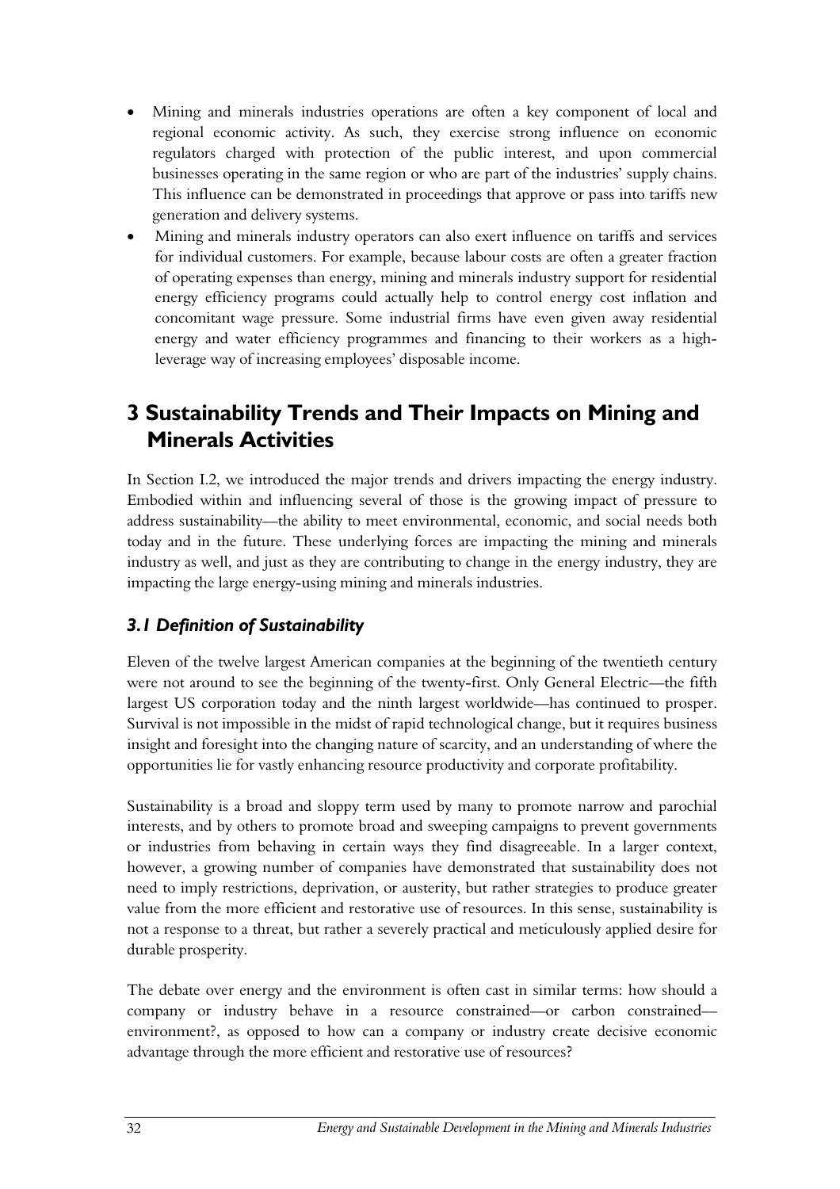- Mining and minerals industries operations are often a key component of local and regional economic activity. As such, they exercise strong influence on economic regulators charged with protection of the public interest, and upon commercial businesses operating in the same region or who are part of the industries' supply chains. This influence can be demonstrated in proceedings that approve or pass into tariffs new generation and delivery systems.
- Mining and minerals industry operators can also exert influence on tariffs and services for individual customers. For example, because labour costs are often a greater fraction of operating expenses than energy, mining and minerals industry support for residential energy efficiency programs could actually help to control energy cost inflation and concomitant wage pressure. Some industrial firms have even given away residential energy and water efficiency programmes and financing to their workers as a high-leverage way of increasing employees' disposable income.

# 3 Sustainability Trends and Their Impacts on Mining and Minerals Activities

In Section I.2, we introduced the major trends and drivers impacting the energy industry. Embodied within and influencing several of those is the growing impact of pressure to address sustainability—the ability to meet environmental, economic, and social needs both today and in the future. These underlying forces are impacting the mining and minerals industry as well, and just as they are contributing to change in the energy industry, they are impacting the large energy-using mining and minerals industries.

## *3.1 Definition of Sustainability*

Eleven of the twelve largest American companies at the beginning of the twentieth century were not around to see the beginning of the twenty-first. Only General Electric—the fifth largest US corporation today and the ninth largest worldwide—has continued to prosper. Survival is not impossible in the midst of rapid technological change, but it requires business insight and foresight into the changing nature of scarcity, and an understanding of where the opportunities lie for vastly enhancing resource productivity and corporate profitability.

Sustainability is a broad and sloppy term used by many to promote narrow and parochial interests, and by others to promote broad and sweeping campaigns to prevent governments or industries from behaving in certain ways they find disagreeable. In a larger context, however, a growing number of companies have demonstrated that sustainability does not need to imply restrictions, deprivation, or austerity, but rather strategies to produce greater value from the more efficient and restorative use of resources. In this sense, sustainability is not a response to a threat, but rather a severely practical and meticulously applied desire for durable prosperity.

The debate over energy and the environment is often cast in similar terms: how should a company or industry behave in a resource constrained—or carbon constrained—environment?, as opposed to how can a company or industry create decisive economic advantage through the more efficient and restorative use of resources?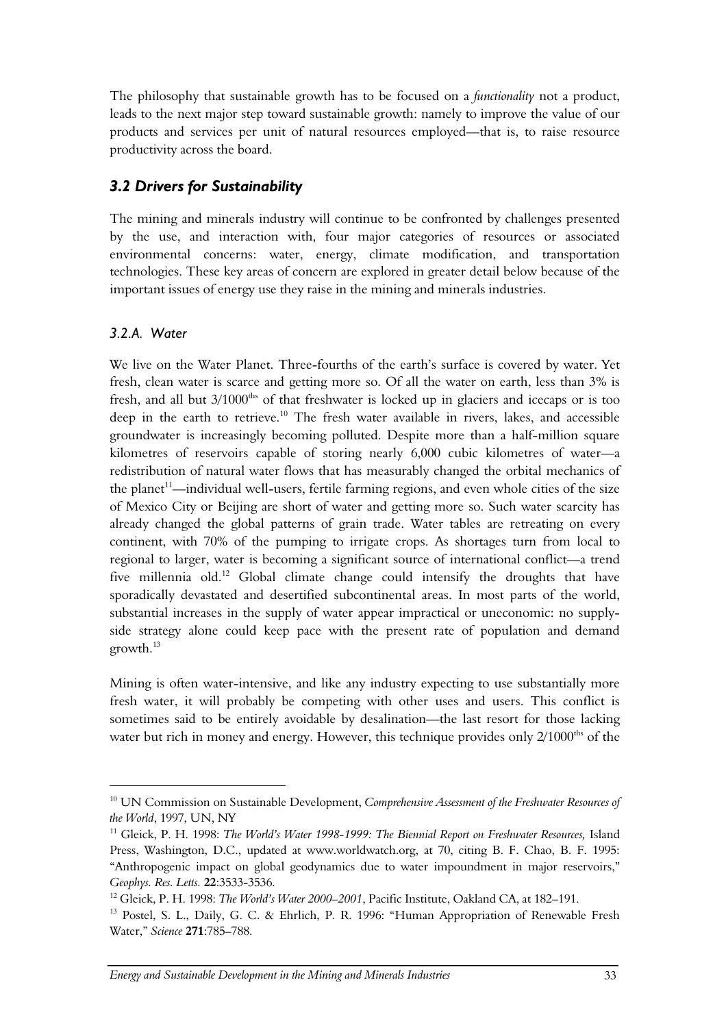The philosophy that sustainable growth has to be focused on a *functionality* not a product, leads to the next major step toward sustainable growth: namely to improve the value of our products and services per unit of natural resources employed—that is, to raise resource productivity across the board.

## *3.2 Drivers for Sustainability*

The mining and minerals industry will continue to be confronted by challenges presented by the use, and interaction with, four major categories of resources or associated environmental concerns: water, energy, climate modification, and transportation technologies. These key areas of concern are explored in greater detail below because of the important issues of energy use they raise in the mining and minerals industries.

### *3.2.A. Water*

We live on the Water Planet. Three-fourths of the earth's surface is covered by water. Yet fresh, clean water is scarce and getting more so. Of all the water on earth, less than 3% is fresh, and all but 3/1000^ths^ of that freshwater is locked up in glaciers and icecaps or is too deep in the earth to retrieve.[10] The fresh water available in rivers, lakes, and accessible groundwater is increasingly becoming polluted. Despite more than a half-million square kilometres of reservoirs capable of storing nearly 6,000 cubic kilometres of water—a redistribution of natural water flows that has measurably changed the orbital mechanics of the planet[11]—individual well-users, fertile farming regions, and even whole cities of the size of Mexico City or Beijing are short of water and getting more so. Such water scarcity has already changed the global patterns of grain trade. Water tables are retreating on every continent, with 70% of the pumping to irrigate crops. As shortages turn from local to regional to larger, water is becoming a significant source of international conflict—a trend five millennia old.[12] Global climate change could intensify the droughts that have sporadically devastated and desertified subcontinental areas. In most parts of the world, substantial increases in the supply of water appear impractical or uneconomic: no supply-side strategy alone could keep pace with the present rate of population and demand growth.[13]

Mining is often water-intensive, and like any industry expecting to use substantially more fresh water, it will probably be competing with other uses and users. This conflict is sometimes said to be entirely avoidable by desalination—the last resort for those lacking water but rich in money and energy. However, this technique provides only 2/1000^ths^ of the

---

[10] UN Commission on Sustainable Development, *Comprehensive Assessment of the Freshwater Resources of the World*, 1997, UN, NY

[11] Gleick, P. H. 1998: *The World's Water 1998-1999: The Biennial Report on Freshwater Resources,* Island Press, Washington, D.C., updated at www.worldwatch.org, at 70, citing B. F. Chao, B. F. 1995: "Anthropogenic impact on global geodynamics due to water impoundment in major reservoirs," *Geophys. Res. Letts.* **22**:3533-3536.

[12] Gleick, P. H. 1998: *The World's Water 2000–2001*, Pacific Institute, Oakland CA, at 182–191.

[13] Postel, S. L., Daily, G. C. & Ehrlich, P. R. 1996: "Human Appropriation of Renewable Fresh Water," *Science* **271**:785–788.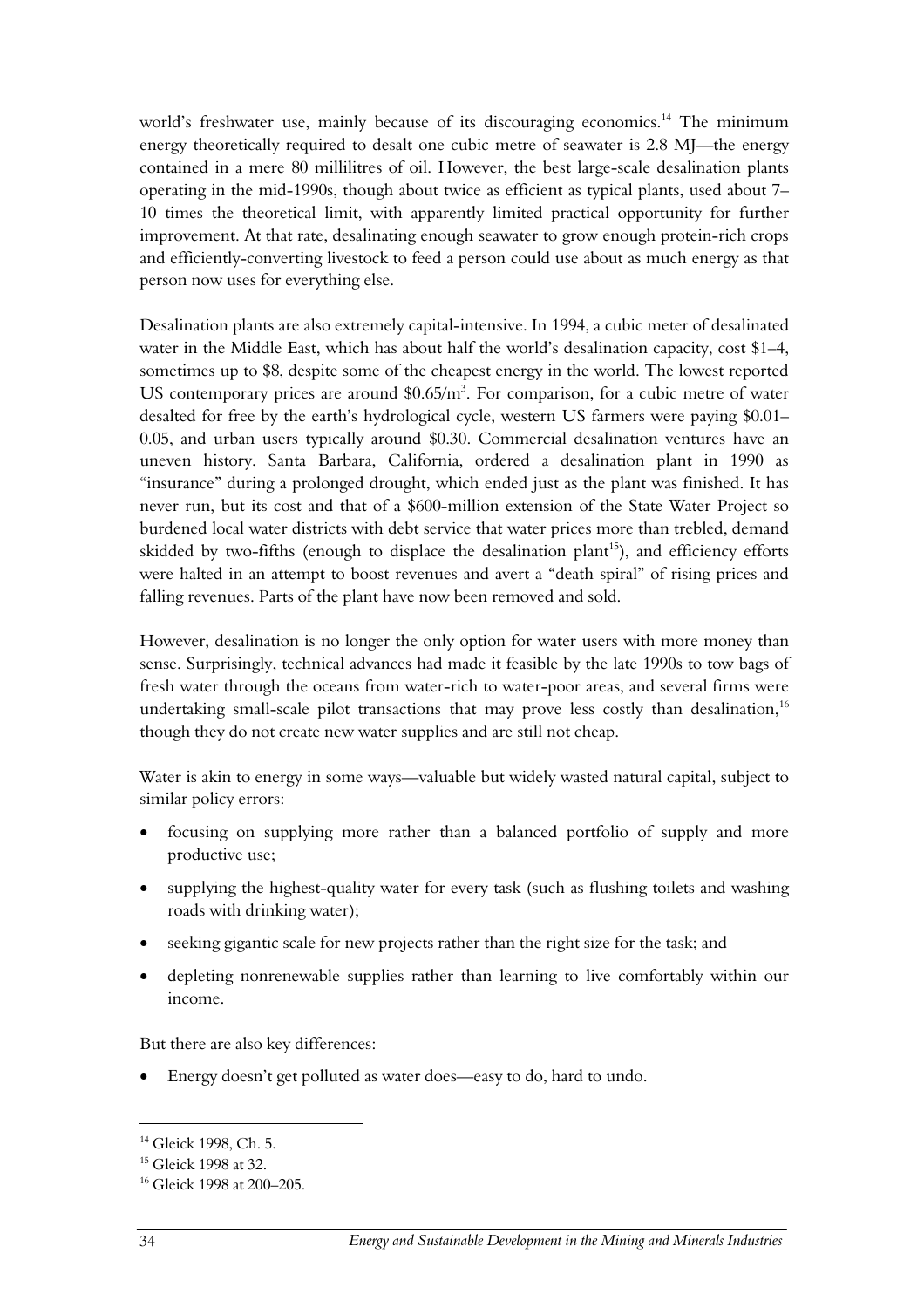world's freshwater use, mainly because of its discouraging economics.[14] The minimum energy theoretically required to desalt one cubic metre of seawater is 2.8 MJ—the energy contained in a mere 80 millilitres of oil. However, the best large-scale desalination plants operating in the mid-1990s, though about twice as efficient as typical plants, used about 7–10 times the theoretical limit, with apparently limited practical opportunity for further improvement. At that rate, desalinating enough seawater to grow enough protein-rich crops and efficiently-converting livestock to feed a person could use about as much energy as that person now uses for everything else.

Desalination plants are also extremely capital-intensive. In 1994, a cubic meter of desalinated water in the Middle East, which has about half the world's desalination capacity, cost $1–4, sometimes up to $8, despite some of the cheapest energy in the world. The lowest reported US contemporary prices are around $0.65/m$^3$. For comparison, for a cubic metre of water desalted for free by the earth's hydrological cycle, western US farmers were paying $0.01–0.05, and urban users typically around $0.30. Commercial desalination ventures have an uneven history. Santa Barbara, California, ordered a desalination plant in 1990 as "insurance" during a prolonged drought, which ended just as the plant was finished. It has never run, but its cost and that of a $600-million extension of the State Water Project so burdened local water districts with debt service that water prices more than trebled, demand skidded by two-fifths (enough to displace the desalination plant[15]), and efficiency efforts were halted in an attempt to boost revenues and avert a "death spiral" of rising prices and falling revenues. Parts of the plant have now been removed and sold.

However, desalination is no longer the only option for water users with more money than sense. Surprisingly, technical advances had made it feasible by the late 1990s to tow bags of fresh water through the oceans from water-rich to water-poor areas, and several firms were undertaking small-scale pilot transactions that may prove less costly than desalination,[16] though they do not create new water supplies and are still not cheap.

Water is akin to energy in some ways—valuable but widely wasted natural capital, subject to similar policy errors:

- focusing on supplying more rather than a balanced portfolio of supply and more productive use;
- supplying the highest-quality water for every task (such as flushing toilets and washing roads with drinking water);
- seeking gigantic scale for new projects rather than the right size for the task; and
- depleting nonrenewable supplies rather than learning to live comfortably within our income.

But there are also key differences:

- Energy doesn't get polluted as water does—easy to do, hard to undo.

---

[14] Gleick 1998, Ch. 5.

[15] Gleick 1998 at 32.

[16] Gleick 1998 at 200–205.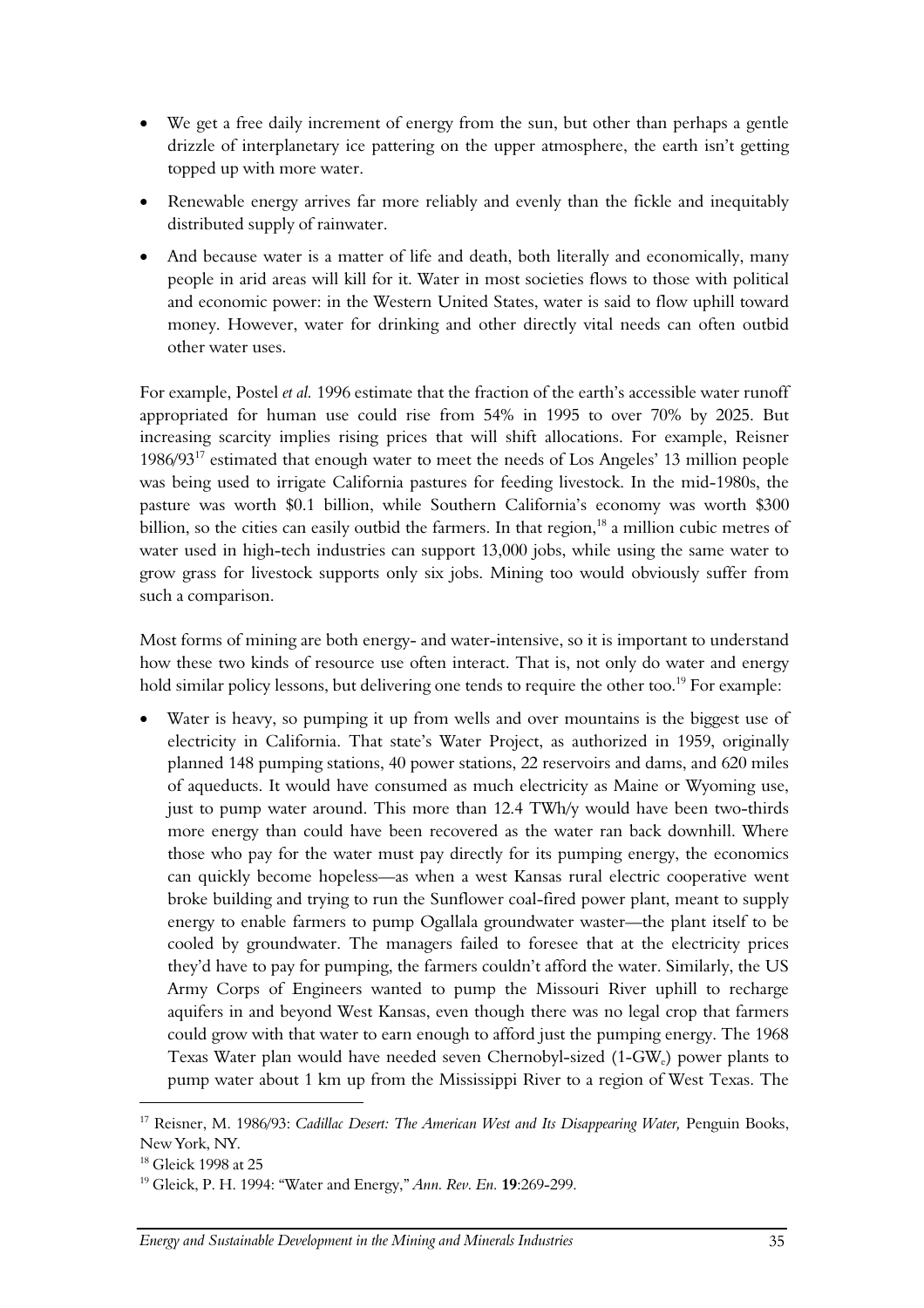- We get a free daily increment of energy from the sun, but other than perhaps a gentle drizzle of interplanetary ice pattering on the upper atmosphere, the earth isn't getting topped up with more water.
- Renewable energy arrives far more reliably and evenly than the fickle and inequitably distributed supply of rainwater.
- And because water is a matter of life and death, both literally and economically, many people in arid areas will kill for it. Water in most societies flows to those with political and economic power: in the Western United States, water is said to flow uphill toward money. However, water for drinking and other directly vital needs can often outbid other water uses.

For example, Postel *et al.* 1996 estimate that the fraction of the earth's accessible water runoff appropriated for human use could rise from 54% in 1995 to over 70% by 2025. But increasing scarcity implies rising prices that will shift allocations. For example, Reisner 1986/93[17] estimated that enough water to meet the needs of Los Angeles' 13 million people was being used to irrigate California pastures for feeding livestock. In the mid-1980s, the pasture was worth \$0.1 billion, while Southern California's economy was worth \$300 billion, so the cities can easily outbid the farmers. In that region,[18] a million cubic metres of water used in high-tech industries can support 13,000 jobs, while using the same water to grow grass for livestock supports only six jobs. Mining too would obviously suffer from such a comparison.

Most forms of mining are both energy- and water-intensive, so it is important to understand how these two kinds of resource use often interact. That is, not only do water and energy hold similar policy lessons, but delivering one tends to require the other too.[19] For example:

- Water is heavy, so pumping it up from wells and over mountains is the biggest use of electricity in California. That state's Water Project, as authorized in 1959, originally planned 148 pumping stations, 40 power stations, 22 reservoirs and dams, and 620 miles of aqueducts. It would have consumed as much electricity as Maine or Wyoming use, just to pump water around. This more than 12.4 TWh/y would have been two-thirds more energy than could have been recovered as the water ran back downhill. Where those who pay for the water must pay directly for its pumping energy, the economics can quickly become hopeless—as when a west Kansas rural electric cooperative went broke building and trying to run the Sunflower coal-fired power plant, meant to supply energy to enable farmers to pump Ogallala groundwater waster—the plant itself to be cooled by groundwater. The managers failed to foresee that at the electricity prices they'd have to pay for pumping, the farmers couldn't afford the water. Similarly, the US Army Corps of Engineers wanted to pump the Missouri River uphill to recharge aquifers in and beyond West Kansas, even though there was no legal crop that farmers could grow with that water to earn enough to afford just the pumping energy. The 1968 Texas Water plan would have needed seven Chernobyl-sized (1-$GW_e$) power plants to pump water about 1 km up from the Mississippi River to a region of West Texas. The

---

[17] Reisner, M. 1986/93: *Cadillac Desert: The American West and Its Disappearing Water,* Penguin Books, New York, NY.

[18] Gleick 1998 at 25

[19] Gleick, P. H. 1994: "Water and Energy," *Ann. Rev. En.* **19**:269-299.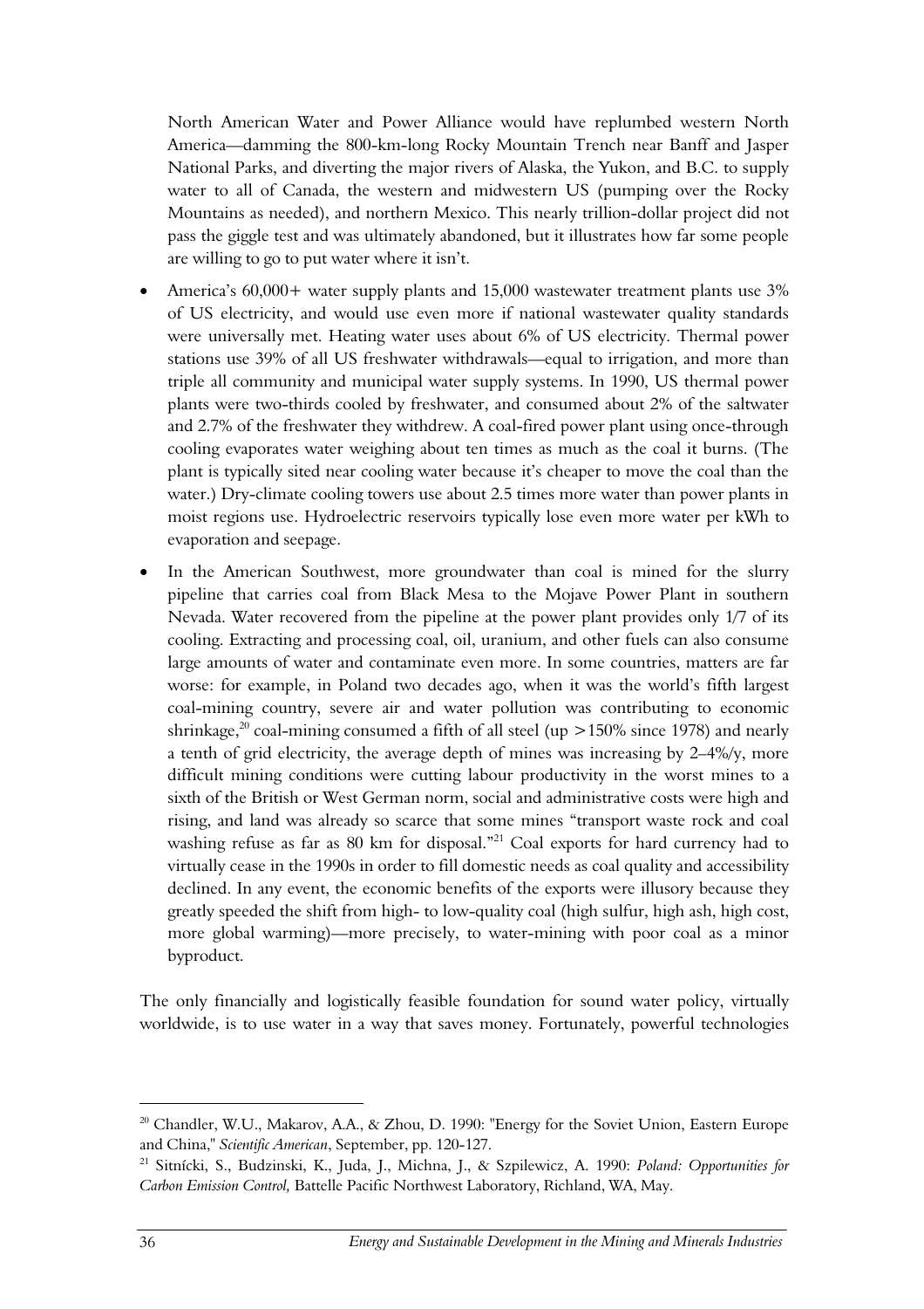North American Water and Power Alliance would have replumbed western North America—damming the 800-km-long Rocky Mountain Trench near Banff and Jasper National Parks, and diverting the major rivers of Alaska, the Yukon, and B.C. to supply water to all of Canada, the western and midwestern US (pumping over the Rocky Mountains as needed), and northern Mexico. This nearly trillion-dollar project did not pass the giggle test and was ultimately abandoned, but it illustrates how far some people are willing to go to put water where it isn't.

- America's 60,000+ water supply plants and 15,000 wastewater treatment plants use 3% of US electricity, and would use even more if national wastewater quality standards were universally met. Heating water uses about 6% of US electricity. Thermal power stations use 39% of all US freshwater withdrawals—equal to irrigation, and more than triple all community and municipal water supply systems. In 1990, US thermal power plants were two-thirds cooled by freshwater, and consumed about 2% of the saltwater and 2.7% of the freshwater they withdrew. A coal-fired power plant using once-through cooling evaporates water weighing about ten times as much as the coal it burns. (The plant is typically sited near cooling water because it's cheaper to move the coal than the water.) Dry-climate cooling towers use about 2.5 times more water than power plants in moist regions use. Hydroelectric reservoirs typically lose even more water per kWh to evaporation and seepage.
- In the American Southwest, more groundwater than coal is mined for the slurry pipeline that carries coal from Black Mesa to the Mojave Power Plant in southern Nevada. Water recovered from the pipeline at the power plant provides only 1/7 of its cooling. Extracting and processing coal, oil, uranium, and other fuels can also consume large amounts of water and contaminate even more. In some countries, matters are far worse: for example, in Poland two decades ago, when it was the world's fifth largest coal-mining country, severe air and water pollution was contributing to economic shrinkage,[20] coal-mining consumed a fifth of all steel (up >150% since 1978) and nearly a tenth of grid electricity, the average depth of mines was increasing by 2–4%/y, more difficult mining conditions were cutting labour productivity in the worst mines to a sixth of the British or West German norm, social and administrative costs were high and rising, and land was already so scarce that some mines "transport waste rock and coal washing refuse as far as 80 km for disposal."[21] Coal exports for hard currency had to virtually cease in the 1990s in order to fill domestic needs as coal quality and accessibility declined. In any event, the economic benefits of the exports were illusory because they greatly speeded the shift from high- to low-quality coal (high sulfur, high ash, high cost, more global warming)—more precisely, to water-mining with poor coal as a minor byproduct.

The only financially and logistically feasible foundation for sound water policy, virtually worldwide, is to use water in a way that saves money. Fortunately, powerful technologies

---

[20] Chandler, W.U., Makarov, A.A., & Zhou, D. 1990: "Energy for the Soviet Union, Eastern Europe and China," *Scientific American*, September, pp. 120-127.

[21] Sitnícki, S., Budzinski, K., Juda, J., Michna, J., & Szpilewicz, A. 1990: *Poland: Opportunities for Carbon Emission Control,* Battelle Pacific Northwest Laboratory, Richland, WA, May.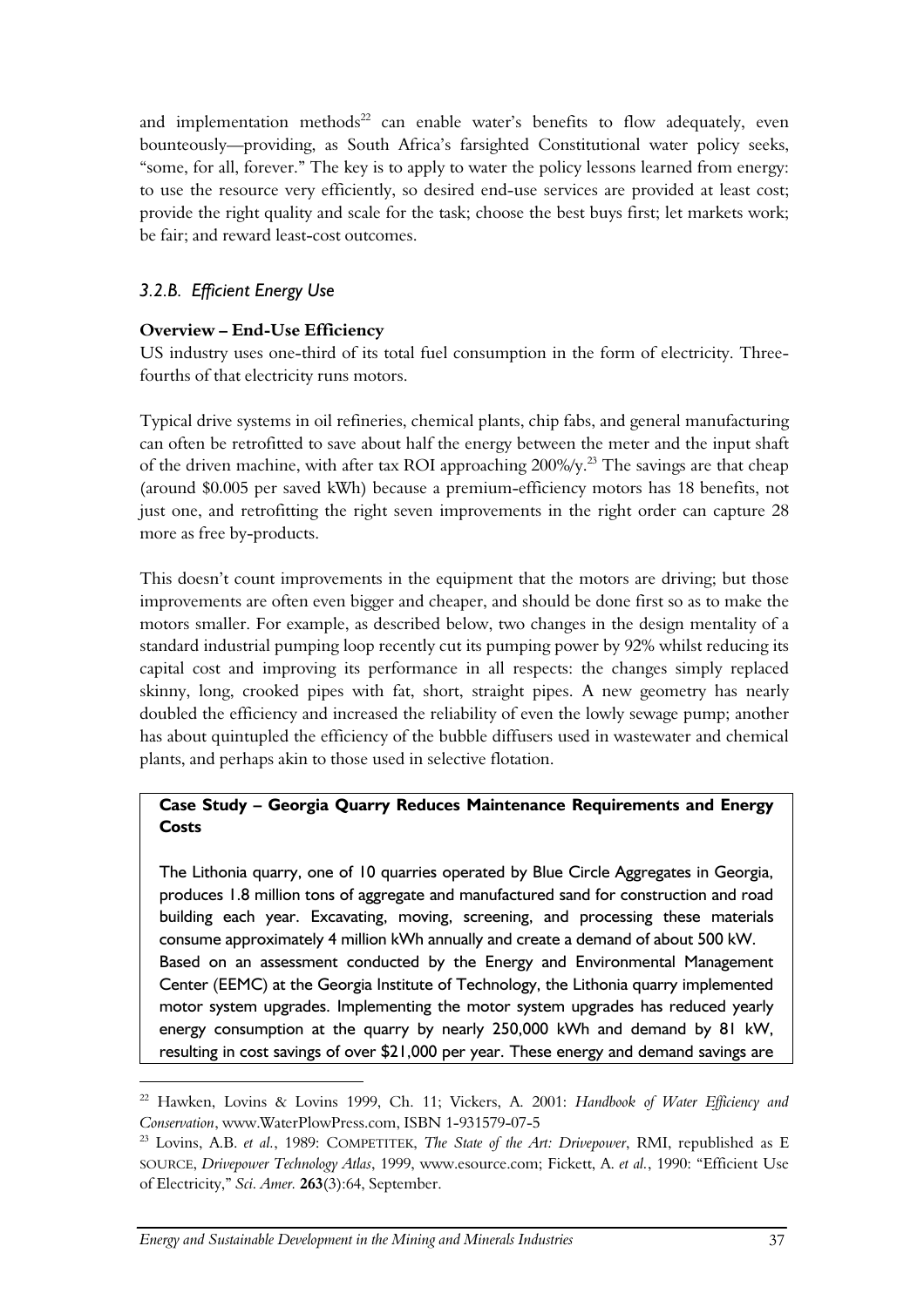and implementation methods[22] can enable water's benefits to flow adequately, even bounteously—providing, as South Africa's farsighted Constitutional water policy seeks, "some, for all, forever." The key is to apply to water the policy lessons learned from energy: to use the resource very efficiently, so desired end-use services are provided at least cost; provide the right quality and scale for the task; choose the best buys first; let markets work; be fair; and reward least-cost outcomes.

### *3.2.B. Efficient Energy Use*

**Overview – End-Use Efficiency**

US industry uses one-third of its total fuel consumption in the form of electricity. Three-fourths of that electricity runs motors.

Typical drive systems in oil refineries, chemical plants, chip fabs, and general manufacturing can often be retrofitted to save about half the energy between the meter and the input shaft of the driven machine, with after tax ROI approaching 200%/y.[23] The savings are that cheap (around $0.005 per saved kWh) because a premium-efficiency motors has 18 benefits, not just one, and retrofitting the right seven improvements in the right order can capture 28 more as free by-products.

This doesn't count improvements in the equipment that the motors are driving; but those improvements are often even bigger and cheaper, and should be done first so as to make the motors smaller. For example, as described below, two changes in the design mentality of a standard industrial pumping loop recently cut its pumping power by 92% whilst reducing its capital cost and improving its performance in all respects: the changes simply replaced skinny, long, crooked pipes with fat, short, straight pipes. A new geometry has nearly doubled the efficiency and increased the reliability of even the lowly sewage pump; another has about quintupled the efficiency of the bubble diffusers used in wastewater and chemical plants, and perhaps akin to those used in selective flotation.

**Case Study – Georgia Quarry Reduces Maintenance Requirements and Energy Costs**

The Lithonia quarry, one of 10 quarries operated by Blue Circle Aggregates in Georgia, produces 1.8 million tons of aggregate and manufactured sand for construction and road building each year. Excavating, moving, screening, and processing these materials consume approximately 4 million kWh annually and create a demand of about 500 kW. Based on an assessment conducted by the Energy and Environmental Management Center (EEMC) at the Georgia Institute of Technology, the Lithonia quarry implemented motor system upgrades. Implementing the motor system upgrades has reduced yearly energy consumption at the quarry by nearly 250,000 kWh and demand by 81 kW, resulting in cost savings of over $21,000 per year. These energy and demand savings are

---

[22] Hawken, Lovins & Lovins 1999, Ch. 11; Vickers, A. 2001: *Handbook of Water Efficiency and Conservation*, www.WaterPlowPress.com, ISBN 1-931579-07-5

[23] Lovins, A.B. *et al.*, 1989: COMPETITEK, *The State of the Art: Drivepower*, RMI, republished as E SOURCE, *Drivepower Technology Atlas*, 1999, www.esource.com; Fickett, A. *et al.*, 1990: "Efficient Use of Electricity," *Sci. Amer.* **263**(3):64, September.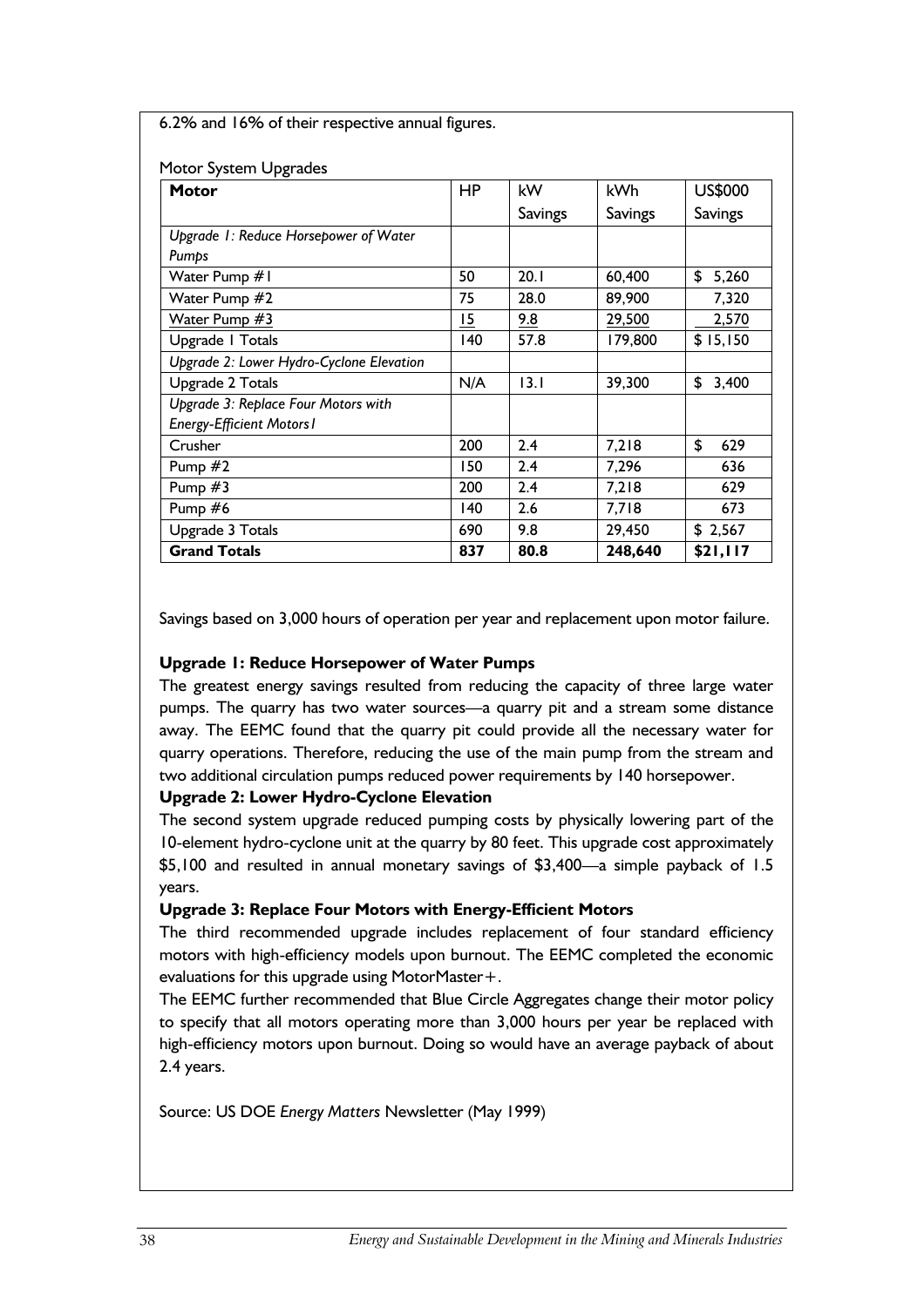6.2% and 16% of their respective annual figures.

Motor System Upgrades

| **Motor** | HP | kW Savings | kWh Savings | US$000 Savings |
|---|---|---|---|---|
| *Upgrade 1: Reduce Horsepower of Water Pumps* | | | | |
| Water Pump #1 | 50 | 20.1 | 60,400 | $ 5,260 |
| Water Pump #2 | 75 | 28.0 | 89,900 | 7,320 |
| Water Pump #3 | 15 | 9.8 | 29,500 | 2,570 |
| Upgrade 1 Totals | 140 | 57.8 | 179,800 | $ 15,150 |
| *Upgrade 2: Lower Hydro-Cyclone Elevation* | | | | |
| Upgrade 2 Totals | N/A | 13.1 | 39,300 | $ 3,400 |
| *Upgrade 3: Replace Four Motors with Energy-Efficient Motors1* | | | | |
| Crusher | 200 | 2.4 | 7,218 | $ 629 |
| Pump #2 | 150 | 2.4 | 7,296 | 636 |
| Pump #3 | 200 | 2.4 | 7,218 | 629 |
| Pump #6 | 140 | 2.6 | 7,718 | 673 |
| Upgrade 3 Totals | 690 | 9.8 | 29,450 | $ 2,567 |
| **Grand Totals** | **837** | **80.8** | **248,640** | **$21,117** |

Savings based on 3,000 hours of operation per year and replacement upon motor failure.

**Upgrade 1: Reduce Horsepower of Water Pumps**

The greatest energy savings resulted from reducing the capacity of three large water pumps. The quarry has two water sources—a quarry pit and a stream some distance away. The EEMC found that the quarry pit could provide all the necessary water for quarry operations. Therefore, reducing the use of the main pump from the stream and two additional circulation pumps reduced power requirements by 140 horsepower.

**Upgrade 2: Lower Hydro-Cyclone Elevation**

The second system upgrade reduced pumping costs by physically lowering part of the 10-element hydro-cyclone unit at the quarry by 80 feet. This upgrade cost approximately $5,100 and resulted in annual monetary savings of $3,400—a simple payback of 1.5 years.

**Upgrade 3: Replace Four Motors with Energy-Efficient Motors**

The third recommended upgrade includes replacement of four standard efficiency motors with high-efficiency models upon burnout. The EEMC completed the economic evaluations for this upgrade using MotorMaster+.

The EEMC further recommended that Blue Circle Aggregates change their motor policy to specify that all motors operating more than 3,000 hours per year be replaced with high-efficiency motors upon burnout. Doing so would have an average payback of about 2.4 years.

Source: US DOE *Energy Matters* Newsletter (May 1999)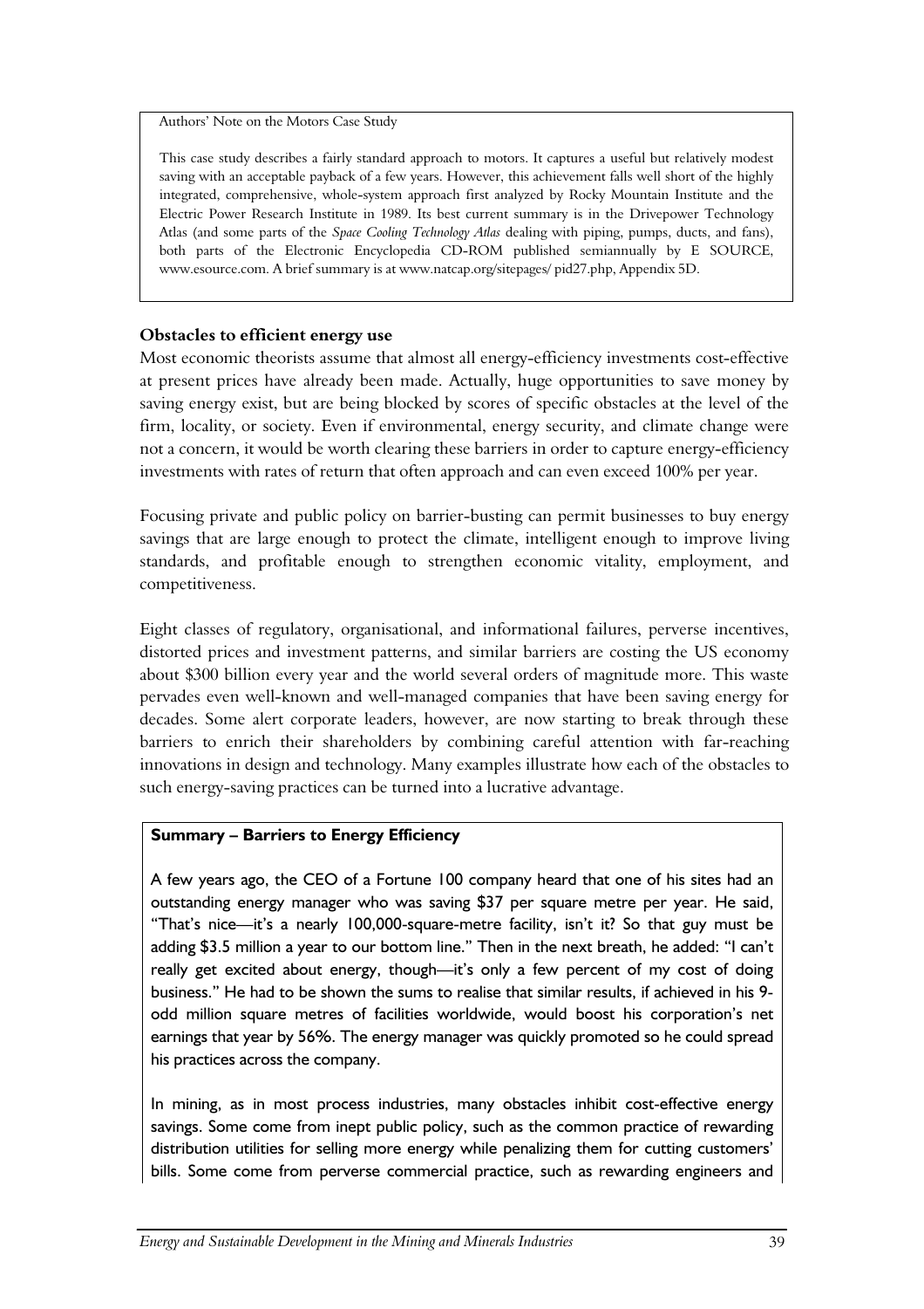Authors' Note on the Motors Case Study

This case study describes a fairly standard approach to motors. It captures a useful but relatively modest saving with an acceptable payback of a few years. However, this achievement falls well short of the highly integrated, comprehensive, whole-system approach first analyzed by Rocky Mountain Institute and the Electric Power Research Institute in 1989. Its best current summary is in the Drivepower Technology Atlas (and some parts of the *Space Cooling Technology Atlas* dealing with piping, pumps, ducts, and fans), both parts of the Electronic Encyclopedia CD-ROM published semiannually by E SOURCE, www.esource.com. A brief summary is at www.natcap.org/sitepages/ pid27.php, Appendix 5D.

### Obstacles to efficient energy use

Most economic theorists assume that almost all energy-efficiency investments cost-effective at present prices have already been made. Actually, huge opportunities to save money by saving energy exist, but are being blocked by scores of specific obstacles at the level of the firm, locality, or society. Even if environmental, energy security, and climate change were not a concern, it would be worth clearing these barriers in order to capture energy-efficiency investments with rates of return that often approach and can even exceed 100% per year.

Focusing private and public policy on barrier-busting can permit businesses to buy energy savings that are large enough to protect the climate, intelligent enough to improve living standards, and profitable enough to strengthen economic vitality, employment, and competitiveness.

Eight classes of regulatory, organisational, and informational failures, perverse incentives, distorted prices and investment patterns, and similar barriers are costing the US economy about $300 billion every year and the world several orders of magnitude more. This waste pervades even well-known and well-managed companies that have been saving energy for decades. Some alert corporate leaders, however, are now starting to break through these barriers to enrich their shareholders by combining careful attention with far-reaching innovations in design and technology. Many examples illustrate how each of the obstacles to such energy-saving practices can be turned into a lucrative advantage.

**Summary – Barriers to Energy Efficiency**

A few years ago, the CEO of a Fortune 100 company heard that one of his sites had an outstanding energy manager who was saving $37 per square metre per year. He said, "That's nice—it's a nearly 100,000-square-metre facility, isn't it? So that guy must be adding $3.5 million a year to our bottom line." Then in the next breath, he added: "I can't really get excited about energy, though—it's only a few percent of my cost of doing business." He had to be shown the sums to realise that similar results, if achieved in his 9-odd million square metres of facilities worldwide, would boost his corporation's net earnings that year by 56%. The energy manager was quickly promoted so he could spread his practices across the company.

In mining, as in most process industries, many obstacles inhibit cost-effective energy savings. Some come from inept public policy, such as the common practice of rewarding distribution utilities for selling more energy while penalizing them for cutting customers' bills. Some come from perverse commercial practice, such as rewarding engineers and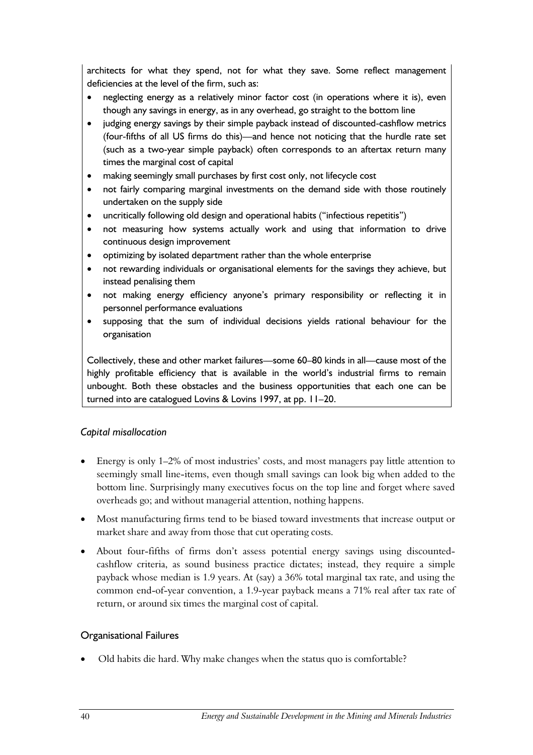architects for what they spend, not for what they save. Some reflect management deficiencies at the level of the firm, such as:

- neglecting energy as a relatively minor factor cost (in operations where it is), even though any savings in energy, as in any overhead, go straight to the bottom line
- judging energy savings by their simple payback instead of discounted-cashflow metrics (four-fifths of all US firms do this)—and hence not noticing that the hurdle rate set (such as a two-year simple payback) often corresponds to an aftertax return many times the marginal cost of capital
- making seemingly small purchases by first cost only, not lifecycle cost
- not fairly comparing marginal investments on the demand side with those routinely undertaken on the supply side
- uncritically following old design and operational habits ("infectious repetitis")
- not measuring how systems actually work and using that information to drive continuous design improvement
- optimizing by isolated department rather than the whole enterprise
- not rewarding individuals or organisational elements for the savings they achieve, but instead penalising them
- not making energy efficiency anyone's primary responsibility or reflecting it in personnel performance evaluations
- supposing that the sum of individual decisions yields rational behaviour for the organisation

Collectively, these and other market failures—some 60–80 kinds in all—cause most of the highly profitable efficiency that is available in the world's industrial firms to remain unbought. Both these obstacles and the business opportunities that each one can be turned into are catalogued Lovins & Lovins 1997, at pp. 11–20.

### *Capital misallocation*

- Energy is only 1–2% of most industries' costs, and most managers pay little attention to seemingly small line-items, even though small savings can look big when added to the bottom line. Surprisingly many executives focus on the top line and forget where saved overheads go; and without managerial attention, nothing happens.
- Most manufacturing firms tend to be biased toward investments that increase output or market share and away from those that cut operating costs.
- About four-fifths of firms don't assess potential energy savings using discounted-cashflow criteria, as sound business practice dictates; instead, they require a simple payback whose median is 1.9 years. At (say) a 36% total marginal tax rate, and using the common end-of-year convention, a 1.9-year payback means a 71% real after tax rate of return, or around six times the marginal cost of capital.

### Organisational Failures

- Old habits die hard. Why make changes when the status quo is comfortable?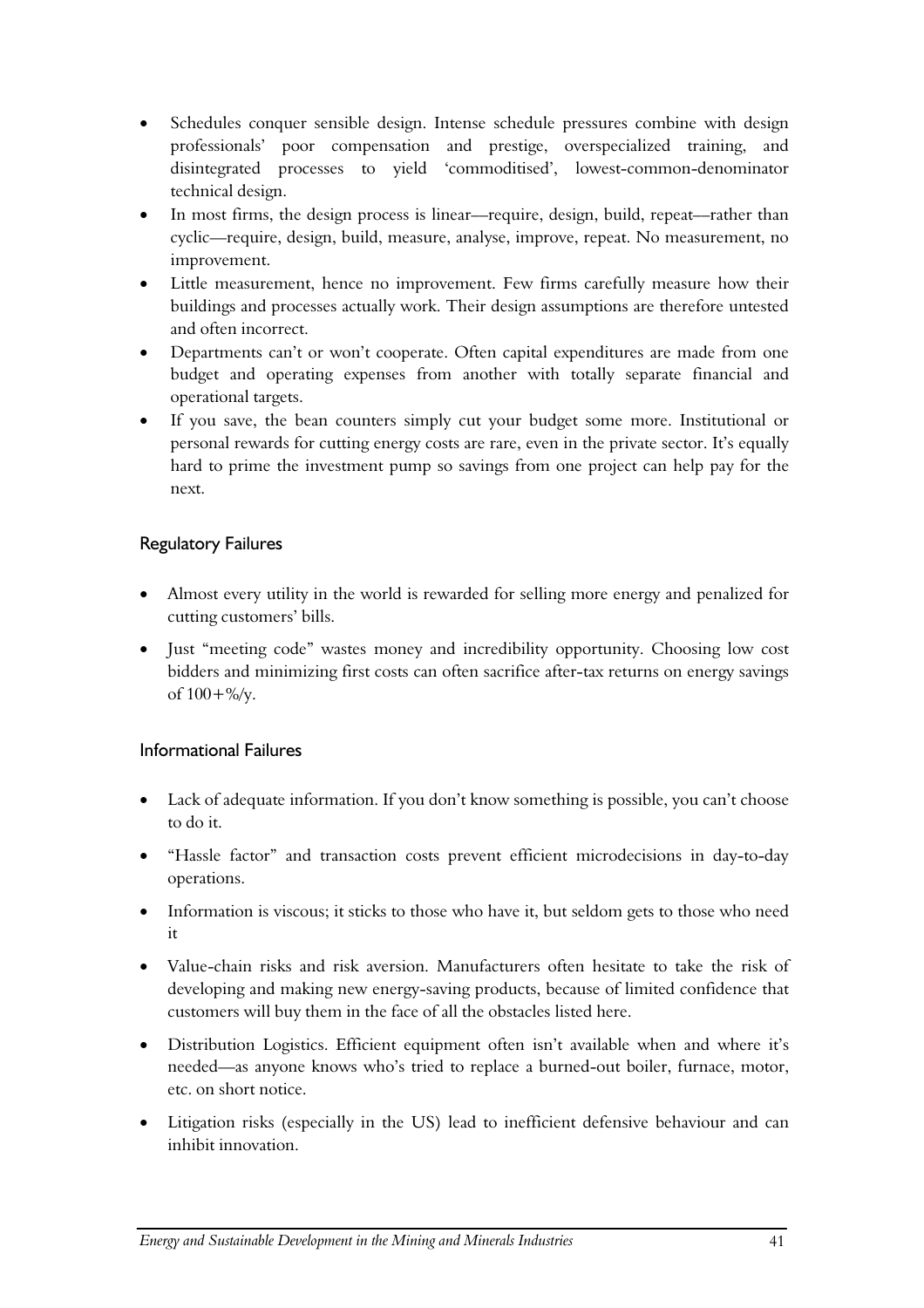- Schedules conquer sensible design. Intense schedule pressures combine with design professionals' poor compensation and prestige, overspecialized training, and disintegrated processes to yield 'commoditised', lowest-common-denominator technical design.
- In most firms, the design process is linear—require, design, build, repeat—rather than cyclic—require, design, build, measure, analyse, improve, repeat. No measurement, no improvement.
- Little measurement, hence no improvement. Few firms carefully measure how their buildings and processes actually work. Their design assumptions are therefore untested and often incorrect.
- Departments can't or won't cooperate. Often capital expenditures are made from one budget and operating expenses from another with totally separate financial and operational targets.
- If you save, the bean counters simply cut your budget some more. Institutional or personal rewards for cutting energy costs are rare, even in the private sector. It's equally hard to prime the investment pump so savings from one project can help pay for the next.

### Regulatory Failures

- Almost every utility in the world is rewarded for selling more energy and penalized for cutting customers' bills.
- Just "meeting code" wastes money and incredibility opportunity. Choosing low cost bidders and minimizing first costs can often sacrifice after-tax returns on energy savings of 100+%/y.

### Informational Failures

- Lack of adequate information. If you don't know something is possible, you can't choose to do it.
- "Hassle factor" and transaction costs prevent efficient microdecisions in day-to-day operations.
- Information is viscous; it sticks to those who have it, but seldom gets to those who need it
- Value-chain risks and risk aversion. Manufacturers often hesitate to take the risk of developing and making new energy-saving products, because of limited confidence that customers will buy them in the face of all the obstacles listed here.
- Distribution Logistics. Efficient equipment often isn't available when and where it's needed—as anyone knows who's tried to replace a burned-out boiler, furnace, motor, etc. on short notice.
- Litigation risks (especially in the US) lead to inefficient defensive behaviour and can inhibit innovation.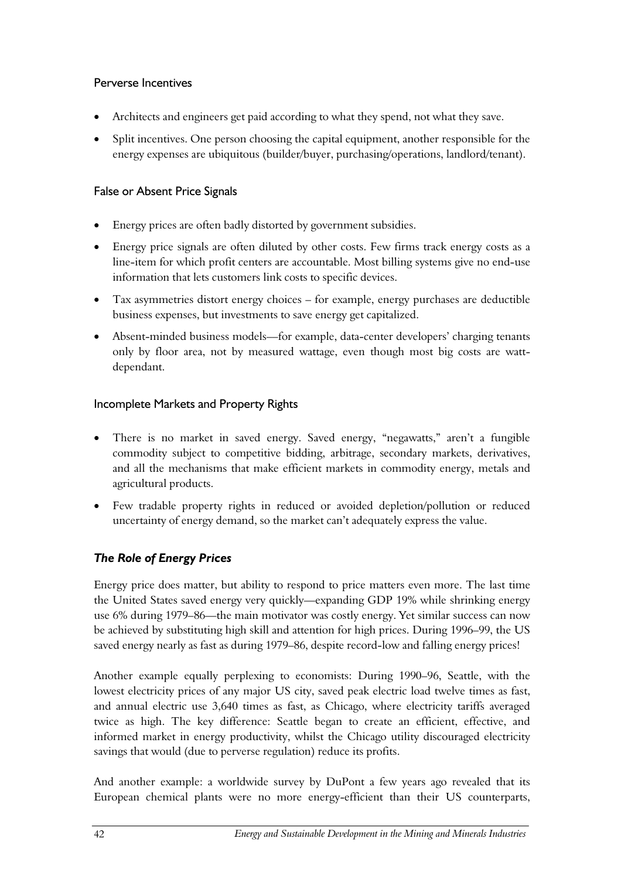### Perverse Incentives

- Architects and engineers get paid according to what they spend, not what they save.
- Split incentives. One person choosing the capital equipment, another responsible for the energy expenses are ubiquitous (builder/buyer, purchasing/operations, landlord/tenant).

### False or Absent Price Signals

- Energy prices are often badly distorted by government subsidies.
- Energy price signals are often diluted by other costs. Few firms track energy costs as a line-item for which profit centers are accountable. Most billing systems give no end-use information that lets customers link costs to specific devices.
- Tax asymmetries distort energy choices – for example, energy purchases are deductible business expenses, but investments to save energy get capitalized.
- Absent-minded business models—for example, data-center developers' charging tenants only by floor area, not by measured wattage, even though most big costs are watt-dependant.

### Incomplete Markets and Property Rights

- There is no market in saved energy. Saved energy, "negawatts," aren't a fungible commodity subject to competitive bidding, arbitrage, secondary markets, derivatives, and all the mechanisms that make efficient markets in commodity energy, metals and agricultural products.
- Few tradable property rights in reduced or avoided depletion/pollution or reduced uncertainty of energy demand, so the market can't adequately express the value.

## *The Role of Energy Prices*

Energy price does matter, but ability to respond to price matters even more. The last time the United States saved energy very quickly—expanding GDP 19% while shrinking energy use 6% during 1979–86—the main motivator was costly energy. Yet similar success can now be achieved by substituting high skill and attention for high prices. During 1996–99, the US saved energy nearly as fast as during 1979–86, despite record-low and falling energy prices!

Another example equally perplexing to economists: During 1990–96, Seattle, with the lowest electricity prices of any major US city, saved peak electric load twelve times as fast, and annual electric use 3,640 times as fast, as Chicago, where electricity tariffs averaged twice as high. The key difference: Seattle began to create an efficient, effective, and informed market in energy productivity, whilst the Chicago utility discouraged electricity savings that would (due to perverse regulation) reduce its profits.

And another example: a worldwide survey by DuPont a few years ago revealed that its European chemical plants were no more energy-efficient than their US counterparts,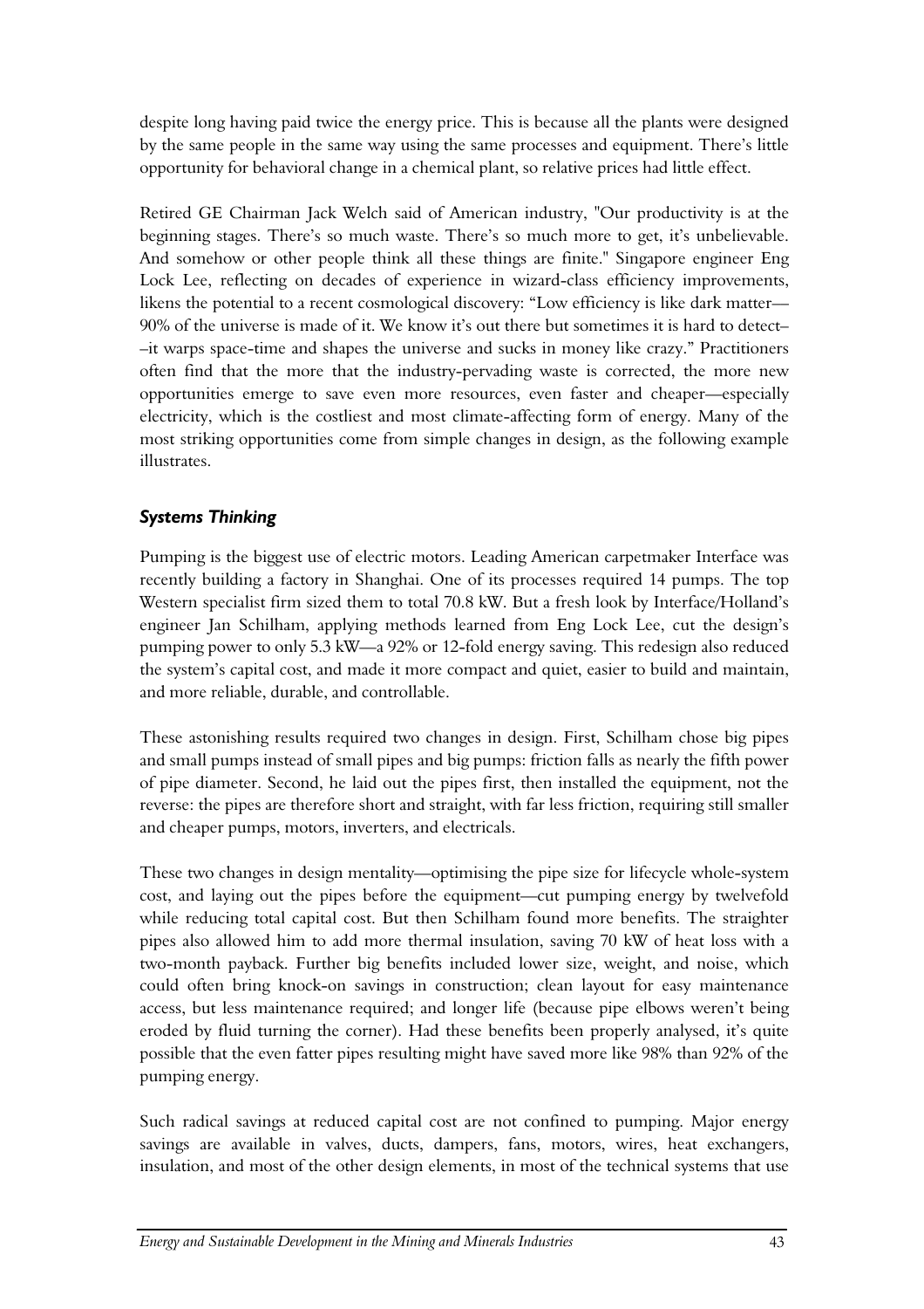despite long having paid twice the energy price. This is because all the plants were designed by the same people in the same way using the same processes and equipment. There's little opportunity for behavioral change in a chemical plant, so relative prices had little effect.

Retired GE Chairman Jack Welch said of American industry, "Our productivity is at the beginning stages. There's so much waste. There's so much more to get, it's unbelievable. And somehow or other people think all these things are finite." Singapore engineer Eng Lock Lee, reflecting on decades of experience in wizard-class efficiency improvements, likens the potential to a recent cosmological discovery: "Low efficiency is like dark matter—90% of the universe is made of it. We know it's out there but sometimes it is hard to detect––it warps space-time and shapes the universe and sucks in money like crazy." Practitioners often find that the more that the industry-pervading waste is corrected, the more new opportunities emerge to save even more resources, even faster and cheaper—especially electricity, which is the costliest and most climate-affecting form of energy. Many of the most striking opportunities come from simple changes in design, as the following example illustrates.

### *Systems Thinking*

Pumping is the biggest use of electric motors. Leading American carpetmaker Interface was recently building a factory in Shanghai. One of its processes required 14 pumps. The top Western specialist firm sized them to total 70.8 kW. But a fresh look by Interface/Holland's engineer Jan Schilham, applying methods learned from Eng Lock Lee, cut the design's pumping power to only 5.3 kW—a 92% or 12-fold energy saving. This redesign also reduced the system's capital cost, and made it more compact and quiet, easier to build and maintain, and more reliable, durable, and controllable.

These astonishing results required two changes in design. First, Schilham chose big pipes and small pumps instead of small pipes and big pumps: friction falls as nearly the fifth power of pipe diameter. Second, he laid out the pipes first, then installed the equipment, not the reverse: the pipes are therefore short and straight, with far less friction, requiring still smaller and cheaper pumps, motors, inverters, and electricals.

These two changes in design mentality—optimising the pipe size for lifecycle whole-system cost, and laying out the pipes before the equipment—cut pumping energy by twelvefold while reducing total capital cost. But then Schilham found more benefits. The straighter pipes also allowed him to add more thermal insulation, saving 70 kW of heat loss with a two-month payback. Further big benefits included lower size, weight, and noise, which could often bring knock-on savings in construction; clean layout for easy maintenance access, but less maintenance required; and longer life (because pipe elbows weren't being eroded by fluid turning the corner). Had these benefits been properly analysed, it's quite possible that the even fatter pipes resulting might have saved more like 98% than 92% of the pumping energy.

Such radical savings at reduced capital cost are not confined to pumping. Major energy savings are available in valves, ducts, dampers, fans, motors, wires, heat exchangers, insulation, and most of the other design elements, in most of the technical systems that use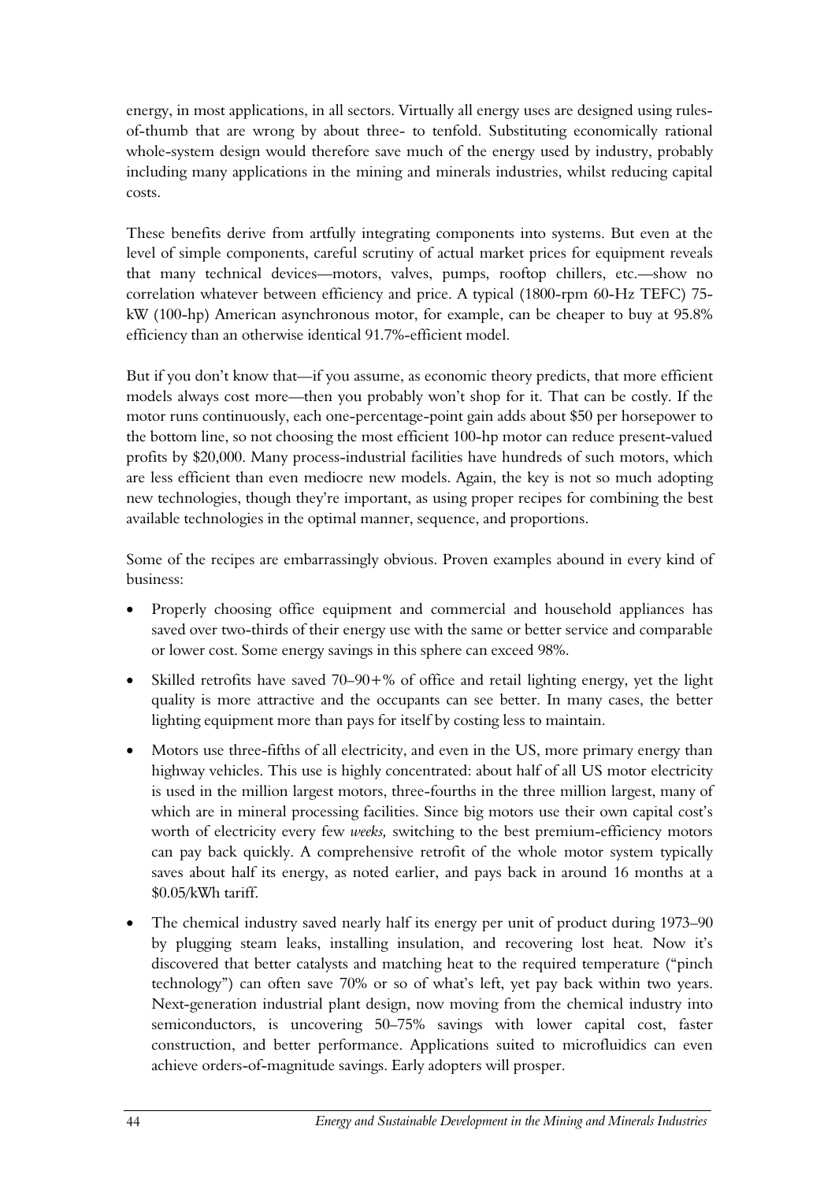energy, in most applications, in all sectors. Virtually all energy uses are designed using rules-of-thumb that are wrong by about three- to tenfold. Substituting economically rational whole-system design would therefore save much of the energy used by industry, probably including many applications in the mining and minerals industries, whilst reducing capital costs.

These benefits derive from artfully integrating components into systems. But even at the level of simple components, careful scrutiny of actual market prices for equipment reveals that many technical devices—motors, valves, pumps, rooftop chillers, etc.—show no correlation whatever between efficiency and price. A typical (1800-rpm 60-Hz TEFC) 75-kW (100-hp) American asynchronous motor, for example, can be cheaper to buy at 95.8% efficiency than an otherwise identical 91.7%-efficient model.

But if you don't know that—if you assume, as economic theory predicts, that more efficient models always cost more—then you probably won't shop for it. That can be costly. If the motor runs continuously, each one-percentage-point gain adds about $50 per horsepower to the bottom line, so not choosing the most efficient 100-hp motor can reduce present-valued profits by $20,000. Many process-industrial facilities have hundreds of such motors, which are less efficient than even mediocre new models. Again, the key is not so much adopting new technologies, though they're important, as using proper recipes for combining the best available technologies in the optimal manner, sequence, and proportions.

Some of the recipes are embarrassingly obvious. Proven examples abound in every kind of business:

- Properly choosing office equipment and commercial and household appliances has saved over two-thirds of their energy use with the same or better service and comparable or lower cost. Some energy savings in this sphere can exceed 98%.
- Skilled retrofits have saved 70–90+% of office and retail lighting energy, yet the light quality is more attractive and the occupants can see better. In many cases, the better lighting equipment more than pays for itself by costing less to maintain.
- Motors use three-fifths of all electricity, and even in the US, more primary energy than highway vehicles. This use is highly concentrated: about half of all US motor electricity is used in the million largest motors, three-fourths in the three million largest, many of which are in mineral processing facilities. Since big motors use their own capital cost's worth of electricity every few *weeks,* switching to the best premium-efficiency motors can pay back quickly. A comprehensive retrofit of the whole motor system typically saves about half its energy, as noted earlier, and pays back in around 16 months at a $0.05/kWh tariff.
- The chemical industry saved nearly half its energy per unit of product during 1973–90 by plugging steam leaks, installing insulation, and recovering lost heat. Now it's discovered that better catalysts and matching heat to the required temperature ("pinch technology") can often save 70% or so of what's left, yet pay back within two years. Next-generation industrial plant design, now moving from the chemical industry into semiconductors, is uncovering 50–75% savings with lower capital cost, faster construction, and better performance. Applications suited to microfluidics can even achieve orders-of-magnitude savings. Early adopters will prosper.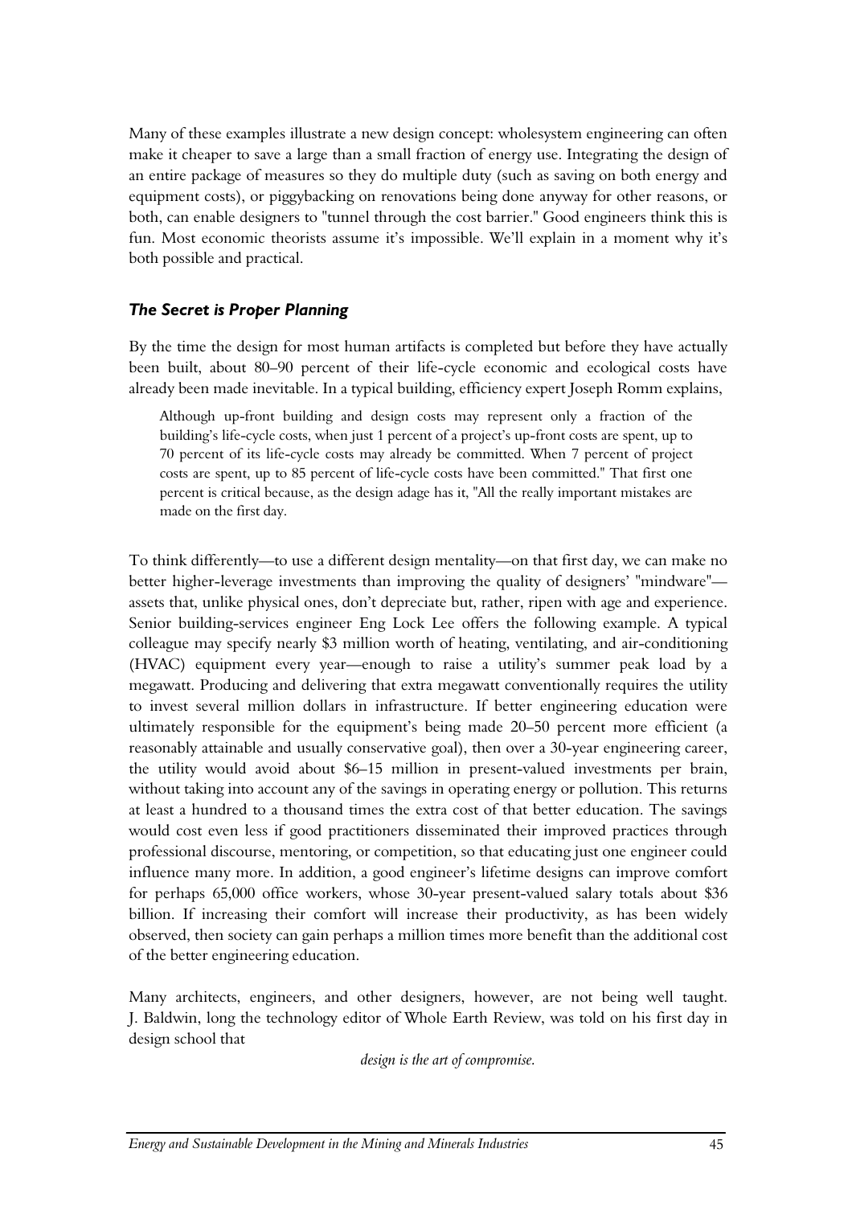Many of these examples illustrate a new design concept: wholesystem engineering can often make it cheaper to save a large than a small fraction of energy use. Integrating the design of an entire package of measures so they do multiple duty (such as saving on both energy and equipment costs), or piggybacking on renovations being done anyway for other reasons, or both, can enable designers to "tunnel through the cost barrier." Good engineers think this is fun. Most economic theorists assume it's impossible. We'll explain in a moment why it's both possible and practical.

### *The Secret is Proper Planning*

By the time the design for most human artifacts is completed but before they have actually been built, about 80–90 percent of their life-cycle economic and ecological costs have already been made inevitable. In a typical building, efficiency expert Joseph Romm explains,

> Although up-front building and design costs may represent only a fraction of the building's life-cycle costs, when just 1 percent of a project's up-front costs are spent, up to 70 percent of its life-cycle costs may already be committed. When 7 percent of project costs are spent, up to 85 percent of life-cycle costs have been committed." That first one percent is critical because, as the design adage has it, "All the really important mistakes are made on the first day.

To think differently—to use a different design mentality—on that first day, we can make no better higher-leverage investments than improving the quality of designers' "mindware"—assets that, unlike physical ones, don't depreciate but, rather, ripen with age and experience. Senior building-services engineer Eng Lock Lee offers the following example. A typical colleague may specify nearly $3 million worth of heating, ventilating, and air-conditioning (HVAC) equipment every year—enough to raise a utility's summer peak load by a megawatt. Producing and delivering that extra megawatt conventionally requires the utility to invest several million dollars in infrastructure. If better engineering education were ultimately responsible for the equipment's being made 20–50 percent more efficient (a reasonably attainable and usually conservative goal), then over a 30-year engineering career, the utility would avoid about $6–15 million in present-valued investments per brain, without taking into account any of the savings in operating energy or pollution. This returns at least a hundred to a thousand times the extra cost of that better education. The savings would cost even less if good practitioners disseminated their improved practices through professional discourse, mentoring, or competition, so that educating just one engineer could influence many more. In addition, a good engineer's lifetime designs can improve comfort for perhaps 65,000 office workers, whose 30-year present-valued salary totals about $36 billion. If increasing their comfort will increase their productivity, as has been widely observed, then society can gain perhaps a million times more benefit than the additional cost of the better engineering education.

Many architects, engineers, and other designers, however, are not being well taught. J. Baldwin, long the technology editor of Whole Earth Review, was told on his first day in design school that

*design is the art of compromise.*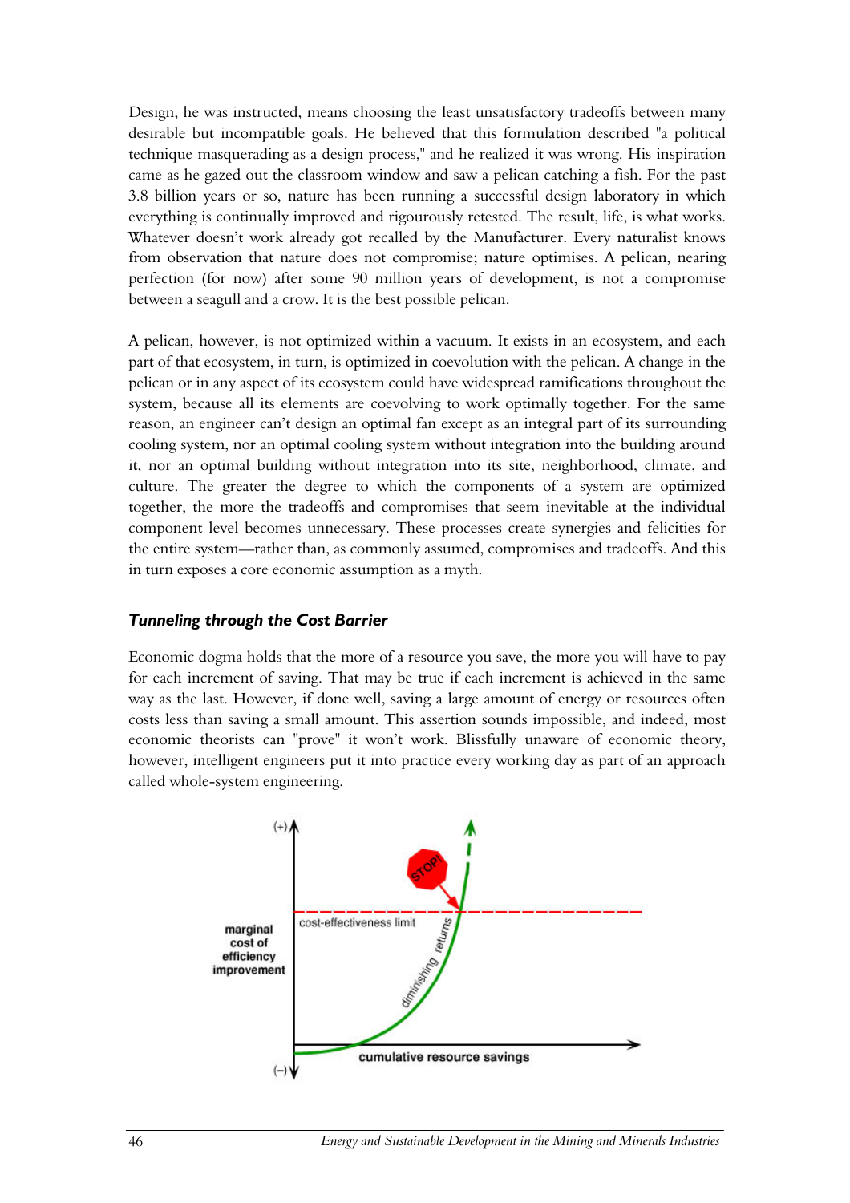Design, he was instructed, means choosing the least unsatisfactory tradeoffs between many desirable but incompatible goals. He believed that this formulation described "a political technique masquerading as a design process," and he realized it was wrong. His inspiration came as he gazed out the classroom window and saw a pelican catching a fish. For the past 3.8 billion years or so, nature has been running a successful design laboratory in which everything is continually improved and rigourously retested. The result, life, is what works. Whatever doesn't work already got recalled by the Manufacturer. Every naturalist knows from observation that nature does not compromise; nature optimises. A pelican, nearing perfection (for now) after some 90 million years of development, is not a compromise between a seagull and a crow. It is the best possible pelican.

A pelican, however, is not optimized within a vacuum. It exists in an ecosystem, and each part of that ecosystem, in turn, is optimized in coevolution with the pelican. A change in the pelican or in any aspect of its ecosystem could have widespread ramifications throughout the system, because all its elements are coevolving to work optimally together. For the same reason, an engineer can't design an optimal fan except as an integral part of its surrounding cooling system, nor an optimal cooling system without integration into the building around it, nor an optimal building without integration into its site, neighborhood, climate, and culture. The greater the degree to which the components of a system are optimized together, the more the tradeoffs and compromises that seem inevitable at the individual component level becomes unnecessary. These processes create synergies and felicities for the entire system—rather than, as commonly assumed, compromises and tradeoffs. And this in turn exposes a core economic assumption as a myth.

### *Tunneling through the Cost Barrier*

Economic dogma holds that the more of a resource you save, the more you will have to pay for each increment of saving. That may be true if each increment is achieved in the same way as the last. However, if done well, saving a large amount of energy or resources often costs less than saving a small amount. This assertion sounds impossible, and indeed, most economic theorists can "prove" it won't work. Blissfully unaware of economic theory, however, intelligent engineers put it into practice every working day as part of an approach called whole-system engineering.

(+)
(−)
marginal cost of efficiency improvement
cumulative resource savings
cost-effectiveness limit
diminishing returns
STOP!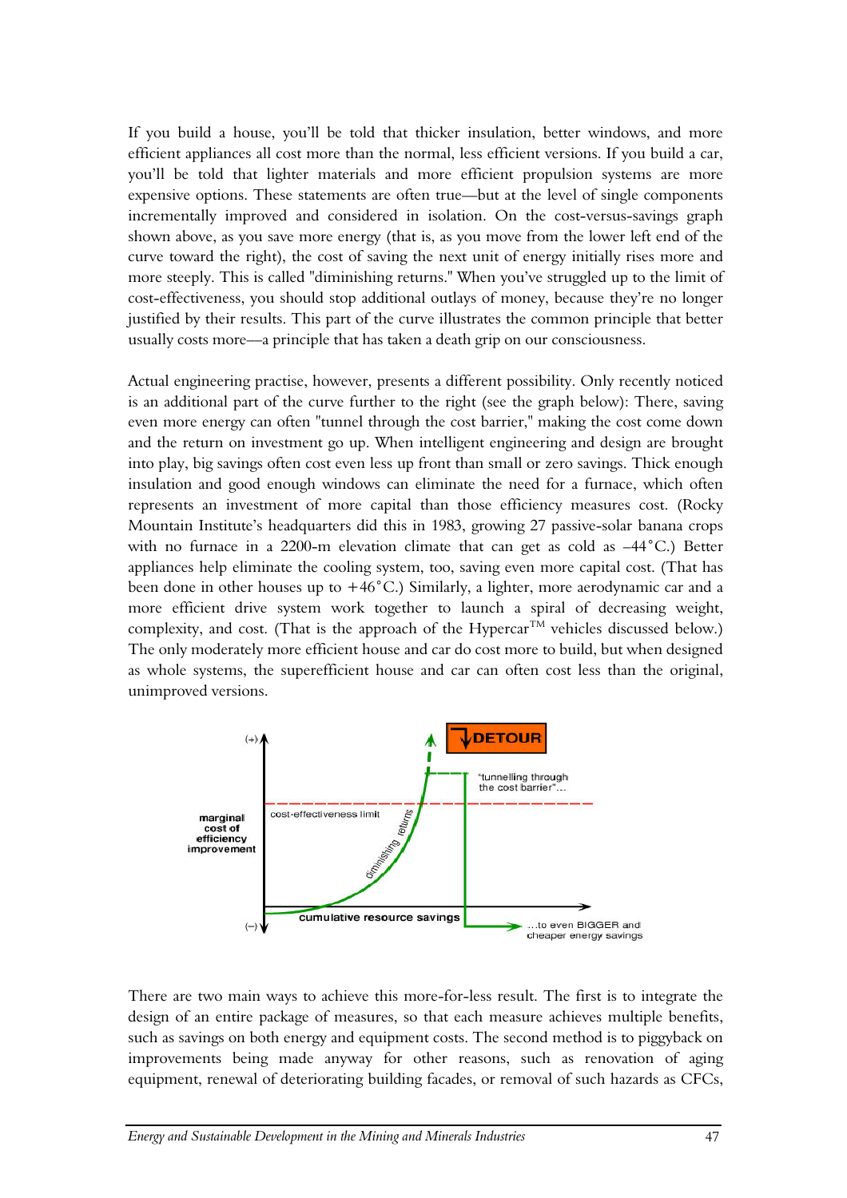If you build a house, you'll be told that thicker insulation, better windows, and more efficient appliances all cost more than the normal, less efficient versions. If you build a car, you'll be told that lighter materials and more efficient propulsion systems are more expensive options. These statements are often true—but at the level of single components incrementally improved and considered in isolation. On the cost-versus-savings graph shown above, as you save more energy (that is, as you move from the lower left end of the curve toward the right), the cost of saving the next unit of energy initially rises more and more steeply. This is called "diminishing returns." When you've struggled up to the limit of cost-effectiveness, you should stop additional outlays of money, because they're no longer justified by their results. This part of the curve illustrates the common principle that better usually costs more—a principle that has taken a death grip on our consciousness.

Actual engineering practise, however, presents a different possibility. Only recently noticed is an additional part of the curve further to the right (see the graph below): There, saving even more energy can often "tunnel through the cost barrier," making the cost come down and the return on investment go up. When intelligent engineering and design are brought into play, big savings often cost even less up front than small or zero savings. Thick enough insulation and good enough windows can eliminate the need for a furnace, which often represents an investment of more capital than those efficiency measures cost. (Rocky Mountain Institute's headquarters did this in 1983, growing 27 passive-solar banana crops with no furnace in a 2200-m elevation climate that can get as cold as –44°C.) Better appliances help eliminate the cooling system, too, saving even more capital cost. (That has been done in other houses up to +46°C.) Similarly, a lighter, more aerodynamic car and a more efficient drive system work together to launch a spiral of decreasing weight, complexity, and cost. (That is the approach of the Hypercar™ vehicles discussed below.) The only moderately more efficient house and car do cost more to build, but when designed as whole systems, the superefficient house and car can often cost less than the original, unimproved versions.

There are two main ways to achieve this more-for-less result. The first is to integrate the design of an entire package of measures, so that each measure achieves multiple benefits, such as savings on both energy and equipment costs. The second method is to piggyback on improvements being made anyway for other reasons, such as renovation of aging equipment, renewal of deteriorating building facades, or removal of such hazards as CFCs,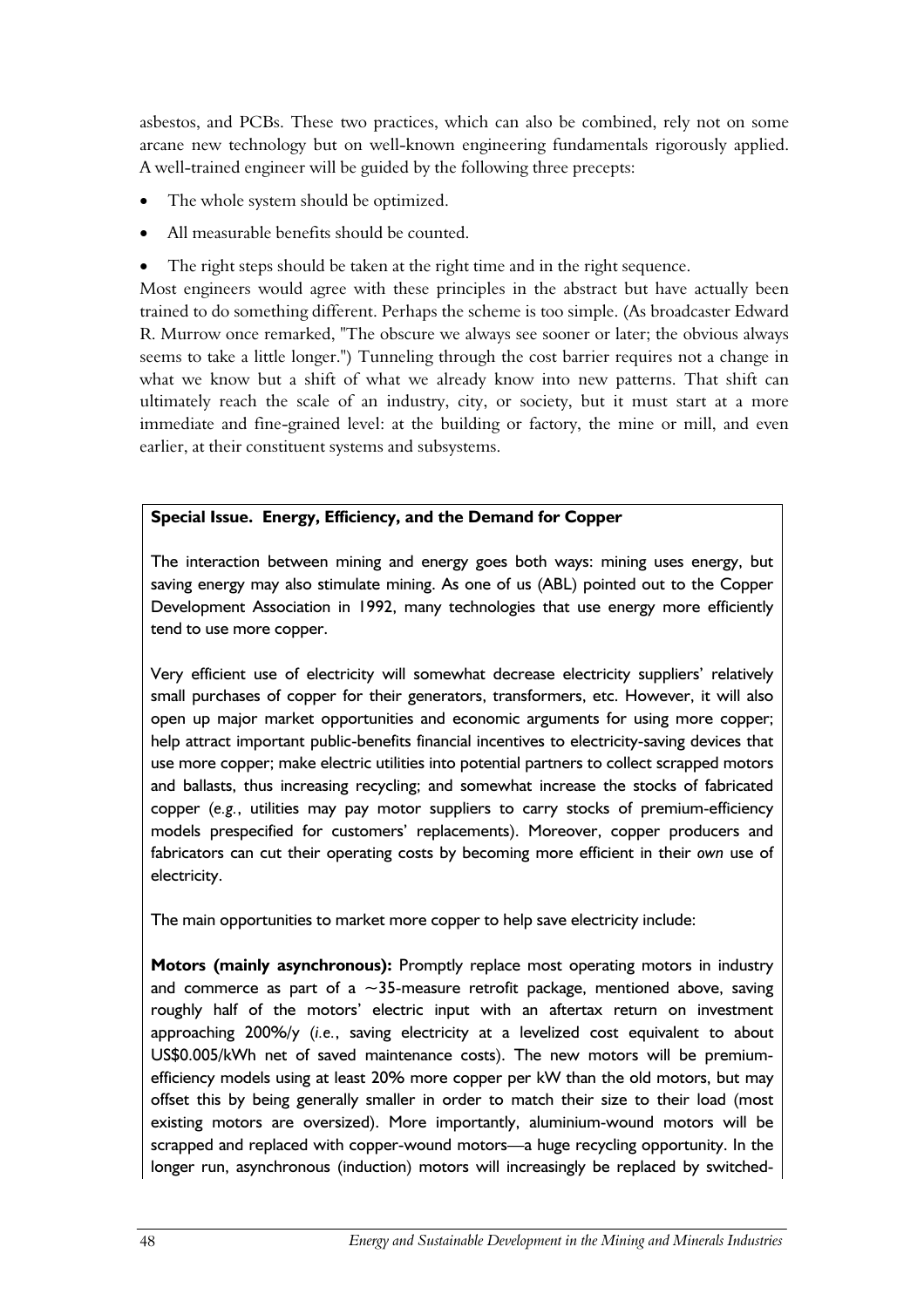asbestos, and PCBs. These two practices, which can also be combined, rely not on some arcane new technology but on well-known engineering fundamentals rigorously applied. A well-trained engineer will be guided by the following three precepts:

- The whole system should be optimized.
- All measurable benefits should be counted.
- The right steps should be taken at the right time and in the right sequence.

Most engineers would agree with these principles in the abstract but have actually been trained to do something different. Perhaps the scheme is too simple. (As broadcaster Edward R. Murrow once remarked, "The obscure we always see sooner or later; the obvious always seems to take a little longer.") Tunneling through the cost barrier requires not a change in what we know but a shift of what we already know into new patterns. That shift can ultimately reach the scale of an industry, city, or society, but it must start at a more immediate and fine-grained level: at the building or factory, the mine or mill, and even earlier, at their constituent systems and subsystems.

**Special Issue. Energy, Efficiency, and the Demand for Copper**

The interaction between mining and energy goes both ways: mining uses energy, but saving energy may also stimulate mining. As one of us (ABL) pointed out to the Copper Development Association in 1992, many technologies that use energy more efficiently tend to use more copper.

Very efficient use of electricity will somewhat decrease electricity suppliers' relatively small purchases of copper for their generators, transformers, etc. However, it will also open up major market opportunities and economic arguments for using more copper; help attract important public-benefits financial incentives to electricity-saving devices that use more copper; make electric utilities into potential partners to collect scrapped motors and ballasts, thus increasing recycling; and somewhat increase the stocks of fabricated copper (*e.g.*, utilities may pay motor suppliers to carry stocks of premium-efficiency models prespecified for customers' replacements). Moreover, copper producers and fabricators can cut their operating costs by becoming more efficient in their *own* use of electricity.

The main opportunities to market more copper to help save electricity include:

**Motors (mainly asynchronous):** Promptly replace most operating motors in industry and commerce as part of a ~35-measure retrofit package, mentioned above, saving roughly half of the motors' electric input with an aftertax return on investment approaching 200%/y (*i.e.*, saving electricity at a levelized cost equivalent to about US$0.005/kWh net of saved maintenance costs). The new motors will be premium-efficiency models using at least 20% more copper per kW than the old motors, but may offset this by being generally smaller in order to match their size to their load (most existing motors are oversized). More importantly, aluminium-wound motors will be scrapped and replaced with copper-wound motors—a huge recycling opportunity. In the longer run, asynchronous (induction) motors will increasingly be replaced by switched-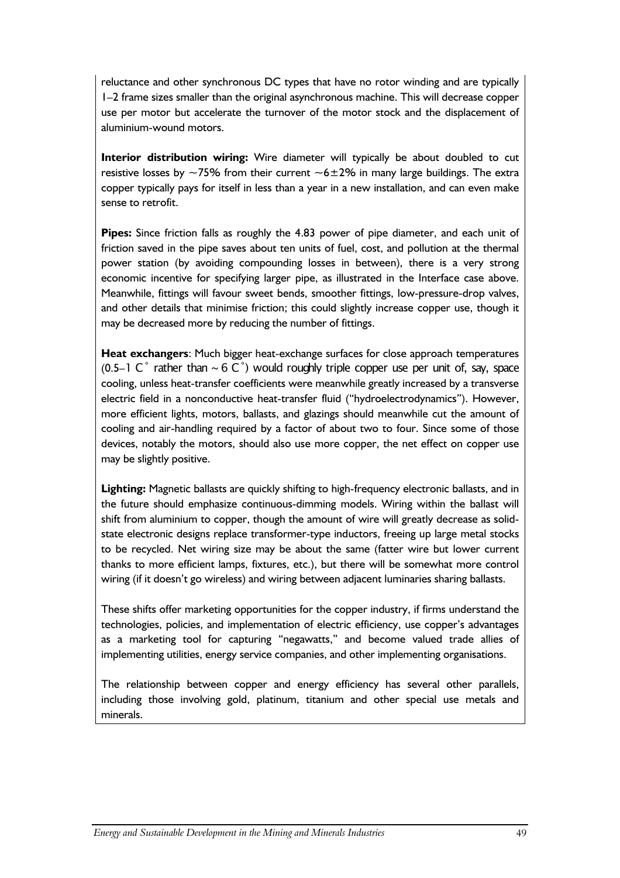reluctance and other synchronous DC types that have no rotor winding and are typically 1–2 frame sizes smaller than the original asynchronous machine. This will decrease copper use per motor but accelerate the turnover of the motor stock and the displacement of aluminium-wound motors.

**Interior distribution wiring:** Wire diameter will typically be about doubled to cut resistive losses by ~75% from their current ~6±2% in many large buildings. The extra copper typically pays for itself in less than a year in a new installation, and can even make sense to retrofit.

**Pipes:** Since friction falls as roughly the 4.83 power of pipe diameter, and each unit of friction saved in the pipe saves about ten units of fuel, cost, and pollution at the thermal power station (by avoiding compounding losses in between), there is a very strong economic incentive for specifying larger pipe, as illustrated in the Interface case above. Meanwhile, fittings will favour sweet bends, smoother fittings, low-pressure-drop valves, and other details that minimise friction; this could slightly increase copper use, though it may be decreased more by reducing the number of fittings.

**Heat exchangers**: Much bigger heat-exchange surfaces for close approach temperatures (0.5–1 C° rather than ~ 6 C°) would roughly triple copper use per unit of, say, space cooling, unless heat-transfer coefficients were meanwhile greatly increased by a transverse electric field in a nonconductive heat-transfer fluid ("hydroelectrodynamics"). However, more efficient lights, motors, ballasts, and glazings should meanwhile cut the amount of cooling and air-handling required by a factor of about two to four. Since some of those devices, notably the motors, should also use more copper, the net effect on copper use may be slightly positive.

**Lighting:** Magnetic ballasts are quickly shifting to high-frequency electronic ballasts, and in the future should emphasize continuous-dimming models. Wiring within the ballast will shift from aluminium to copper, though the amount of wire will greatly decrease as solid-state electronic designs replace transformer-type inductors, freeing up large metal stocks to be recycled. Net wiring size may be about the same (fatter wire but lower current thanks to more efficient lamps, fixtures, etc.), but there will be somewhat more control wiring (if it doesn't go wireless) and wiring between adjacent luminaries sharing ballasts.

These shifts offer marketing opportunities for the copper industry, if firms understand the technologies, policies, and implementation of electric efficiency, use copper's advantages as a marketing tool for capturing "negawatts," and become valued trade allies of implementing utilities, energy service companies, and other implementing organisations.

The relationship between copper and energy efficiency has several other parallels, including those involving gold, platinum, titanium and other special use metals and minerals.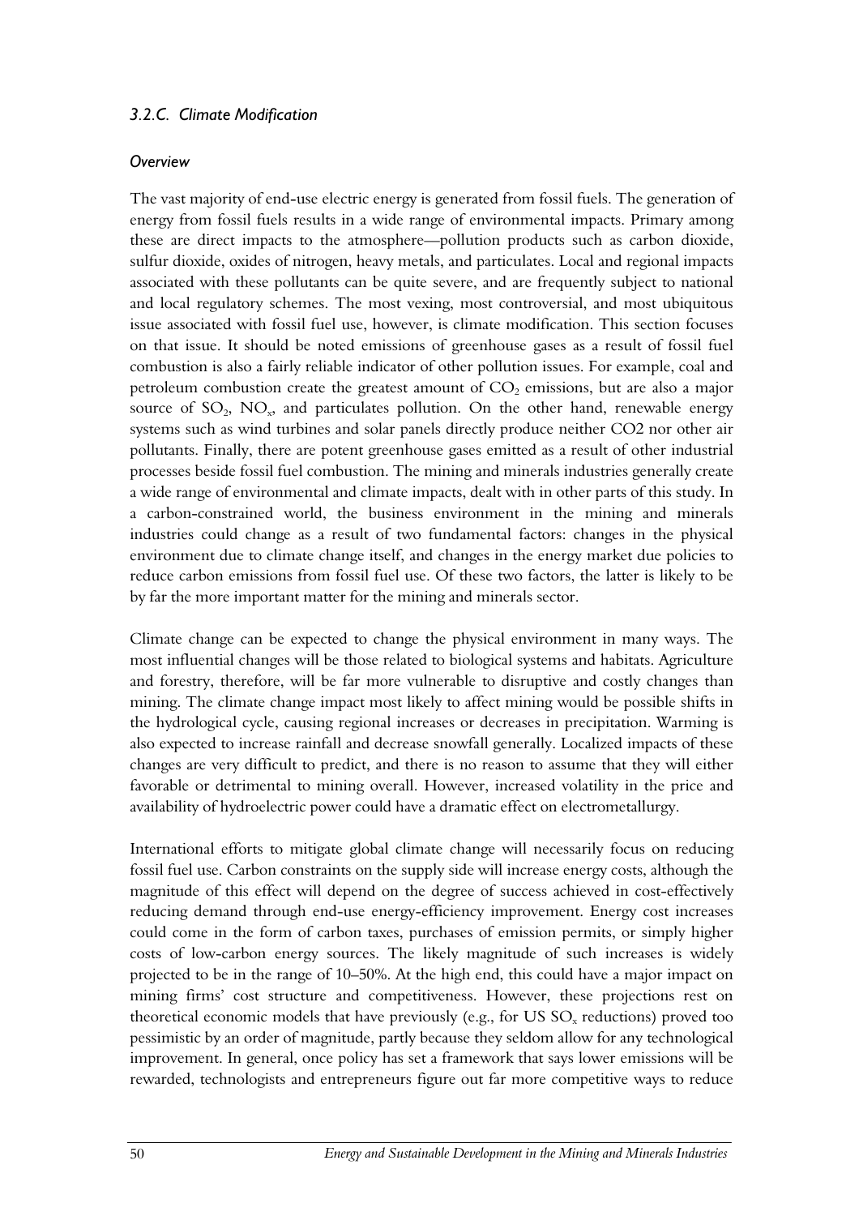### *3.2.C. Climate Modification*

#### *Overview*

The vast majority of end-use electric energy is generated from fossil fuels. The generation of energy from fossil fuels results in a wide range of environmental impacts. Primary among these are direct impacts to the atmosphere—pollution products such as carbon dioxide, sulfur dioxide, oxides of nitrogen, heavy metals, and particulates. Local and regional impacts associated with these pollutants can be quite severe, and are frequently subject to national and local regulatory schemes. The most vexing, most controversial, and most ubiquitous issue associated with fossil fuel use, however, is climate modification. This section focuses on that issue. It should be noted emissions of greenhouse gases as a result of fossil fuel combustion is also a fairly reliable indicator of other pollution issues. For example, coal and petroleum combustion create the greatest amount of $CO_2$ emissions, but are also a major source of $SO_2$, $NO_x$, and particulates pollution. On the other hand, renewable energy systems such as wind turbines and solar panels directly produce neither CO2 nor other air pollutants. Finally, there are potent greenhouse gases emitted as a result of other industrial processes beside fossil fuel combustion. The mining and minerals industries generally create a wide range of environmental and climate impacts, dealt with in other parts of this study. In a carbon-constrained world, the business environment in the mining and minerals industries could change as a result of two fundamental factors: changes in the physical environment due to climate change itself, and changes in the energy market due policies to reduce carbon emissions from fossil fuel use. Of these two factors, the latter is likely to be by far the more important matter for the mining and minerals sector.

Climate change can be expected to change the physical environment in many ways. The most influential changes will be those related to biological systems and habitats. Agriculture and forestry, therefore, will be far more vulnerable to disruptive and costly changes than mining. The climate change impact most likely to affect mining would be possible shifts in the hydrological cycle, causing regional increases or decreases in precipitation. Warming is also expected to increase rainfall and decrease snowfall generally. Localized impacts of these changes are very difficult to predict, and there is no reason to assume that they will either favorable or detrimental to mining overall. However, increased volatility in the price and availability of hydroelectric power could have a dramatic effect on electrometallurgy.

International efforts to mitigate global climate change will necessarily focus on reducing fossil fuel use. Carbon constraints on the supply side will increase energy costs, although the magnitude of this effect will depend on the degree of success achieved in cost-effectively reducing demand through end-use energy-efficiency improvement. Energy cost increases could come in the form of carbon taxes, purchases of emission permits, or simply higher costs of low-carbon energy sources. The likely magnitude of such increases is widely projected to be in the range of 10–50%. At the high end, this could have a major impact on mining firms' cost structure and competitiveness. However, these projections rest on theoretical economic models that have previously (e.g., for US $SO_x$ reductions) proved too pessimistic by an order of magnitude, partly because they seldom allow for any technological improvement. In general, once policy has set a framework that says lower emissions will be rewarded, technologists and entrepreneurs figure out far more competitive ways to reduce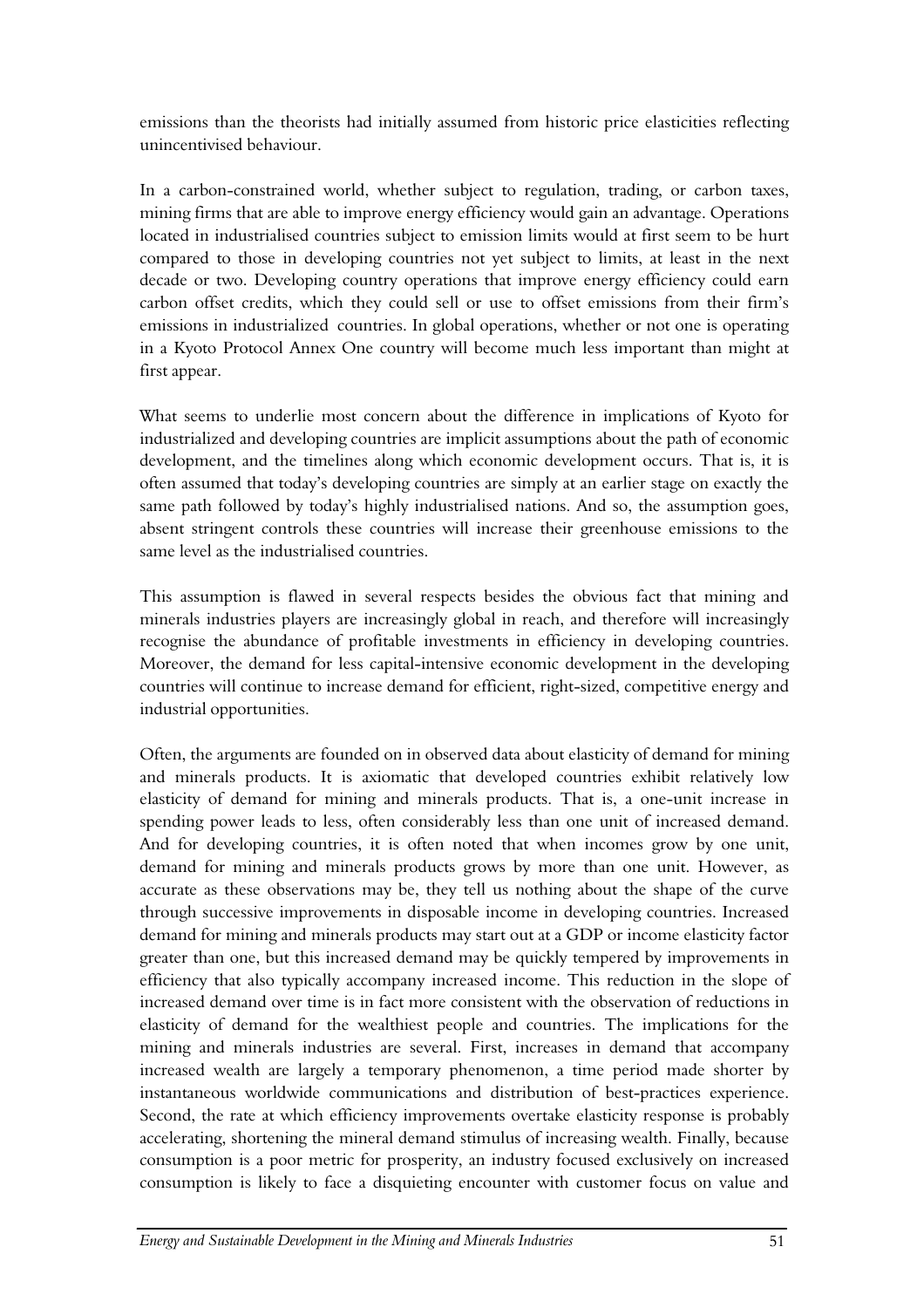emissions than the theorists had initially assumed from historic price elasticities reflecting unincentivised behaviour.

In a carbon-constrained world, whether subject to regulation, trading, or carbon taxes, mining firms that are able to improve energy efficiency would gain an advantage. Operations located in industrialised countries subject to emission limits would at first seem to be hurt compared to those in developing countries not yet subject to limits, at least in the next decade or two. Developing country operations that improve energy efficiency could earn carbon offset credits, which they could sell or use to offset emissions from their firm's emissions in industrialized countries. In global operations, whether or not one is operating in a Kyoto Protocol Annex One country will become much less important than might at first appear.

What seems to underlie most concern about the difference in implications of Kyoto for industrialized and developing countries are implicit assumptions about the path of economic development, and the timelines along which economic development occurs. That is, it is often assumed that today's developing countries are simply at an earlier stage on exactly the same path followed by today's highly industrialised nations. And so, the assumption goes, absent stringent controls these countries will increase their greenhouse emissions to the same level as the industrialised countries.

This assumption is flawed in several respects besides the obvious fact that mining and minerals industries players are increasingly global in reach, and therefore will increasingly recognise the abundance of profitable investments in efficiency in developing countries. Moreover, the demand for less capital-intensive economic development in the developing countries will continue to increase demand for efficient, right-sized, competitive energy and industrial opportunities.

Often, the arguments are founded on in observed data about elasticity of demand for mining and minerals products. It is axiomatic that developed countries exhibit relatively low elasticity of demand for mining and minerals products. That is, a one-unit increase in spending power leads to less, often considerably less than one unit of increased demand. And for developing countries, it is often noted that when incomes grow by one unit, demand for mining and minerals products grows by more than one unit. However, as accurate as these observations may be, they tell us nothing about the shape of the curve through successive improvements in disposable income in developing countries. Increased demand for mining and minerals products may start out at a GDP or income elasticity factor greater than one, but this increased demand may be quickly tempered by improvements in efficiency that also typically accompany increased income. This reduction in the slope of increased demand over time is in fact more consistent with the observation of reductions in elasticity of demand for the wealthiest people and countries. The implications for the mining and minerals industries are several. First, increases in demand that accompany increased wealth are largely a temporary phenomenon, a time period made shorter by instantaneous worldwide communications and distribution of best-practices experience. Second, the rate at which efficiency improvements overtake elasticity response is probably accelerating, shortening the mineral demand stimulus of increasing wealth. Finally, because consumption is a poor metric for prosperity, an industry focused exclusively on increased consumption is likely to face a disquieting encounter with customer focus on value and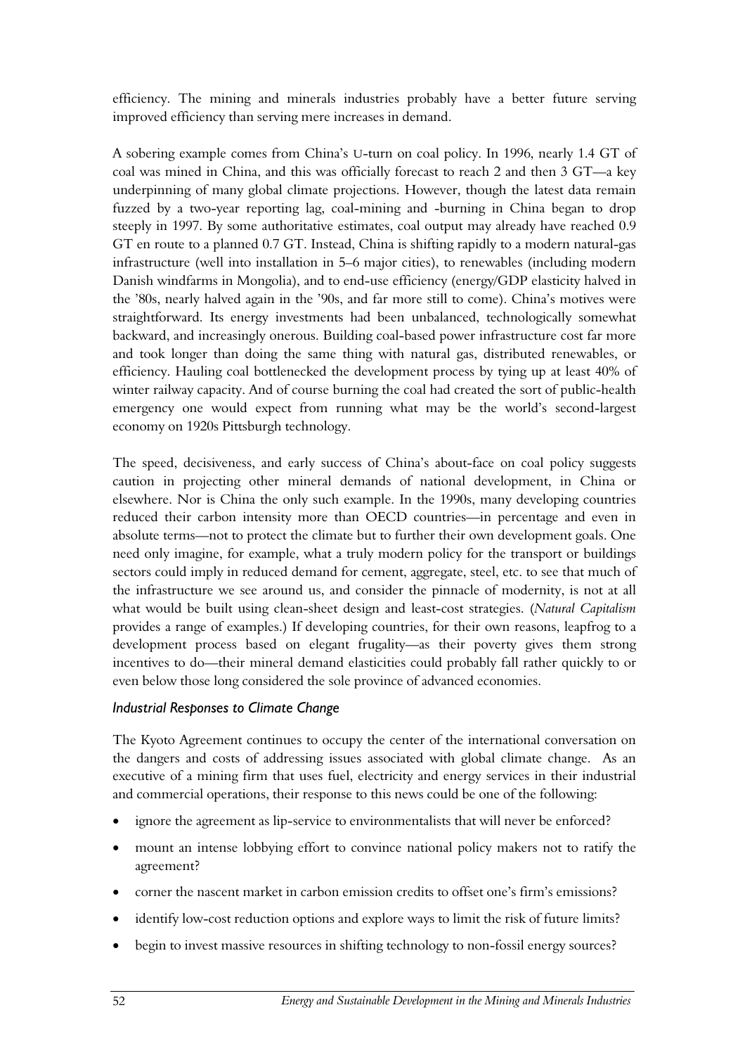efficiency. The mining and minerals industries probably have a better future serving improved efficiency than serving mere increases in demand.

A sobering example comes from China's U-turn on coal policy. In 1996, nearly 1.4 GT of coal was mined in China, and this was officially forecast to reach 2 and then 3 GT—a key underpinning of many global climate projections. However, though the latest data remain fuzzed by a two-year reporting lag, coal-mining and -burning in China began to drop steeply in 1997. By some authoritative estimates, coal output may already have reached 0.9 GT en route to a planned 0.7 GT. Instead, China is shifting rapidly to a modern natural-gas infrastructure (well into installation in 5–6 major cities), to renewables (including modern Danish windfarms in Mongolia), and to end-use efficiency (energy/GDP elasticity halved in the '80s, nearly halved again in the '90s, and far more still to come). China's motives were straightforward. Its energy investments had been unbalanced, technologically somewhat backward, and increasingly onerous. Building coal-based power infrastructure cost far more and took longer than doing the same thing with natural gas, distributed renewables, or efficiency. Hauling coal bottlenecked the development process by tying up at least 40% of winter railway capacity. And of course burning the coal had created the sort of public-health emergency one would expect from running what may be the world's second-largest economy on 1920s Pittsburgh technology.

The speed, decisiveness, and early success of China's about-face on coal policy suggests caution in projecting other mineral demands of national development, in China or elsewhere. Nor is China the only such example. In the 1990s, many developing countries reduced their carbon intensity more than OECD countries—in percentage and even in absolute terms—not to protect the climate but to further their own development goals. One need only imagine, for example, what a truly modern policy for the transport or buildings sectors could imply in reduced demand for cement, aggregate, steel, etc. to see that much of the infrastructure we see around us, and consider the pinnacle of modernity, is not at all what would be built using clean-sheet design and least-cost strategies. (*Natural Capitalism* provides a range of examples.) If developing countries, for their own reasons, leapfrog to a development process based on elegant frugality—as their poverty gives them strong incentives to do—their mineral demand elasticities could probably fall rather quickly to or even below those long considered the sole province of advanced economies.

### *Industrial Responses to Climate Change*

The Kyoto Agreement continues to occupy the center of the international conversation on the dangers and costs of addressing issues associated with global climate change. As an executive of a mining firm that uses fuel, electricity and energy services in their industrial and commercial operations, their response to this news could be one of the following:

- ignore the agreement as lip-service to environmentalists that will never be enforced?
- mount an intense lobbying effort to convince national policy makers not to ratify the agreement?
- corner the nascent market in carbon emission credits to offset one's firm's emissions?
- identify low-cost reduction options and explore ways to limit the risk of future limits?
- begin to invest massive resources in shifting technology to non-fossil energy sources?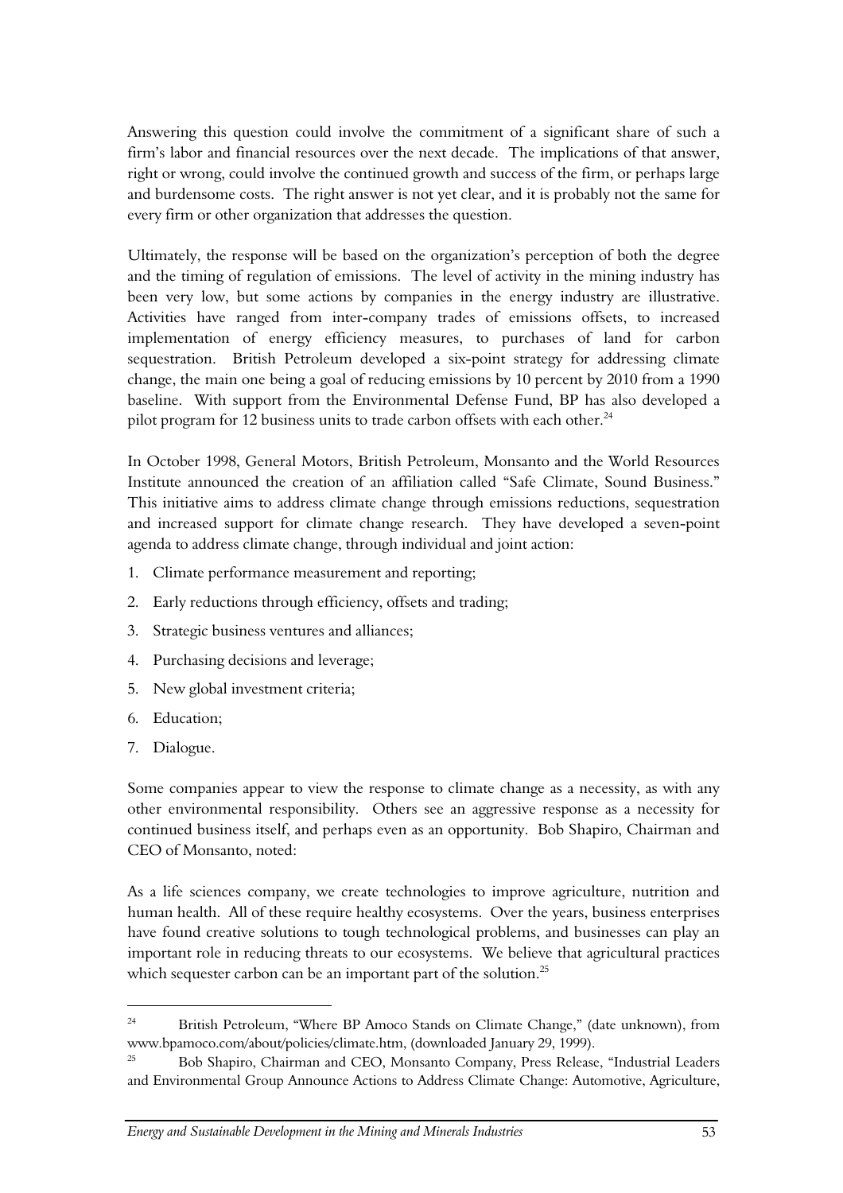Answering this question could involve the commitment of a significant share of such a firm's labor and financial resources over the next decade. The implications of that answer, right or wrong, could involve the continued growth and success of the firm, or perhaps large and burdensome costs. The right answer is not yet clear, and it is probably not the same for every firm or other organization that addresses the question.

Ultimately, the response will be based on the organization's perception of both the degree and the timing of regulation of emissions. The level of activity in the mining industry has been very low, but some actions by companies in the energy industry are illustrative. Activities have ranged from inter-company trades of emissions offsets, to increased implementation of energy efficiency measures, to purchases of land for carbon sequestration. British Petroleum developed a six-point strategy for addressing climate change, the main one being a goal of reducing emissions by 10 percent by 2010 from a 1990 baseline. With support from the Environmental Defense Fund, BP has also developed a pilot program for 12 business units to trade carbon offsets with each other.[24]

In October 1998, General Motors, British Petroleum, Monsanto and the World Resources Institute announced the creation of an affiliation called "Safe Climate, Sound Business." This initiative aims to address climate change through emissions reductions, sequestration and increased support for climate change research. They have developed a seven-point agenda to address climate change, through individual and joint action:

1. Climate performance measurement and reporting;
2. Early reductions through efficiency, offsets and trading;
3. Strategic business ventures and alliances;
4. Purchasing decisions and leverage;
5. New global investment criteria;
6. Education;
7. Dialogue.

Some companies appear to view the response to climate change as a necessity, as with any other environmental responsibility. Others see an aggressive response as a necessity for continued business itself, and perhaps even as an opportunity. Bob Shapiro, Chairman and CEO of Monsanto, noted:

As a life sciences company, we create technologies to improve agriculture, nutrition and human health. All of these require healthy ecosystems. Over the years, business enterprises have found creative solutions to tough technological problems, and businesses can play an important role in reducing threats to our ecosystems. We believe that agricultural practices which sequester carbon can be an important part of the solution.[25]

---

[24] British Petroleum, "Where BP Amoco Stands on Climate Change," (date unknown), from www.bpamoco.com/about/policies/climate.htm, (downloaded January 29, 1999).

[25] Bob Shapiro, Chairman and CEO, Monsanto Company, Press Release, "Industrial Leaders and Environmental Group Announce Actions to Address Climate Change: Automotive, Agriculture,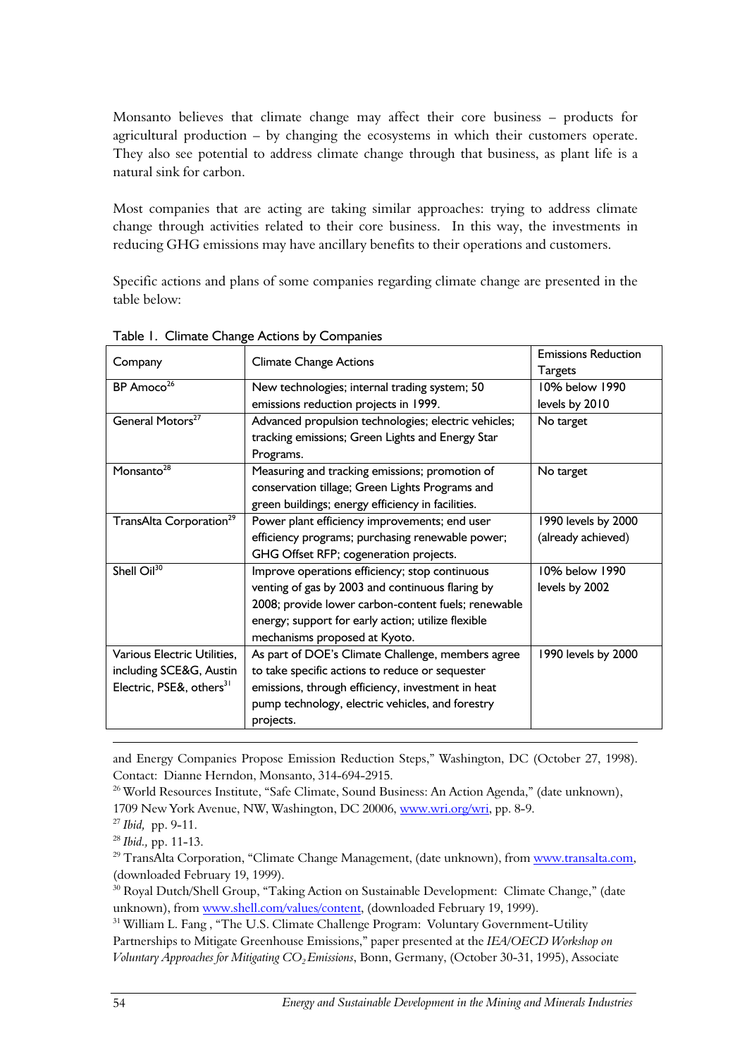Monsanto believes that climate change may affect their core business – products for agricultural production – by changing the ecosystems in which their customers operate. They also see potential to address climate change through that business, as plant life is a natural sink for carbon.

Most companies that are acting are taking similar approaches: trying to address climate change through activities related to their core business. In this way, the investments in reducing GHG emissions may have ancillary benefits to their operations and customers.

Specific actions and plans of some companies regarding climate change are presented in the table below:

Table 1. Climate Change Actions by Companies

| Company | Climate Change Actions | Emissions Reduction Targets |
|---|---|---|
| BP Amoco[26] | New technologies; internal trading system; 50 emissions reduction projects in 1999. | 10% below 1990 levels by 2010 |
| General Motors[27] | Advanced propulsion technologies; electric vehicles; tracking emissions; Green Lights and Energy Star Programs. | No target |
| Monsanto[28] | Measuring and tracking emissions; promotion of conservation tillage; Green Lights Programs and green buildings; energy efficiency in facilities. | No target |
| TransAlta Corporation[29] | Power plant efficiency improvements; end user efficiency programs; purchasing renewable power; GHG Offset RFP; cogeneration projects. | 1990 levels by 2000 (already achieved) |
| Shell Oil[30] | Improve operations efficiency; stop continuous venting of gas by 2003 and continuous flaring by 2008; provide lower carbon-content fuels; renewable energy; support for early action; utilize flexible mechanisms proposed at Kyoto. | 10% below 1990 levels by 2002 |
| Various Electric Utilities, including SCE&G, Austin Electric, PSE&, others[31] | As part of DOE's Climate Challenge, members agree to take specific actions to reduce or sequester emissions, through efficiency, investment in heat pump technology, electric vehicles, and forestry projects. | 1990 levels by 2000 |

---

and Energy Companies Propose Emission Reduction Steps," Washington, DC (October 27, 1998). Contact: Dianne Herndon, Monsanto, 314-694-2915.

[26] World Resources Institute, "Safe Climate, Sound Business: An Action Agenda," (date unknown), 1709 New York Avenue, NW, Washington, DC 20006, www.wri.org/wri, pp. 8-9.

[27] *Ibid,* pp. 9-11.

[28] *Ibid.,* pp. 11-13.

[29] TransAlta Corporation, "Climate Change Management, (date unknown), from www.transalta.com, (downloaded February 19, 1999).

[30] Royal Dutch/Shell Group, "Taking Action on Sustainable Development: Climate Change," (date unknown), from www.shell.com/values/content, (downloaded February 19, 1999).

[31] William L. Fang , "The U.S. Climate Challenge Program: Voluntary Government-Utility Partnerships to Mitigate Greenhouse Emissions," paper presented at the *IEA/OECD Workshop on Voluntary Approaches for Mitigating $CO_2$ Emissions*, Bonn, Germany, (October 30-31, 1995), Associate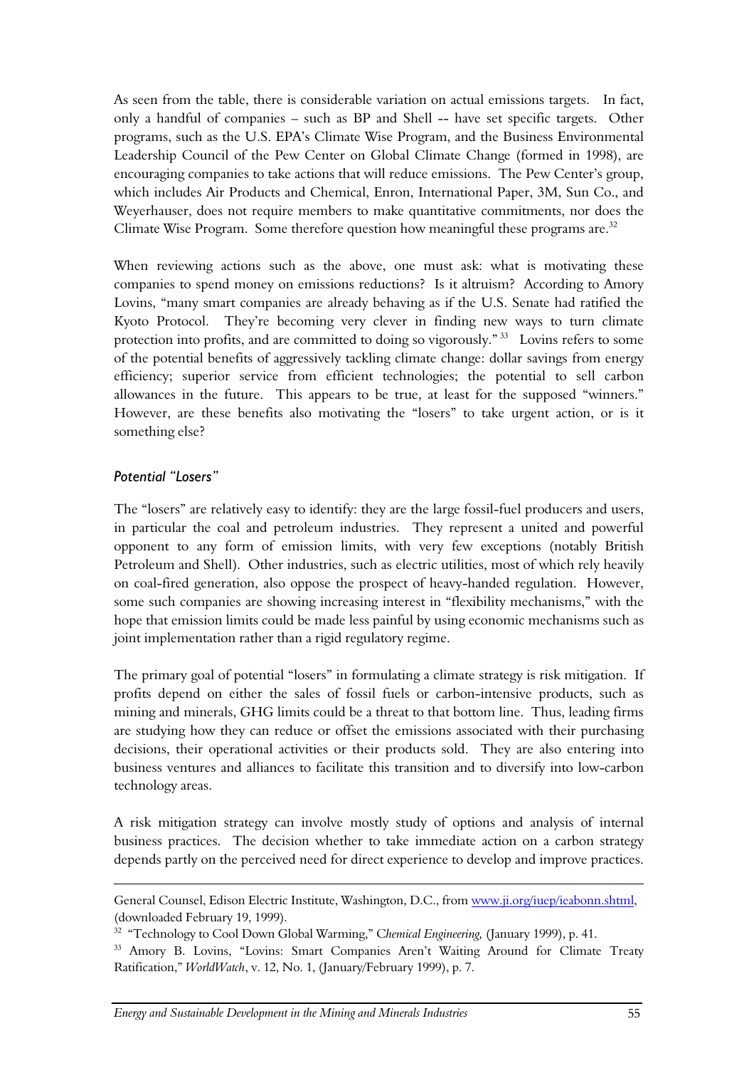As seen from the table, there is considerable variation on actual emissions targets. In fact, only a handful of companies – such as BP and Shell -- have set specific targets. Other programs, such as the U.S. EPA's Climate Wise Program, and the Business Environmental Leadership Council of the Pew Center on Global Climate Change (formed in 1998), are encouraging companies to take actions that will reduce emissions. The Pew Center's group, which includes Air Products and Chemical, Enron, International Paper, 3M, Sun Co., and Weyerhauser, does not require members to make quantitative commitments, nor does the Climate Wise Program. Some therefore question how meaningful these programs are.[32]

When reviewing actions such as the above, one must ask: what is motivating these companies to spend money on emissions reductions? Is it altruism? According to Amory Lovins, "many smart companies are already behaving as if the U.S. Senate had ratified the Kyoto Protocol. They're becoming very clever in finding new ways to turn climate protection into profits, and are committed to doing so vigorously."[33] Lovins refers to some of the potential benefits of aggressively tackling climate change: dollar savings from energy efficiency; superior service from efficient technologies; the potential to sell carbon allowances in the future. This appears to be true, at least for the supposed "winners." However, are these benefits also motivating the "losers" to take urgent action, or is it something else?

### *Potential "Losers"*

The "losers" are relatively easy to identify: they are the large fossil-fuel producers and users, in particular the coal and petroleum industries. They represent a united and powerful opponent to any form of emission limits, with very few exceptions (notably British Petroleum and Shell). Other industries, such as electric utilities, most of which rely heavily on coal-fired generation, also oppose the prospect of heavy-handed regulation. However, some such companies are showing increasing interest in "flexibility mechanisms," with the hope that emission limits could be made less painful by using economic mechanisms such as joint implementation rather than a rigid regulatory regime.

The primary goal of potential "losers" in formulating a climate strategy is risk mitigation. If profits depend on either the sales of fossil fuels or carbon-intensive products, such as mining and minerals, GHG limits could be a threat to that bottom line. Thus, leading firms are studying how they can reduce or offset the emissions associated with their purchasing decisions, their operational activities or their products sold. They are also entering into business ventures and alliances to facilitate this transition and to diversify into low-carbon technology areas.

A risk mitigation strategy can involve mostly study of options and analysis of internal business practices. The decision whether to take immediate action on a carbon strategy depends partly on the perceived need for direct experience to develop and improve practices.

---

General Counsel, Edison Electric Institute, Washington, D.C., from www.ji.org/iuep/ieabonn.shtml, (downloaded February 19, 1999).

[32] "Technology to Cool Down Global Warming," *Chemical Engineering,* (January 1999), p. 41.

[33] Amory B. Lovins, "Lovins: Smart Companies Aren't Waiting Around for Climate Treaty Ratification," *WorldWatch*, v. 12, No. 1, (January/February 1999), p. 7.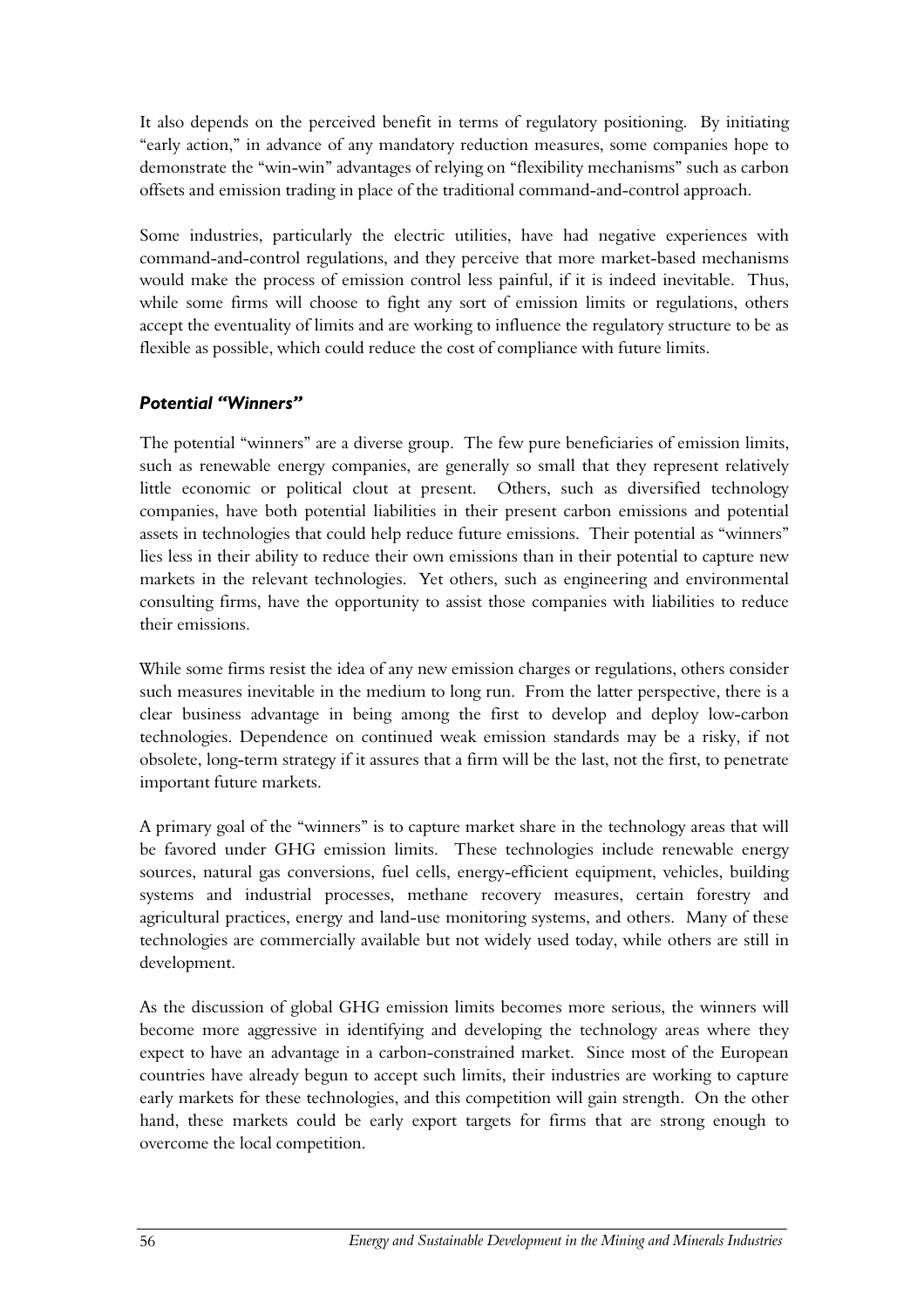It also depends on the perceived benefit in terms of regulatory positioning. By initiating "early action," in advance of any mandatory reduction measures, some companies hope to demonstrate the "win-win" advantages of relying on "flexibility mechanisms" such as carbon offsets and emission trading in place of the traditional command-and-control approach.

Some industries, particularly the electric utilities, have had negative experiences with command-and-control regulations, and they perceive that more market-based mechanisms would make the process of emission control less painful, if it is indeed inevitable. Thus, while some firms will choose to fight any sort of emission limits or regulations, others accept the eventuality of limits and are working to influence the regulatory structure to be as flexible as possible, which could reduce the cost of compliance with future limits.

### *Potential "Winners"*

The potential "winners" are a diverse group. The few pure beneficiaries of emission limits, such as renewable energy companies, are generally so small that they represent relatively little economic or political clout at present. Others, such as diversified technology companies, have both potential liabilities in their present carbon emissions and potential assets in technologies that could help reduce future emissions. Their potential as "winners" lies less in their ability to reduce their own emissions than in their potential to capture new markets in the relevant technologies. Yet others, such as engineering and environmental consulting firms, have the opportunity to assist those companies with liabilities to reduce their emissions.

While some firms resist the idea of any new emission charges or regulations, others consider such measures inevitable in the medium to long run. From the latter perspective, there is a clear business advantage in being among the first to develop and deploy low-carbon technologies. Dependence on continued weak emission standards may be a risky, if not obsolete, long-term strategy if it assures that a firm will be the last, not the first, to penetrate important future markets.

A primary goal of the "winners" is to capture market share in the technology areas that will be favored under GHG emission limits. These technologies include renewable energy sources, natural gas conversions, fuel cells, energy-efficient equipment, vehicles, building systems and industrial processes, methane recovery measures, certain forestry and agricultural practices, energy and land-use monitoring systems, and others. Many of these technologies are commercially available but not widely used today, while others are still in development.

As the discussion of global GHG emission limits becomes more serious, the winners will become more aggressive in identifying and developing the technology areas where they expect to have an advantage in a carbon-constrained market. Since most of the European countries have already begun to accept such limits, their industries are working to capture early markets for these technologies, and this competition will gain strength. On the other hand, these markets could be early export targets for firms that are strong enough to overcome the local competition.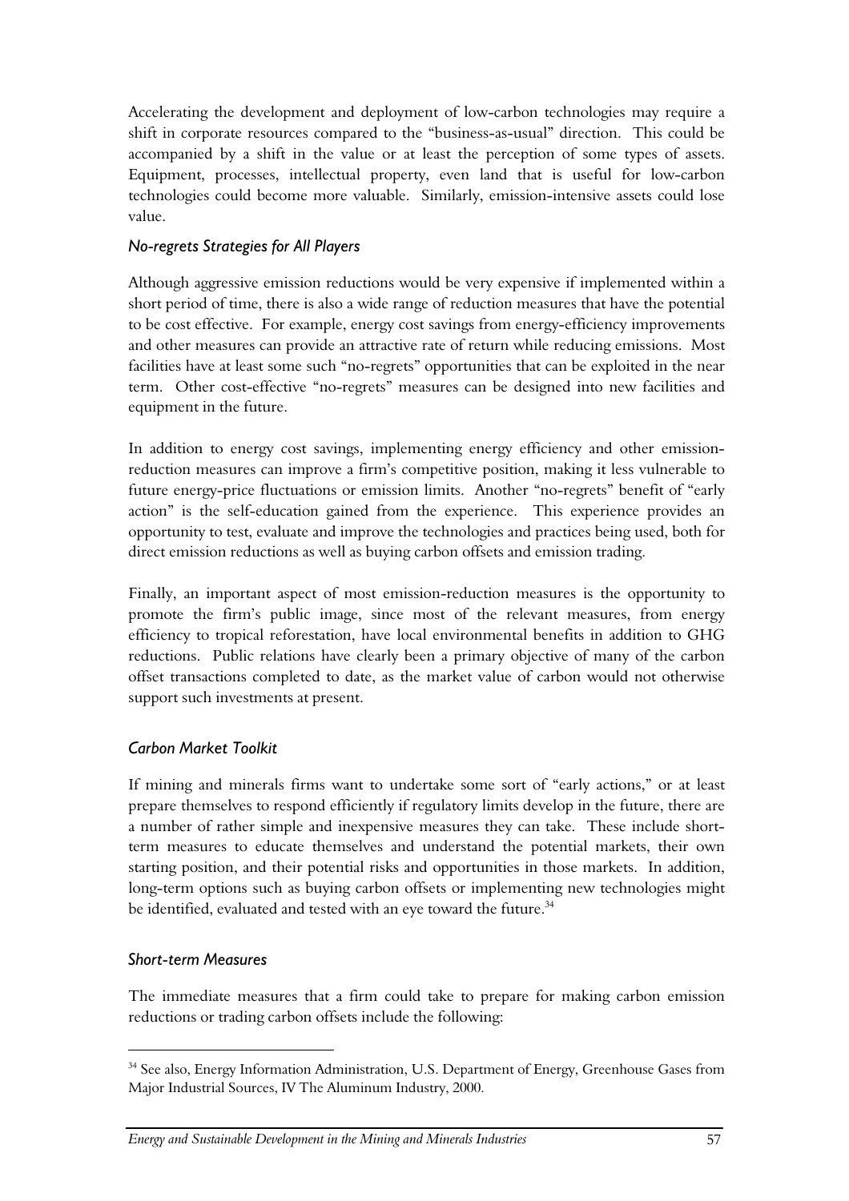Accelerating the development and deployment of low-carbon technologies may require a shift in corporate resources compared to the "business-as-usual" direction. This could be accompanied by a shift in the value or at least the perception of some types of assets. Equipment, processes, intellectual property, even land that is useful for low-carbon technologies could become more valuable. Similarly, emission-intensive assets could lose value.

### *No-regrets Strategies for All Players*

Although aggressive emission reductions would be very expensive if implemented within a short period of time, there is also a wide range of reduction measures that have the potential to be cost effective. For example, energy cost savings from energy-efficiency improvements and other measures can provide an attractive rate of return while reducing emissions. Most facilities have at least some such "no-regrets" opportunities that can be exploited in the near term. Other cost-effective "no-regrets" measures can be designed into new facilities and equipment in the future.

In addition to energy cost savings, implementing energy efficiency and other emission-reduction measures can improve a firm's competitive position, making it less vulnerable to future energy-price fluctuations or emission limits. Another "no-regrets" benefit of "early action" is the self-education gained from the experience. This experience provides an opportunity to test, evaluate and improve the technologies and practices being used, both for direct emission reductions as well as buying carbon offsets and emission trading.

Finally, an important aspect of most emission-reduction measures is the opportunity to promote the firm's public image, since most of the relevant measures, from energy efficiency to tropical reforestation, have local environmental benefits in addition to GHG reductions. Public relations have clearly been a primary objective of many of the carbon offset transactions completed to date, as the market value of carbon would not otherwise support such investments at present.

### *Carbon Market Toolkit*

If mining and minerals firms want to undertake some sort of "early actions," or at least prepare themselves to respond efficiently if regulatory limits develop in the future, there are a number of rather simple and inexpensive measures they can take. These include short-term measures to educate themselves and understand the potential markets, their own starting position, and their potential risks and opportunities in those markets. In addition, long-term options such as buying carbon offsets or implementing new technologies might be identified, evaluated and tested with an eye toward the future.[34]

### *Short-term Measures*

The immediate measures that a firm could take to prepare for making carbon emission reductions or trading carbon offsets include the following:

---

[34] See also, Energy Information Administration, U.S. Department of Energy, Greenhouse Gases from Major Industrial Sources, IV The Aluminum Industry, 2000.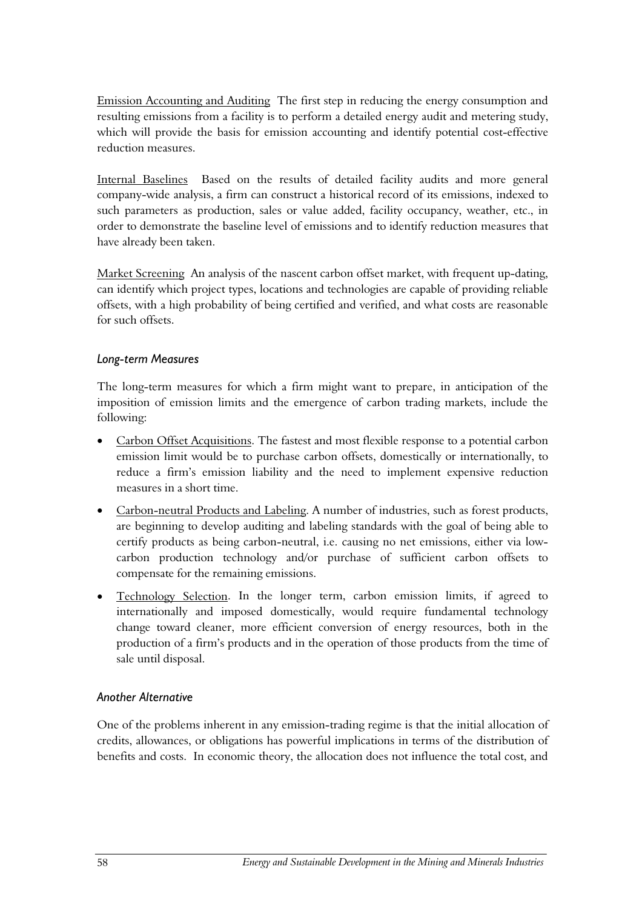Emission Accounting and Auditing  The first step in reducing the energy consumption and resulting emissions from a facility is to perform a detailed energy audit and metering study, which will provide the basis for emission accounting and identify potential cost-effective reduction measures.

Internal Baselines  Based on the results of detailed facility audits and more general company-wide analysis, a firm can construct a historical record of its emissions, indexed to such parameters as production, sales or value added, facility occupancy, weather, etc., in order to demonstrate the baseline level of emissions and to identify reduction measures that have already been taken.

Market Screening  An analysis of the nascent carbon offset market, with frequent up-dating, can identify which project types, locations and technologies are capable of providing reliable offsets, with a high probability of being certified and verified, and what costs are reasonable for such offsets.

### *Long-term Measures*

The long-term measures for which a firm might want to prepare, in anticipation of the imposition of emission limits and the emergence of carbon trading markets, include the following:

- Carbon Offset Acquisitions. The fastest and most flexible response to a potential carbon emission limit would be to purchase carbon offsets, domestically or internationally, to reduce a firm's emission liability and the need to implement expensive reduction measures in a short time.
- Carbon-neutral Products and Labeling. A number of industries, such as forest products, are beginning to develop auditing and labeling standards with the goal of being able to certify products as being carbon-neutral, i.e. causing no net emissions, either via low-carbon production technology and/or purchase of sufficient carbon offsets to compensate for the remaining emissions.
- Technology Selection. In the longer term, carbon emission limits, if agreed to internationally and imposed domestically, would require fundamental technology change toward cleaner, more efficient conversion of energy resources, both in the production of a firm's products and in the operation of those products from the time of sale until disposal.

### *Another Alternative*

One of the problems inherent in any emission-trading regime is that the initial allocation of credits, allowances, or obligations has powerful implications in terms of the distribution of benefits and costs. In economic theory, the allocation does not influence the total cost, and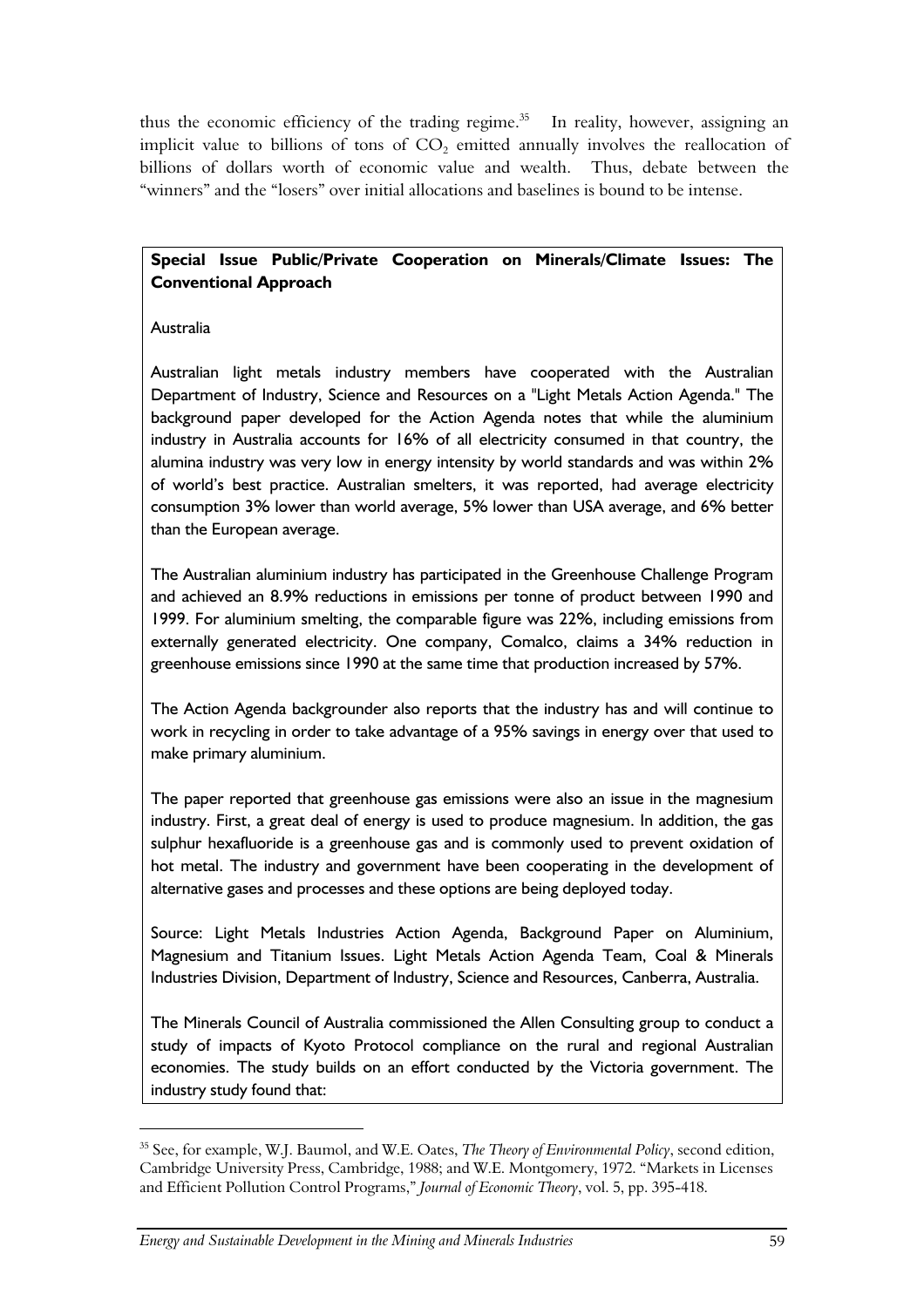thus the economic efficiency of the trading regime.[35] In reality, however, assigning an implicit value to billions of tons of $CO_2$ emitted annually involves the reallocation of billions of dollars worth of economic value and wealth. Thus, debate between the "winners" and the "losers" over initial allocations and baselines is bound to be intense.

**Special Issue Public/Private Cooperation on Minerals/Climate Issues: The Conventional Approach**

Australia

Australian light metals industry members have cooperated with the Australian Department of Industry, Science and Resources on a "Light Metals Action Agenda." The background paper developed for the Action Agenda notes that while the aluminium industry in Australia accounts for 16% of all electricity consumed in that country, the alumina industry was very low in energy intensity by world standards and was within 2% of world's best practice. Australian smelters, it was reported, had average electricity consumption 3% lower than world average, 5% lower than USA average, and 6% better than the European average.

The Australian aluminium industry has participated in the Greenhouse Challenge Program and achieved an 8.9% reductions in emissions per tonne of product between 1990 and 1999. For aluminium smelting, the comparable figure was 22%, including emissions from externally generated electricity. One company, Comalco, claims a 34% reduction in greenhouse emissions since 1990 at the same time that production increased by 57%.

The Action Agenda backgrounder also reports that the industry has and will continue to work in recycling in order to take advantage of a 95% savings in energy over that used to make primary aluminium.

The paper reported that greenhouse gas emissions were also an issue in the magnesium industry. First, a great deal of energy is used to produce magnesium. In addition, the gas sulphur hexafluoride is a greenhouse gas and is commonly used to prevent oxidation of hot metal. The industry and government have been cooperating in the development of alternative gases and processes and these options are being deployed today.

Source: Light Metals Industries Action Agenda, Background Paper on Aluminium, Magnesium and Titanium Issues. Light Metals Action Agenda Team, Coal & Minerals Industries Division, Department of Industry, Science and Resources, Canberra, Australia.

The Minerals Council of Australia commissioned the Allen Consulting group to conduct a study of impacts of Kyoto Protocol compliance on the rural and regional Australian economies. The study builds on an effort conducted by the Victoria government. The industry study found that:

---

[35] See, for example, W.J. Baumol, and W.E. Oates, *The Theory of Environmental Policy*, second edition, Cambridge University Press, Cambridge, 1988; and W.E. Montgomery, 1972. "Markets in Licenses and Efficient Pollution Control Programs," *Journal of Economic Theory*, vol. 5, pp. 395-418.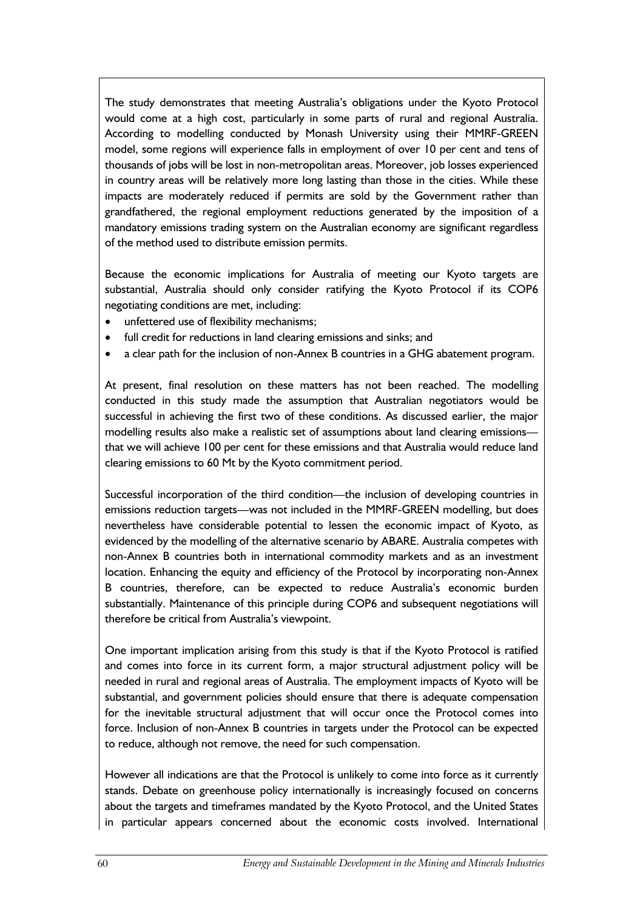The study demonstrates that meeting Australia's obligations under the Kyoto Protocol would come at a high cost, particularly in some parts of rural and regional Australia. According to modelling conducted by Monash University using their MMRF-GREEN model, some regions will experience falls in employment of over 10 per cent and tens of thousands of jobs will be lost in non-metropolitan areas. Moreover, job losses experienced in country areas will be relatively more long lasting than those in the cities. While these impacts are moderately reduced if permits are sold by the Government rather than grandfathered, the regional employment reductions generated by the imposition of a mandatory emissions trading system on the Australian economy are significant regardless of the method used to distribute emission permits.

Because the economic implications for Australia of meeting our Kyoto targets are substantial, Australia should only consider ratifying the Kyoto Protocol if its COP6 negotiating conditions are met, including:

- unfettered use of flexibility mechanisms;
- full credit for reductions in land clearing emissions and sinks; and
- a clear path for the inclusion of non-Annex B countries in a GHG abatement program.

At present, final resolution on these matters has not been reached. The modelling conducted in this study made the assumption that Australian negotiators would be successful in achieving the first two of these conditions. As discussed earlier, the major modelling results also make a realistic set of assumptions about land clearing emissions—that we will achieve 100 per cent for these emissions and that Australia would reduce land clearing emissions to 60 Mt by the Kyoto commitment period.

Successful incorporation of the third condition—the inclusion of developing countries in emissions reduction targets—was not included in the MMRF-GREEN modelling, but does nevertheless have considerable potential to lessen the economic impact of Kyoto, as evidenced by the modelling of the alternative scenario by ABARE. Australia competes with non-Annex B countries both in international commodity markets and as an investment location. Enhancing the equity and efficiency of the Protocol by incorporating non-Annex B countries, therefore, can be expected to reduce Australia's economic burden substantially. Maintenance of this principle during COP6 and subsequent negotiations will therefore be critical from Australia's viewpoint.

One important implication arising from this study is that if the Kyoto Protocol is ratified and comes into force in its current form, a major structural adjustment policy will be needed in rural and regional areas of Australia. The employment impacts of Kyoto will be substantial, and government policies should ensure that there is adequate compensation for the inevitable structural adjustment that will occur once the Protocol comes into force. Inclusion of non-Annex B countries in targets under the Protocol can be expected to reduce, although not remove, the need for such compensation.

However all indications are that the Protocol is unlikely to come into force as it currently stands. Debate on greenhouse policy internationally is increasingly focused on concerns about the targets and timeframes mandated by the Kyoto Protocol, and the United States in particular appears concerned about the economic costs involved. International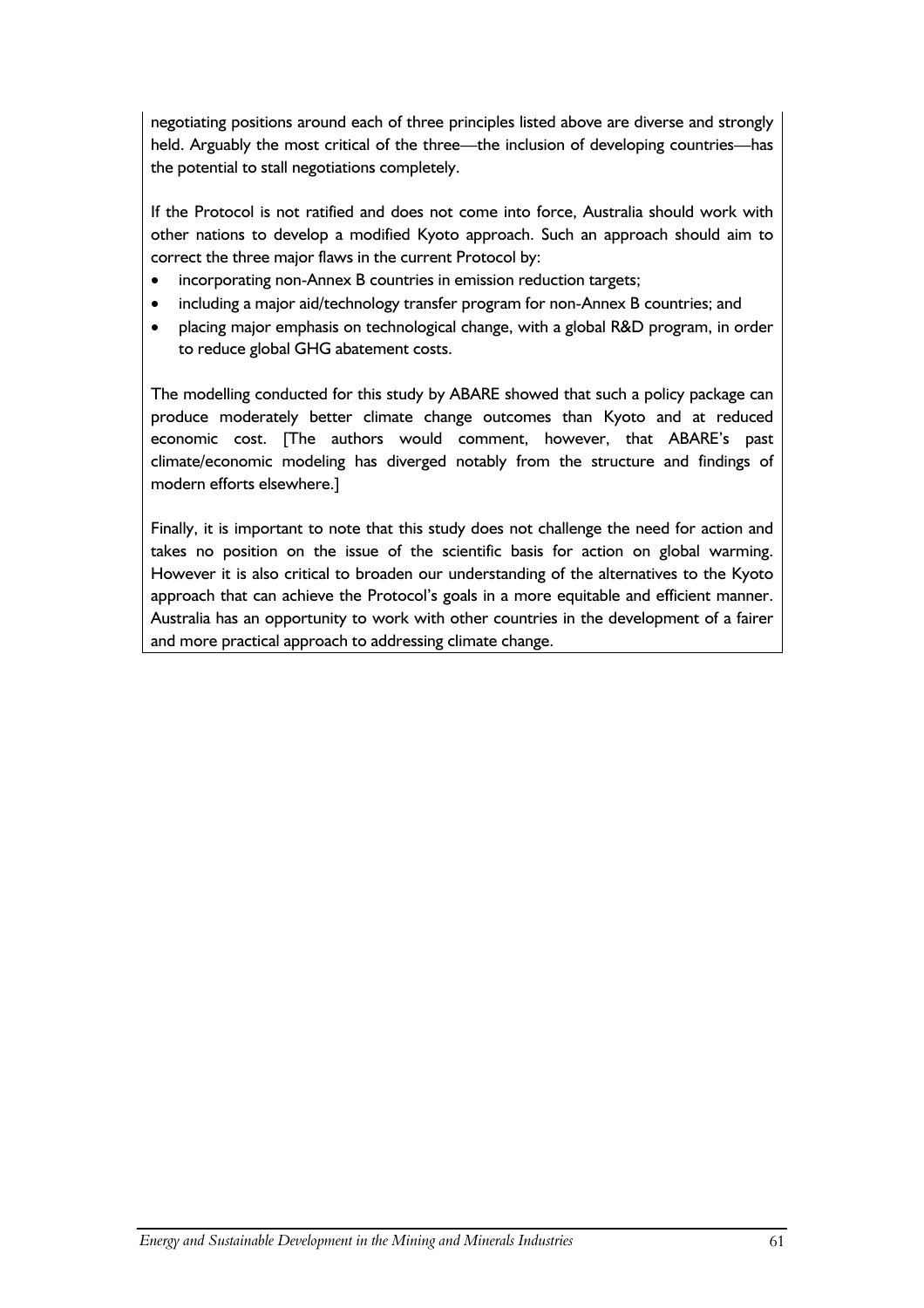negotiating positions around each of three principles listed above are diverse and strongly held. Arguably the most critical of the three—the inclusion of developing countries—has the potential to stall negotiations completely.

If the Protocol is not ratified and does not come into force, Australia should work with other nations to develop a modified Kyoto approach. Such an approach should aim to correct the three major flaws in the current Protocol by:

- incorporating non-Annex B countries in emission reduction targets;
- including a major aid/technology transfer program for non-Annex B countries; and
- placing major emphasis on technological change, with a global R&D program, in order to reduce global GHG abatement costs.

The modelling conducted for this study by ABARE showed that such a policy package can produce moderately better climate change outcomes than Kyoto and at reduced economic cost. [The authors would comment, however, that ABARE's past climate/economic modeling has diverged notably from the structure and findings of modern efforts elsewhere.]

Finally, it is important to note that this study does not challenge the need for action and takes no position on the issue of the scientific basis for action on global warming. However it is also critical to broaden our understanding of the alternatives to the Kyoto approach that can achieve the Protocol's goals in a more equitable and efficient manner. Australia has an opportunity to work with other countries in the development of a fairer and more practical approach to addressing climate change.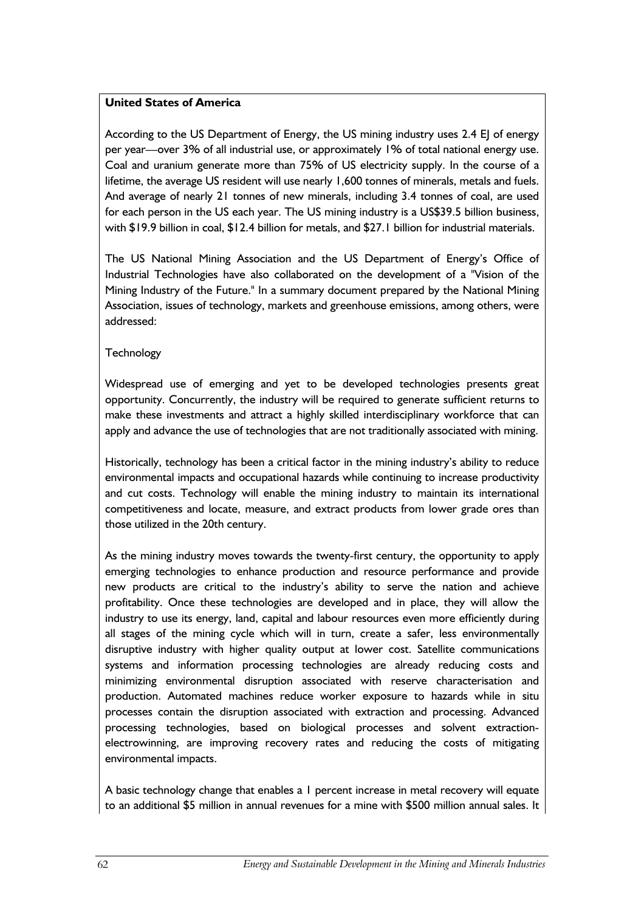**United States of America**

According to the US Department of Energy, the US mining industry uses 2.4 EJ of energy per year—over 3% of all industrial use, or approximately 1% of total national energy use. Coal and uranium generate more than 75% of US electricity supply. In the course of a lifetime, the average US resident will use nearly 1,600 tonnes of minerals, metals and fuels. And average of nearly 21 tonnes of new minerals, including 3.4 tonnes of coal, are used for each person in the US each year. The US mining industry is a US$39.5 billion business, with $19.9 billion in coal, $12.4 billion for metals, and $27.1 billion for industrial materials.

The US National Mining Association and the US Department of Energy's Office of Industrial Technologies have also collaborated on the development of a "Vision of the Mining Industry of the Future." In a summary document prepared by the National Mining Association, issues of technology, markets and greenhouse emissions, among others, were addressed:

Technology

Widespread use of emerging and yet to be developed technologies presents great opportunity. Concurrently, the industry will be required to generate sufficient returns to make these investments and attract a highly skilled interdisciplinary workforce that can apply and advance the use of technologies that are not traditionally associated with mining.

Historically, technology has been a critical factor in the mining industry's ability to reduce environmental impacts and occupational hazards while continuing to increase productivity and cut costs. Technology will enable the mining industry to maintain its international competitiveness and locate, measure, and extract products from lower grade ores than those utilized in the 20th century.

As the mining industry moves towards the twenty-first century, the opportunity to apply emerging technologies to enhance production and resource performance and provide new products are critical to the industry's ability to serve the nation and achieve profitability. Once these technologies are developed and in place, they will allow the industry to use its energy, land, capital and labour resources even more efficiently during all stages of the mining cycle which will in turn, create a safer, less environmentally disruptive industry with higher quality output at lower cost. Satellite communications systems and information processing technologies are already reducing costs and minimizing environmental disruption associated with reserve characterisation and production. Automated machines reduce worker exposure to hazards while in situ processes contain the disruption associated with extraction and processing. Advanced processing technologies, based on biological processes and solvent extraction-electrowinning, are improving recovery rates and reducing the costs of mitigating environmental impacts.

A basic technology change that enables a 1 percent increase in metal recovery will equate to an additional $5 million in annual revenues for a mine with $500 million annual sales. It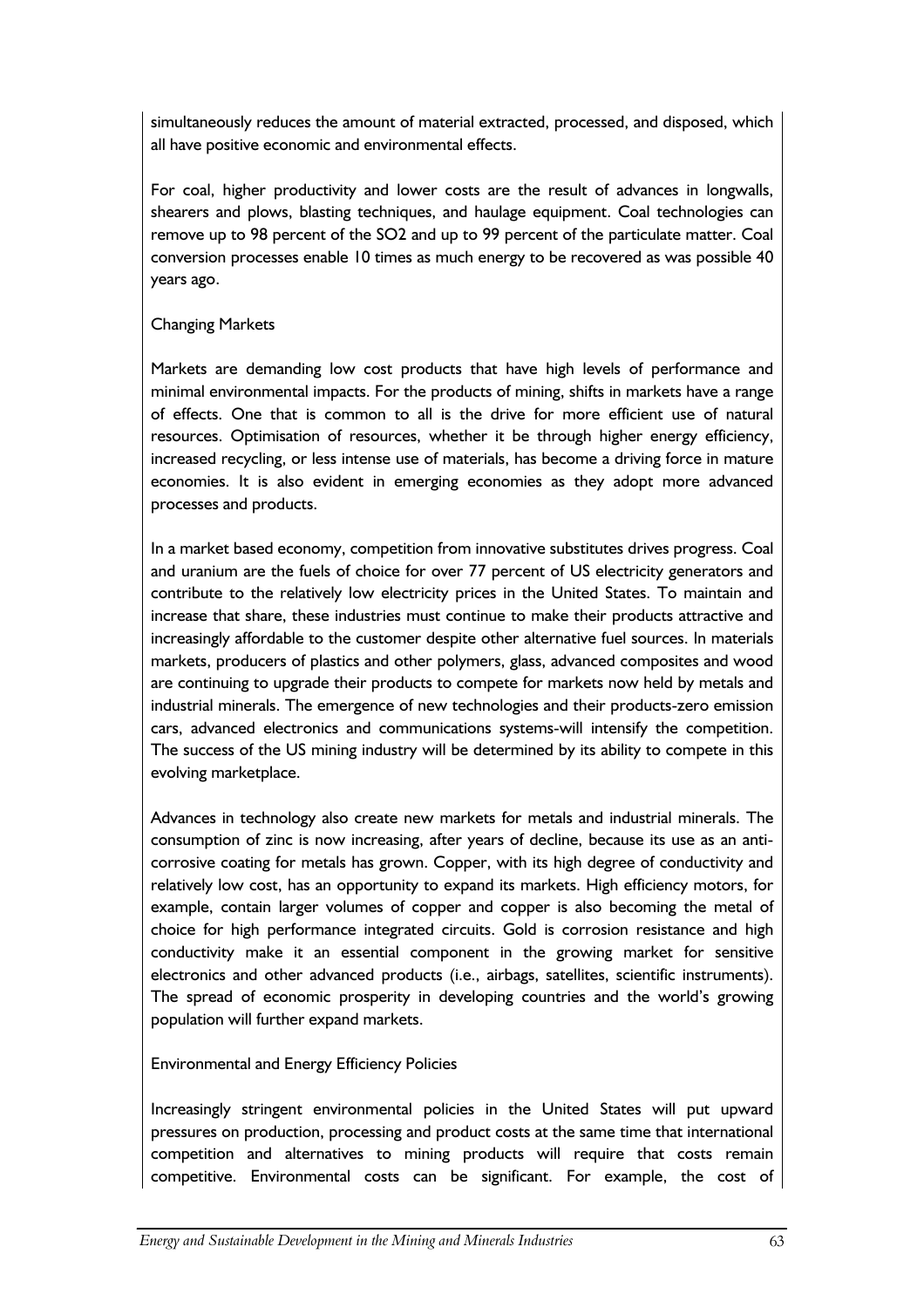simultaneously reduces the amount of material extracted, processed, and disposed, which all have positive economic and environmental effects.

For coal, higher productivity and lower costs are the result of advances in longwalls, shearers and plows, blasting techniques, and haulage equipment. Coal technologies can remove up to 98 percent of the $SO_2$ and up to 99 percent of the particulate matter. Coal conversion processes enable 10 times as much energy to be recovered as was possible 40 years ago.

### Changing Markets

Markets are demanding low cost products that have high levels of performance and minimal environmental impacts. For the products of mining, shifts in markets have a range of effects. One that is common to all is the drive for more efficient use of natural resources. Optimisation of resources, whether it be through higher energy efficiency, increased recycling, or less intense use of materials, has become a driving force in mature economies. It is also evident in emerging economies as they adopt more advanced processes and products.

In a market based economy, competition from innovative substitutes drives progress. Coal and uranium are the fuels of choice for over 77 percent of US electricity generators and contribute to the relatively low electricity prices in the United States. To maintain and increase that share, these industries must continue to make their products attractive and increasingly affordable to the customer despite other alternative fuel sources. In materials markets, producers of plastics and other polymers, glass, advanced composites and wood are continuing to upgrade their products to compete for markets now held by metals and industrial minerals. The emergence of new technologies and their products-zero emission cars, advanced electronics and communications systems-will intensify the competition. The success of the US mining industry will be determined by its ability to compete in this evolving marketplace.

Advances in technology also create new markets for metals and industrial minerals. The consumption of zinc is now increasing, after years of decline, because its use as an anti-corrosive coating for metals has grown. Copper, with its high degree of conductivity and relatively low cost, has an opportunity to expand its markets. High efficiency motors, for example, contain larger volumes of copper and copper is also becoming the metal of choice for high performance integrated circuits. Gold is corrosion resistance and high conductivity make it an essential component in the growing market for sensitive electronics and other advanced products (i.e., airbags, satellites, scientific instruments). The spread of economic prosperity in developing countries and the world's growing population will further expand markets.

### Environmental and Energy Efficiency Policies

Increasingly stringent environmental policies in the United States will put upward pressures on production, processing and product costs at the same time that international competition and alternatives to mining products will require that costs remain competitive. Environmental costs can be significant. For example, the cost of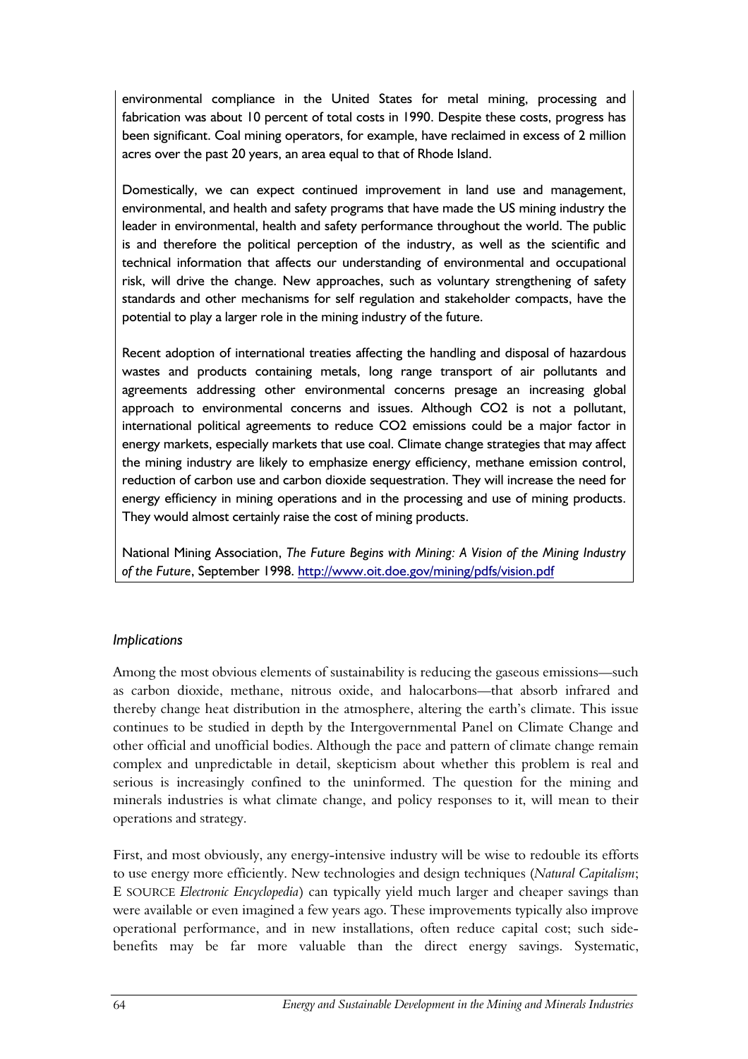environmental compliance in the United States for metal mining, processing and fabrication was about 10 percent of total costs in 1990. Despite these costs, progress has been significant. Coal mining operators, for example, have reclaimed in excess of 2 million acres over the past 20 years, an area equal to that of Rhode Island.

Domestically, we can expect continued improvement in land use and management, environmental, and health and safety programs that have made the US mining industry the leader in environmental, health and safety performance throughout the world. The public is and therefore the political perception of the industry, as well as the scientific and technical information that affects our understanding of environmental and occupational risk, will drive the change. New approaches, such as voluntary strengthening of safety standards and other mechanisms for self regulation and stakeholder compacts, have the potential to play a larger role in the mining industry of the future.

Recent adoption of international treaties affecting the handling and disposal of hazardous wastes and products containing metals, long range transport of air pollutants and agreements addressing other environmental concerns presage an increasing global approach to environmental concerns and issues. Although $CO_2$ is not a pollutant, international political agreements to reduce $CO_2$ emissions could be a major factor in energy markets, especially markets that use coal. Climate change strategies that may affect the mining industry are likely to emphasize energy efficiency, methane emission control, reduction of carbon use and carbon dioxide sequestration. They will increase the need for energy efficiency in mining operations and in the processing and use of mining products. They would almost certainly raise the cost of mining products.

National Mining Association, *The Future Begins with Mining: A Vision of the Mining Industry of the Future*, September 1998. http://www.oit.doe.gov/mining/pdfs/vision.pdf

*Implications*

Among the most obvious elements of sustainability is reducing the gaseous emissions—such as carbon dioxide, methane, nitrous oxide, and halocarbons—that absorb infrared and thereby change heat distribution in the atmosphere, altering the earth's climate. This issue continues to be studied in depth by the Intergovernmental Panel on Climate Change and other official and unofficial bodies. Although the pace and pattern of climate change remain complex and unpredictable in detail, skepticism about whether this problem is real and serious is increasingly confined to the uninformed. The question for the mining and minerals industries is what climate change, and policy responses to it, will mean to their operations and strategy.

First, and most obviously, any energy-intensive industry will be wise to redouble its efforts to use energy more efficiently. New technologies and design techniques (*Natural Capitalism*; E SOURCE *Electronic Encyclopedia*) can typically yield much larger and cheaper savings than were available or even imagined a few years ago. These improvements typically also improve operational performance, and in new installations, often reduce capital cost; such side-benefits may be far more valuable than the direct energy savings. Systematic,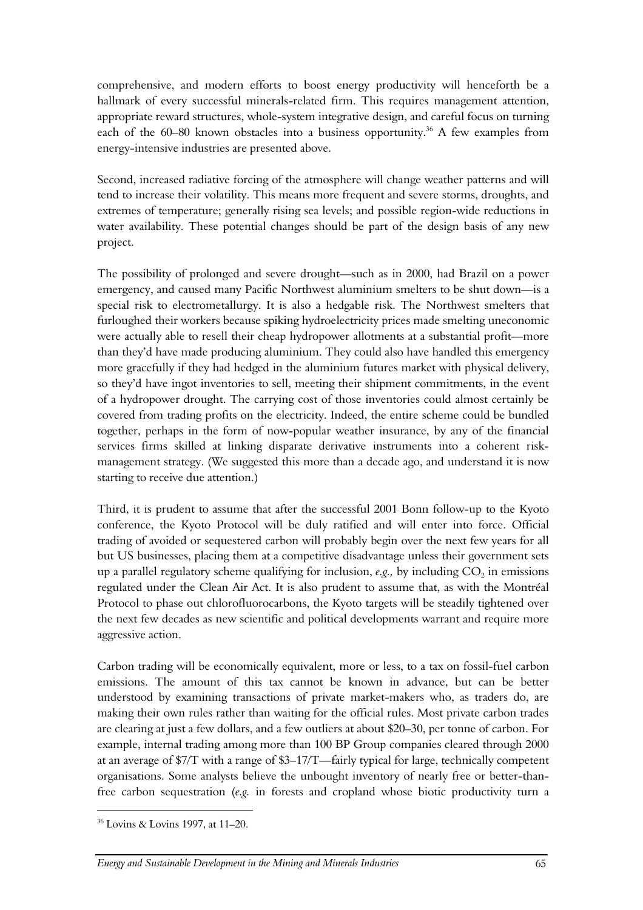comprehensive, and modern efforts to boost energy productivity will henceforth be a hallmark of every successful minerals-related firm. This requires management attention, appropriate reward structures, whole-system integrative design, and careful focus on turning each of the 60–80 known obstacles into a business opportunity.[36] A few examples from energy-intensive industries are presented above.

Second, increased radiative forcing of the atmosphere will change weather patterns and will tend to increase their volatility. This means more frequent and severe storms, droughts, and extremes of temperature; generally rising sea levels; and possible region-wide reductions in water availability. These potential changes should be part of the design basis of any new project.

The possibility of prolonged and severe drought—such as in 2000, had Brazil on a power emergency, and caused many Pacific Northwest aluminium smelters to be shut down—is a special risk to electrometallurgy. It is also a hedgable risk. The Northwest smelters that furloughed their workers because spiking hydroelectricity prices made smelting uneconomic were actually able to resell their cheap hydropower allotments at a substantial profit—more than they'd have made producing aluminium. They could also have handled this emergency more gracefully if they had hedged in the aluminium futures market with physical delivery, so they'd have ingot inventories to sell, meeting their shipment commitments, in the event of a hydropower drought. The carrying cost of those inventories could almost certainly be covered from trading profits on the electricity. Indeed, the entire scheme could be bundled together, perhaps in the form of now-popular weather insurance, by any of the financial services firms skilled at linking disparate derivative instruments into a coherent risk-management strategy. (We suggested this more than a decade ago, and understand it is now starting to receive due attention.)

Third, it is prudent to assume that after the successful 2001 Bonn follow-up to the Kyoto conference, the Kyoto Protocol will be duly ratified and will enter into force. Official trading of avoided or sequestered carbon will probably begin over the next few years for all but US businesses, placing them at a competitive disadvantage unless their government sets up a parallel regulatory scheme qualifying for inclusion, *e.g.,* by including $CO_2$ in emissions regulated under the Clean Air Act. It is also prudent to assume that, as with the Montréal Protocol to phase out chlorofluorocarbons, the Kyoto targets will be steadily tightened over the next few decades as new scientific and political developments warrant and require more aggressive action.

Carbon trading will be economically equivalent, more or less, to a tax on fossil-fuel carbon emissions. The amount of this tax cannot be known in advance, but can be better understood by examining transactions of private market-makers who, as traders do, are making their own rules rather than waiting for the official rules. Most private carbon trades are clearing at just a few dollars, and a few outliers at about $20–30, per tonne of carbon. For example, internal trading among more than 100 BP Group companies cleared through 2000 at an average of $7/T with a range of $3–17/T—fairly typical for large, technically competent organisations. Some analysts believe the unbought inventory of nearly free or better-than-free carbon sequestration (*e.g.* in forests and cropland whose biotic productivity turn a

[36] Lovins & Lovins 1997, at 11–20.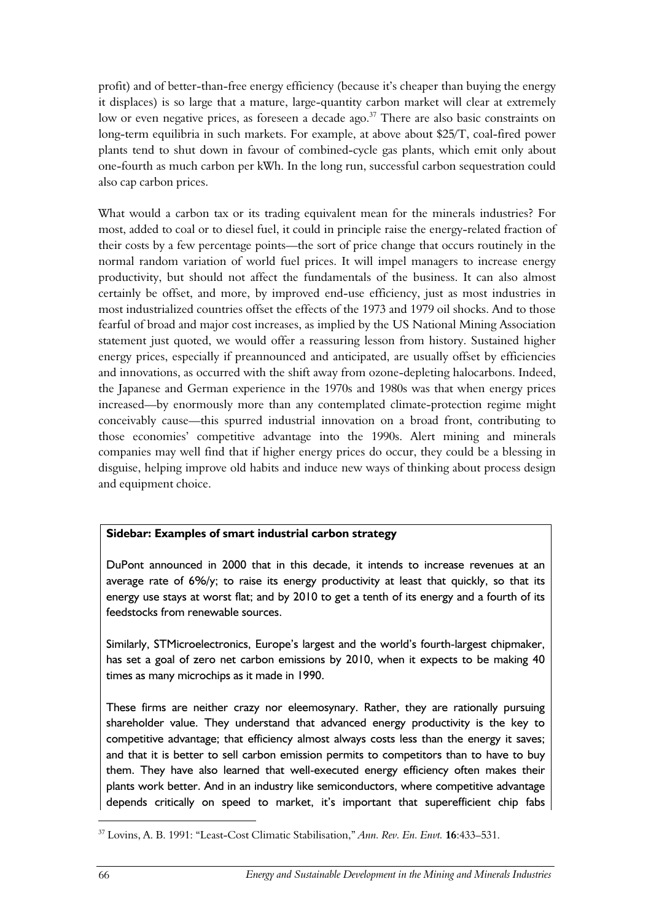profit) and of better-than-free energy efficiency (because it's cheaper than buying the energy it displaces) is so large that a mature, large-quantity carbon market will clear at extremely low or even negative prices, as foreseen a decade ago.[37] There are also basic constraints on long-term equilibria in such markets. For example, at above about \$25/T, coal-fired power plants tend to shut down in favour of combined-cycle gas plants, which emit only about one-fourth as much carbon per kWh. In the long run, successful carbon sequestration could also cap carbon prices.

What would a carbon tax or its trading equivalent mean for the minerals industries? For most, added to coal or to diesel fuel, it could in principle raise the energy-related fraction of their costs by a few percentage points—the sort of price change that occurs routinely in the normal random variation of world fuel prices. It will impel managers to increase energy productivity, but should not affect the fundamentals of the business. It can also almost certainly be offset, and more, by improved end-use efficiency, just as most industries in most industrialized countries offset the effects of the 1973 and 1979 oil shocks. And to those fearful of broad and major cost increases, as implied by the US National Mining Association statement just quoted, we would offer a reassuring lesson from history. Sustained higher energy prices, especially if preannounced and anticipated, are usually offset by efficiencies and innovations, as occurred with the shift away from ozone-depleting halocarbons. Indeed, the Japanese and German experience in the 1970s and 1980s was that when energy prices increased—by enormously more than any contemplated climate-protection regime might conceivably cause—this spurred industrial innovation on a broad front, contributing to those economies' competitive advantage into the 1990s. Alert mining and minerals companies may well find that if higher energy prices do occur, they could be a blessing in disguise, helping improve old habits and induce new ways of thinking about process design and equipment choice.

**Sidebar: Examples of smart industrial carbon strategy**

DuPont announced in 2000 that in this decade, it intends to increase revenues at an average rate of 6%/y; to raise its energy productivity at least that quickly, so that its energy use stays at worst flat; and by 2010 to get a tenth of its energy and a fourth of its feedstocks from renewable sources.

Similarly, STMicroelectronics, Europe's largest and the world's fourth-largest chipmaker, has set a goal of zero net carbon emissions by 2010, when it expects to be making 40 times as many microchips as it made in 1990.

These firms are neither crazy nor eleemosynary. Rather, they are rationally pursuing shareholder value. They understand that advanced energy productivity is the key to competitive advantage; that efficiency almost always costs less than the energy it saves; and that it is better to sell carbon emission permits to competitors than to have to buy them. They have also learned that well-executed energy efficiency often makes their plants work better. And in an industry like semiconductors, where competitive advantage depends critically on speed to market, it's important that superefficient chip fabs

[37] Lovins, A. B. 1991: "Least-Cost Climatic Stabilisation," *Ann. Rev. En. Envt.* **16**:433–531.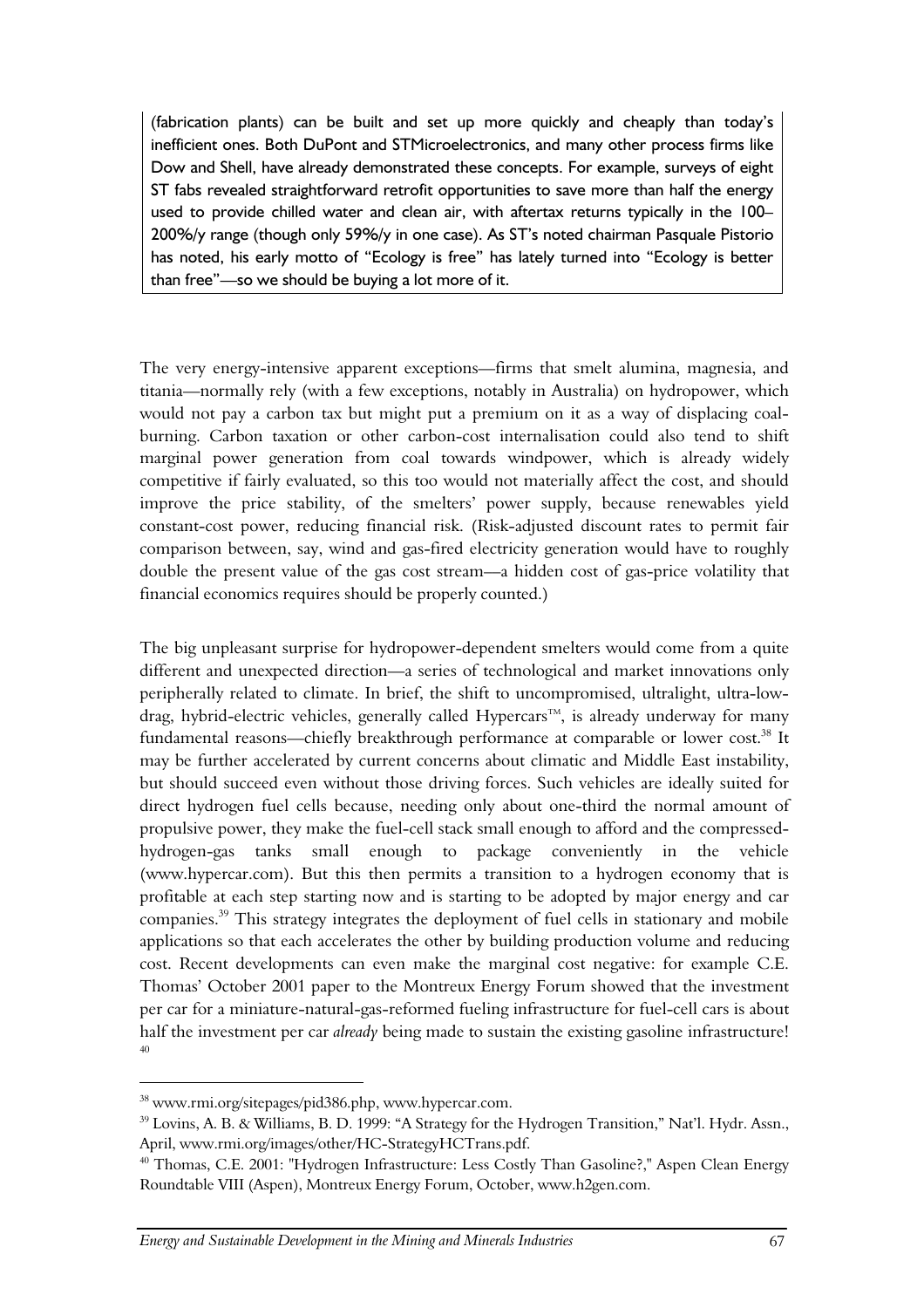(fabrication plants) can be built and set up more quickly and cheaply than today's inefficient ones. Both DuPont and STMicroelectronics, and many other process firms like Dow and Shell, have already demonstrated these concepts. For example, surveys of eight ST fabs revealed straightforward retrofit opportunities to save more than half the energy used to provide chilled water and clean air, with aftertax returns typically in the 100–200%/y range (though only 59%/y in one case). As ST's noted chairman Pasquale Pistorio has noted, his early motto of "Ecology is free" has lately turned into "Ecology is better than free"—so we should be buying a lot more of it.

The very energy-intensive apparent exceptions—firms that smelt alumina, magnesia, and titania—normally rely (with a few exceptions, notably in Australia) on hydropower, which would not pay a carbon tax but might put a premium on it as a way of displacing coal-burning. Carbon taxation or other carbon-cost internalisation could also tend to shift marginal power generation from coal towards windpower, which is already widely competitive if fairly evaluated, so this too would not materially affect the cost, and should improve the price stability, of the smelters' power supply, because renewables yield constant-cost power, reducing financial risk. (Risk-adjusted discount rates to permit fair comparison between, say, wind and gas-fired electricity generation would have to roughly double the present value of the gas cost stream—a hidden cost of gas-price volatility that financial economics requires should be properly counted.)

The big unpleasant surprise for hydropower-dependent smelters would come from a quite different and unexpected direction—a series of technological and market innovations only peripherally related to climate. In brief, the shift to uncompromised, ultralight, ultra-low-drag, hybrid-electric vehicles, generally called Hypercars™, is already underway for many fundamental reasons—chiefly breakthrough performance at comparable or lower cost.[38] It may be further accelerated by current concerns about climatic and Middle East instability, but should succeed even without those driving forces. Such vehicles are ideally suited for direct hydrogen fuel cells because, needing only about one-third the normal amount of propulsive power, they make the fuel-cell stack small enough to afford and the compressed-hydrogen-gas tanks small enough to package conveniently in the vehicle (www.hypercar.com). But this then permits a transition to a hydrogen economy that is profitable at each step starting now and is starting to be adopted by major energy and car companies.[39] This strategy integrates the deployment of fuel cells in stationary and mobile applications so that each accelerates the other by building production volume and reducing cost. Recent developments can even make the marginal cost negative: for example C.E. Thomas' October 2001 paper to the Montreux Energy Forum showed that the investment per car for a miniature-natural-gas-reformed fueling infrastructure for fuel-cell cars is about half the investment per car *already* being made to sustain the existing gasoline infrastructure![40]

---

[38] www.rmi.org/sitepages/pid386.php, www.hypercar.com.

[39] Lovins, A. B. & Williams, B. D. 1999: "A Strategy for the Hydrogen Transition," Nat'l. Hydr. Assn., April, www.rmi.org/images/other/HC-StrategyHCTrans.pdf.

[40] Thomas, C.E. 2001: "Hydrogen Infrastructure: Less Costly Than Gasoline?," Aspen Clean Energy Roundtable VIII (Aspen), Montreux Energy Forum, October, www.h2gen.com.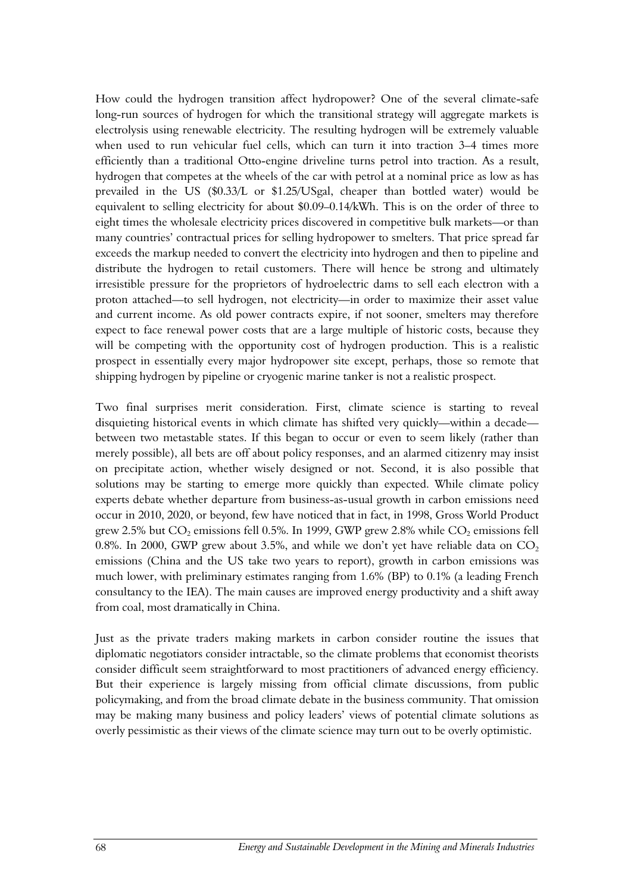How could the hydrogen transition affect hydropower? One of the several climate-safe long-run sources of hydrogen for which the transitional strategy will aggregate markets is electrolysis using renewable electricity. The resulting hydrogen will be extremely valuable when used to run vehicular fuel cells, which can turn it into traction 3–4 times more efficiently than a traditional Otto-engine driveline turns petrol into traction. As a result, hydrogen that competes at the wheels of the car with petrol at a nominal price as low as has prevailed in the US ($0.33/L or $1.25/USgal, cheaper than bottled water) would be equivalent to selling electricity for about $0.09–0.14/kWh. This is on the order of three to eight times the wholesale electricity prices discovered in competitive bulk markets—or than many countries' contractual prices for selling hydropower to smelters. That price spread far exceeds the markup needed to convert the electricity into hydrogen and then to pipeline and distribute the hydrogen to retail customers. There will hence be strong and ultimately irresistible pressure for the proprietors of hydroelectric dams to sell each electron with a proton attached—to sell hydrogen, not electricity—in order to maximize their asset value and current income. As old power contracts expire, if not sooner, smelters may therefore expect to face renewal power costs that are a large multiple of historic costs, because they will be competing with the opportunity cost of hydrogen production. This is a realistic prospect in essentially every major hydropower site except, perhaps, those so remote that shipping hydrogen by pipeline or cryogenic marine tanker is not a realistic prospect.

Two final surprises merit consideration. First, climate science is starting to reveal disquieting historical events in which climate has shifted very quickly—within a decade—between two metastable states. If this began to occur or even to seem likely (rather than merely possible), all bets are off about policy responses, and an alarmed citizenry may insist on precipitate action, whether wisely designed or not. Second, it is also possible that solutions may be starting to emerge more quickly than expected. While climate policy experts debate whether departure from business-as-usual growth in carbon emissions need occur in 2010, 2020, or beyond, few have noticed that in fact, in 1998, Gross World Product grew 2.5% but $CO_2$ emissions fell 0.5%. In 1999, GWP grew 2.8% while $CO_2$ emissions fell 0.8%. In 2000, GWP grew about 3.5%, and while we don't yet have reliable data on $CO_2$ emissions (China and the US take two years to report), growth in carbon emissions was much lower, with preliminary estimates ranging from 1.6% (BP) to 0.1% (a leading French consultancy to the IEA). The main causes are improved energy productivity and a shift away from coal, most dramatically in China.

Just as the private traders making markets in carbon consider routine the issues that diplomatic negotiators consider intractable, so the climate problems that economist theorists consider difficult seem straightforward to most practitioners of advanced energy efficiency. But their experience is largely missing from official climate discussions, from public policymaking, and from the broad climate debate in the business community. That omission may be making many business and policy leaders' views of potential climate solutions as overly pessimistic as their views of the climate science may turn out to be overly optimistic.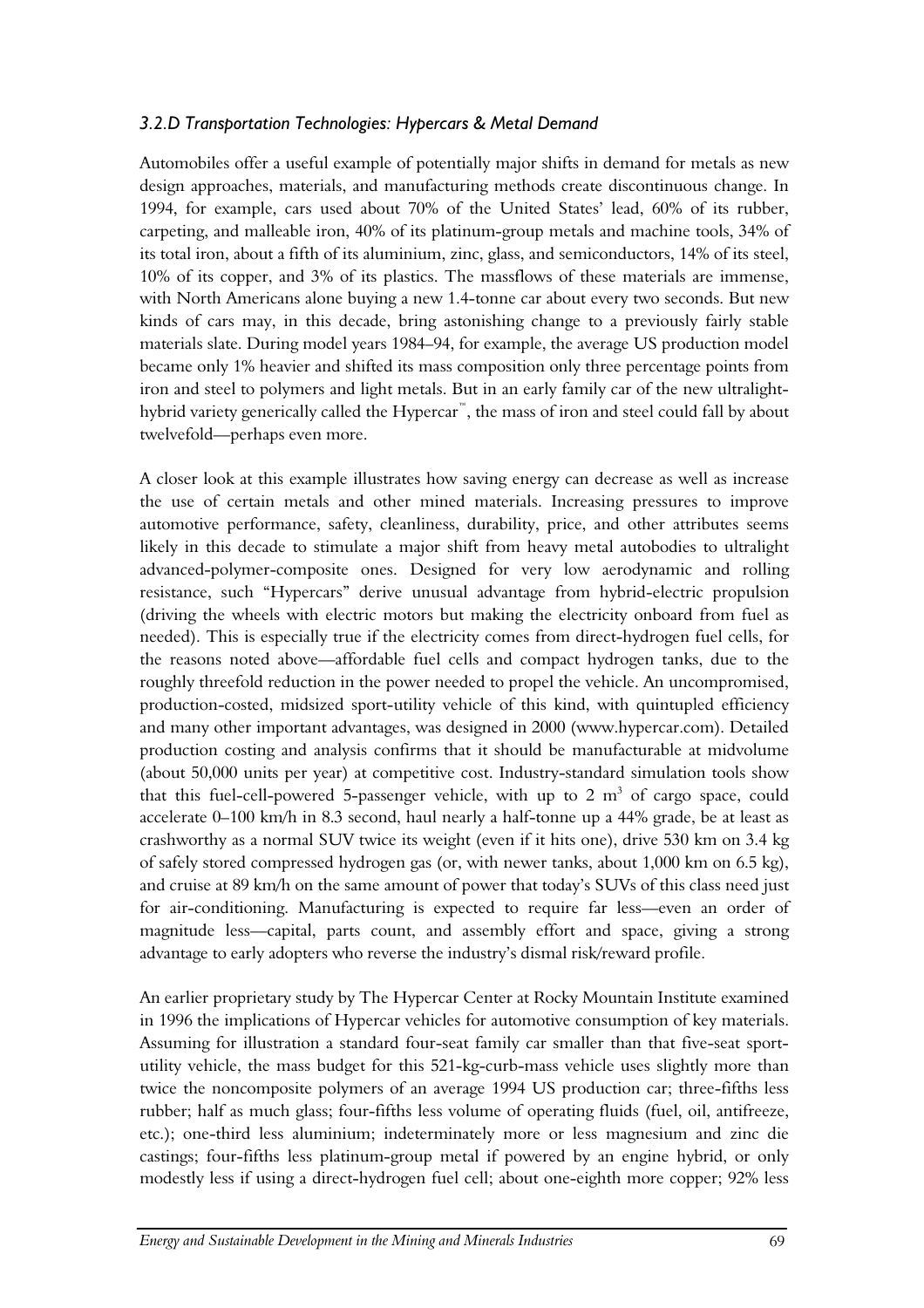### *3.2.D Transportation Technologies: Hypercars & Metal Demand*

Automobiles offer a useful example of potentially major shifts in demand for metals as new design approaches, materials, and manufacturing methods create discontinuous change. In 1994, for example, cars used about 70% of the United States' lead, 60% of its rubber, carpeting, and malleable iron, 40% of its platinum-group metals and machine tools, 34% of its total iron, about a fifth of its aluminium, zinc, glass, and semiconductors, 14% of its steel, 10% of its copper, and 3% of its plastics. The massflows of these materials are immense, with North Americans alone buying a new 1.4-tonne car about every two seconds. But new kinds of cars may, in this decade, bring astonishing change to a previously fairly stable materials slate. During model years 1984–94, for example, the average US production model became only 1% heavier and shifted its mass composition only three percentage points from iron and steel to polymers and light metals. But in an early family car of the new ultralight-hybrid variety generically called the Hypercar™, the mass of iron and steel could fall by about twelvefold—perhaps even more.

A closer look at this example illustrates how saving energy can decrease as well as increase the use of certain metals and other mined materials. Increasing pressures to improve automotive performance, safety, cleanliness, durability, price, and other attributes seems likely in this decade to stimulate a major shift from heavy metal autobodies to ultralight advanced-polymer-composite ones. Designed for very low aerodynamic and rolling resistance, such "Hypercars" derive unusual advantage from hybrid-electric propulsion (driving the wheels with electric motors but making the electricity onboard from fuel as needed). This is especially true if the electricity comes from direct-hydrogen fuel cells, for the reasons noted above—affordable fuel cells and compact hydrogen tanks, due to the roughly threefold reduction in the power needed to propel the vehicle. An uncompromised, production-costed, midsized sport-utility vehicle of this kind, with quintupled efficiency and many other important advantages, was designed in 2000 (www.hypercar.com). Detailed production costing and analysis confirms that it should be manufacturable at midvolume (about 50,000 units per year) at competitive cost. Industry-standard simulation tools show that this fuel-cell-powered 5-passenger vehicle, with up to 2 $m^3$ of cargo space, could accelerate 0–100 km/h in 8.3 second, haul nearly a half-tonne up a 44% grade, be at least as crashworthy as a normal SUV twice its weight (even if it hits one), drive 530 km on 3.4 kg of safely stored compressed hydrogen gas (or, with newer tanks, about 1,000 km on 6.5 kg), and cruise at 89 km/h on the same amount of power that today's SUVs of this class need just for air-conditioning. Manufacturing is expected to require far less—even an order of magnitude less—capital, parts count, and assembly effort and space, giving a strong advantage to early adopters who reverse the industry's dismal risk/reward profile.

An earlier proprietary study by The Hypercar Center at Rocky Mountain Institute examined in 1996 the implications of Hypercar vehicles for automotive consumption of key materials. Assuming for illustration a standard four-seat family car smaller than that five-seat sport-utility vehicle, the mass budget for this 521-kg-curb-mass vehicle uses slightly more than twice the noncomposite polymers of an average 1994 US production car; three-fifths less rubber; half as much glass; four-fifths less volume of operating fluids (fuel, oil, antifreeze, etc.); one-third less aluminium; indeterminately more or less magnesium and zinc die castings; four-fifths less platinum-group metal if powered by an engine hybrid, or only modestly less if using a direct-hydrogen fuel cell; about one-eighth more copper; 92% less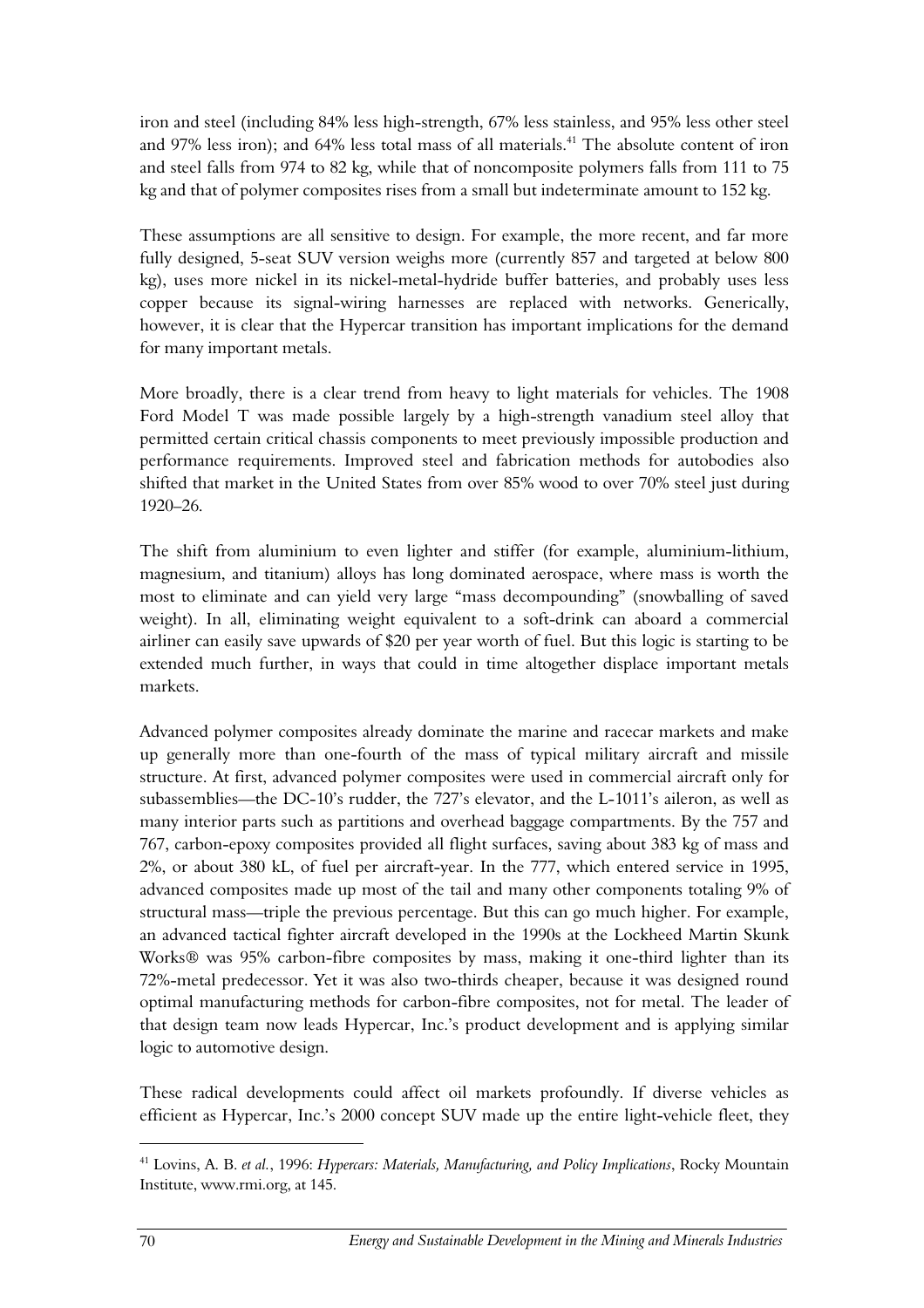iron and steel (including 84% less high-strength, 67% less stainless, and 95% less other steel and 97% less iron); and 64% less total mass of all materials.[41] The absolute content of iron and steel falls from 974 to 82 kg, while that of noncomposite polymers falls from 111 to 75 kg and that of polymer composites rises from a small but indeterminate amount to 152 kg.

These assumptions are all sensitive to design. For example, the more recent, and far more fully designed, 5-seat SUV version weighs more (currently 857 and targeted at below 800 kg), uses more nickel in its nickel-metal-hydride buffer batteries, and probably uses less copper because its signal-wiring harnesses are replaced with networks. Generically, however, it is clear that the Hypercar transition has important implications for the demand for many important metals.

More broadly, there is a clear trend from heavy to light materials for vehicles. The 1908 Ford Model T was made possible largely by a high-strength vanadium steel alloy that permitted certain critical chassis components to meet previously impossible production and performance requirements. Improved steel and fabrication methods for autobodies also shifted that market in the United States from over 85% wood to over 70% steel just during 1920–26.

The shift from aluminium to even lighter and stiffer (for example, aluminium-lithium, magnesium, and titanium) alloys has long dominated aerospace, where mass is worth the most to eliminate and can yield very large "mass decompounding" (snowballing of saved weight). In all, eliminating weight equivalent to a soft-drink can aboard a commercial airliner can easily save upwards of $20 per year worth of fuel. But this logic is starting to be extended much further, in ways that could in time altogether displace important metals markets.

Advanced polymer composites already dominate the marine and racecar markets and make up generally more than one-fourth of the mass of typical military aircraft and missile structure. At first, advanced polymer composites were used in commercial aircraft only for subassemblies—the DC-10's rudder, the 727's elevator, and the L-1011's aileron, as well as many interior parts such as partitions and overhead baggage compartments. By the 757 and 767, carbon-epoxy composites provided all flight surfaces, saving about 383 kg of mass and 2%, or about 380 kL, of fuel per aircraft-year. In the 777, which entered service in 1995, advanced composites made up most of the tail and many other components totaling 9% of structural mass—triple the previous percentage. But this can go much higher. For example, an advanced tactical fighter aircraft developed in the 1990s at the Lockheed Martin Skunk Works® was 95% carbon-fibre composites by mass, making it one-third lighter than its 72%-metal predecessor. Yet it was also two-thirds cheaper, because it was designed round optimal manufacturing methods for carbon-fibre composites, not for metal. The leader of that design team now leads Hypercar, Inc.'s product development and is applying similar logic to automotive design.

These radical developments could affect oil markets profoundly. If diverse vehicles as efficient as Hypercar, Inc.'s 2000 concept SUV made up the entire light-vehicle fleet, they

---

[41] Lovins, A. B. *et al.*, 1996: *Hypercars: Materials, Manufacturing, and Policy Implications*, Rocky Mountain Institute, www.rmi.org, at 145.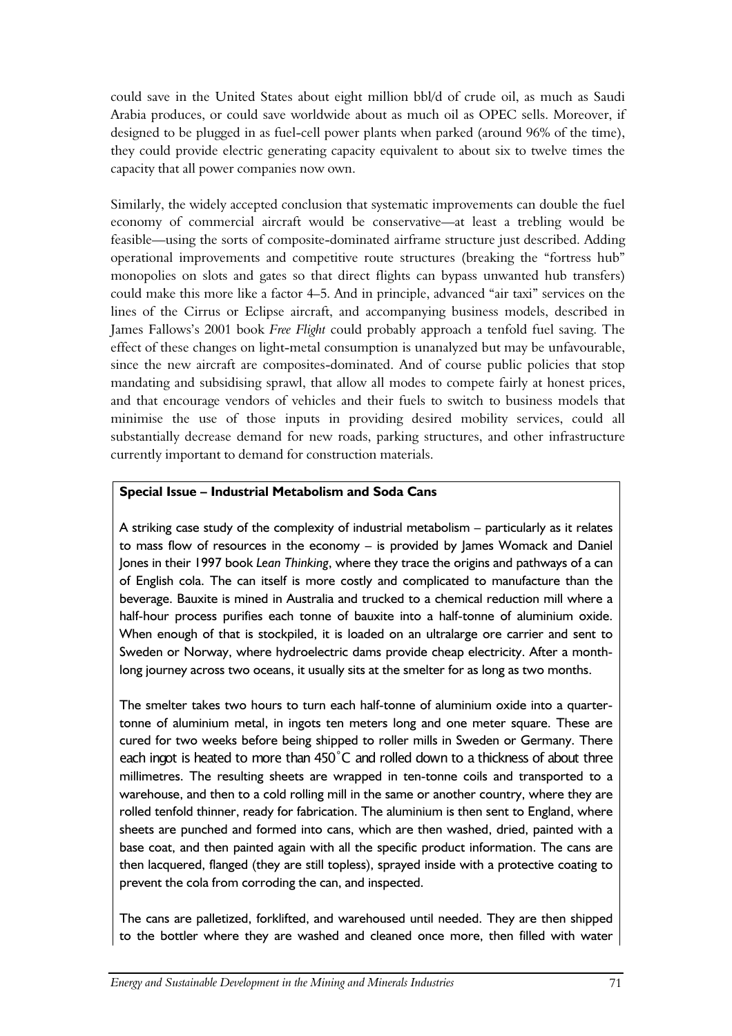could save in the United States about eight million bbl/d of crude oil, as much as Saudi Arabia produces, or could save worldwide about as much oil as OPEC sells. Moreover, if designed to be plugged in as fuel-cell power plants when parked (around 96% of the time), they could provide electric generating capacity equivalent to about six to twelve times the capacity that all power companies now own.

Similarly, the widely accepted conclusion that systematic improvements can double the fuel economy of commercial aircraft would be conservative—at least a trebling would be feasible—using the sorts of composite-dominated airframe structure just described. Adding operational improvements and competitive route structures (breaking the "fortress hub" monopolies on slots and gates so that direct flights can bypass unwanted hub transfers) could make this more like a factor 4–5. And in principle, advanced "air taxi" services on the lines of the Cirrus or Eclipse aircraft, and accompanying business models, described in James Fallows's 2001 book *Free Flight* could probably approach a tenfold fuel saving. The effect of these changes on light-metal consumption is unanalyzed but may be unfavourable, since the new aircraft are composites-dominated. And of course public policies that stop mandating and subsidising sprawl, that allow all modes to compete fairly at honest prices, and that encourage vendors of vehicles and their fuels to switch to business models that minimise the use of those inputs in providing desired mobility services, could all substantially decrease demand for new roads, parking structures, and other infrastructure currently important to demand for construction materials.

**Special Issue – Industrial Metabolism and Soda Cans**

A striking case study of the complexity of industrial metabolism – particularly as it relates to mass flow of resources in the economy – is provided by James Womack and Daniel Jones in their 1997 book *Lean Thinking*, where they trace the origins and pathways of a can of English cola. The can itself is more costly and complicated to manufacture than the beverage. Bauxite is mined in Australia and trucked to a chemical reduction mill where a half-hour process purifies each tonne of bauxite into a half-tonne of aluminium oxide. When enough of that is stockpiled, it is loaded on an ultralarge ore carrier and sent to Sweden or Norway, where hydroelectric dams provide cheap electricity. After a month-long journey across two oceans, it usually sits at the smelter for as long as two months.

The smelter takes two hours to turn each half-tonne of aluminium oxide into a quarter-tonne of aluminium metal, in ingots ten meters long and one meter square. These are cured for two weeks before being shipped to roller mills in Sweden or Germany. There each ingot is heated to more than 450˚C and rolled down to a thickness of about three millimetres. The resulting sheets are wrapped in ten-tonne coils and transported to a warehouse, and then to a cold rolling mill in the same or another country, where they are rolled tenfold thinner, ready for fabrication. The aluminium is then sent to England, where sheets are punched and formed into cans, which are then washed, dried, painted with a base coat, and then painted again with all the specific product information. The cans are then lacquered, flanged (they are still topless), sprayed inside with a protective coating to prevent the cola from corroding the can, and inspected.

The cans are palletized, forklifted, and warehoused until needed. They are then shipped to the bottler where they are washed and cleaned once more, then filled with water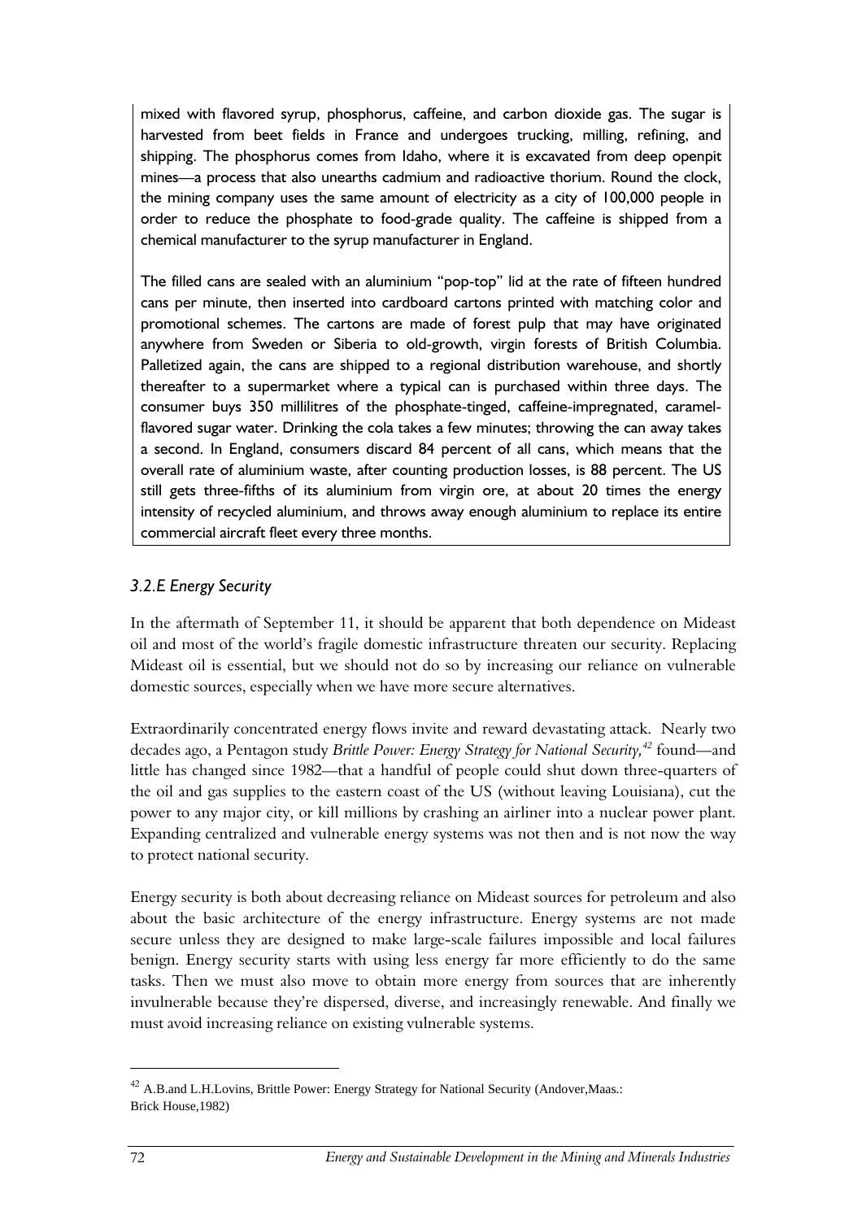mixed with flavored syrup, phosphorus, caffeine, and carbon dioxide gas. The sugar is harvested from beet fields in France and undergoes trucking, milling, refining, and shipping. The phosphorus comes from Idaho, where it is excavated from deep openpit mines—a process that also unearths cadmium and radioactive thorium. Round the clock, the mining company uses the same amount of electricity as a city of 100,000 people in order to reduce the phosphate to food-grade quality. The caffeine is shipped from a chemical manufacturer to the syrup manufacturer in England.

The filled cans are sealed with an aluminium "pop-top" lid at the rate of fifteen hundred cans per minute, then inserted into cardboard cartons printed with matching color and promotional schemes. The cartons are made of forest pulp that may have originated anywhere from Sweden or Siberia to old-growth, virgin forests of British Columbia. Palletized again, the cans are shipped to a regional distribution warehouse, and shortly thereafter to a supermarket where a typical can is purchased within three days. The consumer buys 350 millilitres of the phosphate-tinged, caffeine-impregnated, caramel-flavored sugar water. Drinking the cola takes a few minutes; throwing the can away takes a second. In England, consumers discard 84 percent of all cans, which means that the overall rate of aluminium waste, after counting production losses, is 88 percent. The US still gets three-fifths of its aluminium from virgin ore, at about 20 times the energy intensity of recycled aluminium, and throws away enough aluminium to replace its entire commercial aircraft fleet every three months.

### *3.2.E Energy Security*

In the aftermath of September 11, it should be apparent that both dependence on Mideast oil and most of the world's fragile domestic infrastructure threaten our security. Replacing Mideast oil is essential, but we should not do so by increasing our reliance on vulnerable domestic sources, especially when we have more secure alternatives.

Extraordinarily concentrated energy flows invite and reward devastating attack. Nearly two decades ago, a Pentagon study *Brittle Power: Energy Strategy for National Security,*[42] found—and little has changed since 1982—that a handful of people could shut down three-quarters of the oil and gas supplies to the eastern coast of the US (without leaving Louisiana), cut the power to any major city, or kill millions by crashing an airliner into a nuclear power plant. Expanding centralized and vulnerable energy systems was not then and is not now the way to protect national security.

Energy security is both about decreasing reliance on Mideast sources for petroleum and also about the basic architecture of the energy infrastructure. Energy systems are not made secure unless they are designed to make large-scale failures impossible and local failures benign. Energy security starts with using less energy far more efficiently to do the same tasks. Then we must also move to obtain more energy from sources that are inherently invulnerable because they're dispersed, diverse, and increasingly renewable. And finally we must avoid increasing reliance on existing vulnerable systems.

[42] A.B.and L.H.Lovins, Brittle Power: Energy Strategy for National Security (Andover,Maas.: Brick House,1982)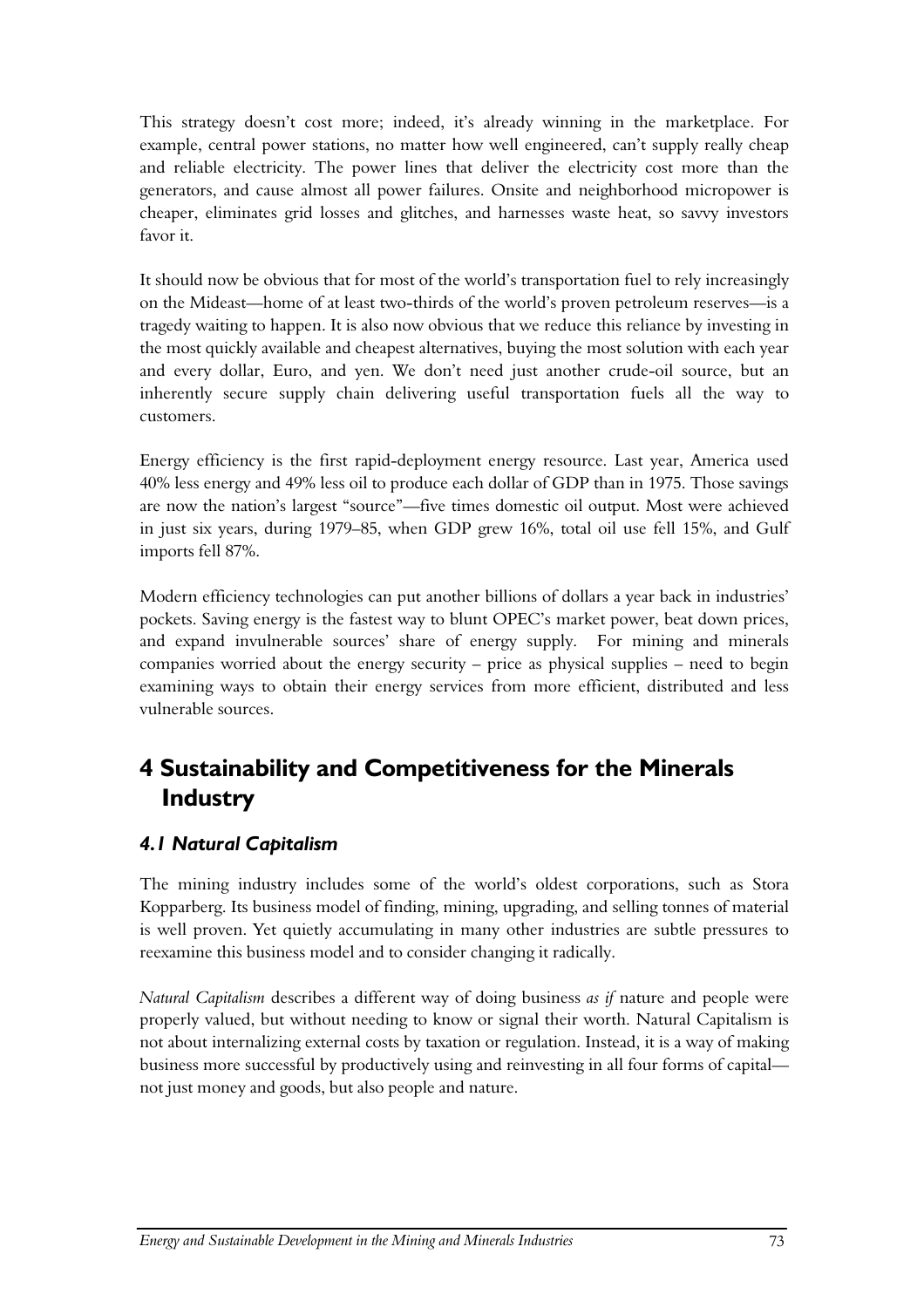This strategy doesn't cost more; indeed, it's already winning in the marketplace. For example, central power stations, no matter how well engineered, can't supply really cheap and reliable electricity. The power lines that deliver the electricity cost more than the generators, and cause almost all power failures. Onsite and neighborhood micropower is cheaper, eliminates grid losses and glitches, and harnesses waste heat, so savvy investors favor it.

It should now be obvious that for most of the world's transportation fuel to rely increasingly on the Mideast—home of at least two-thirds of the world's proven petroleum reserves—is a tragedy waiting to happen. It is also now obvious that we reduce this reliance by investing in the most quickly available and cheapest alternatives, buying the most solution with each year and every dollar, Euro, and yen. We don't need just another crude-oil source, but an inherently secure supply chain delivering useful transportation fuels all the way to customers.

Energy efficiency is the first rapid-deployment energy resource. Last year, America used 40% less energy and 49% less oil to produce each dollar of GDP than in 1975. Those savings are now the nation's largest "source"—five times domestic oil output. Most were achieved in just six years, during 1979–85, when GDP grew 16%, total oil use fell 15%, and Gulf imports fell 87%.

Modern efficiency technologies can put another billions of dollars a year back in industries' pockets. Saving energy is the fastest way to blunt OPEC's market power, beat down prices, and expand invulnerable sources' share of energy supply. For mining and minerals companies worried about the energy security – price as physical supplies – need to begin examining ways to obtain their energy services from more efficient, distributed and less vulnerable sources.

# 4 Sustainability and Competitiveness for the Minerals Industry

## *4.1 Natural Capitalism*

The mining industry includes some of the world's oldest corporations, such as Stora Kopparberg. Its business model of finding, mining, upgrading, and selling tonnes of material is well proven. Yet quietly accumulating in many other industries are subtle pressures to reexamine this business model and to consider changing it radically.

*Natural Capitalism* describes a different way of doing business *as if* nature and people were properly valued, but without needing to know or signal their worth. Natural Capitalism is not about internalizing external costs by taxation or regulation. Instead, it is a way of making business more successful by productively using and reinvesting in all four forms of capital—not just money and goods, but also people and nature.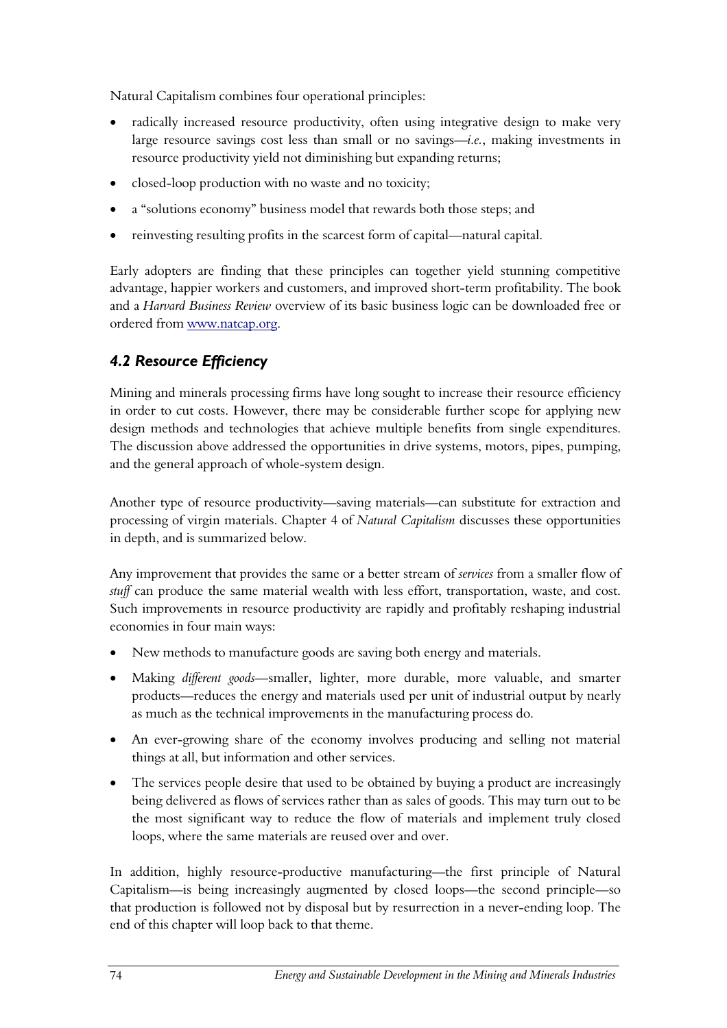Natural Capitalism combines four operational principles:

- radically increased resource productivity, often using integrative design to make very large resource savings cost less than small or no savings—*i.e.*, making investments in resource productivity yield not diminishing but expanding returns;
- closed-loop production with no waste and no toxicity;
- a "solutions economy" business model that rewards both those steps; and
- reinvesting resulting profits in the scarcest form of capital—natural capital.

Early adopters are finding that these principles can together yield stunning competitive advantage, happier workers and customers, and improved short-term profitability. The book and a *Harvard Business Review* overview of its basic business logic can be downloaded free or ordered from www.natcap.org.

### *4.2 Resource Efficiency*

Mining and minerals processing firms have long sought to increase their resource efficiency in order to cut costs. However, there may be considerable further scope for applying new design methods and technologies that achieve multiple benefits from single expenditures. The discussion above addressed the opportunities in drive systems, motors, pipes, pumping, and the general approach of whole-system design.

Another type of resource productivity—saving materials—can substitute for extraction and processing of virgin materials. Chapter 4 of *Natural Capitalism* discusses these opportunities in depth, and is summarized below.

Any improvement that provides the same or a better stream of *services* from a smaller flow of *stuff* can produce the same material wealth with less effort, transportation, waste, and cost. Such improvements in resource productivity are rapidly and profitably reshaping industrial economies in four main ways:

- New methods to manufacture goods are saving both energy and materials.
- Making *different goods*—smaller, lighter, more durable, more valuable, and smarter products—reduces the energy and materials used per unit of industrial output by nearly as much as the technical improvements in the manufacturing process do.
- An ever-growing share of the economy involves producing and selling not material things at all, but information and other services.
- The services people desire that used to be obtained by buying a product are increasingly being delivered as flows of services rather than as sales of goods. This may turn out to be the most significant way to reduce the flow of materials and implement truly closed loops, where the same materials are reused over and over.

In addition, highly resource-productive manufacturing—the first principle of Natural Capitalism—is being increasingly augmented by closed loops—the second principle—so that production is followed not by disposal but by resurrection in a never-ending loop. The end of this chapter will loop back to that theme.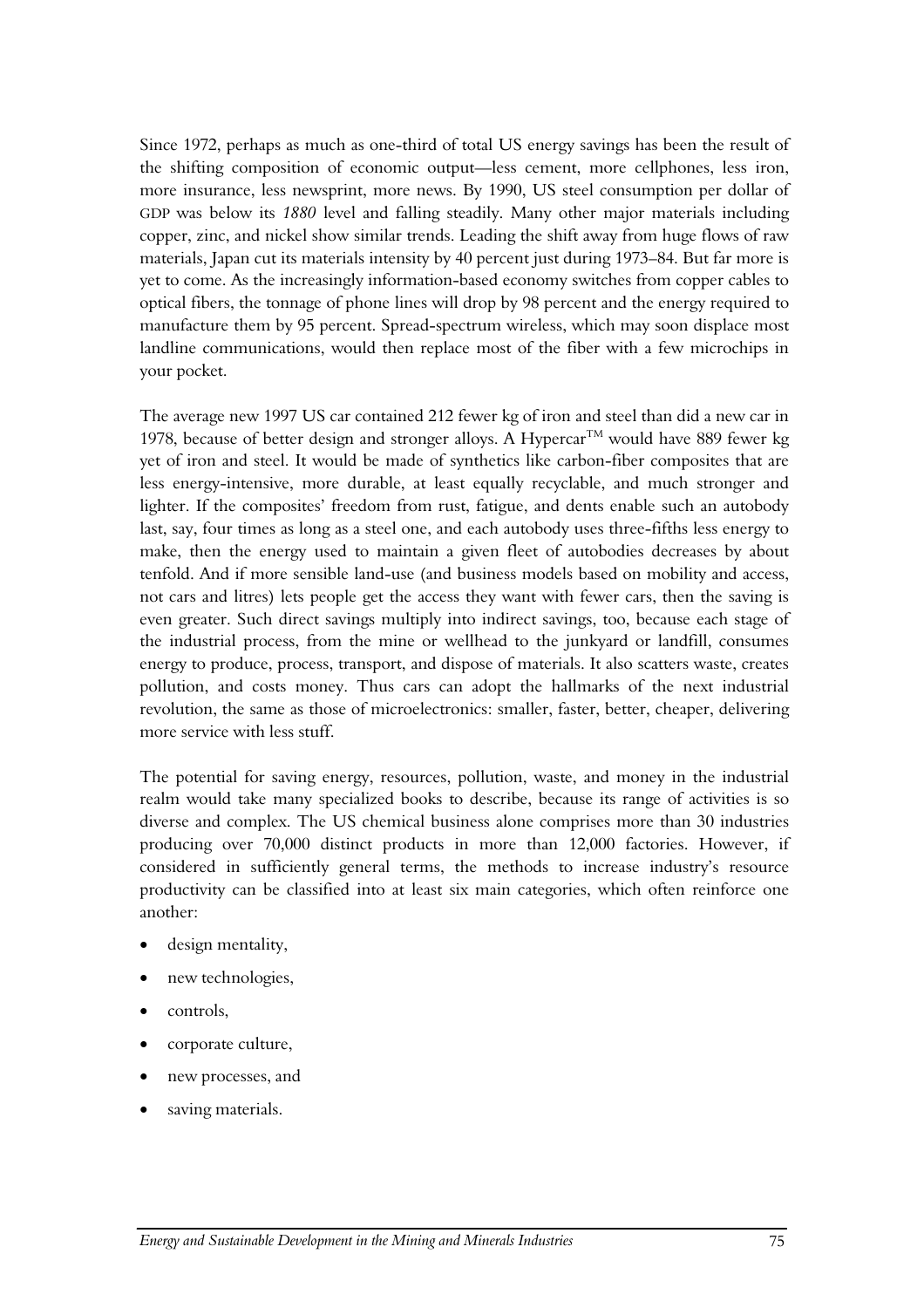Since 1972, perhaps as much as one-third of total US energy savings has been the result of the shifting composition of economic output—less cement, more cellphones, less iron, more insurance, less newsprint, more news. By 1990, US steel consumption per dollar of GDP was below its *1880* level and falling steadily. Many other major materials including copper, zinc, and nickel show similar trends. Leading the shift away from huge flows of raw materials, Japan cut its materials intensity by 40 percent just during 1973–84. But far more is yet to come. As the increasingly information-based economy switches from copper cables to optical fibers, the tonnage of phone lines will drop by 98 percent and the energy required to manufacture them by 95 percent. Spread-spectrum wireless, which may soon displace most landline communications, would then replace most of the fiber with a few microchips in your pocket.

The average new 1997 US car contained 212 fewer kg of iron and steel than did a new car in 1978, because of better design and stronger alloys. A Hypercar™ would have 889 fewer kg yet of iron and steel. It would be made of synthetics like carbon-fiber composites that are less energy-intensive, more durable, at least equally recyclable, and much stronger and lighter. If the composites' freedom from rust, fatigue, and dents enable such an autobody last, say, four times as long as a steel one, and each autobody uses three-fifths less energy to make, then the energy used to maintain a given fleet of autobodies decreases by about tenfold. And if more sensible land-use (and business models based on mobility and access, not cars and litres) lets people get the access they want with fewer cars, then the saving is even greater. Such direct savings multiply into indirect savings, too, because each stage of the industrial process, from the mine or wellhead to the junkyard or landfill, consumes energy to produce, process, transport, and dispose of materials. It also scatters waste, creates pollution, and costs money. Thus cars can adopt the hallmarks of the next industrial revolution, the same as those of microelectronics: smaller, faster, better, cheaper, delivering more service with less stuff.

The potential for saving energy, resources, pollution, waste, and money in the industrial realm would take many specialized books to describe, because its range of activities is so diverse and complex. The US chemical business alone comprises more than 30 industries producing over 70,000 distinct products in more than 12,000 factories. However, if considered in sufficiently general terms, the methods to increase industry's resource productivity can be classified into at least six main categories, which often reinforce one another:

- design mentality,
- new technologies,
- controls,
- corporate culture,
- new processes, and
- saving materials.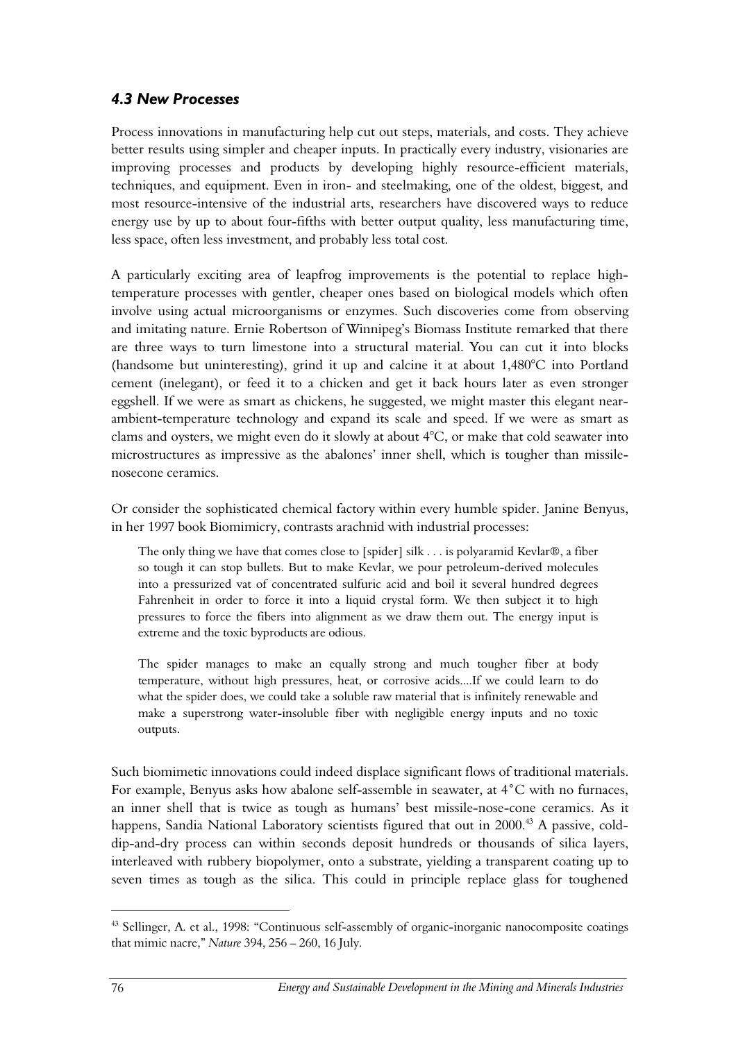### *4.3 New Processes*

Process innovations in manufacturing help cut out steps, materials, and costs. They achieve better results using simpler and cheaper inputs. In practically every industry, visionaries are improving processes and products by developing highly resource-efficient materials, techniques, and equipment. Even in iron- and steelmaking, one of the oldest, biggest, and most resource-intensive of the industrial arts, researchers have discovered ways to reduce energy use by up to about four-fifths with better output quality, less manufacturing time, less space, often less investment, and probably less total cost.

A particularly exciting area of leapfrog improvements is the potential to replace high-temperature processes with gentler, cheaper ones based on biological models which often involve using actual microorganisms or enzymes. Such discoveries come from observing and imitating nature. Ernie Robertson of Winnipeg's Biomass Institute remarked that there are three ways to turn limestone into a structural material. You can cut it into blocks (handsome but uninteresting), grind it up and calcine it at about 1,480°C into Portland cement (inelegant), or feed it to a chicken and get it back hours later as even stronger eggshell. If we were as smart as chickens, he suggested, we might master this elegant near-ambient-temperature technology and expand its scale and speed. If we were as smart as clams and oysters, we might even do it slowly at about 4°C, or make that cold seawater into microstructures as impressive as the abalones' inner shell, which is tougher than missile-nosecone ceramics.

Or consider the sophisticated chemical factory within every humble spider. Janine Benyus, in her 1997 book Biomimicry, contrasts arachnid with industrial processes:

> The only thing we have that comes close to [spider] silk . . . is polyaramid Kevlar®, a fiber so tough it can stop bullets. But to make Kevlar, we pour petroleum-derived molecules into a pressurized vat of concentrated sulfuric acid and boil it several hundred degrees Fahrenheit in order to force it into a liquid crystal form. We then subject it to high pressures to force the fibers into alignment as we draw them out. The energy input is extreme and the toxic byproducts are odious.
>
> The spider manages to make an equally strong and much tougher fiber at body temperature, without high pressures, heat, or corrosive acids....If we could learn to do what the spider does, we could take a soluble raw material that is infinitely renewable and make a superstrong water-insoluble fiber with negligible energy inputs and no toxic outputs.

Such biomimetic innovations could indeed displace significant flows of traditional materials. For example, Benyus asks how abalone self-assemble in seawater, at 4˚C with no furnaces, an inner shell that is twice as tough as humans' best missile-nose-cone ceramics. As it happens, Sandia National Laboratory scientists figured that out in 2000.[43] A passive, cold-dip-and-dry process can within seconds deposit hundreds or thousands of silica layers, interleaved with rubbery biopolymer, onto a substrate, yielding a transparent coating up to seven times as tough as the silica. This could in principle replace glass for toughened

[43] Sellinger, A. et al., 1998: "Continuous self-assembly of organic-inorganic nanocomposite coatings that mimic nacre," *Nature* 394, 256 – 260, 16 July.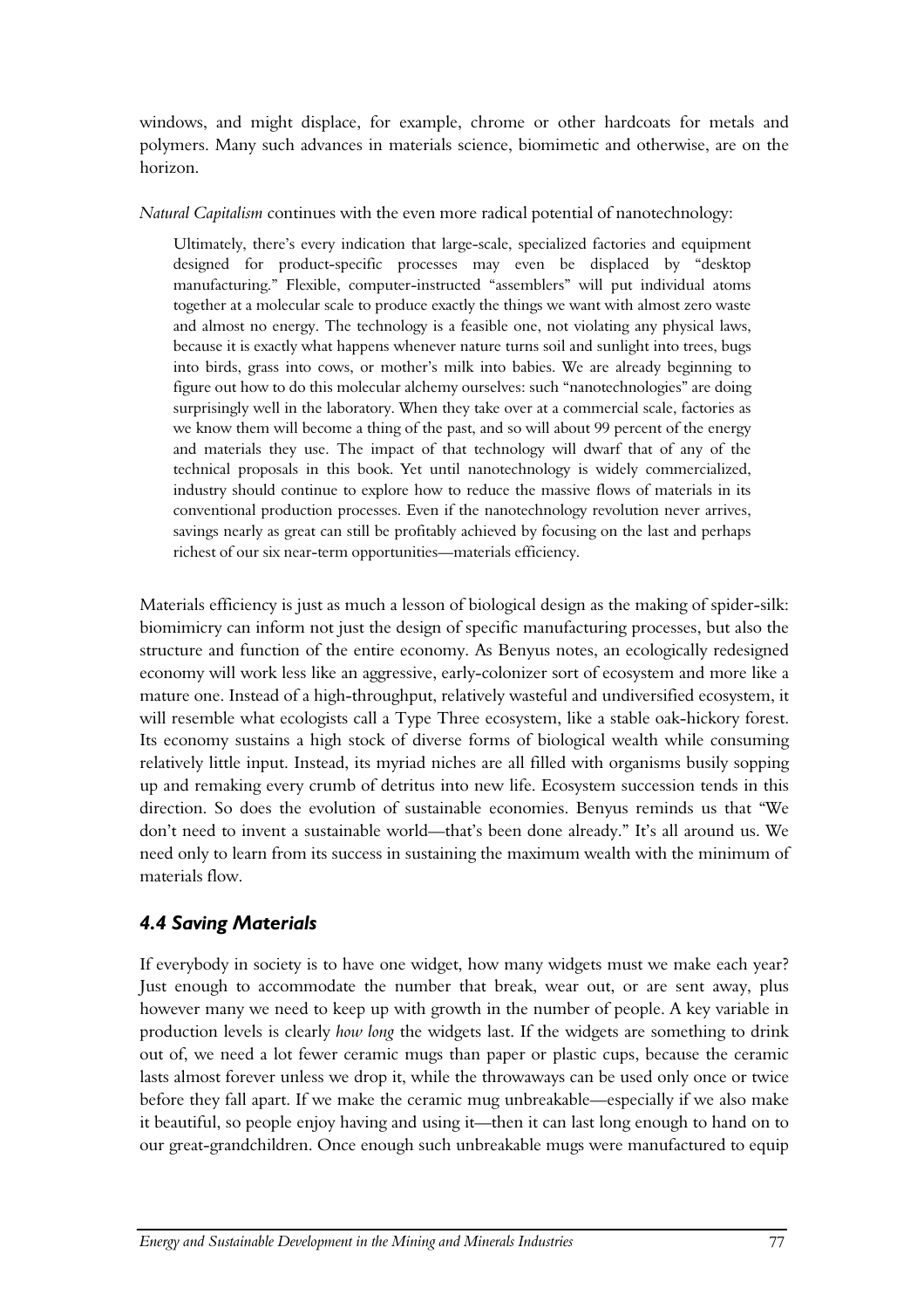windows, and might displace, for example, chrome or other hardcoats for metals and polymers. Many such advances in materials science, biomimetic and otherwise, are on the horizon.

*Natural Capitalism* continues with the even more radical potential of nanotechnology:

> Ultimately, there's every indication that large-scale, specialized factories and equipment designed for product-specific processes may even be displaced by "desktop manufacturing." Flexible, computer-instructed "assemblers" will put individual atoms together at a molecular scale to produce exactly the things we want with almost zero waste and almost no energy. The technology is a feasible one, not violating any physical laws, because it is exactly what happens whenever nature turns soil and sunlight into trees, bugs into birds, grass into cows, or mother's milk into babies. We are already beginning to figure out how to do this molecular alchemy ourselves: such "nanotechnologies" are doing surprisingly well in the laboratory. When they take over at a commercial scale, factories as we know them will become a thing of the past, and so will about 99 percent of the energy and materials they use. The impact of that technology will dwarf that of any of the technical proposals in this book. Yet until nanotechnology is widely commercialized, industry should continue to explore how to reduce the massive flows of materials in its conventional production processes. Even if the nanotechnology revolution never arrives, savings nearly as great can still be profitably achieved by focusing on the last and perhaps richest of our six near-term opportunities—materials efficiency.

Materials efficiency is just as much a lesson of biological design as the making of spider-silk: biomimicry can inform not just the design of specific manufacturing processes, but also the structure and function of the entire economy. As Benyus notes, an ecologically redesigned economy will work less like an aggressive, early-colonizer sort of ecosystem and more like a mature one. Instead of a high-throughput, relatively wasteful and undiversified ecosystem, it will resemble what ecologists call a Type Three ecosystem, like a stable oak-hickory forest. Its economy sustains a high stock of diverse forms of biological wealth while consuming relatively little input. Instead, its myriad niches are all filled with organisms busily sopping up and remaking every crumb of detritus into new life. Ecosystem succession tends in this direction. So does the evolution of sustainable economies. Benyus reminds us that "We don't need to invent a sustainable world—that's been done already." It's all around us. We need only to learn from its success in sustaining the maximum wealth with the minimum of materials flow.

## *4.4 Saving Materials*

If everybody in society is to have one widget, how many widgets must we make each year? Just enough to accommodate the number that break, wear out, or are sent away, plus however many we need to keep up with growth in the number of people. A key variable in production levels is clearly *how long* the widgets last. If the widgets are something to drink out of, we need a lot fewer ceramic mugs than paper or plastic cups, because the ceramic lasts almost forever unless we drop it, while the throwaways can be used only once or twice before they fall apart. If we make the ceramic mug unbreakable—especially if we also make it beautiful, so people enjoy having and using it—then it can last long enough to hand on to our great-grandchildren. Once enough such unbreakable mugs were manufactured to equip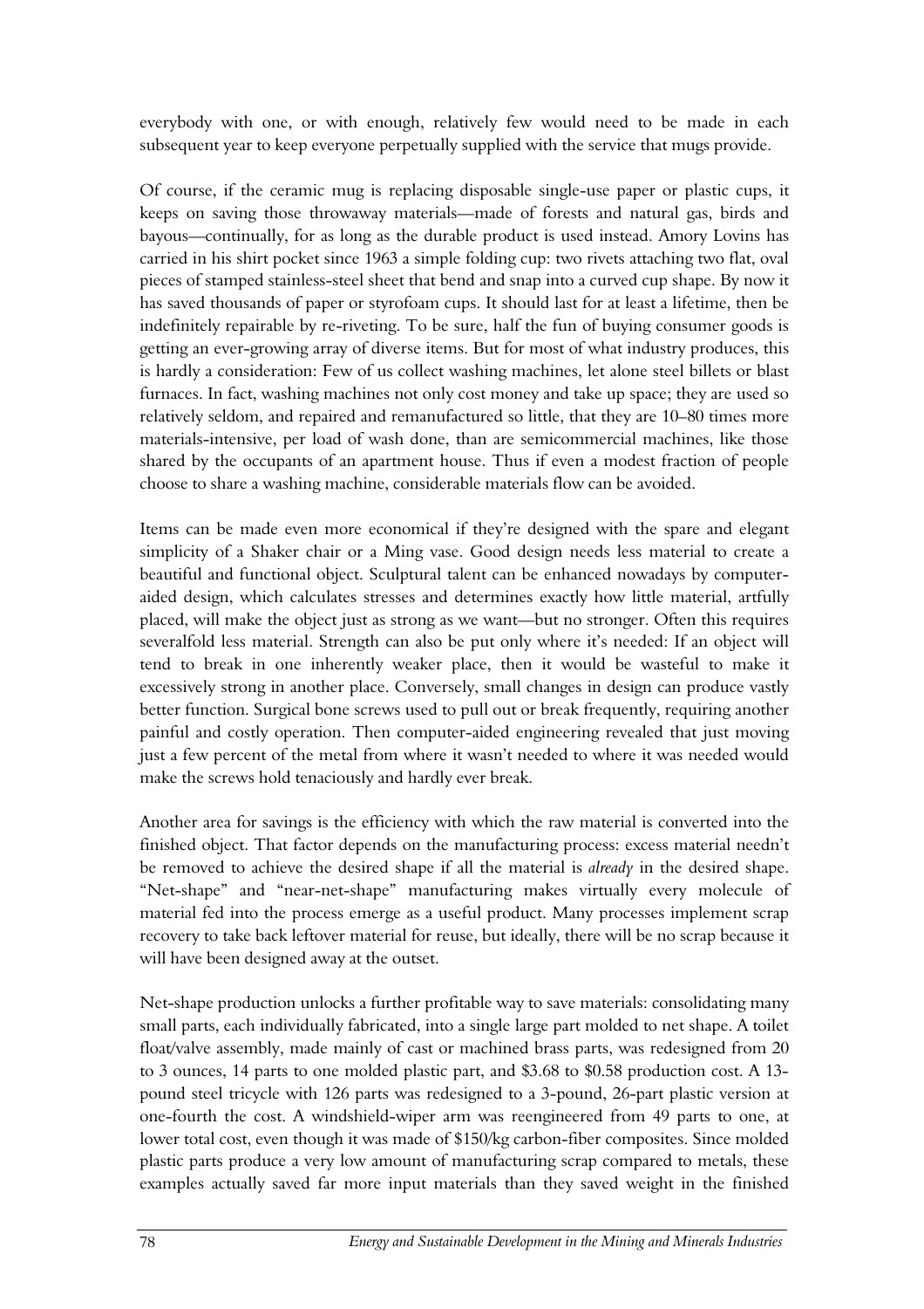everybody with one, or with enough, relatively few would need to be made in each subsequent year to keep everyone perpetually supplied with the service that mugs provide.

Of course, if the ceramic mug is replacing disposable single-use paper or plastic cups, it keeps on saving those throwaway materials—made of forests and natural gas, birds and bayous—continually, for as long as the durable product is used instead. Amory Lovins has carried in his shirt pocket since 1963 a simple folding cup: two rivets attaching two flat, oval pieces of stamped stainless-steel sheet that bend and snap into a curved cup shape. By now it has saved thousands of paper or styrofoam cups. It should last for at least a lifetime, then be indefinitely repairable by re-riveting. To be sure, half the fun of buying consumer goods is getting an ever-growing array of diverse items. But for most of what industry produces, this is hardly a consideration: Few of us collect washing machines, let alone steel billets or blast furnaces. In fact, washing machines not only cost money and take up space; they are used so relatively seldom, and repaired and remanufactured so little, that they are 10–80 times more materials-intensive, per load of wash done, than are semicommercial machines, like those shared by the occupants of an apartment house. Thus if even a modest fraction of people choose to share a washing machine, considerable materials flow can be avoided.

Items can be made even more economical if they're designed with the spare and elegant simplicity of a Shaker chair or a Ming vase. Good design needs less material to create a beautiful and functional object. Sculptural talent can be enhanced nowadays by computer-aided design, which calculates stresses and determines exactly how little material, artfully placed, will make the object just as strong as we want—but no stronger. Often this requires severalfold less material. Strength can also be put only where it's needed: If an object will tend to break in one inherently weaker place, then it would be wasteful to make it excessively strong in another place. Conversely, small changes in design can produce vastly better function. Surgical bone screws used to pull out or break frequently, requiring another painful and costly operation. Then computer-aided engineering revealed that just moving just a few percent of the metal from where it wasn't needed to where it was needed would make the screws hold tenaciously and hardly ever break.

Another area for savings is the efficiency with which the raw material is converted into the finished object. That factor depends on the manufacturing process: excess material needn't be removed to achieve the desired shape if all the material is *already* in the desired shape. "Net-shape" and "near-net-shape" manufacturing makes virtually every molecule of material fed into the process emerge as a useful product. Many processes implement scrap recovery to take back leftover material for reuse, but ideally, there will be no scrap because it will have been designed away at the outset.

Net-shape production unlocks a further profitable way to save materials: consolidating many small parts, each individually fabricated, into a single large part molded to net shape. A toilet float/valve assembly, made mainly of cast or machined brass parts, was redesigned from 20 to 3 ounces, 14 parts to one molded plastic part, and $3.68 to $0.58 production cost. A 13-pound steel tricycle with 126 parts was redesigned to a 3-pound, 26-part plastic version at one-fourth the cost. A windshield-wiper arm was reengineered from 49 parts to one, at lower total cost, even though it was made of $150/kg carbon-fiber composites. Since molded plastic parts produce a very low amount of manufacturing scrap compared to metals, these examples actually saved far more input materials than they saved weight in the finished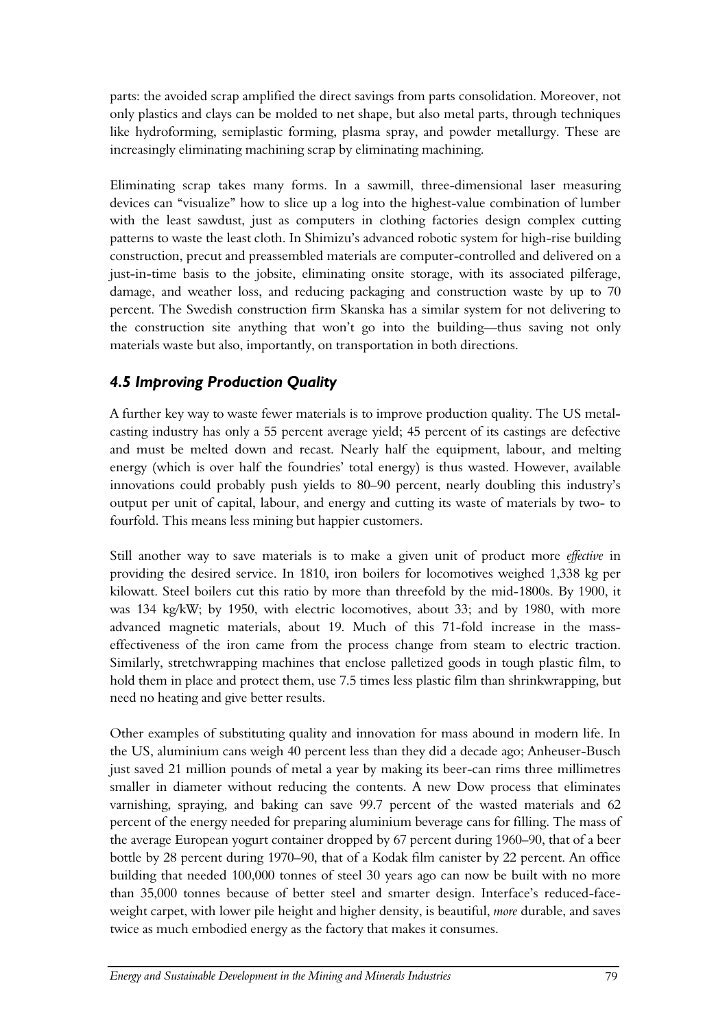parts: the avoided scrap amplified the direct savings from parts consolidation. Moreover, not only plastics and clays can be molded to net shape, but also metal parts, through techniques like hydroforming, semiplastic forming, plasma spray, and powder metallurgy. These are increasingly eliminating machining scrap by eliminating machining.

Eliminating scrap takes many forms. In a sawmill, three-dimensional laser measuring devices can "visualize" how to slice up a log into the highest-value combination of lumber with the least sawdust, just as computers in clothing factories design complex cutting patterns to waste the least cloth. In Shimizu's advanced robotic system for high-rise building construction, precut and preassembled materials are computer-controlled and delivered on a just-in-time basis to the jobsite, eliminating onsite storage, with its associated pilferage, damage, and weather loss, and reducing packaging and construction waste by up to 70 percent. The Swedish construction firm Skanska has a similar system for not delivering to the construction site anything that won't go into the building—thus saving not only materials waste but also, importantly, on transportation in both directions.

### *4.5 Improving Production Quality*

A further key way to waste fewer materials is to improve production quality. The US metal-casting industry has only a 55 percent average yield; 45 percent of its castings are defective and must be melted down and recast. Nearly half the equipment, labour, and melting energy (which is over half the foundries' total energy) is thus wasted. However, available innovations could probably push yields to 80–90 percent, nearly doubling this industry's output per unit of capital, labour, and energy and cutting its waste of materials by two- to fourfold. This means less mining but happier customers.

Still another way to save materials is to make a given unit of product more *effective* in providing the desired service. In 1810, iron boilers for locomotives weighed 1,338 kg per kilowatt. Steel boilers cut this ratio by more than threefold by the mid-1800s. By 1900, it was 134 kg/kW; by 1950, with electric locomotives, about 33; and by 1980, with more advanced magnetic materials, about 19. Much of this 71-fold increase in the mass-effectiveness of the iron came from the process change from steam to electric traction. Similarly, stretchwrapping machines that enclose palletized goods in tough plastic film, to hold them in place and protect them, use 7.5 times less plastic film than shrinkwrapping, but need no heating and give better results.

Other examples of substituting quality and innovation for mass abound in modern life. In the US, aluminium cans weigh 40 percent less than they did a decade ago; Anheuser-Busch just saved 21 million pounds of metal a year by making its beer-can rims three millimetres smaller in diameter without reducing the contents. A new Dow process that eliminates varnishing, spraying, and baking can save 99.7 percent of the wasted materials and 62 percent of the energy needed for preparing aluminium beverage cans for filling. The mass of the average European yogurt container dropped by 67 percent during 1960–90, that of a beer bottle by 28 percent during 1970–90, that of a Kodak film canister by 22 percent. An office building that needed 100,000 tonnes of steel 30 years ago can now be built with no more than 35,000 tonnes because of better steel and smarter design. Interface's reduced-face-weight carpet, with lower pile height and higher density, is beautiful, *more* durable, and saves twice as much embodied energy as the factory that makes it consumes.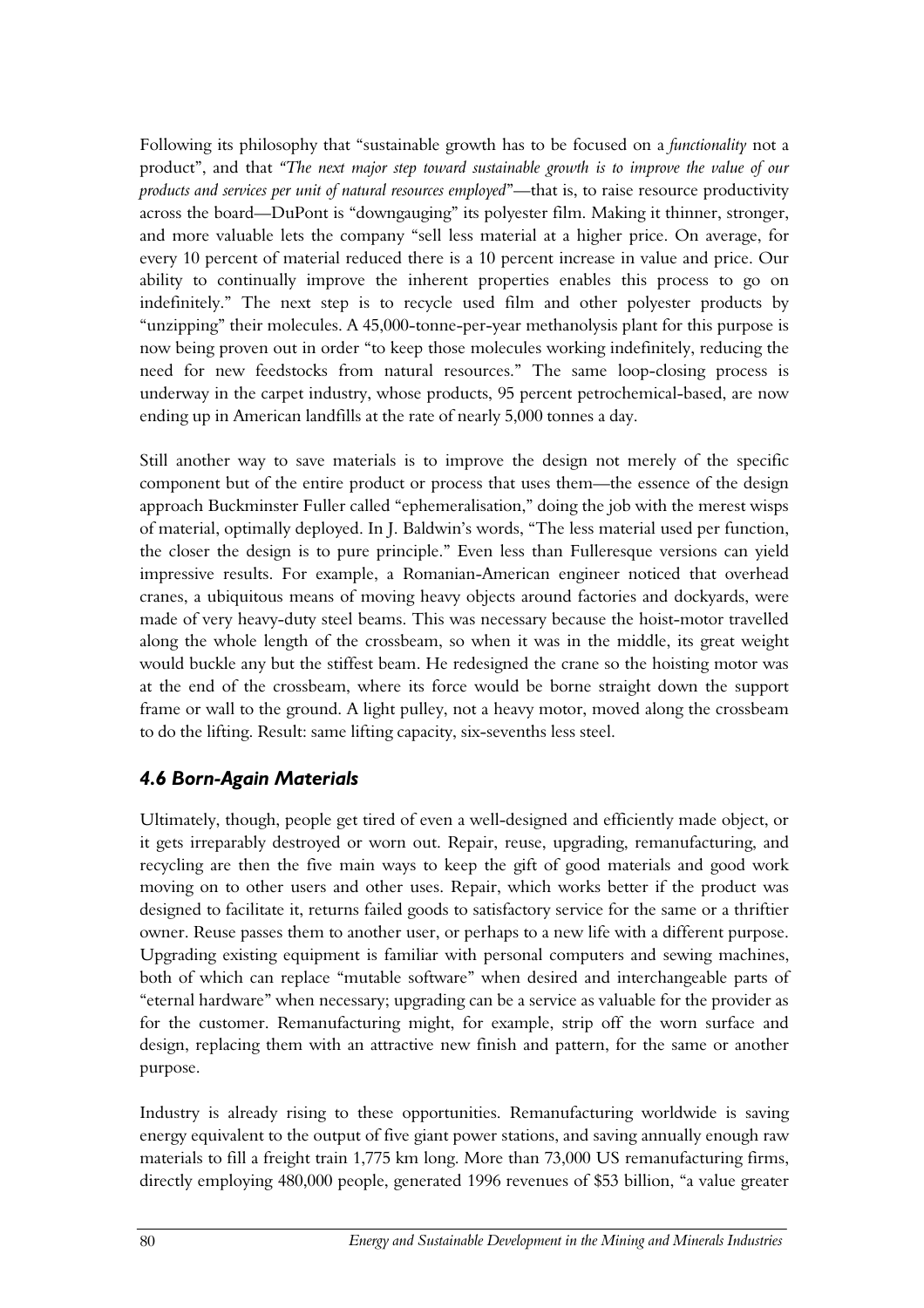Following its philosophy that "sustainable growth has to be focused on a *functionality* not a product", and that *"The next major step toward sustainable growth is to improve the value of our products and services per unit of natural resources employed"*—that is, to raise resource productivity across the board—DuPont is "downgauging" its polyester film. Making it thinner, stronger, and more valuable lets the company "sell less material at a higher price. On average, for every 10 percent of material reduced there is a 10 percent increase in value and price. Our ability to continually improve the inherent properties enables this process to go on indefinitely." The next step is to recycle used film and other polyester products by "unzipping" their molecules. A 45,000-tonne-per-year methanolysis plant for this purpose is now being proven out in order "to keep those molecules working indefinitely, reducing the need for new feedstocks from natural resources." The same loop-closing process is underway in the carpet industry, whose products, 95 percent petrochemical-based, are now ending up in American landfills at the rate of nearly 5,000 tonnes a day.

Still another way to save materials is to improve the design not merely of the specific component but of the entire product or process that uses them—the essence of the design approach Buckminster Fuller called "ephemeralisation," doing the job with the merest wisps of material, optimally deployed. In J. Baldwin's words, "The less material used per function, the closer the design is to pure principle." Even less than Fulleresque versions can yield impressive results. For example, a Romanian-American engineer noticed that overhead cranes, a ubiquitous means of moving heavy objects around factories and dockyards, were made of very heavy-duty steel beams. This was necessary because the hoist-motor travelled along the whole length of the crossbeam, so when it was in the middle, its great weight would buckle any but the stiffest beam. He redesigned the crane so the hoisting motor was at the end of the crossbeam, where its force would be borne straight down the support frame or wall to the ground. A light pulley, not a heavy motor, moved along the crossbeam to do the lifting. Result: same lifting capacity, six-sevenths less steel.

### *4.6 Born-Again Materials*

Ultimately, though, people get tired of even a well-designed and efficiently made object, or it gets irreparably destroyed or worn out. Repair, reuse, upgrading, remanufacturing, and recycling are then the five main ways to keep the gift of good materials and good work moving on to other users and other uses. Repair, which works better if the product was designed to facilitate it, returns failed goods to satisfactory service for the same or a thriftier owner. Reuse passes them to another user, or perhaps to a new life with a different purpose. Upgrading existing equipment is familiar with personal computers and sewing machines, both of which can replace "mutable software" when desired and interchangeable parts of "eternal hardware" when necessary; upgrading can be a service as valuable for the provider as for the customer. Remanufacturing might, for example, strip off the worn surface and design, replacing them with an attractive new finish and pattern, for the same or another purpose.

Industry is already rising to these opportunities. Remanufacturing worldwide is saving energy equivalent to the output of five giant power stations, and saving annually enough raw materials to fill a freight train 1,775 km long. More than 73,000 US remanufacturing firms, directly employing 480,000 people, generated 1996 revenues of $53 billion, "a value greater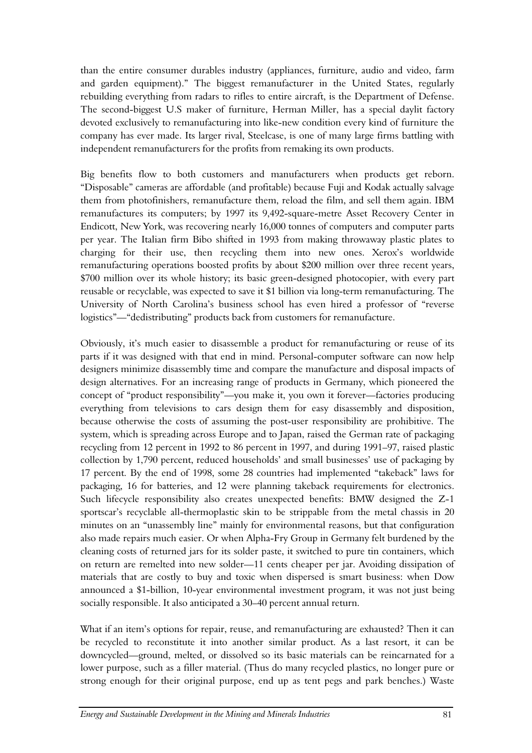than the entire consumer durables industry (appliances, furniture, audio and video, farm and garden equipment)." The biggest remanufacturer in the United States, regularly rebuilding everything from radars to rifles to entire aircraft, is the Department of Defense. The second-biggest U.S maker of furniture, Herman Miller, has a special daylit factory devoted exclusively to remanufacturing into like-new condition every kind of furniture the company has ever made. Its larger rival, Steelcase, is one of many large firms battling with independent remanufacturers for the profits from remaking its own products.

Big benefits flow to both customers and manufacturers when products get reborn. "Disposable" cameras are affordable (and profitable) because Fuji and Kodak actually salvage them from photofinishers, remanufacture them, reload the film, and sell them again. IBM remanufactures its computers; by 1997 its 9,492-square-metre Asset Recovery Center in Endicott, New York, was recovering nearly 16,000 tonnes of computers and computer parts per year. The Italian firm Bibo shifted in 1993 from making throwaway plastic plates to charging for their use, then recycling them into new ones. Xerox's worldwide remanufacturing operations boosted profits by about \$200 million over three recent years, \$700 million over its whole history; its basic green-designed photocopier, with every part reusable or recyclable, was expected to save it \$1 billion via long-term remanufacturing. The University of North Carolina's business school has even hired a professor of "reverse logistics"—"dedistributing" products back from customers for remanufacture.

Obviously, it's much easier to disassemble a product for remanufacturing or reuse of its parts if it was designed with that end in mind. Personal-computer software can now help designers minimize disassembly time and compare the manufacture and disposal impacts of design alternatives. For an increasing range of products in Germany, which pioneered the concept of "product responsibility"—you make it, you own it forever—factories producing everything from televisions to cars design them for easy disassembly and disposition, because otherwise the costs of assuming the post-user responsibility are prohibitive. The system, which is spreading across Europe and to Japan, raised the German rate of packaging recycling from 12 percent in 1992 to 86 percent in 1997, and during 1991–97, raised plastic collection by 1,790 percent, reduced households' and small businesses' use of packaging by 17 percent. By the end of 1998, some 28 countries had implemented "takeback" laws for packaging, 16 for batteries, and 12 were planning takeback requirements for electronics. Such lifecycle responsibility also creates unexpected benefits: BMW designed the Z-1 sportscar's recyclable all-thermoplastic skin to be strippable from the metal chassis in 20 minutes on an "unassembly line" mainly for environmental reasons, but that configuration also made repairs much easier. Or when Alpha-Fry Group in Germany felt burdened by the cleaning costs of returned jars for its solder paste, it switched to pure tin containers, which on return are remelted into new solder—11 cents cheaper per jar. Avoiding dissipation of materials that are costly to buy and toxic when dispersed is smart business: when Dow announced a \$1-billion, 10-year environmental investment program, it was not just being socially responsible. It also anticipated a 30–40 percent annual return.

What if an item's options for repair, reuse, and remanufacturing are exhausted? Then it can be recycled to reconstitute it into another similar product. As a last resort, it can be downcycled—ground, melted, or dissolved so its basic materials can be reincarnated for a lower purpose, such as a filler material. (Thus do many recycled plastics, no longer pure or strong enough for their original purpose, end up as tent pegs and park benches.) Waste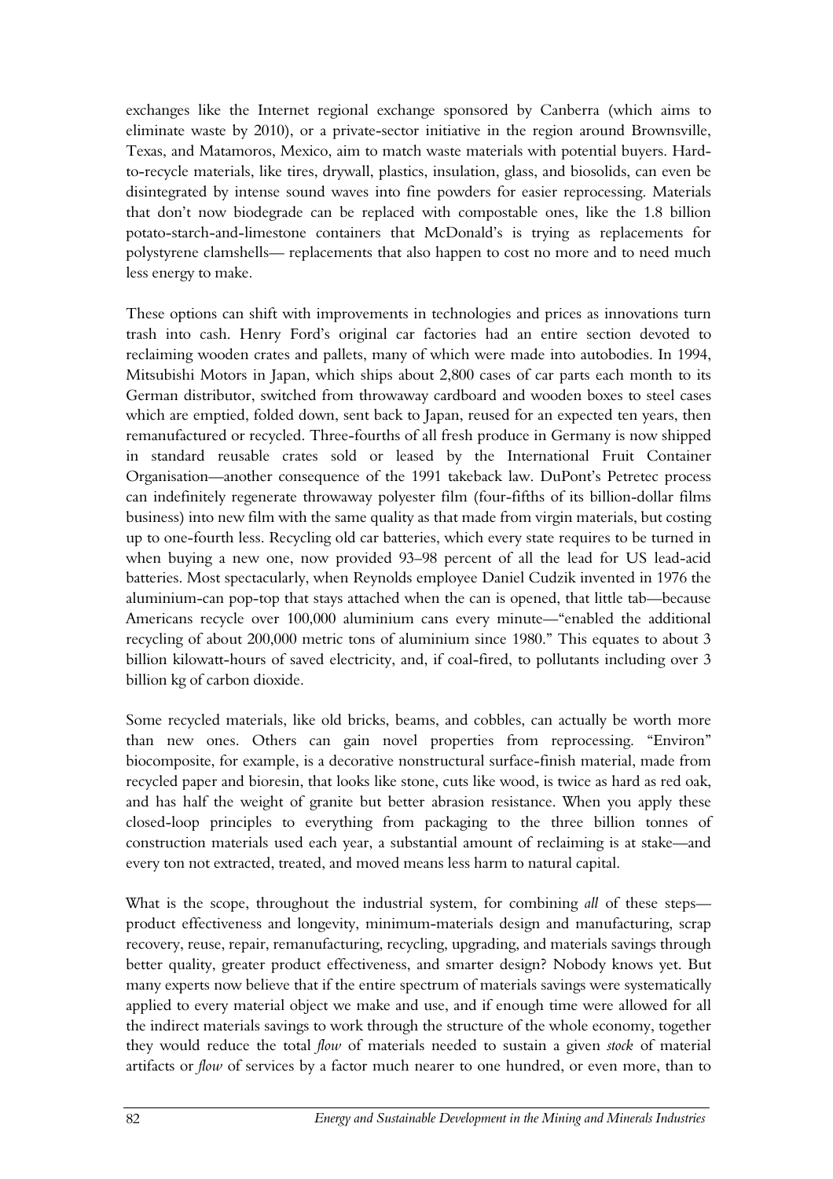exchanges like the Internet regional exchange sponsored by Canberra (which aims to eliminate waste by 2010), or a private-sector initiative in the region around Brownsville, Texas, and Matamoros, Mexico, aim to match waste materials with potential buyers. Hard-to-recycle materials, like tires, drywall, plastics, insulation, glass, and biosolids, can even be disintegrated by intense sound waves into fine powders for easier reprocessing. Materials that don't now biodegrade can be replaced with compostable ones, like the 1.8 billion potato-starch-and-limestone containers that McDonald's is trying as replacements for polystyrene clamshells— replacements that also happen to cost no more and to need much less energy to make.

These options can shift with improvements in technologies and prices as innovations turn trash into cash. Henry Ford's original car factories had an entire section devoted to reclaiming wooden crates and pallets, many of which were made into autobodies. In 1994, Mitsubishi Motors in Japan, which ships about 2,800 cases of car parts each month to its German distributor, switched from throwaway cardboard and wooden boxes to steel cases which are emptied, folded down, sent back to Japan, reused for an expected ten years, then remanufactured or recycled. Three-fourths of all fresh produce in Germany is now shipped in standard reusable crates sold or leased by the International Fruit Container Organisation—another consequence of the 1991 takeback law. DuPont's Petretec process can indefinitely regenerate throwaway polyester film (four-fifths of its billion-dollar films business) into new film with the same quality as that made from virgin materials, but costing up to one-fourth less. Recycling old car batteries, which every state requires to be turned in when buying a new one, now provided 93–98 percent of all the lead for US lead-acid batteries. Most spectacularly, when Reynolds employee Daniel Cudzik invented in 1976 the aluminium-can pop-top that stays attached when the can is opened, that little tab—because Americans recycle over 100,000 aluminium cans every minute—"enabled the additional recycling of about 200,000 metric tons of aluminium since 1980." This equates to about 3 billion kilowatt-hours of saved electricity, and, if coal-fired, to pollutants including over 3 billion kg of carbon dioxide.

Some recycled materials, like old bricks, beams, and cobbles, can actually be worth more than new ones. Others can gain novel properties from reprocessing. "Environ" biocomposite, for example, is a decorative nonstructural surface-finish material, made from recycled paper and bioresin, that looks like stone, cuts like wood, is twice as hard as red oak, and has half the weight of granite but better abrasion resistance. When you apply these closed-loop principles to everything from packaging to the three billion tonnes of construction materials used each year, a substantial amount of reclaiming is at stake—and every ton not extracted, treated, and moved means less harm to natural capital.

What is the scope, throughout the industrial system, for combining *all* of these steps—product effectiveness and longevity, minimum-materials design and manufacturing, scrap recovery, reuse, repair, remanufacturing, recycling, upgrading, and materials savings through better quality, greater product effectiveness, and smarter design? Nobody knows yet. But many experts now believe that if the entire spectrum of materials savings were systematically applied to every material object we make and use, and if enough time were allowed for all the indirect materials savings to work through the structure of the whole economy, together they would reduce the total *flow* of materials needed to sustain a given *stock* of material artifacts or *flow* of services by a factor much nearer to one hundred, or even more, than to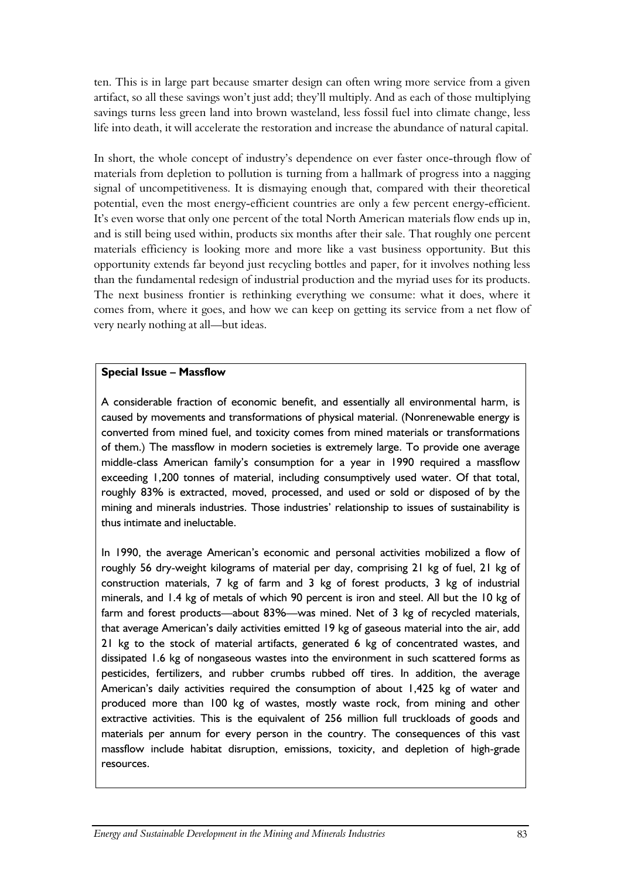ten. This is in large part because smarter design can often wring more service from a given artifact, so all these savings won't just add; they'll multiply. And as each of those multiplying savings turns less green land into brown wasteland, less fossil fuel into climate change, less life into death, it will accelerate the restoration and increase the abundance of natural capital.

In short, the whole concept of industry's dependence on ever faster once-through flow of materials from depletion to pollution is turning from a hallmark of progress into a nagging signal of uncompetitiveness. It is dismaying enough that, compared with their theoretical potential, even the most energy-efficient countries are only a few percent energy-efficient. It's even worse that only one percent of the total North American materials flow ends up in, and is still being used within, products six months after their sale. That roughly one percent materials efficiency is looking more and more like a vast business opportunity. But this opportunity extends far beyond just recycling bottles and paper, for it involves nothing less than the fundamental redesign of industrial production and the myriad uses for its products. The next business frontier is rethinking everything we consume: what it does, where it comes from, where it goes, and how we can keep on getting its service from a net flow of very nearly nothing at all—but ideas.

**Special Issue – Massflow**

A considerable fraction of economic benefit, and essentially all environmental harm, is caused by movements and transformations of physical material. (Nonrenewable energy is converted from mined fuel, and toxicity comes from mined materials or transformations of them.) The massflow in modern societies is extremely large. To provide one average middle-class American family's consumption for a year in 1990 required a massflow exceeding 1,200 tonnes of material, including consumptively used water. Of that total, roughly 83% is extracted, moved, processed, and used or sold or disposed of by the mining and minerals industries. Those industries' relationship to issues of sustainability is thus intimate and ineluctable.

In 1990, the average American's economic and personal activities mobilized a flow of roughly 56 dry-weight kilograms of material per day, comprising 21 kg of fuel, 21 kg of construction materials, 7 kg of farm and 3 kg of forest products, 3 kg of industrial minerals, and 1.4 kg of metals of which 90 percent is iron and steel. All but the 10 kg of farm and forest products—about 83%—was mined. Net of 3 kg of recycled materials, that average American's daily activities emitted 19 kg of gaseous material into the air, add 21 kg to the stock of material artifacts, generated 6 kg of concentrated wastes, and dissipated 1.6 kg of nongaseous wastes into the environment in such scattered forms as pesticides, fertilizers, and rubber crumbs rubbed off tires. In addition, the average American's daily activities required the consumption of about 1,425 kg of water and produced more than 100 kg of wastes, mostly waste rock, from mining and other extractive activities. This is the equivalent of 256 million full truckloads of goods and materials per annum for every person in the country. The consequences of this vast massflow include habitat disruption, emissions, toxicity, and depletion of high-grade resources.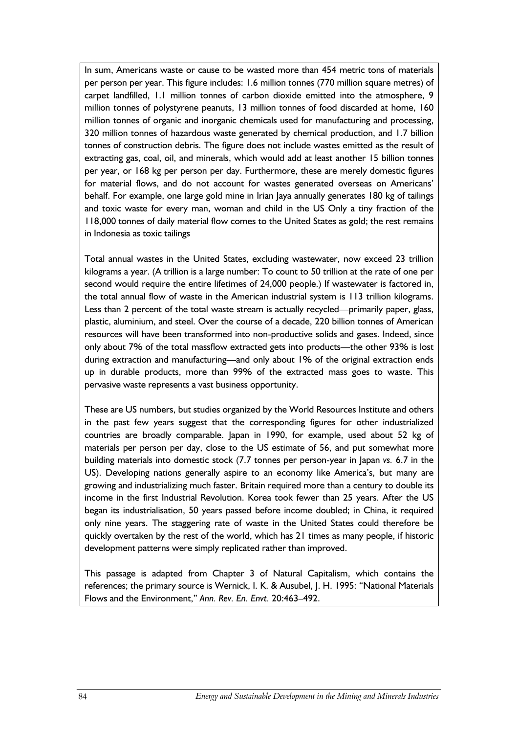In sum, Americans waste or cause to be wasted more than 454 metric tons of materials per person per year. This figure includes: 1.6 million tonnes (770 million square metres) of carpet landfilled, 1.1 million tonnes of carbon dioxide emitted into the atmosphere, 9 million tonnes of polystyrene peanuts, 13 million tonnes of food discarded at home, 160 million tonnes of organic and inorganic chemicals used for manufacturing and processing, 320 million tonnes of hazardous waste generated by chemical production, and 1.7 billion tonnes of construction debris. The figure does not include wastes emitted as the result of extracting gas, coal, oil, and minerals, which would add at least another 15 billion tonnes per year, or 168 kg per person per day. Furthermore, these are merely domestic figures for material flows, and do not account for wastes generated overseas on Americans' behalf. For example, one large gold mine in Irian Jaya annually generates 180 kg of tailings and toxic waste for every man, woman and child in the US Only a tiny fraction of the 118,000 tonnes of daily material flow comes to the United States as gold; the rest remains in Indonesia as toxic tailings

Total annual wastes in the United States, excluding wastewater, now exceed 23 trillion kilograms a year. (A trillion is a large number: To count to 50 trillion at the rate of one per second would require the entire lifetimes of 24,000 people.) If wastewater is factored in, the total annual flow of waste in the American industrial system is 113 trillion kilograms. Less than 2 percent of the total waste stream is actually recycled—primarily paper, glass, plastic, aluminium, and steel. Over the course of a decade, 220 billion tonnes of American resources will have been transformed into non-productive solids and gases. Indeed, since only about 7% of the total massflow extracted gets into products—the other 93% is lost during extraction and manufacturing—and only about 1% of the original extraction ends up in durable products, more than 99% of the extracted mass goes to waste. This pervasive waste represents a vast business opportunity.

These are US numbers, but studies organized by the World Resources Institute and others in the past few years suggest that the corresponding figures for other industrialized countries are broadly comparable. Japan in 1990, for example, used about 52 kg of materials per person per day, close to the US estimate of 56, and put somewhat more building materials into domestic stock (7.7 tonnes per person-year in Japan *vs.* 6.7 in the US). Developing nations generally aspire to an economy like America's, but many are growing and industrializing much faster. Britain required more than a century to double its income in the first Industrial Revolution. Korea took fewer than 25 years. After the US began its industrialisation, 50 years passed before income doubled; in China, it required only nine years. The staggering rate of waste in the United States could therefore be quickly overtaken by the rest of the world, which has 21 times as many people, if historic development patterns were simply replicated rather than improved.

This passage is adapted from Chapter 3 of Natural Capitalism, which contains the references; the primary source is Wernick, I. K. & Ausubel, J. H. 1995: "National Materials Flows and the Environment," *Ann. Rev. En. Envt.* 20:463–492.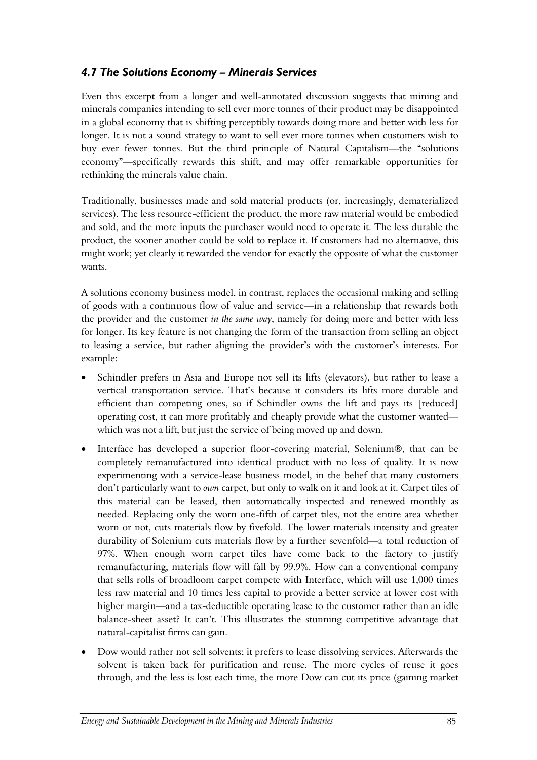### *4.7 The Solutions Economy – Minerals Services*

Even this excerpt from a longer and well-annotated discussion suggests that mining and minerals companies intending to sell ever more tonnes of their product may be disappointed in a global economy that is shifting perceptibly towards doing more and better with less for longer. It is not a sound strategy to want to sell ever more tonnes when customers wish to buy ever fewer tonnes. But the third principle of Natural Capitalism—the "solutions economy"—specifically rewards this shift, and may offer remarkable opportunities for rethinking the minerals value chain.

Traditionally, businesses made and sold material products (or, increasingly, dematerialized services). The less resource-efficient the product, the more raw material would be embodied and sold, and the more inputs the purchaser would need to operate it. The less durable the product, the sooner another could be sold to replace it. If customers had no alternative, this might work; yet clearly it rewarded the vendor for exactly the opposite of what the customer wants.

A solutions economy business model, in contrast, replaces the occasional making and selling of goods with a continuous flow of value and service—in a relationship that rewards both the provider and the customer *in the same way*, namely for doing more and better with less for longer. Its key feature is not changing the form of the transaction from selling an object to leasing a service, but rather aligning the provider's with the customer's interests. For example:

- Schindler prefers in Asia and Europe not sell its lifts (elevators), but rather to lease a vertical transportation service. That's because it considers its lifts more durable and efficient than competing ones, so if Schindler owns the lift and pays its [reduced] operating cost, it can more profitably and cheaply provide what the customer wanted—which was not a lift, but just the service of being moved up and down.
- Interface has developed a superior floor-covering material, Solenium®, that can be completely remanufactured into identical product with no loss of quality. It is now experimenting with a service-lease business model, in the belief that many customers don't particularly want to *own* carpet, but only to walk on it and look at it. Carpet tiles of this material can be leased, then automatically inspected and renewed monthly as needed. Replacing only the worn one-fifth of carpet tiles, not the entire area whether worn or not, cuts materials flow by fivefold. The lower materials intensity and greater durability of Solenium cuts materials flow by a further sevenfold—a total reduction of 97%. When enough worn carpet tiles have come back to the factory to justify remanufacturing, materials flow will fall by 99.9%. How can a conventional company that sells rolls of broadloom carpet compete with Interface, which will use 1,000 times less raw material and 10 times less capital to provide a better service at lower cost with higher margin—and a tax-deductible operating lease to the customer rather than an idle balance-sheet asset? It can't. This illustrates the stunning competitive advantage that natural-capitalist firms can gain.
- Dow would rather not sell solvents; it prefers to lease dissolving services. Afterwards the solvent is taken back for purification and reuse. The more cycles of reuse it goes through, and the less is lost each time, the more Dow can cut its price (gaining market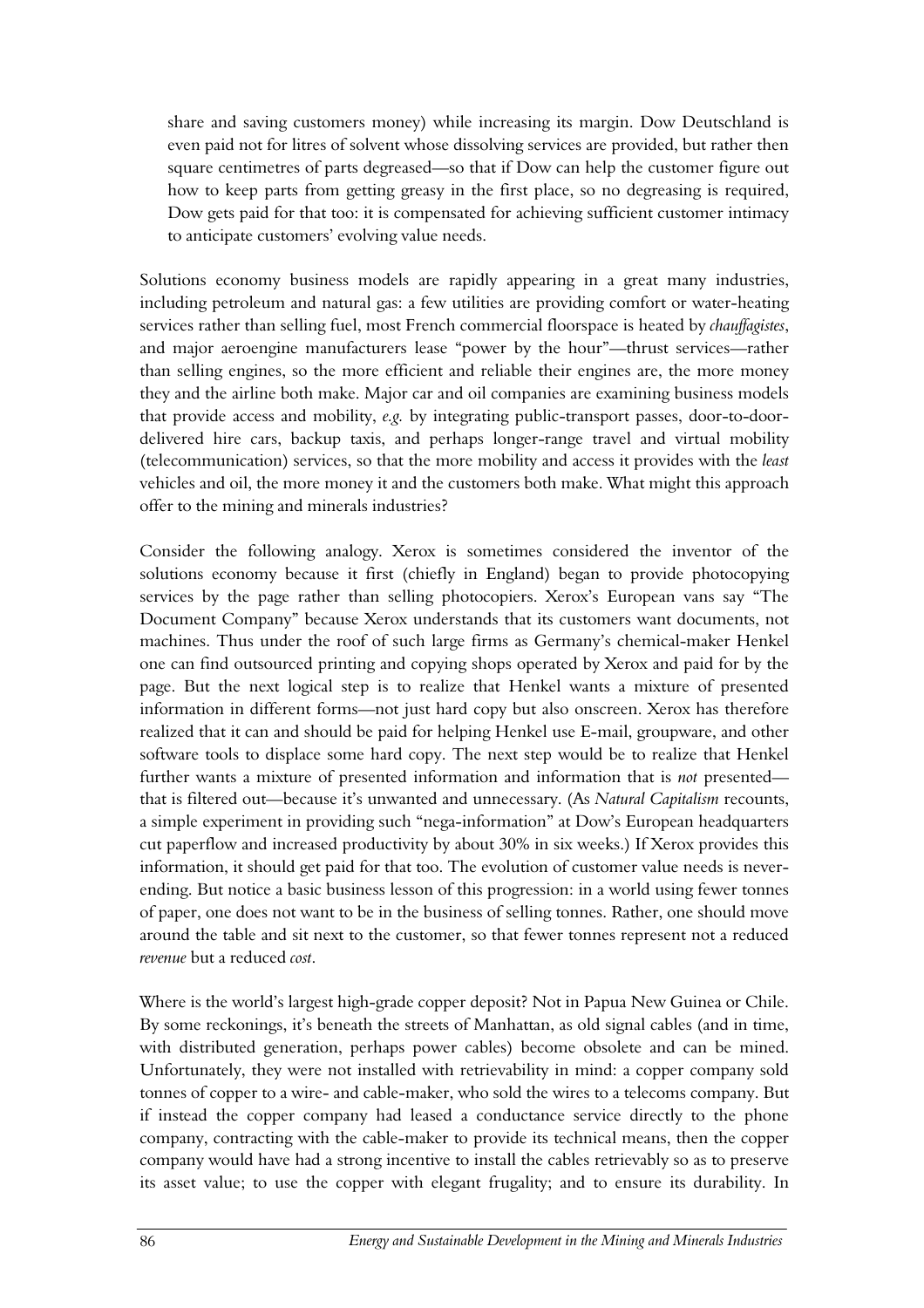share and saving customers money) while increasing its margin. Dow Deutschland is even paid not for litres of solvent whose dissolving services are provided, but rather then square centimetres of parts degreased—so that if Dow can help the customer figure out how to keep parts from getting greasy in the first place, so no degreasing is required, Dow gets paid for that too: it is compensated for achieving sufficient customer intimacy to anticipate customers' evolving value needs.

Solutions economy business models are rapidly appearing in a great many industries, including petroleum and natural gas: a few utilities are providing comfort or water-heating services rather than selling fuel, most French commercial floorspace is heated by *chauffagistes*, and major aeroengine manufacturers lease "power by the hour"—thrust services—rather than selling engines, so the more efficient and reliable their engines are, the more money they and the airline both make. Major car and oil companies are examining business models that provide access and mobility, *e.g.* by integrating public-transport passes, door-to-door-delivered hire cars, backup taxis, and perhaps longer-range travel and virtual mobility (telecommunication) services, so that the more mobility and access it provides with the *least* vehicles and oil, the more money it and the customers both make. What might this approach offer to the mining and minerals industries?

Consider the following analogy. Xerox is sometimes considered the inventor of the solutions economy because it first (chiefly in England) began to provide photocopying services by the page rather than selling photocopiers. Xerox's European vans say "The Document Company" because Xerox understands that its customers want documents, not machines. Thus under the roof of such large firms as Germany's chemical-maker Henkel one can find outsourced printing and copying shops operated by Xerox and paid for by the page. But the next logical step is to realize that Henkel wants a mixture of presented information in different forms—not just hard copy but also onscreen. Xerox has therefore realized that it can and should be paid for helping Henkel use E-mail, groupware, and other software tools to displace some hard copy. The next step would be to realize that Henkel further wants a mixture of presented information and information that is *not* presented—that is filtered out—because it's unwanted and unnecessary. (As *Natural Capitalism* recounts, a simple experiment in providing such "nega-information" at Dow's European headquarters cut paperflow and increased productivity by about 30% in six weeks.) If Xerox provides this information, it should get paid for that too. The evolution of customer value needs is never-ending. But notice a basic business lesson of this progression: in a world using fewer tonnes of paper, one does not want to be in the business of selling tonnes. Rather, one should move around the table and sit next to the customer, so that fewer tonnes represent not a reduced *revenue* but a reduced *cost*.

Where is the world's largest high-grade copper deposit? Not in Papua New Guinea or Chile. By some reckonings, it's beneath the streets of Manhattan, as old signal cables (and in time, with distributed generation, perhaps power cables) become obsolete and can be mined. Unfortunately, they were not installed with retrievability in mind: a copper company sold tonnes of copper to a wire- and cable-maker, who sold the wires to a telecoms company. But if instead the copper company had leased a conductance service directly to the phone company, contracting with the cable-maker to provide its technical means, then the copper company would have had a strong incentive to install the cables retrievably so as to preserve its asset value; to use the copper with elegant frugality; and to ensure its durability. In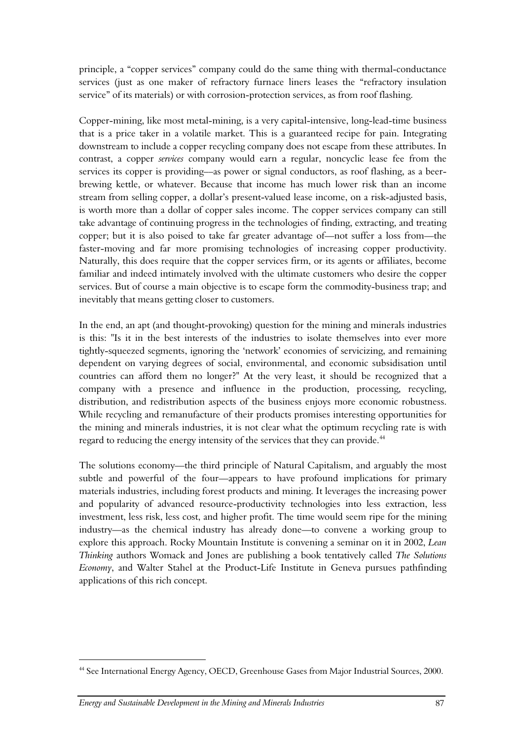principle, a "copper services" company could do the same thing with thermal-conductance services (just as one maker of refractory furnace liners leases the "refractory insulation service" of its materials) or with corrosion-protection services, as from roof flashing.

Copper-mining, like most metal-mining, is a very capital-intensive, long-lead-time business that is a price taker in a volatile market. This is a guaranteed recipe for pain. Integrating downstream to include a copper recycling company does not escape from these attributes. In contrast, a copper *services* company would earn a regular, noncyclic lease fee from the services its copper is providing—as power or signal conductors, as roof flashing, as a beer-brewing kettle, or whatever. Because that income has much lower risk than an income stream from selling copper, a dollar's present-valued lease income, on a risk-adjusted basis, is worth more than a dollar of copper sales income. The copper services company can still take advantage of continuing progress in the technologies of finding, extracting, and treating copper; but it is also poised to take far greater advantage of—not suffer a loss from—the faster-moving and far more promising technologies of increasing copper productivity. Naturally, this does require that the copper services firm, or its agents or affiliates, become familiar and indeed intimately involved with the ultimate customers who desire the copper services. But of course a main objective is to escape form the commodity-business trap; and inevitably that means getting closer to customers.

In the end, an apt (and thought-provoking) question for the mining and minerals industries is this: "Is it in the best interests of the industries to isolate themselves into ever more tightly-squeezed segments, ignoring the 'network' economies of servicizing, and remaining dependent on varying degrees of social, environmental, and economic subsidisation until countries can afford them no longer?" At the very least, it should be recognized that a company with a presence and influence in the production, processing, recycling, distribution, and redistribution aspects of the business enjoys more economic robustness. While recycling and remanufacture of their products promises interesting opportunities for the mining and minerals industries, it is not clear what the optimum recycling rate is with regard to reducing the energy intensity of the services that they can provide.[44]

The solutions economy—the third principle of Natural Capitalism, and arguably the most subtle and powerful of the four—appears to have profound implications for primary materials industries, including forest products and mining. It leverages the increasing power and popularity of advanced resource-productivity technologies into less extraction, less investment, less risk, less cost, and higher profit. The time would seem ripe for the mining industry—as the chemical industry has already done—to convene a working group to explore this approach. Rocky Mountain Institute is convening a seminar on it in 2002, *Lean Thinking* authors Womack and Jones are publishing a book tentatively called *The Solutions Economy*, and Walter Stahel at the Product-Life Institute in Geneva pursues pathfinding applications of this rich concept.

---

[44] See International Energy Agency, OECD, Greenhouse Gases from Major Industrial Sources, 2000.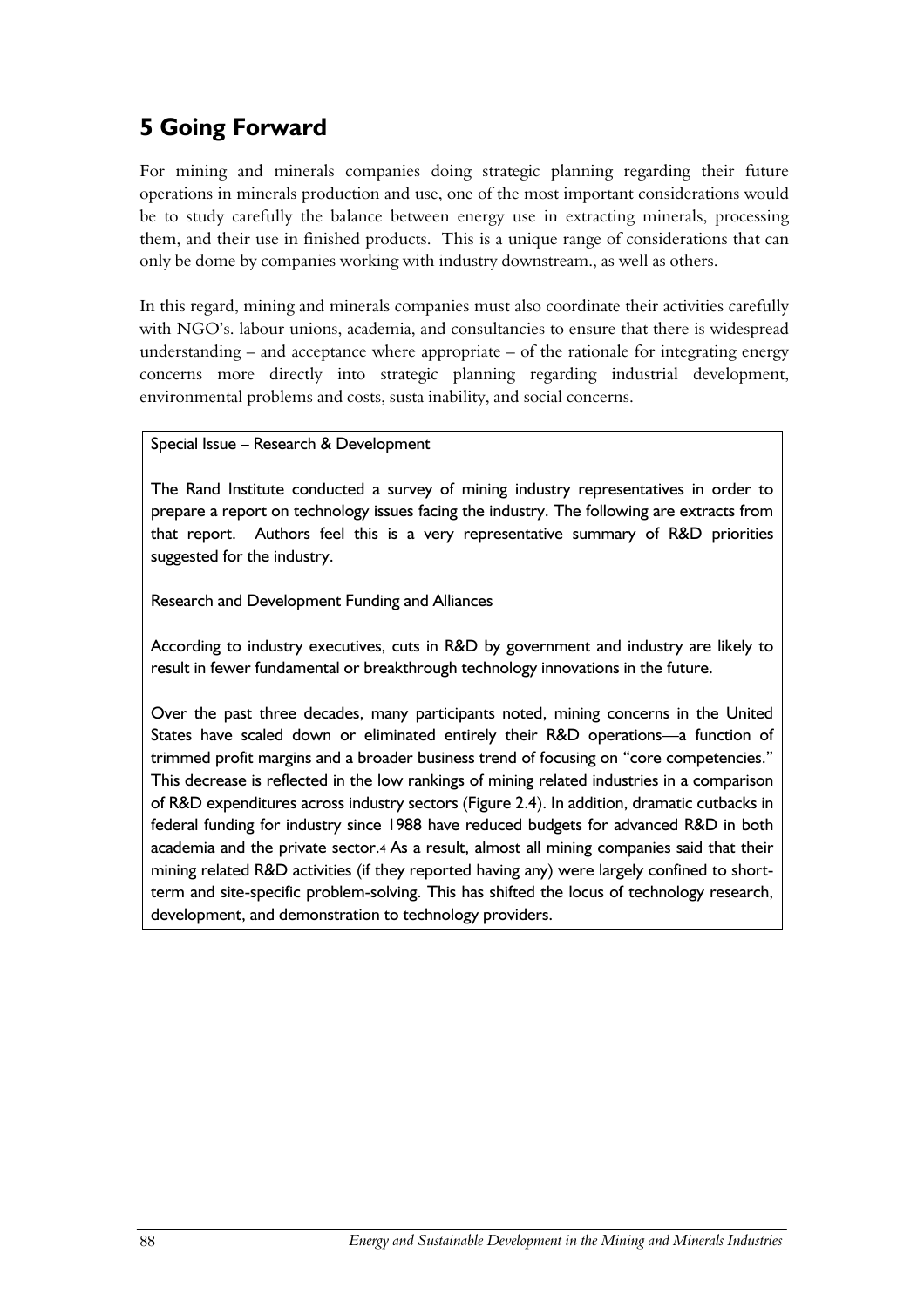# 5 Going Forward

For mining and minerals companies doing strategic planning regarding their future operations in minerals production and use, one of the most important considerations would be to study carefully the balance between energy use in extracting minerals, processing them, and their use in finished products. This is a unique range of considerations that can only be dome by companies working with industry downstream., as well as others.

In this regard, mining and minerals companies must also coordinate their activities carefully with NGO's. labour unions, academia, and consultancies to ensure that there is widespread understanding – and acceptance where appropriate – of the rationale for integrating energy concerns more directly into strategic planning regarding industrial development, environmental problems and costs, susta inability, and social concerns.

Special Issue – Research & Development

The Rand Institute conducted a survey of mining industry representatives in order to prepare a report on technology issues facing the industry. The following are extracts from that report. Authors feel this is a very representative summary of R&D priorities suggested for the industry.

Research and Development Funding and Alliances

According to industry executives, cuts in R&D by government and industry are likely to result in fewer fundamental or breakthrough technology innovations in the future.

Over the past three decades, many participants noted, mining concerns in the United States have scaled down or eliminated entirely their R&D operations—a function of trimmed profit margins and a broader business trend of focusing on "core competencies." This decrease is reflected in the low rankings of mining related industries in a comparison of R&D expenditures across industry sectors (Figure 2.4). In addition, dramatic cutbacks in federal funding for industry since 1988 have reduced budgets for advanced R&D in both academia and the private sector.[4] As a result, almost all mining companies said that their mining related R&D activities (if they reported having any) were largely confined to short-term and site-specific problem-solving. This has shifted the locus of technology research, development, and demonstration to technology providers.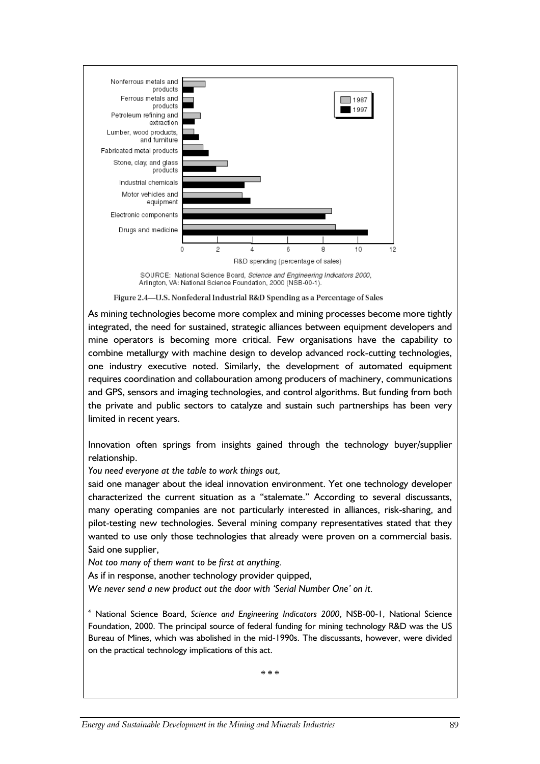SOURCE: National Science Board, *Science and Engineering Indicators 2000*, Arlington, VA: National Science Foundation, 2000 (NSB-00-1).

**Figure 2.4—U.S. Nonfederal Industrial R&D Spending as a Percentage of Sales**

As mining technologies become more complex and mining processes become more tightly integrated, the need for sustained, strategic alliances between equipment developers and mine operators is becoming more critical. Few organisations have the capability to combine metallurgy with machine design to develop advanced rock-cutting technologies, one industry executive noted. Similarly, the development of automated equipment requires coordination and collabouration among producers of machinery, communications and GPS, sensors and imaging technologies, and control algorithms. But funding from both the private and public sectors to catalyze and sustain such partnerships has been very limited in recent years.

Innovation often springs from insights gained through the technology buyer/supplier relationship.

*You need everyone at the table to work things out,*

said one manager about the ideal innovation environment. Yet one technology developer characterized the current situation as a "stalemate." According to several discussants, many operating companies are not particularly interested in alliances, risk-sharing, and pilot-testing new technologies. Several mining company representatives stated that they wanted to use only those technologies that already were proven on a commercial basis. Said one supplier,

*Not too many of them want to be first at anything.*

As if in response, another technology provider quipped,

*We never send a new product out the door with 'Serial Number One' on it.*

[4] National Science Board, *Science and Engineering Indicators 2000*, NSB-00-1, National Science Foundation, 2000. The principal source of federal funding for mining technology R&D was the US Bureau of Mines, which was abolished in the mid-1990s. The discussants, however, were divided on the practical technology implications of this act.

\* \* \*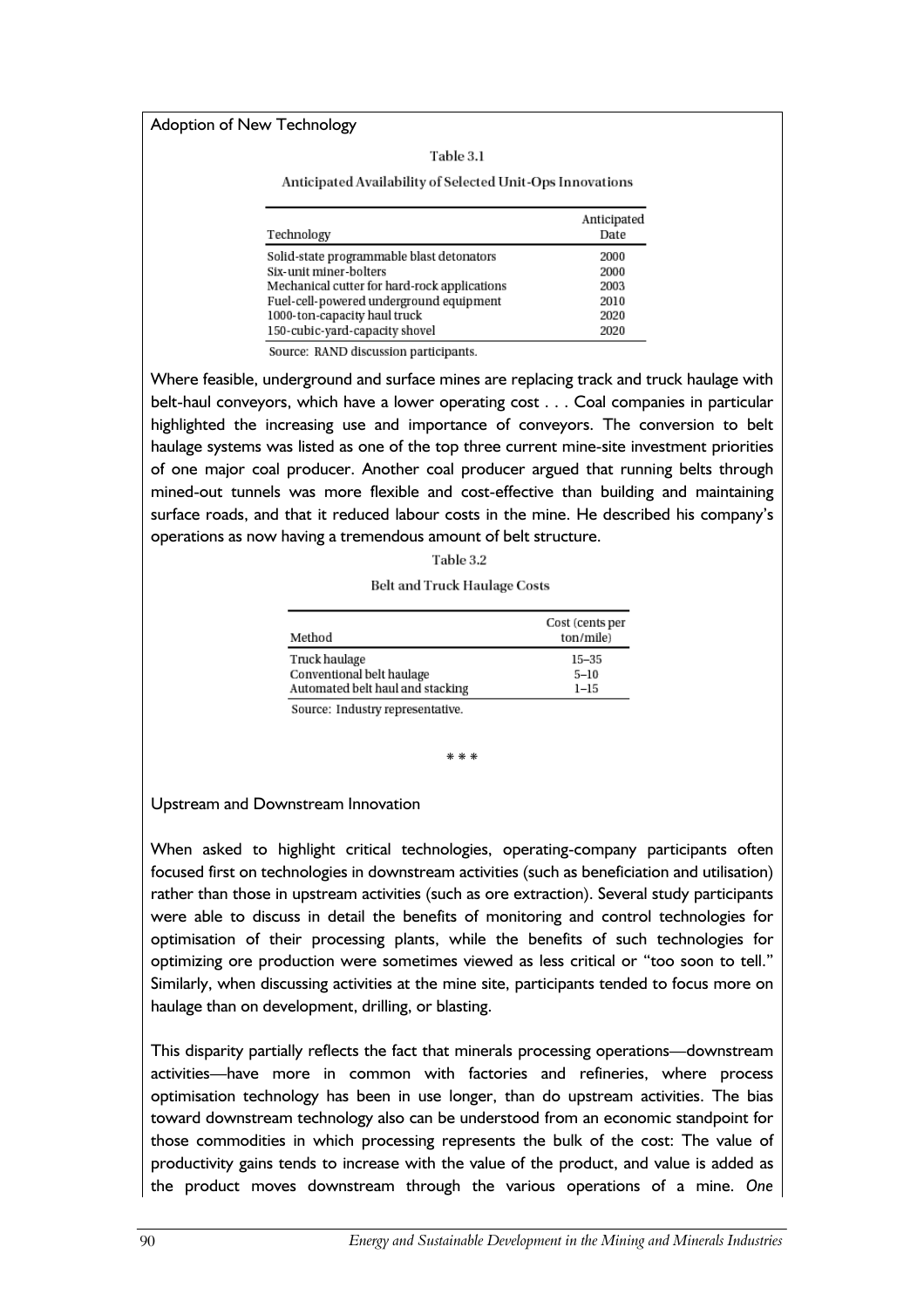Adoption of New Technology

Table 3.1

Anticipated Availability of Selected Unit-Ops Innovations

| Technology | Anticipated Date |
| --- | --- |
| Solid-state programmable blast detonators | 2000 |
| Six-unit miner-bolters | 2000 |
| Mechanical cutter for hard-rock applications | 2003 |
| Fuel-cell-powered underground equipment | 2010 |
| 1000-ton-capacity haul truck | 2020 |
| 150-cubic-yard-capacity shovel | 2020 |

Source: RAND discussion participants.

Where feasible, underground and surface mines are replacing track and truck haulage with belt-haul conveyors, which have a lower operating cost . . . Coal companies in particular highlighted the increasing use and importance of conveyors. The conversion to belt haulage systems was listed as one of the top three current mine-site investment priorities of one major coal producer. Another coal producer argued that running belts through mined-out tunnels was more flexible and cost-effective than building and maintaining surface roads, and that it reduced labour costs in the mine. He described his company's operations as now having a tremendous amount of belt structure.

Table 3.2

Belt and Truck Haulage Costs

| Method | Cost (cents per ton/mile) |
| --- | --- |
| Truck haulage | 15–35 |
| Conventional belt haulage | 5–10 |
| Automated belt haul and stacking | 1–15 |

Source: Industry representative.

\* \* \*

Upstream and Downstream Innovation

When asked to highlight critical technologies, operating-company participants often focused first on technologies in downstream activities (such as beneficiation and utilisation) rather than those in upstream activities (such as ore extraction). Several study participants were able to discuss in detail the benefits of monitoring and control technologies for optimisation of their processing plants, while the benefits of such technologies for optimizing ore production were sometimes viewed as less critical or "too soon to tell." Similarly, when discussing activities at the mine site, participants tended to focus more on haulage than on development, drilling, or blasting.

This disparity partially reflects the fact that minerals processing operations—downstream activities—have more in common with factories and refineries, where process optimisation technology has been in use longer, than do upstream activities. The bias toward downstream technology also can be understood from an economic standpoint for those commodities in which processing represents the bulk of the cost: The value of productivity gains tends to increase with the value of the product, and value is added as the product moves downstream through the various operations of a mine. *One*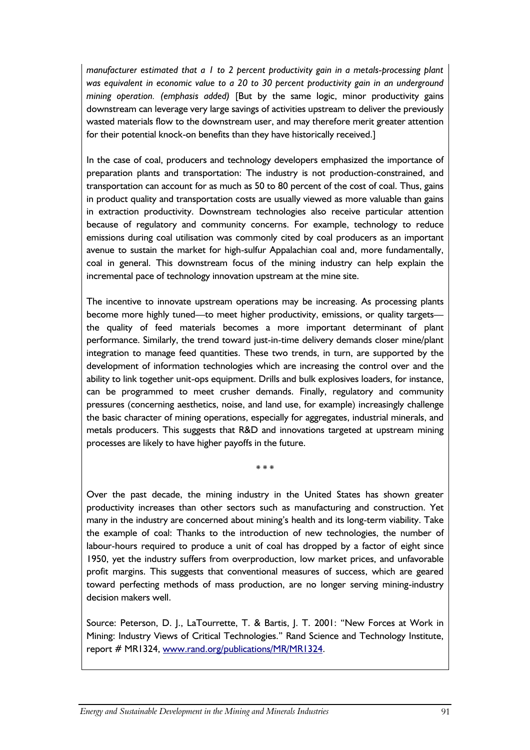*manufacturer estimated that a 1 to 2 percent productivity gain in a metals-processing plant was equivalent in economic value to a 20 to 30 percent productivity gain in an underground mining operation. (emphasis added)* [But by the same logic, minor productivity gains downstream can leverage very large savings of activities upstream to deliver the previously wasted materials flow to the downstream user, and may therefore merit greater attention for their potential knock-on benefits than they have historically received.]

In the case of coal, producers and technology developers emphasized the importance of preparation plants and transportation: The industry is not production-constrained, and transportation can account for as much as 50 to 80 percent of the cost of coal. Thus, gains in product quality and transportation costs are usually viewed as more valuable than gains in extraction productivity. Downstream technologies also receive particular attention because of regulatory and community concerns. For example, technology to reduce emissions during coal utilisation was commonly cited by coal producers as an important avenue to sustain the market for high-sulfur Appalachian coal and, more fundamentally, coal in general. This downstream focus of the mining industry can help explain the incremental pace of technology innovation upstream at the mine site.

The incentive to innovate upstream operations may be increasing. As processing plants become more highly tuned—to meet higher productivity, emissions, or quality targets—the quality of feed materials becomes a more important determinant of plant performance. Similarly, the trend toward just-in-time delivery demands closer mine/plant integration to manage feed quantities. These two trends, in turn, are supported by the development of information technologies which are increasing the control over and the ability to link together unit-ops equipment. Drills and bulk explosives loaders, for instance, can be programmed to meet crusher demands. Finally, regulatory and community pressures (concerning aesthetics, noise, and land use, for example) increasingly challenge the basic character of mining operations, especially for aggregates, industrial minerals, and metals producers. This suggests that R&D and innovations targeted at upstream mining processes are likely to have higher payoffs in the future.

\* \* \*

Over the past decade, the mining industry in the United States has shown greater productivity increases than other sectors such as manufacturing and construction. Yet many in the industry are concerned about mining's health and its long-term viability. Take the example of coal: Thanks to the introduction of new technologies, the number of labour-hours required to produce a unit of coal has dropped by a factor of eight since 1950, yet the industry suffers from overproduction, low market prices, and unfavorable profit margins. This suggests that conventional measures of success, which are geared toward perfecting methods of mass production, are no longer serving mining-industry decision makers well.

Source: Peterson, D. J., LaTourrette, T. & Bartis, J. T. 2001: "New Forces at Work in Mining: Industry Views of Critical Technologies." Rand Science and Technology Institute, report # MR1324, www.rand.org/publications/MR/MR1324.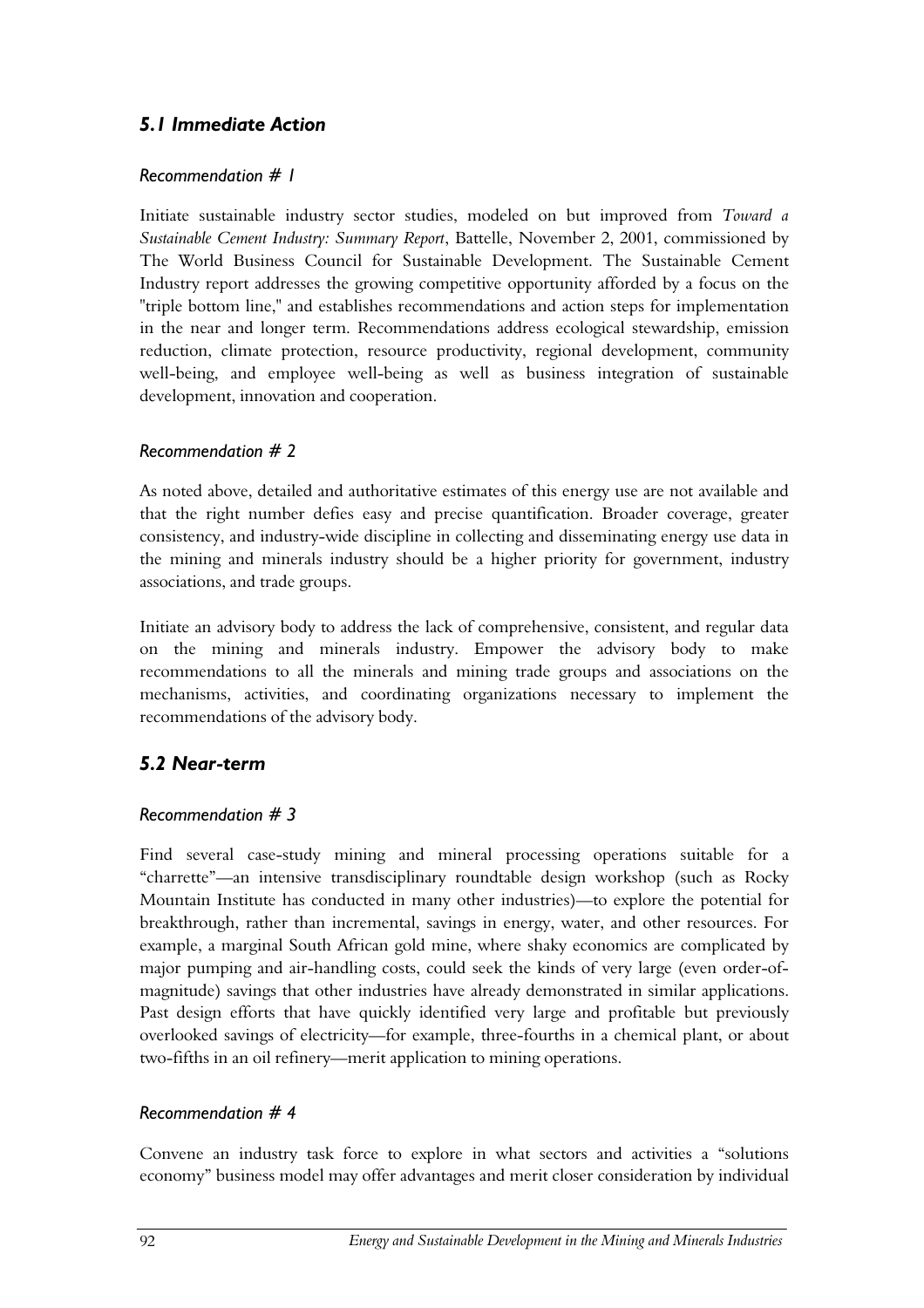## *5.1 Immediate Action*

### *Recommendation # 1*

Initiate sustainable industry sector studies, modeled on but improved from *Toward a Sustainable Cement Industry: Summary Report*, Battelle, November 2, 2001, commissioned by The World Business Council for Sustainable Development. The Sustainable Cement Industry report addresses the growing competitive opportunity afforded by a focus on the "triple bottom line," and establishes recommendations and action steps for implementation in the near and longer term. Recommendations address ecological stewardship, emission reduction, climate protection, resource productivity, regional development, community well-being, and employee well-being as well as business integration of sustainable development, innovation and cooperation.

### *Recommendation # 2*

As noted above, detailed and authoritative estimates of this energy use are not available and that the right number defies easy and precise quantification. Broader coverage, greater consistency, and industry-wide discipline in collecting and disseminating energy use data in the mining and minerals industry should be a higher priority for government, industry associations, and trade groups.

Initiate an advisory body to address the lack of comprehensive, consistent, and regular data on the mining and minerals industry. Empower the advisory body to make recommendations to all the minerals and mining trade groups and associations on the mechanisms, activities, and coordinating organizations necessary to implement the recommendations of the advisory body.

## *5.2 Near-term*

### *Recommendation # 3*

Find several case-study mining and mineral processing operations suitable for a "charrette"—an intensive transdisciplinary roundtable design workshop (such as Rocky Mountain Institute has conducted in many other industries)—to explore the potential for breakthrough, rather than incremental, savings in energy, water, and other resources. For example, a marginal South African gold mine, where shaky economics are complicated by major pumping and air-handling costs, could seek the kinds of very large (even order-of-magnitude) savings that other industries have already demonstrated in similar applications. Past design efforts that have quickly identified very large and profitable but previously overlooked savings of electricity—for example, three-fourths in a chemical plant, or about two-fifths in an oil refinery—merit application to mining operations.

### *Recommendation # 4*

Convene an industry task force to explore in what sectors and activities a "solutions economy" business model may offer advantages and merit closer consideration by individual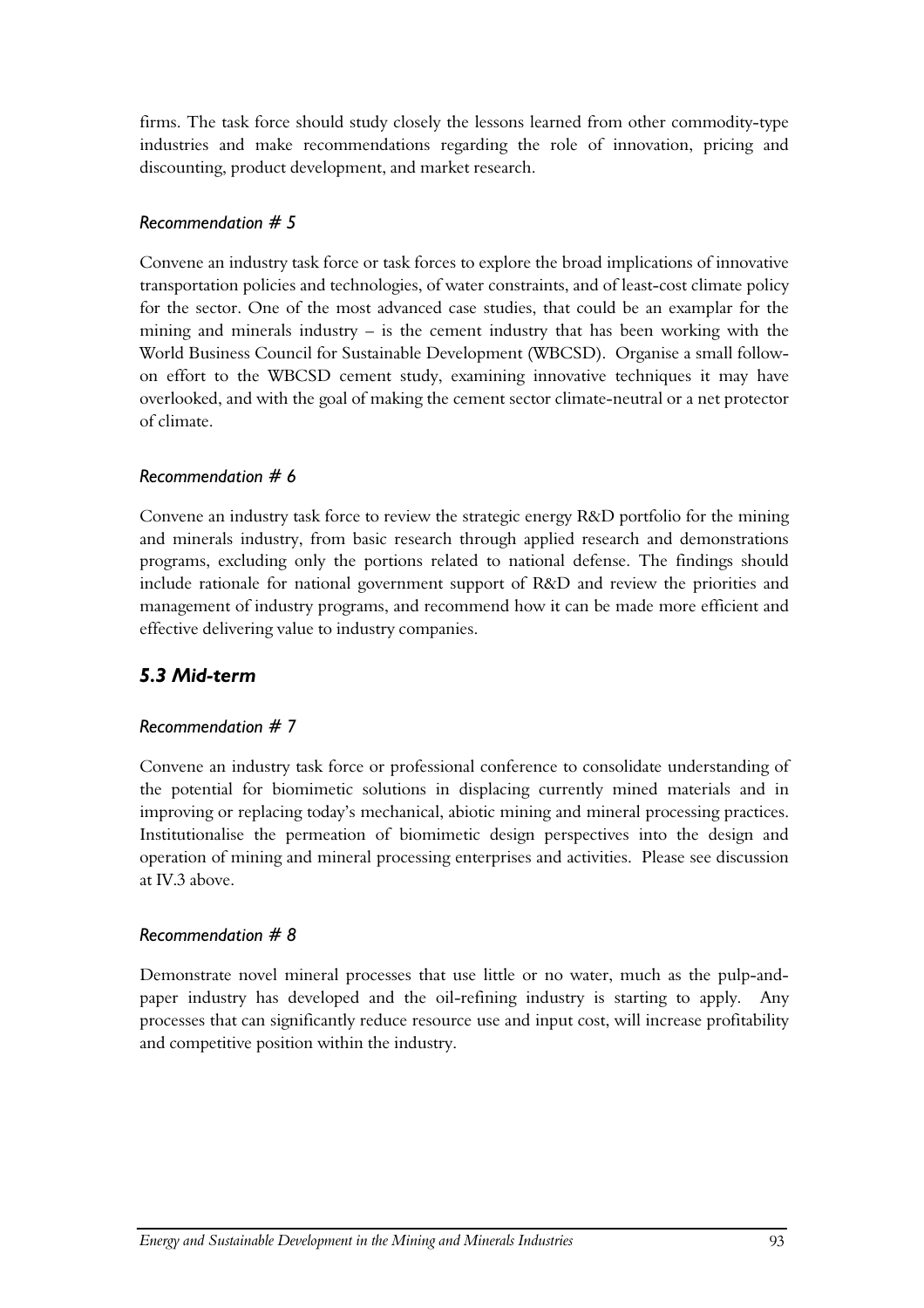firms. The task force should study closely the lessons learned from other commodity-type industries and make recommendations regarding the role of innovation, pricing and discounting, product development, and market research.

*Recommendation # 5*

Convene an industry task force or task forces to explore the broad implications of innovative transportation policies and technologies, of water constraints, and of least-cost climate policy for the sector. One of the most advanced case studies, that could be an examplar for the mining and minerals industry – is the cement industry that has been working with the World Business Council for Sustainable Development (WBCSD). Organise a small follow-on effort to the WBCSD cement study, examining innovative techniques it may have overlooked, and with the goal of making the cement sector climate-neutral or a net protector of climate.

*Recommendation # 6*

Convene an industry task force to review the strategic energy R&D portfolio for the mining and minerals industry, from basic research through applied research and demonstrations programs, excluding only the portions related to national defense. The findings should include rationale for national government support of R&D and review the priorities and management of industry programs, and recommend how it can be made more efficient and effective delivering value to industry companies.

## *5.3 Mid-term*

*Recommendation # 7*

Convene an industry task force or professional conference to consolidate understanding of the potential for biomimetic solutions in displacing currently mined materials and in improving or replacing today's mechanical, abiotic mining and mineral processing practices. Institutionalise the permeation of biomimetic design perspectives into the design and operation of mining and mineral processing enterprises and activities. Please see discussion at IV.3 above.

*Recommendation # 8*

Demonstrate novel mineral processes that use little or no water, much as the pulp-and-paper industry has developed and the oil-refining industry is starting to apply. Any processes that can significantly reduce resource use and input cost, will increase profitability and competitive position within the industry.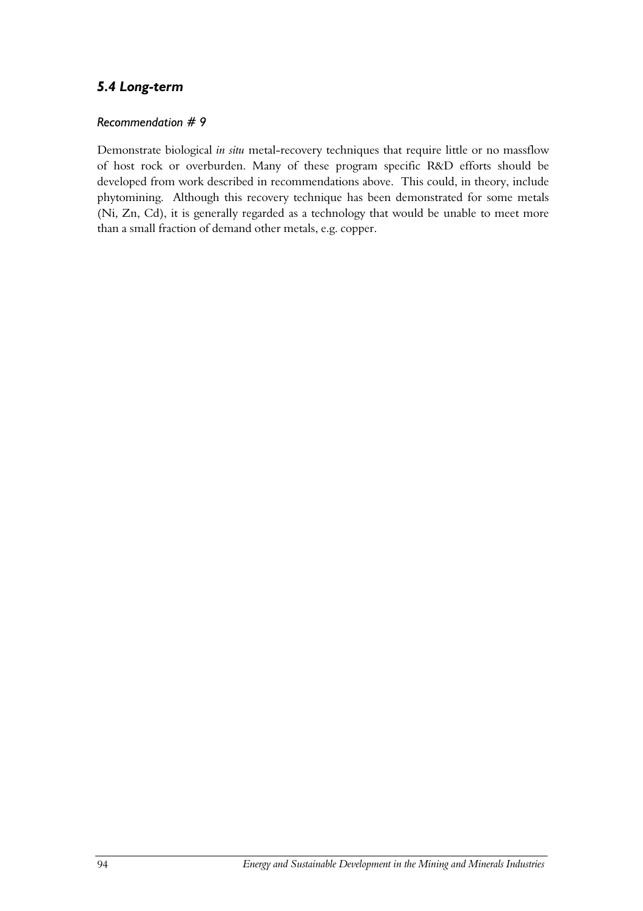### *5.4 Long-term*

#### *Recommendation # 9*

Demonstrate biological *in situ* metal-recovery techniques that require little or no massflow of host rock or overburden. Many of these program specific R&D efforts should be developed from work described in recommendations above. This could, in theory, include phytomining. Although this recovery technique has been demonstrated for some metals (Ni, Zn, Cd), it is generally regarded as a technology that would be unable to meet more than a small fraction of demand other metals, e.g. copper.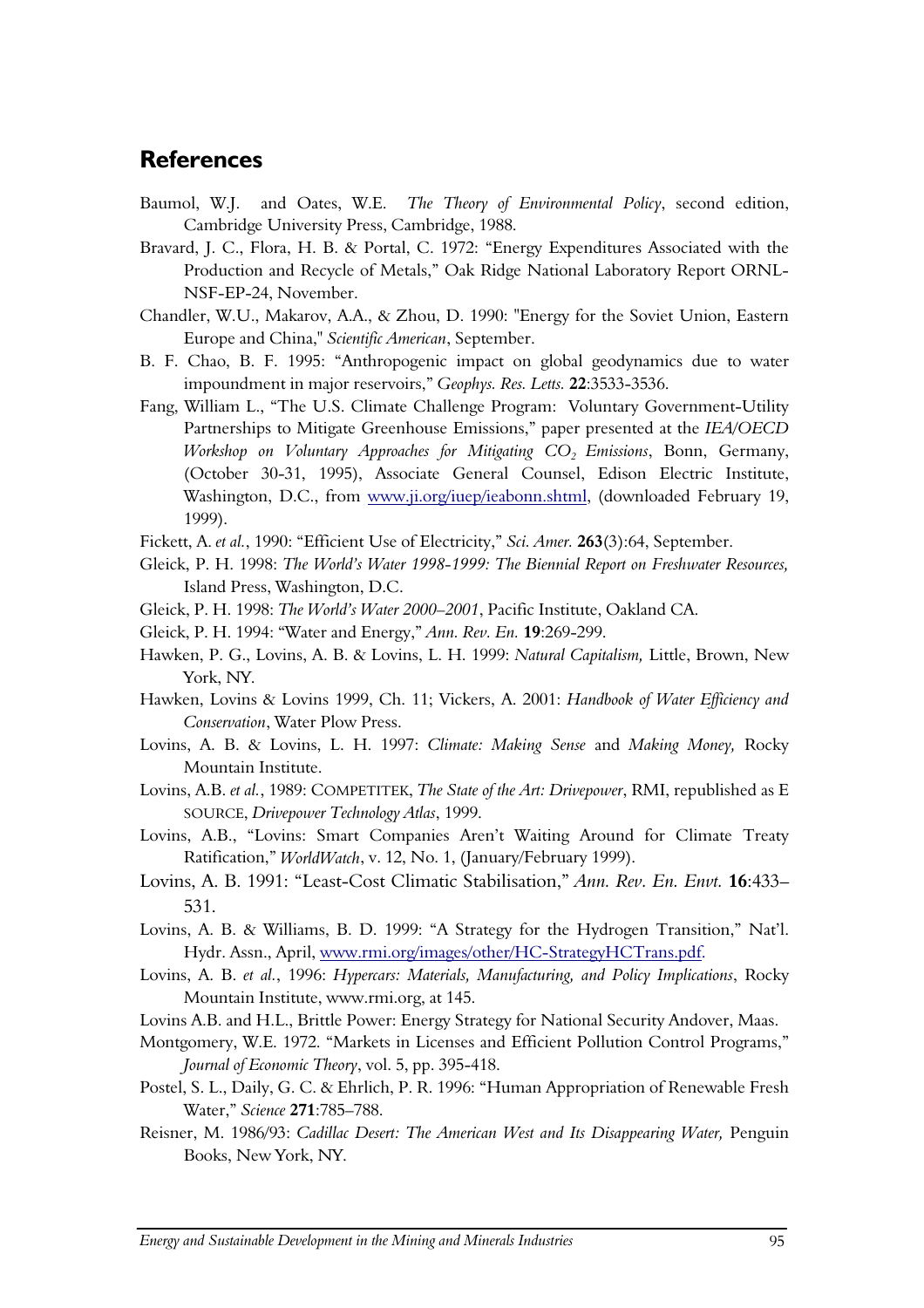## References

Baumol, W.J. and Oates, W.E. *The Theory of Environmental Policy*, second edition, Cambridge University Press, Cambridge, 1988.

Bravard, J. C., Flora, H. B. & Portal, C. 1972: "Energy Expenditures Associated with the Production and Recycle of Metals," Oak Ridge National Laboratory Report ORNL-NSF-EP-24, November.

Chandler, W.U., Makarov, A.A., & Zhou, D. 1990: "Energy for the Soviet Union, Eastern Europe and China," *Scientific American*, September.

B. F. Chao, B. F. 1995: "Anthropogenic impact on global geodynamics due to water impoundment in major reservoirs," *Geophys. Res. Letts.* **22**:3533-3536.

Fang, William L., "The U.S. Climate Challenge Program: Voluntary Government-Utility Partnerships to Mitigate Greenhouse Emissions," paper presented at the *IEA/OECD Workshop on Voluntary Approaches for Mitigating $CO_2$ Emissions*, Bonn, Germany, (October 30-31, 1995), Associate General Counsel, Edison Electric Institute, Washington, D.C., from www.ji.org/iuep/ieabonn.shtml, (downloaded February 19, 1999).

Fickett, A. *et al.*, 1990: "Efficient Use of Electricity," *Sci. Amer.* **263**(3):64, September.

Gleick, P. H. 1998: *The World's Water 1998-1999: The Biennial Report on Freshwater Resources,* Island Press, Washington, D.C.

Gleick, P. H. 1998: *The World's Water 2000–2001*, Pacific Institute, Oakland CA.

Gleick, P. H. 1994: "Water and Energy," *Ann. Rev. En.* **19**:269-299.

Hawken, P. G., Lovins, A. B. & Lovins, L. H. 1999: *Natural Capitalism,* Little, Brown, New York, NY.

Hawken, Lovins & Lovins 1999, Ch. 11; Vickers, A. 2001: *Handbook of Water Efficiency and Conservation*, Water Plow Press.

Lovins, A. B. & Lovins, L. H. 1997: *Climate: Making Sense* and *Making Money,* Rocky Mountain Institute.

Lovins, A.B. *et al.*, 1989: COMPETITEK, *The State of the Art: Drivepower*, RMI, republished as E SOURCE, *Drivepower Technology Atlas*, 1999.

Lovins, A.B., "Lovins: Smart Companies Aren't Waiting Around for Climate Treaty Ratification," *WorldWatch*, v. 12, No. 1, (January/February 1999).

Lovins, A. B. 1991: "Least-Cost Climatic Stabilisation," *Ann. Rev. En. Envt.* **16**:433–531.

Lovins, A. B. & Williams, B. D. 1999: "A Strategy for the Hydrogen Transition," Nat'l. Hydr. Assn., April, www.rmi.org/images/other/HC-StrategyHCTrans.pdf.

Lovins, A. B. *et al.*, 1996: *Hypercars: Materials, Manufacturing, and Policy Implications*, Rocky Mountain Institute, www.rmi.org, at 145.

Lovins A.B. and H.L., Brittle Power: Energy Strategy for National Security Andover, Maas.

Montgomery, W.E. 1972. "Markets in Licenses and Efficient Pollution Control Programs," *Journal of Economic Theory*, vol. 5, pp. 395-418.

Postel, S. L., Daily, G. C. & Ehrlich, P. R. 1996: "Human Appropriation of Renewable Fresh Water," *Science* **271**:785–788.

Reisner, M. 1986/93: *Cadillac Desert: The American West and Its Disappearing Water,* Penguin Books, New York, NY.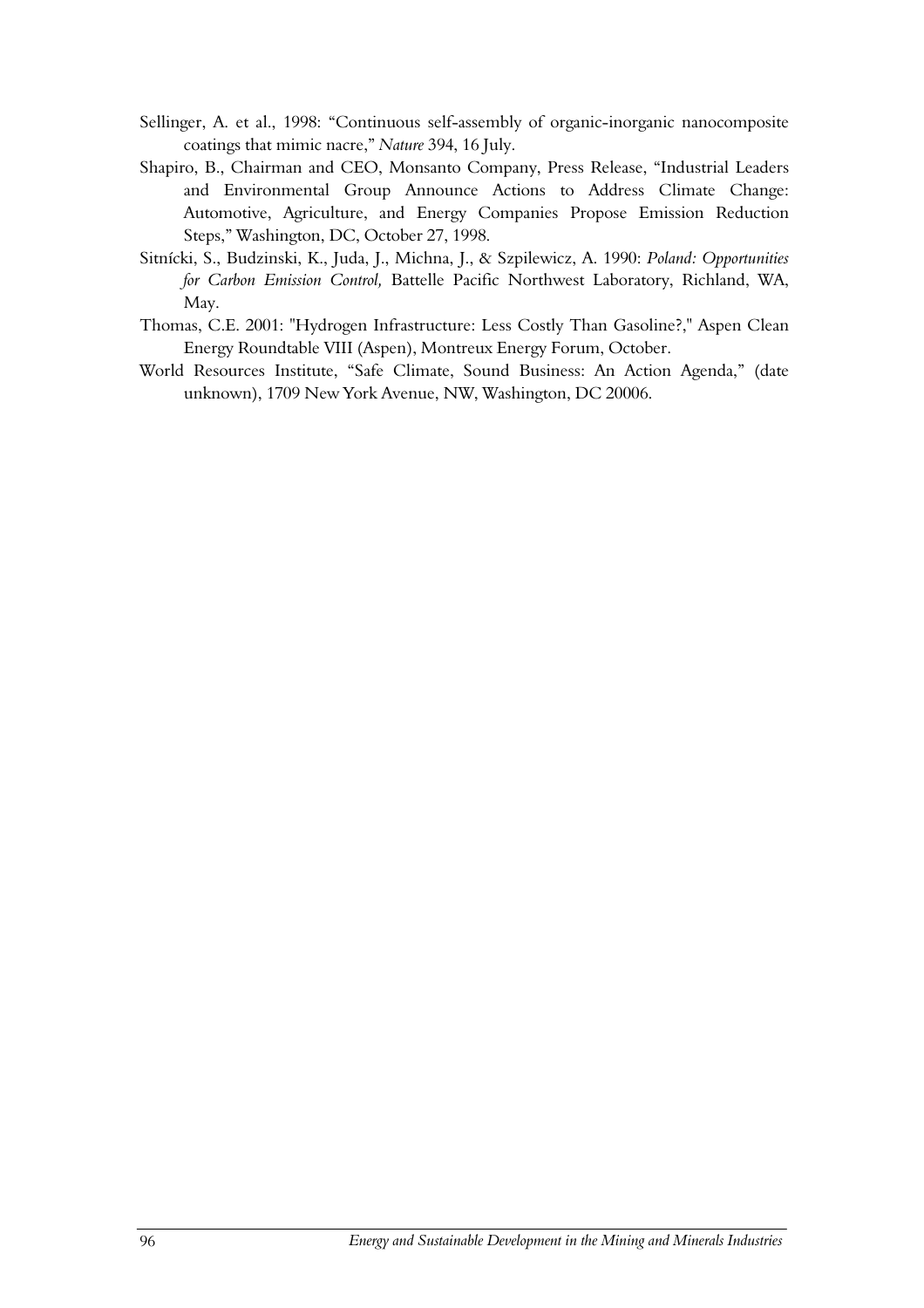Sellinger, A. et al., 1998: "Continuous self-assembly of organic-inorganic nanocomposite coatings that mimic nacre," *Nature* 394, 16 July.

Shapiro, B., Chairman and CEO, Monsanto Company, Press Release, "Industrial Leaders and Environmental Group Announce Actions to Address Climate Change: Automotive, Agriculture, and Energy Companies Propose Emission Reduction Steps," Washington, DC, October 27, 1998.

Sitnícki, S., Budzinski, K., Juda, J., Michna, J., & Szpilewicz, A. 1990: *Poland: Opportunities for Carbon Emission Control,* Battelle Pacific Northwest Laboratory, Richland, WA, May.

Thomas, C.E. 2001: "Hydrogen Infrastructure: Less Costly Than Gasoline?," Aspen Clean Energy Roundtable VIII (Aspen), Montreux Energy Forum, October.

World Resources Institute, "Safe Climate, Sound Business: An Action Agenda," (date unknown), 1709 New York Avenue, NW, Washington, DC 20006.